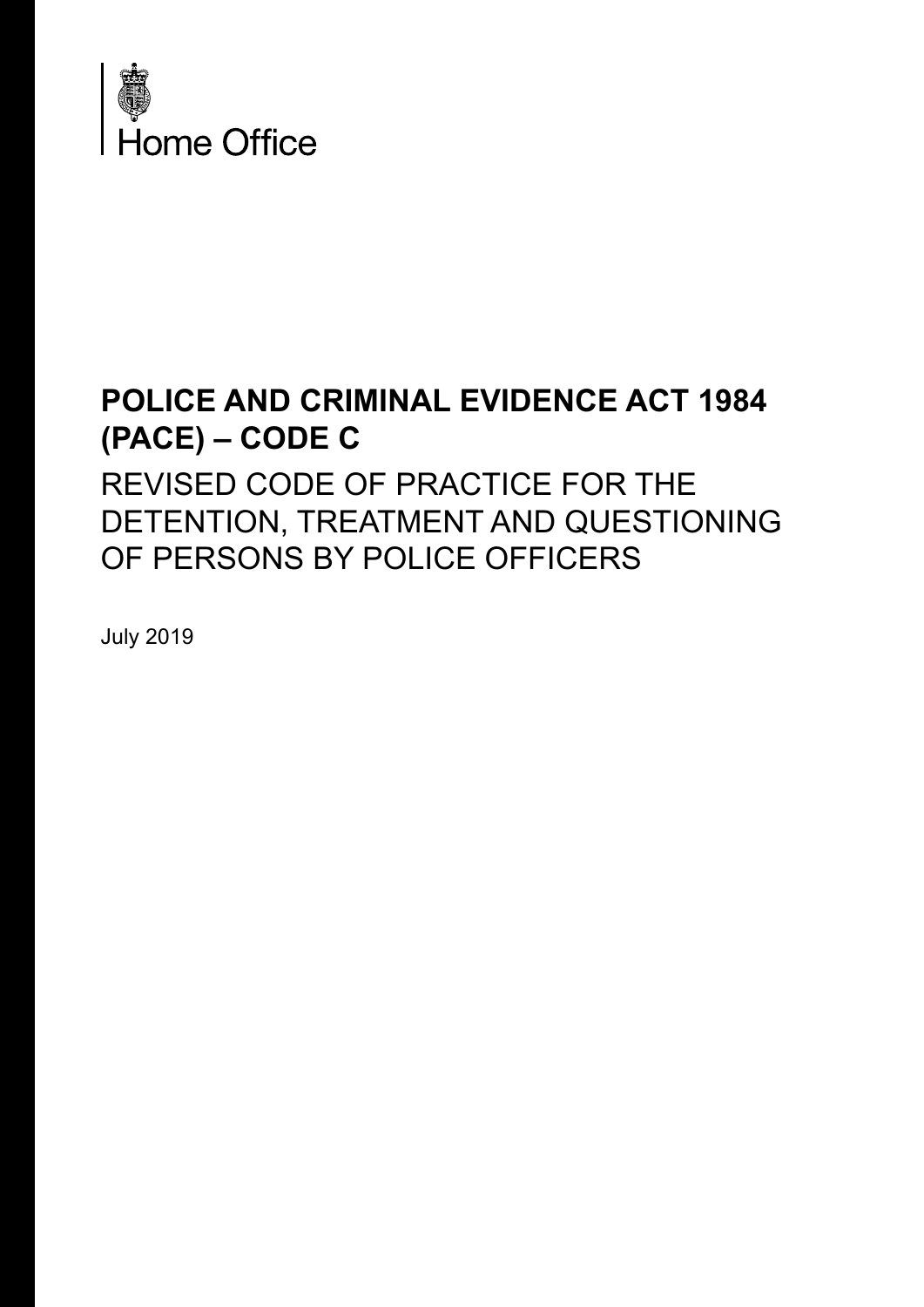Home Office

# POLICE AND CRIMINAL EVIDENCE ACT 1984 (PACE) – CODE C

## REVISED CODE OF PRACTICE FOR THE DETENTION, TREATMENT AND QUESTIONING OF PERSONS BY POLICE OFFICERS

July 2019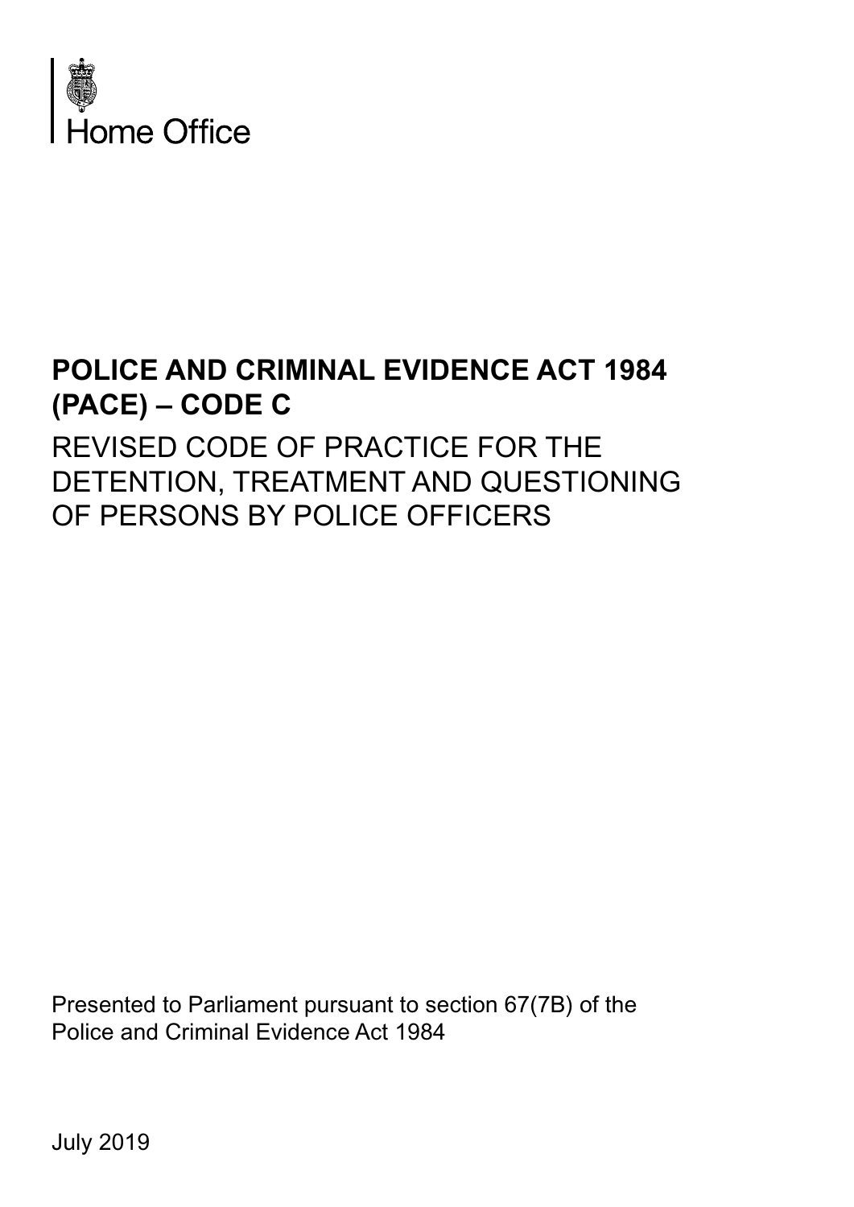Home Office

# POLICE AND CRIMINAL EVIDENCE ACT 1984 (PACE) – CODE C

## REVISED CODE OF PRACTICE FOR THE DETENTION, TREATMENT AND QUESTIONING OF PERSONS BY POLICE OFFICERS

Presented to Parliament pursuant to section 67(7B) of the Police and Criminal Evidence Act 1984

July 2019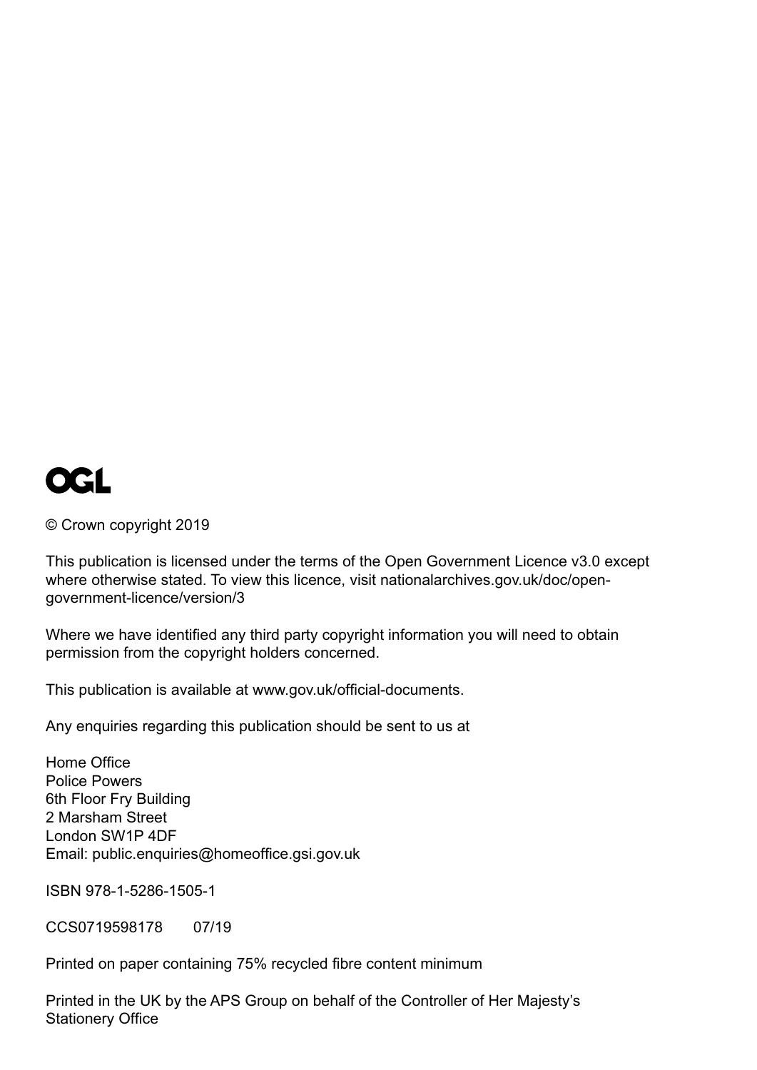OGL

© Crown copyright 2019

This publication is licensed under the terms of the Open Government Licence v3.0 except where otherwise stated. To view this licence, visit nationalarchives.gov.uk/doc/open-government-licence/version/3

Where we have identified any third party copyright information you will need to obtain permission from the copyright holders concerned.

This publication is available at www.gov.uk/official-documents.

Any enquiries regarding this publication should be sent to us at

Home Office
Police Powers
6th Floor Fry Building
2 Marsham Street
London SW1P 4DF
Email: public.enquiries@homeoffice.gsi.gov.uk

ISBN 978-1-5286-1505-1

CCS0719598178 07/19

Printed on paper containing 75% recycled fibre content minimum

Printed in the UK by the APS Group on behalf of the Controller of Her Majesty's Stationery Office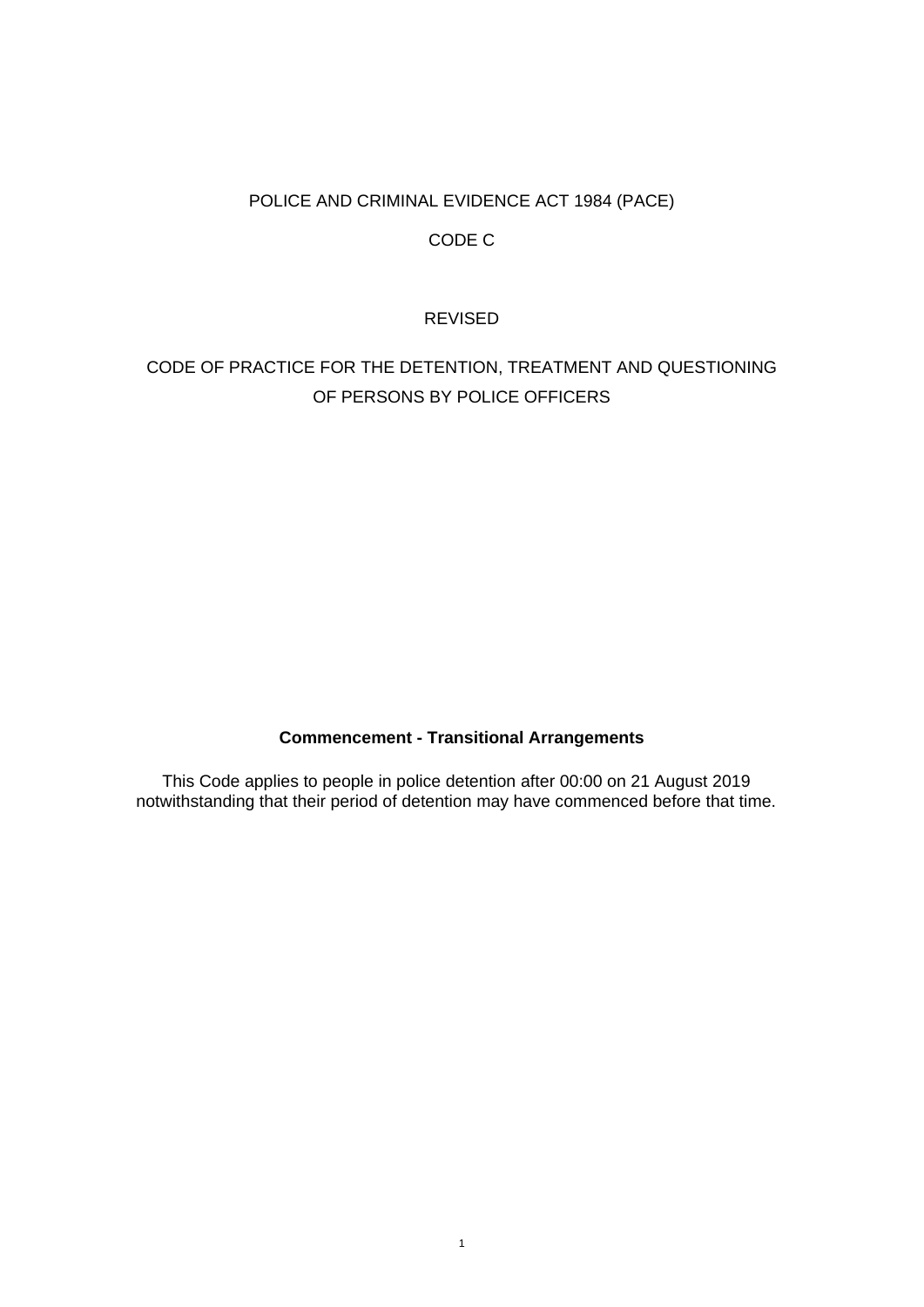POLICE AND CRIMINAL EVIDENCE ACT 1984 (PACE)

CODE C

REVISED

CODE OF PRACTICE FOR THE DETENTION, TREATMENT AND QUESTIONING OF PERSONS BY POLICE OFFICERS

**Commencement - Transitional Arrangements**

This Code applies to people in police detention after 00:00 on 21 August 2019 notwithstanding that their period of detention may have commenced before that time.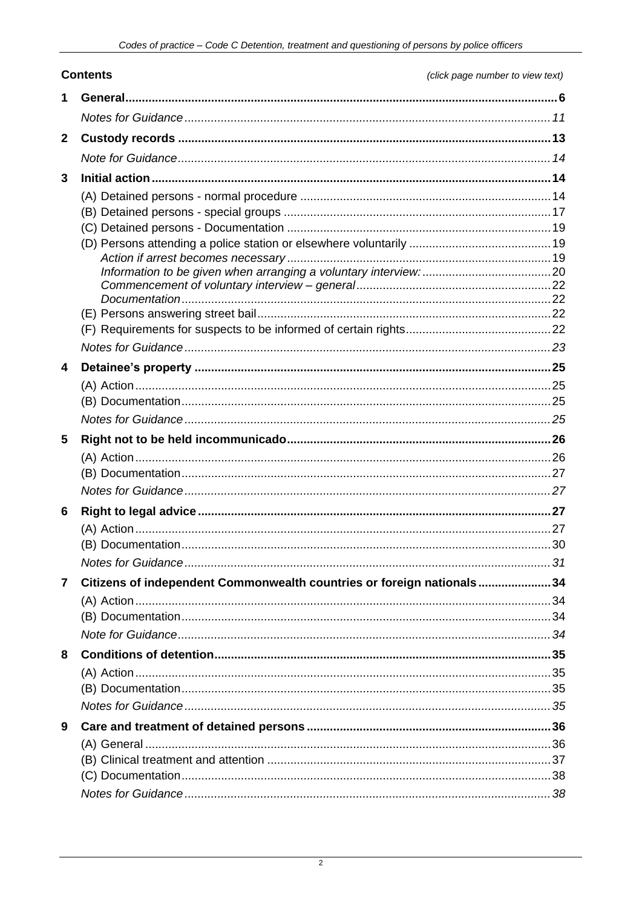**Contents** *(click page number to view text)*

**1 General** ... 6
- *Notes for Guidance* ... 11

**2 Custody records** ... 13
- *Note for Guidance* ... 14

**3 Initial action** ... 14
- (A) Detained persons - normal procedure ... 14
- (B) Detained persons - special groups ... 17
- (C) Detained persons - Documentation ... 19
- (D) Persons attending a police station or elsewhere voluntarily ... 19
  - *Action if arrest becomes necessary* ... 19
  - *Information to be given when arranging a voluntary interview:* ... 20
  - *Commencement of voluntary interview – general* ... 22
  - *Documentation* ... 22
- (E) Persons answering street bail ... 22
- (F) Requirements for suspects to be informed of certain rights ... 22
- *Notes for Guidance* ... 23

**4 Detainee's property** ... 25
- (A) Action ... 25
- (B) Documentation ... 25
- *Notes for Guidance* ... 25

**5 Right not to be held incommunicado** ... 26
- (A) Action ... 26
- (B) Documentation ... 27
- *Notes for Guidance* ... 27

**6 Right to legal advice** ... 27
- (A) Action ... 27
- (B) Documentation ... 30
- *Notes for Guidance* ... 31

**7 Citizens of independent Commonwealth countries or foreign nationals** ... 34
- (A) Action ... 34
- (B) Documentation ... 34
- *Note for Guidance* ... 34

**8 Conditions of detention** ... 35
- (A) Action ... 35
- (B) Documentation ... 35
- *Notes for Guidance* ... 35

**9 Care and treatment of detained persons** ... 36
- (A) General ... 36
- (B) Clinical treatment and attention ... 37
- (C) Documentation ... 38
- *Notes for Guidance* ... 38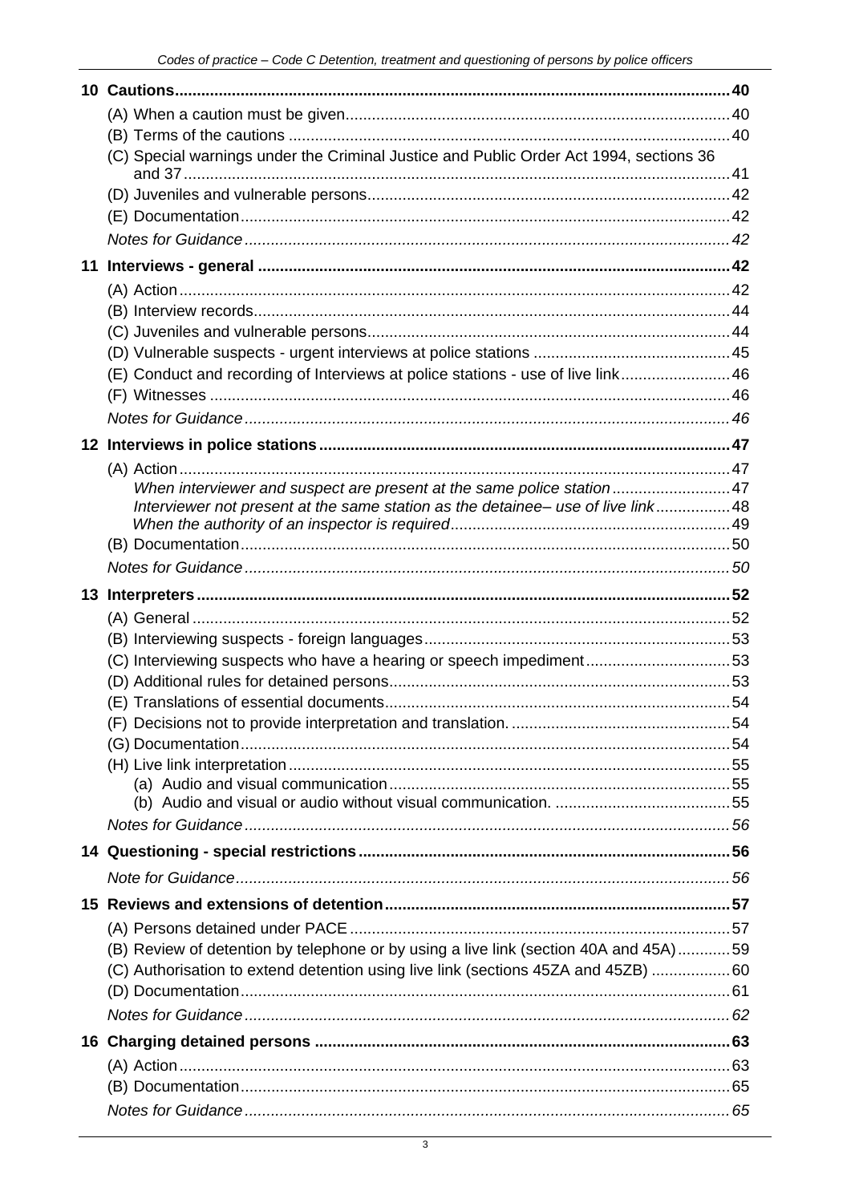**10 Cautions** .......... 40

(A) When a caution must be given .......... 40
(B) Terms of the cautions .......... 40
(C) Special warnings under the Criminal Justice and Public Order Act 1994, sections 36 and 37 .......... 41
(D) Juveniles and vulnerable persons .......... 42
(E) Documentation .......... 42
*Notes for Guidance* .......... 42

**11 Interviews - general** .......... 42

(A) Action .......... 42
(B) Interview records .......... 44
(C) Juveniles and vulnerable persons .......... 44
(D) Vulnerable suspects - urgent interviews at police stations .......... 45
(E) Conduct and recording of Interviews at police stations - use of live link .......... 46
(F) Witnesses .......... 46
*Notes for Guidance* .......... 46

**12 Interviews in police stations** .......... 47

(A) Action .......... 47
*When interviewer and suspect are present at the same police station* .......... 47
*Interviewer not present at the same station as the detainee– use of live link* .......... 48
*When the authority of an inspector is required* .......... 49
(B) Documentation .......... 50
*Notes for Guidance* .......... 50

**13 Interpreters** .......... 52

(A) General .......... 52
(B) Interviewing suspects - foreign languages .......... 53
(C) Interviewing suspects who have a hearing or speech impediment .......... 53
(D) Additional rules for detained persons .......... 53
(E) Translations of essential documents .......... 54
(F) Decisions not to provide interpretation and translation. .......... 54
(G) Documentation .......... 54
(H) Live link interpretation .......... 55
(a) Audio and visual communication .......... 55
(b) Audio and visual or audio without visual communication. .......... 55
*Notes for Guidance* .......... 56

**14 Questioning - special restrictions** .......... 56

*Note for Guidance* .......... 56

**15 Reviews and extensions of detention** .......... 57

(A) Persons detained under PACE .......... 57
(B) Review of detention by telephone or by using a live link (section 40A and 45A) .......... 59
(C) Authorisation to extend detention using live link (sections 45ZA and 45ZB) .......... 60
(D) Documentation .......... 61
*Notes for Guidance* .......... 62

**16 Charging detained persons** .......... 63

(A) Action .......... 63
(B) Documentation .......... 65
*Notes for Guidance* .......... 65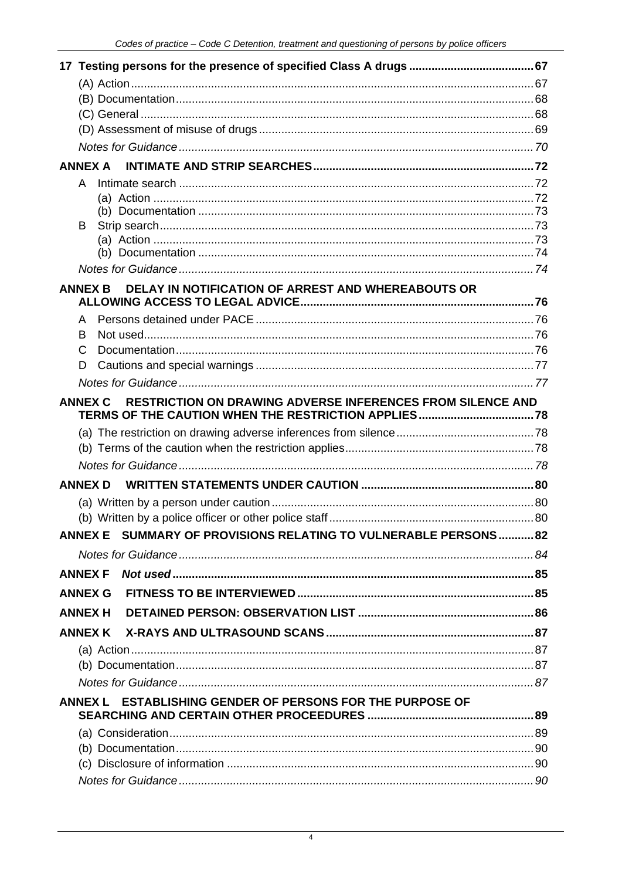**17 Testing persons for the presence of specified Class A drugs** 67

(A) Action 67

(B) Documentation 68

(C) General 68

(D) Assessment of misuse of drugs 69

*Notes for Guidance* 70

**ANNEX A INTIMATE AND STRIP SEARCHES** 72

A Intimate search 72

(a) Action 72

(b) Documentation 73

B Strip search 73

(a) Action 73

(b) Documentation 74

*Notes for Guidance* 74

**ANNEX B DELAY IN NOTIFICATION OF ARREST AND WHEREABOUTS OR ALLOWING ACCESS TO LEGAL ADVICE** 76

A Persons detained under PACE 76

B Not used 76

C Documentation 76

D Cautions and special warnings 77

*Notes for Guidance* 77

**ANNEX C RESTRICTION ON DRAWING ADVERSE INFERENCES FROM SILENCE AND TERMS OF THE CAUTION WHEN THE RESTRICTION APPLIES** 78

(a) The restriction on drawing adverse inferences from silence 78

(b) Terms of the caution when the restriction applies 78

*Notes for Guidance* 78

**ANNEX D WRITTEN STATEMENTS UNDER CAUTION** 80

(a) Written by a person under caution 80

(b) Written by a police officer or other police staff 80

**ANNEX E SUMMARY OF PROVISIONS RELATING TO VULNERABLE PERSONS** 82

*Notes for Guidance* 84

**ANNEX F *Not used*** 85

**ANNEX G FITNESS TO BE INTERVIEWED** 85

**ANNEX H DETAINED PERSON: OBSERVATION LIST** 86

**ANNEX K X-RAYS AND ULTRASOUND SCANS** 87

(a) Action 87

(b) Documentation 87

*Notes for Guidance* 87

**ANNEX L ESTABLISHING GENDER OF PERSONS FOR THE PURPOSE OF SEARCHING AND CERTAIN OTHER PROCEEDURES** 89

(a) Consideration 89

(b) Documentation 90

(c) Disclosure of information 90

*Notes for Guidance* 90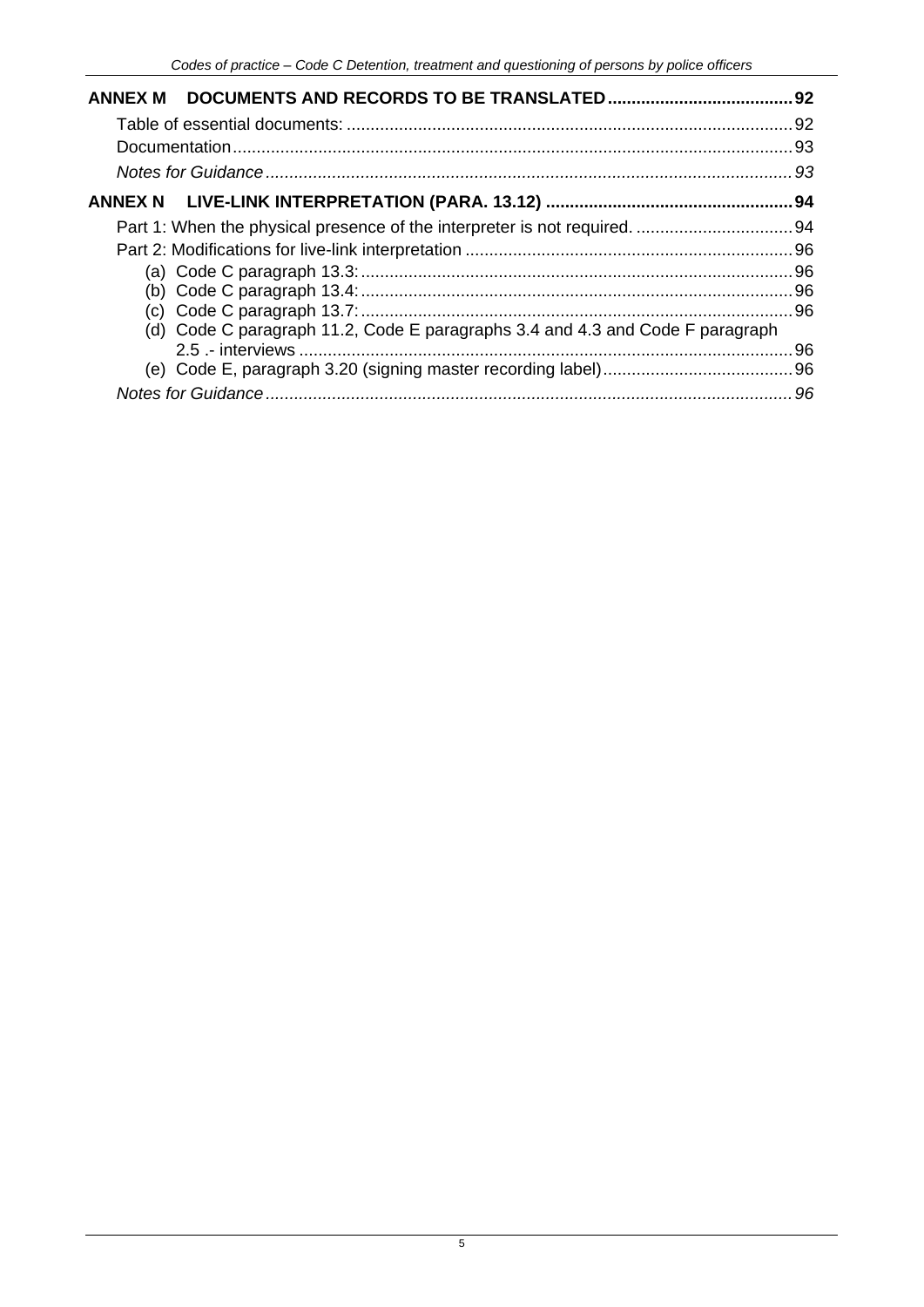**ANNEX M DOCUMENTS AND RECORDS TO BE TRANSLATED ....................................... 92**

Table of essential documents: ............................................................................................ 92

Documentation ..................................................................................................................... 93

*Notes for Guidance ............................................................................................................. 93*

**ANNEX N LIVE-LINK INTERPRETATION (PARA. 13.12) .................................................... 94**

Part 1: When the physical presence of the interpreter is not required. ................................. 94

Part 2: Modifications for live-link interpretation .................................................................... 96

(a) Code C paragraph 13.3: ......................................................................................... 96

(b) Code C paragraph 13.4: ......................................................................................... 96

(c) Code C paragraph 13.7: ......................................................................................... 96

(d) Code C paragraph 11.2, Code E paragraphs 3.4 and 4.3 and Code F paragraph 2.5 .- interviews ....................................................................................................... 96

(e) Code E, paragraph 3.20 (signing master recording label) ........................................ 96

*Notes for Guidance ............................................................................................................. 96*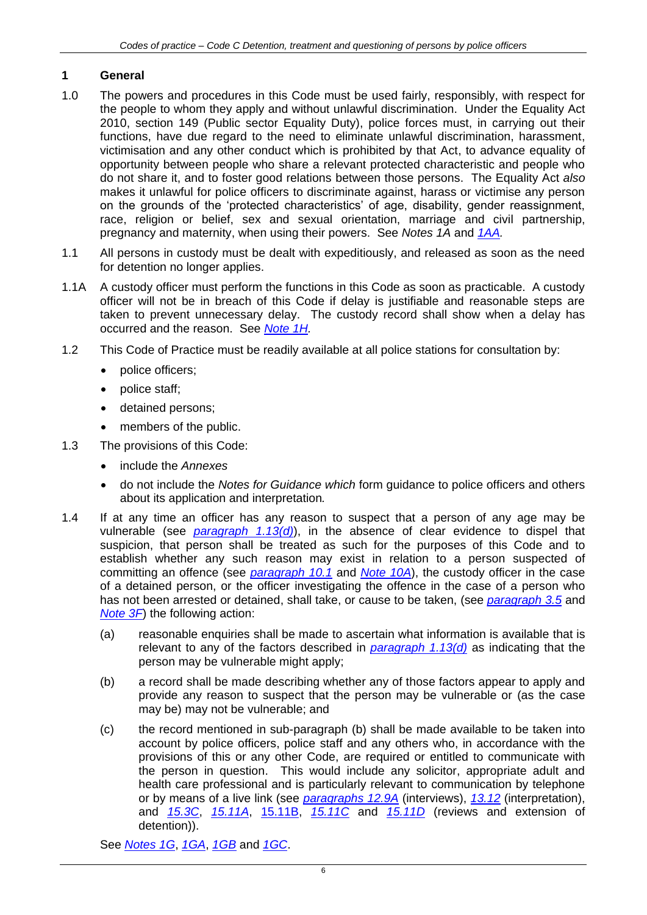## 1 General

1.0 The powers and procedures in this Code must be used fairly, responsibly, with respect for the people to whom they apply and without unlawful discrimination. Under the Equality Act 2010, section 149 (Public sector Equality Duty), police forces must, in carrying out their functions, have due regard to the need to eliminate unlawful discrimination, harassment, victimisation and any other conduct which is prohibited by that Act, to advance equality of opportunity between people who share a relevant protected characteristic and people who do not share it, and to foster good relations between those persons. The Equality Act *also* makes it unlawful for police officers to discriminate against, harass or victimise any person on the grounds of the 'protected characteristics' of age, disability, gender reassignment, race, religion or belief, sex and sexual orientation, marriage and civil partnership, pregnancy and maternity, when using their powers. See *Notes 1A* and *1AA.*

1.1 All persons in custody must be dealt with expeditiously, and released as soon as the need for detention no longer applies.

1.1A A custody officer must perform the functions in this Code as soon as practicable. A custody officer will not be in breach of this Code if delay is justifiable and reasonable steps are taken to prevent unnecessary delay. The custody record shall show when a delay has occurred and the reason. See *Note 1H.*

1.2 This Code of Practice must be readily available at all police stations for consultation by:

- police officers;
- police staff;
- detained persons;
- members of the public.

1.3 The provisions of this Code:

- include the *Annexes*
- do not include the *Notes for Guidance which* form guidance to police officers and others about its application and interpretation*.*

1.4 If at any time an officer has any reason to suspect that a person of any age may be vulnerable (see *paragraph 1.13(d)*), in the absence of clear evidence to dispel that suspicion, that person shall be treated as such for the purposes of this Code and to establish whether any such reason may exist in relation to a person suspected of committing an offence (see *paragraph 10.1* and *Note 10A*), the custody officer in the case of a detained person, or the officer investigating the offence in the case of a person who has not been arrested or detained, shall take, or cause to be taken, (see *paragraph 3.5* and *Note 3F*) the following action:

(a) reasonable enquiries shall be made to ascertain what information is available that is relevant to any of the factors described in *paragraph 1.13(d)* as indicating that the person may be vulnerable might apply;

(b) a record shall be made describing whether any of those factors appear to apply and provide any reason to suspect that the person may be vulnerable or (as the case may be) may not be vulnerable; and

(c) the record mentioned in sub-paragraph (b) shall be made available to be taken into account by police officers, police staff and any others who, in accordance with the provisions of this or any other Code, are required or entitled to communicate with the person in question. This would include any solicitor, appropriate adult and health care professional and is particularly relevant to communication by telephone or by means of a live link (see *paragraphs 12.9A* (interviews), *13.12* (interpretation), and *15.3C*, *15.11A*, 15.11B, *15.11C* and *15.11D* (reviews and extension of detention)).

See *Notes 1G*, *1GA*, *1GB* and *1GC*.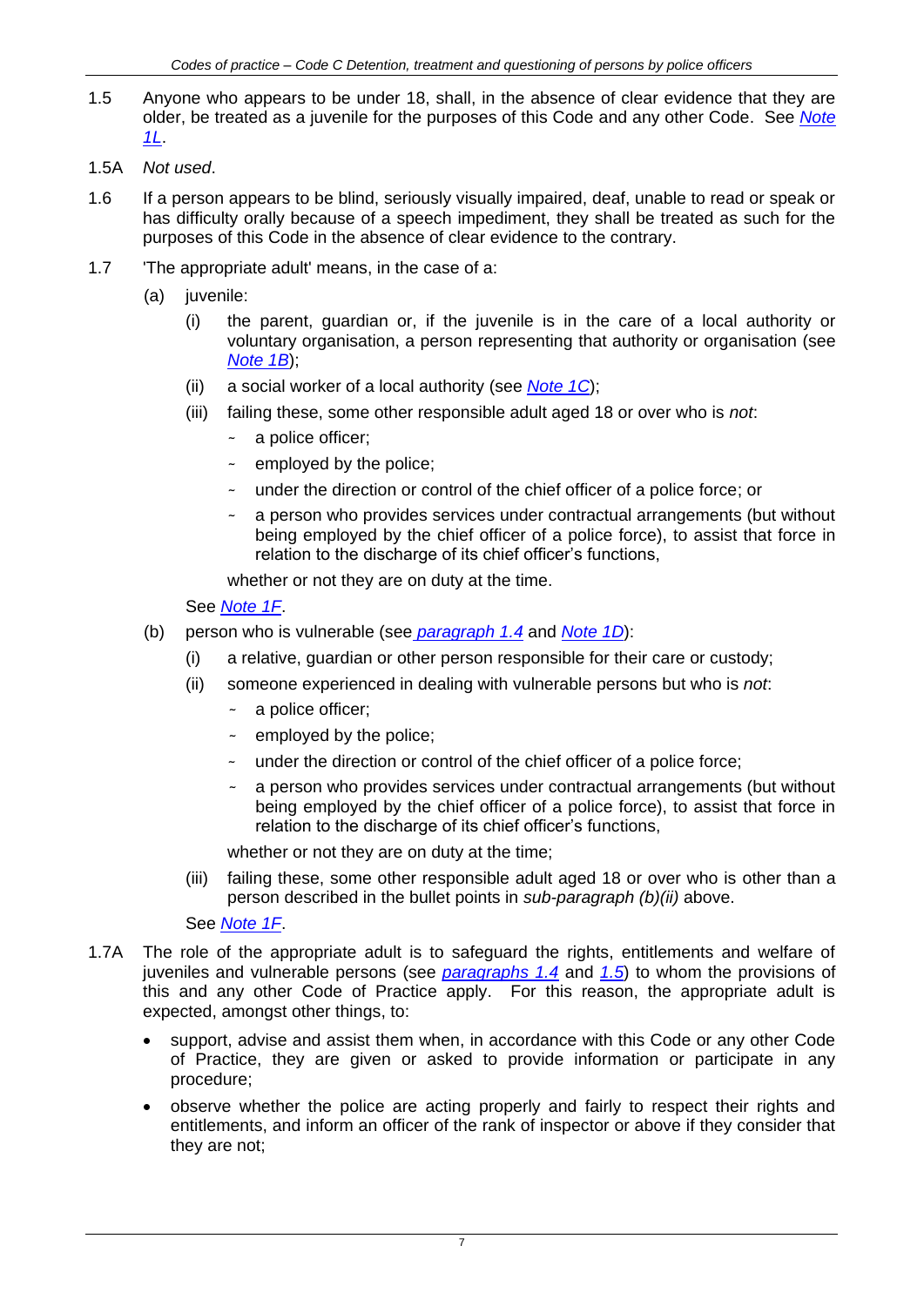1.5 Anyone who appears to be under 18, shall, in the absence of clear evidence that they are older, be treated as a juvenile for the purposes of this Code and any other Code. See *Note 1L*.

1.5A *Not used*.

1.6 If a person appears to be blind, seriously visually impaired, deaf, unable to read or speak or has difficulty orally because of a speech impediment, they shall be treated as such for the purposes of this Code in the absence of clear evidence to the contrary.

1.7 'The appropriate adult' means, in the case of a:

(a) juvenile:

(i) the parent, guardian or, if the juvenile is in the care of a local authority or voluntary organisation, a person representing that authority or organisation (see *Note 1B*);

(ii) a social worker of a local authority (see *Note 1C*);

(iii) failing these, some other responsible adult aged 18 or over who is *not*:

- a police officer;
- employed by the police;
- under the direction or control of the chief officer of a police force; or
- a person who provides services under contractual arrangements (but without being employed by the chief officer of a police force), to assist that force in relation to the discharge of its chief officer's functions,

whether or not they are on duty at the time.

See *Note 1F*.

(b) person who is vulnerable (see *paragraph 1.4* and *Note 1D*):

(i) a relative, guardian or other person responsible for their care or custody;

(ii) someone experienced in dealing with vulnerable persons but who is *not*:

- a police officer;
- employed by the police;
- under the direction or control of the chief officer of a police force;
- a person who provides services under contractual arrangements (but without being employed by the chief officer of a police force), to assist that force in relation to the discharge of its chief officer's functions,

whether or not they are on duty at the time;

(iii) failing these, some other responsible adult aged 18 or over who is other than a person described in the bullet points in *sub-paragraph (b)(ii)* above.

See *Note 1F*.

1.7A The role of the appropriate adult is to safeguard the rights, entitlements and welfare of juveniles and vulnerable persons (see *paragraphs 1.4* and *1.5*) to whom the provisions of this and any other Code of Practice apply. For this reason, the appropriate adult is expected, amongst other things, to:

- support, advise and assist them when, in accordance with this Code or any other Code of Practice, they are given or asked to provide information or participate in any procedure;
- observe whether the police are acting properly and fairly to respect their rights and entitlements, and inform an officer of the rank of inspector or above if they consider that they are not;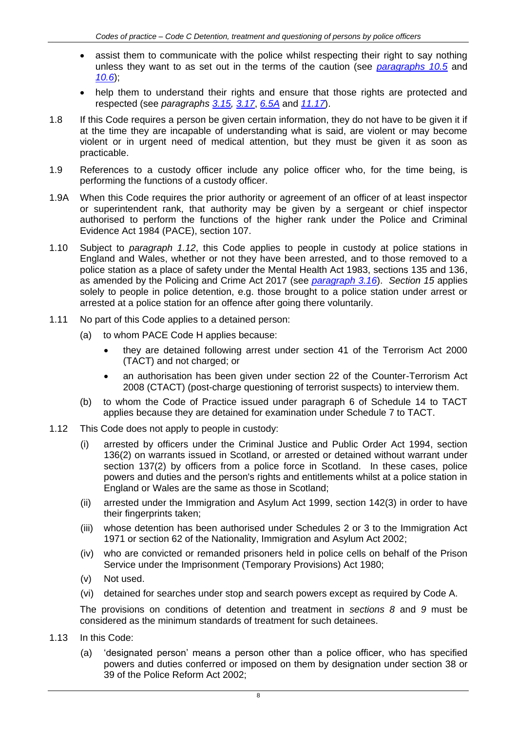- assist them to communicate with the police whilst respecting their right to say nothing unless they want to as set out in the terms of the caution (see *paragraphs 10.5* and *10.6*);
- help them to understand their rights and ensure that those rights are protected and respected (see *paragraphs 3.15, 3.17, 6.5A* and *11.17*).

1.8 If this Code requires a person be given certain information, they do not have to be given it if at the time they are incapable of understanding what is said, are violent or may become violent or in urgent need of medical attention, but they must be given it as soon as practicable.

1.9 References to a custody officer include any police officer who, for the time being, is performing the functions of a custody officer.

1.9A When this Code requires the prior authority or agreement of an officer of at least inspector or superintendent rank, that authority may be given by a sergeant or chief inspector authorised to perform the functions of the higher rank under the Police and Criminal Evidence Act 1984 (PACE), section 107.

1.10 Subject to *paragraph 1.12*, this Code applies to people in custody at police stations in England and Wales, whether or not they have been arrested, and to those removed to a police station as a place of safety under the Mental Health Act 1983, sections 135 and 136, as amended by the Policing and Crime Act 2017 (see *paragraph 3.16*). *Section 15* applies solely to people in police detention, e.g. those brought to a police station under arrest or arrested at a police station for an offence after going there voluntarily.

1.11 No part of this Code applies to a detained person:

(a) to whom PACE Code H applies because:

- they are detained following arrest under section 41 of the Terrorism Act 2000 (TACT) and not charged; or
- an authorisation has been given under section 22 of the Counter-Terrorism Act 2008 (CTACT) (post-charge questioning of terrorist suspects) to interview them.

(b) to whom the Code of Practice issued under paragraph 6 of Schedule 14 to TACT applies because they are detained for examination under Schedule 7 to TACT.

1.12 This Code does not apply to people in custody:

(i) arrested by officers under the Criminal Justice and Public Order Act 1994, section 136(2) on warrants issued in Scotland, or arrested or detained without warrant under section 137(2) by officers from a police force in Scotland. In these cases, police powers and duties and the person's rights and entitlements whilst at a police station in England or Wales are the same as those in Scotland;

(ii) arrested under the Immigration and Asylum Act 1999, section 142(3) in order to have their fingerprints taken;

(iii) whose detention has been authorised under Schedules 2 or 3 to the Immigration Act 1971 or section 62 of the Nationality, Immigration and Asylum Act 2002;

(iv) who are convicted or remanded prisoners held in police cells on behalf of the Prison Service under the Imprisonment (Temporary Provisions) Act 1980;

(v) Not used.

(vi) detained for searches under stop and search powers except as required by Code A.

The provisions on conditions of detention and treatment in *sections 8* and *9* must be considered as the minimum standards of treatment for such detainees.

1.13 In this Code:

(a) 'designated person' means a person other than a police officer, who has specified powers and duties conferred or imposed on them by designation under section 38 or 39 of the Police Reform Act 2002;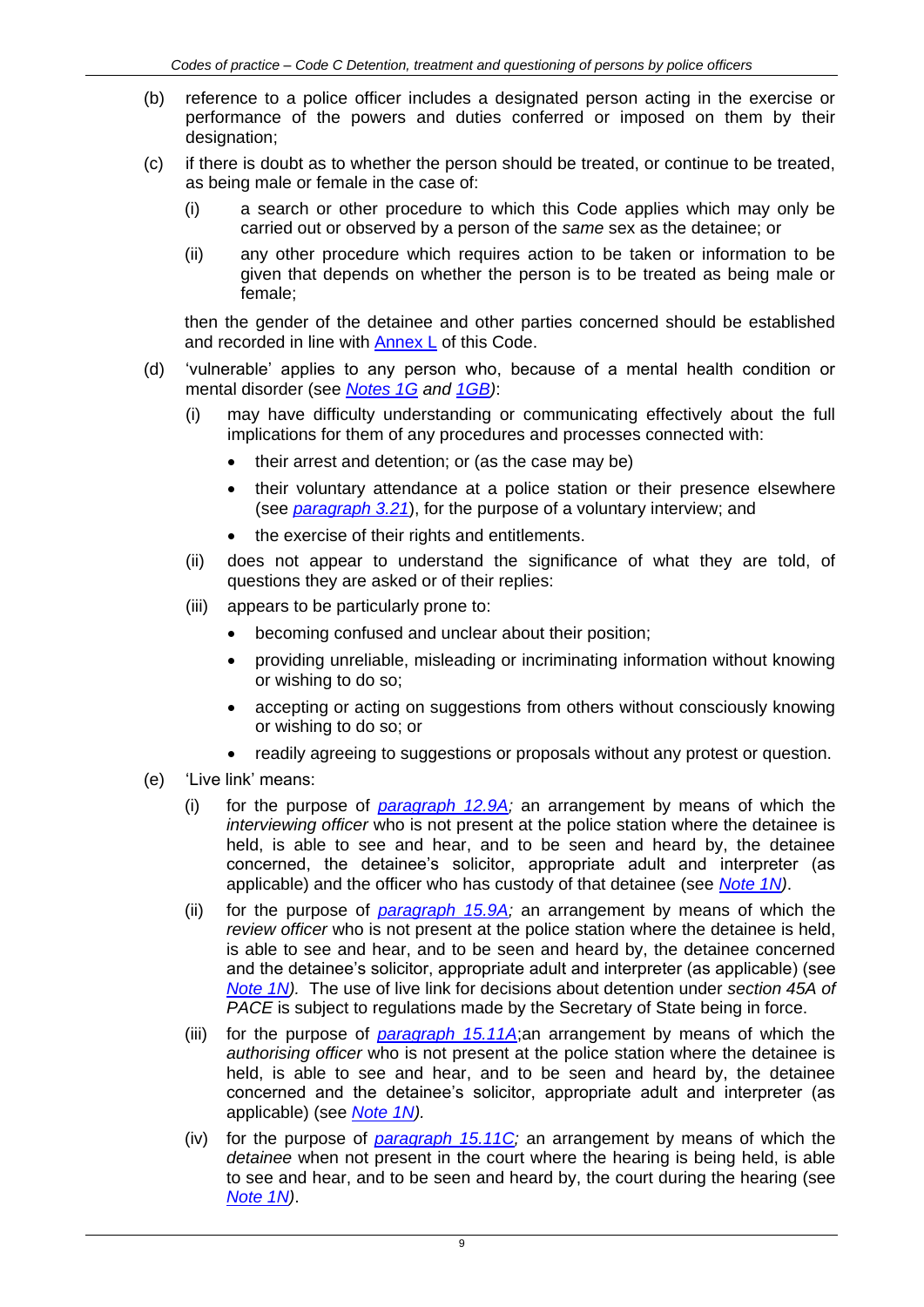(b) reference to a police officer includes a designated person acting in the exercise or performance of the powers and duties conferred or imposed on them by their designation;

(c) if there is doubt as to whether the person should be treated, or continue to be treated, as being male or female in the case of:

   (i) a search or other procedure to which this Code applies which may only be carried out or observed by a person of the *same* sex as the detainee; or

   (ii) any other procedure which requires action to be taken or information to be given that depends on whether the person is to be treated as being male or female;

   then the gender of the detainee and other parties concerned should be established and recorded in line with Annex L of this Code.

(d) 'vulnerable' applies to any person who, because of a mental health condition or mental disorder (see *Notes 1G* and *1GB*):

   (i) may have difficulty understanding or communicating effectively about the full implications for them of any procedures and processes connected with:

   - their arrest and detention; or (as the case may be)
   - their voluntary attendance at a police station or their presence elsewhere (see *paragraph 3.21*), for the purpose of a voluntary interview; and
   - the exercise of their rights and entitlements.

   (ii) does not appear to understand the significance of what they are told, of questions they are asked or of their replies:

   (iii) appears to be particularly prone to:

   - becoming confused and unclear about their position;
   - providing unreliable, misleading or incriminating information without knowing or wishing to do so;
   - accepting or acting on suggestions from others without consciously knowing or wishing to do so; or
   - readily agreeing to suggestions or proposals without any protest or question.

(e) 'Live link' means:

   (i) for the purpose of *paragraph 12.9A;* an arrangement by means of which the *interviewing officer* who is not present at the police station where the detainee is held, is able to see and hear, and to be seen and heard by, the detainee concerned, the detainee's solicitor, appropriate adult and interpreter (as applicable) and the officer who has custody of that detainee (see *Note 1N)*.

   (ii) for the purpose of *paragraph 15.9A;* an arrangement by means of which the *review officer* who is not present at the police station where the detainee is held, is able to see and hear, and to be seen and heard by, the detainee concerned and the detainee's solicitor, appropriate adult and interpreter (as applicable) (see *Note 1N).* The use of live link for decisions about detention under *section 45A of PACE* is subject to regulations made by the Secretary of State being in force.

   (iii) for the purpose of *paragraph 15.11A*;an arrangement by means of which the *authorising officer* who is not present at the police station where the detainee is held, is able to see and hear, and to be seen and heard by, the detainee concerned and the detainee's solicitor, appropriate adult and interpreter (as applicable) (see *Note 1N).*

   (iv) for the purpose of *paragraph 15.11C;* an arrangement by means of which the *detainee* when not present in the court where the hearing is being held, is able to see and hear, and to be seen and heard by, the court during the hearing (see *Note 1N)*.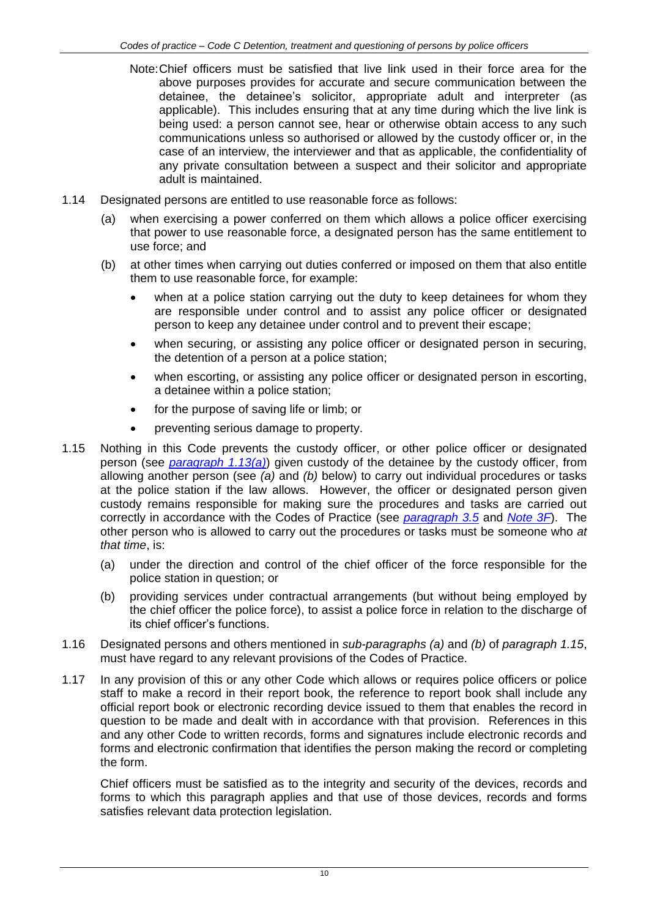Note: Chief officers must be satisfied that live link used in their force area for the above purposes provides for accurate and secure communication between the detainee, the detainee's solicitor, appropriate adult and interpreter (as applicable). This includes ensuring that at any time during which the live link is being used: a person cannot see, hear or otherwise obtain access to any such communications unless so authorised or allowed by the custody officer or, in the case of an interview, the interviewer and that as applicable, the confidentiality of any private consultation between a suspect and their solicitor and appropriate adult is maintained.

1.14 Designated persons are entitled to use reasonable force as follows:

(a) when exercising a power conferred on them which allows a police officer exercising that power to use reasonable force, a designated person has the same entitlement to use force; and

(b) at other times when carrying out duties conferred or imposed on them that also entitle them to use reasonable force, for example:

- when at a police station carrying out the duty to keep detainees for whom they are responsible under control and to assist any police officer or designated person to keep any detainee under control and to prevent their escape;
- when securing, or assisting any police officer or designated person in securing, the detention of a person at a police station;
- when escorting, or assisting any police officer or designated person in escorting, a detainee within a police station;
- for the purpose of saving life or limb; or
- preventing serious damage to property.

1.15 Nothing in this Code prevents the custody officer, or other police officer or designated person (see *paragraph 1.13(a)*) given custody of the detainee by the custody officer, from allowing another person (see *(a)* and *(b)* below) to carry out individual procedures or tasks at the police station if the law allows. However, the officer or designated person given custody remains responsible for making sure the procedures and tasks are carried out correctly in accordance with the Codes of Practice (see *paragraph 3.5* and *Note 3F*). The other person who is allowed to carry out the procedures or tasks must be someone who *at that time*, is:

(a) under the direction and control of the chief officer of the force responsible for the police station in question; or

(b) providing services under contractual arrangements (but without being employed by the chief officer the police force), to assist a police force in relation to the discharge of its chief officer's functions.

1.16 Designated persons and others mentioned in *sub-paragraphs (a)* and *(b)* of *paragraph 1.15*, must have regard to any relevant provisions of the Codes of Practice.

1.17 In any provision of this or any other Code which allows or requires police officers or police staff to make a record in their report book, the reference to report book shall include any official report book or electronic recording device issued to them that enables the record in question to be made and dealt with in accordance with that provision. References in this and any other Code to written records, forms and signatures include electronic records and forms and electronic confirmation that identifies the person making the record or completing the form.

Chief officers must be satisfied as to the integrity and security of the devices, records and forms to which this paragraph applies and that use of those devices, records and forms satisfies relevant data protection legislation.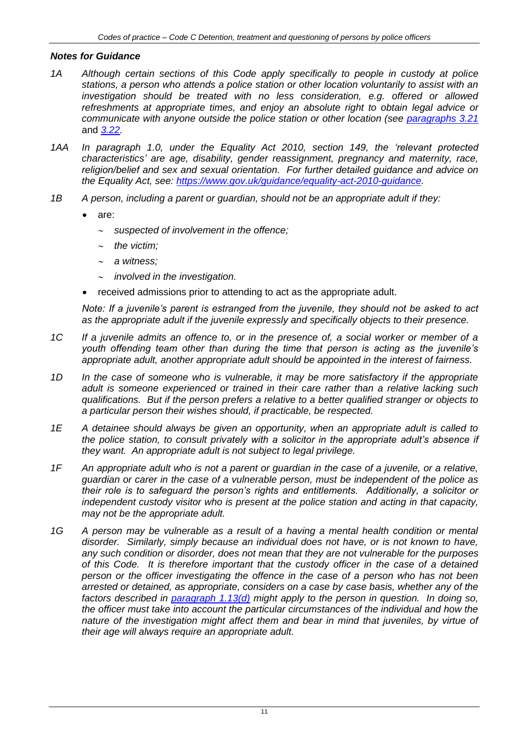### *Notes for Guidance*

*1A Although certain sections of this Code apply specifically to people in custody at police stations, a person who attends a police station or other location voluntarily to assist with an investigation should be treated with no less consideration, e.g. offered or allowed refreshments at appropriate times, and enjoy an absolute right to obtain legal advice or communicate with anyone outside the police station or other location (see paragraphs 3.21* and *3.22.*

*1AA In paragraph 1.0, under the Equality Act 2010, section 149, the 'relevant protected characteristics' are age, disability, gender reassignment, pregnancy and maternity, race, religion/belief and sex and sexual orientation. For further detailed guidance and advice on the Equality Act, see: https://www.gov.uk/guidance/equality-act-2010-guidance.*

*1B A person, including a parent or guardian, should not be an appropriate adult if they:*

- are:
  - *suspected of involvement in the offence;*
  - *the victim;*
  - *a witness;*
  - *involved in the investigation.*
- received admissions prior to attending to act as the appropriate adult.

*Note: If a juvenile's parent is estranged from the juvenile, they should not be asked to act as the appropriate adult if the juvenile expressly and specifically objects to their presence.*

*1C If a juvenile admits an offence to, or in the presence of, a social worker or member of a youth offending team other than during the time that person is acting as the juvenile's appropriate adult, another appropriate adult should be appointed in the interest of fairness.*

*1D In the case of someone who is vulnerable, it may be more satisfactory if the appropriate adult is someone experienced or trained in their care rather than a relative lacking such qualifications. But if the person prefers a relative to a better qualified stranger or objects to a particular person their wishes should, if practicable, be respected.*

*1E A detainee should always be given an opportunity, when an appropriate adult is called to the police station, to consult privately with a solicitor in the appropriate adult's absence if they want. An appropriate adult is not subject to legal privilege.*

*1F An appropriate adult who is not a parent or guardian in the case of a juvenile, or a relative, guardian or carer in the case of a vulnerable person, must be independent of the police as their role is to safeguard the person's rights and entitlements. Additionally, a solicitor or independent custody visitor who is present at the police station and acting in that capacity, may not be the appropriate adult.*

*1G A person may be vulnerable as a result of a having a mental health condition or mental disorder. Similarly, simply because an individual does not have, or is not known to have, any such condition or disorder, does not mean that they are not vulnerable for the purposes of this Code. It is therefore important that the custody officer in the case of a detained person or the officer investigating the offence in the case of a person who has not been arrested or detained, as appropriate, considers on a case by case basis, whether any of the factors described in paragraph 1.13(d) might apply to the person in question. In doing so, the officer must take into account the particular circumstances of the individual and how the nature of the investigation might affect them and bear in mind that juveniles, by virtue of their age will always require an appropriate adult.*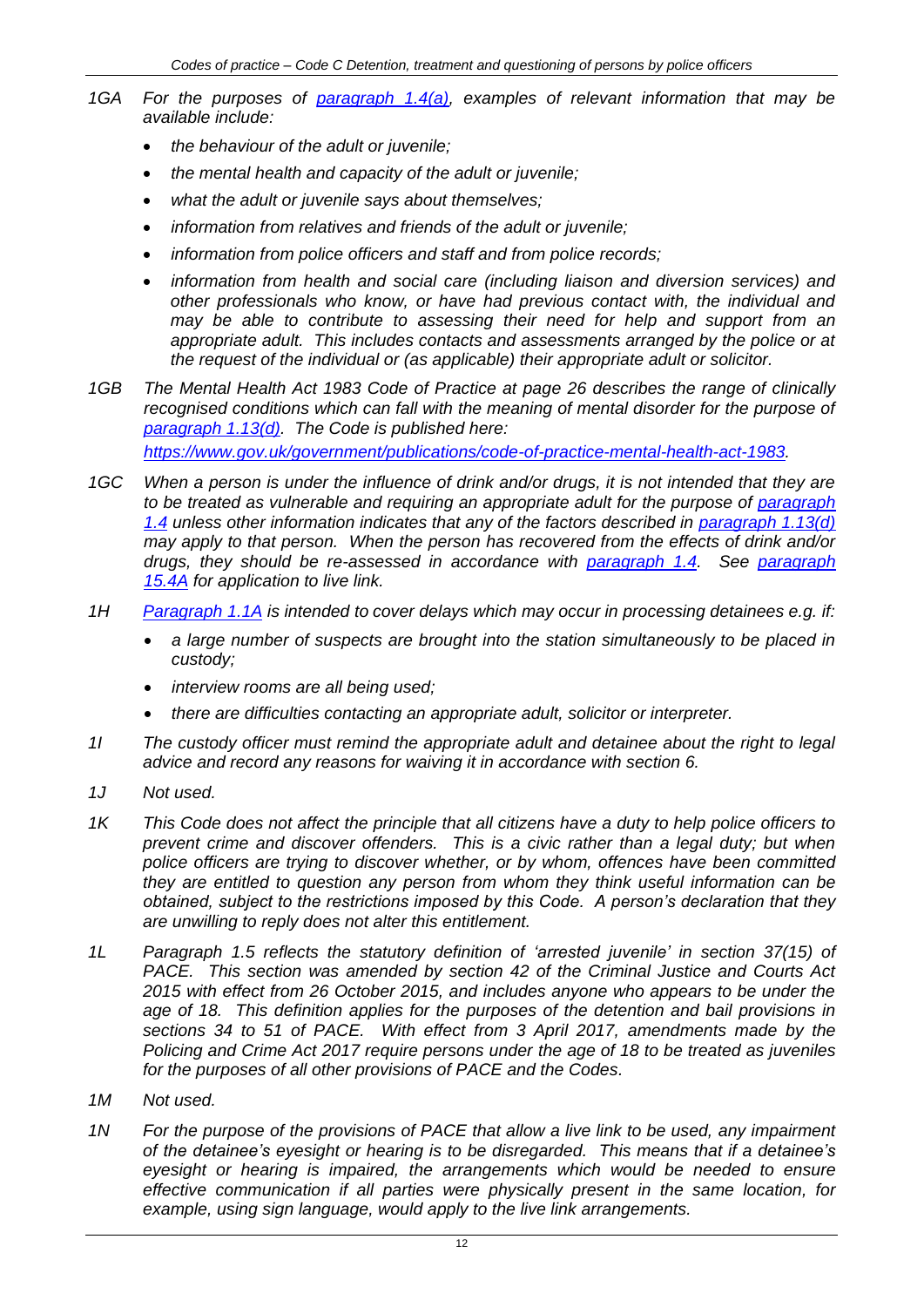*1GA For the purposes of paragraph 1.4(a), examples of relevant information that may be available include:*

- *the behaviour of the adult or juvenile;*
- *the mental health and capacity of the adult or juvenile;*
- *what the adult or juvenile says about themselves;*
- *information from relatives and friends of the adult or juvenile;*
- *information from police officers and staff and from police records;*
- *information from health and social care (including liaison and diversion services) and other professionals who know, or have had previous contact with, the individual and may be able to contribute to assessing their need for help and support from an appropriate adult. This includes contacts and assessments arranged by the police or at the request of the individual or (as applicable) their appropriate adult or solicitor.*

*1GB The Mental Health Act 1983 Code of Practice at page 26 describes the range of clinically recognised conditions which can fall with the meaning of mental disorder for the purpose of paragraph 1.13(d). The Code is published here: https://www.gov.uk/government/publications/code-of-practice-mental-health-act-1983.*

*1GC When a person is under the influence of drink and/or drugs, it is not intended that they are to be treated as vulnerable and requiring an appropriate adult for the purpose of paragraph 1.4 unless other information indicates that any of the factors described in paragraph 1.13(d) may apply to that person. When the person has recovered from the effects of drink and/or drugs, they should be re-assessed in accordance with paragraph 1.4. See paragraph 15.4A for application to live link.*

*1H Paragraph 1.1A is intended to cover delays which may occur in processing detainees e.g. if:*

- *a large number of suspects are brought into the station simultaneously to be placed in custody;*
- *interview rooms are all being used;*
- *there are difficulties contacting an appropriate adult, solicitor or interpreter.*

*1I The custody officer must remind the appropriate adult and detainee about the right to legal advice and record any reasons for waiving it in accordance with section 6.*

*1J Not used.*

*1K This Code does not affect the principle that all citizens have a duty to help police officers to prevent crime and discover offenders. This is a civic rather than a legal duty; but when police officers are trying to discover whether, or by whom, offences have been committed they are entitled to question any person from whom they think useful information can be obtained, subject to the restrictions imposed by this Code. A person's declaration that they are unwilling to reply does not alter this entitlement.*

*1L Paragraph 1.5 reflects the statutory definition of 'arrested juvenile' in section 37(15) of PACE. This section was amended by section 42 of the Criminal Justice and Courts Act 2015 with effect from 26 October 2015, and includes anyone who appears to be under the age of 18. This definition applies for the purposes of the detention and bail provisions in sections 34 to 51 of PACE. With effect from 3 April 2017, amendments made by the Policing and Crime Act 2017 require persons under the age of 18 to be treated as juveniles for the purposes of all other provisions of PACE and the Codes.*

*1M Not used.*

*1N For the purpose of the provisions of PACE that allow a live link to be used, any impairment of the detainee's eyesight or hearing is to be disregarded. This means that if a detainee's eyesight or hearing is impaired, the arrangements which would be needed to ensure effective communication if all parties were physically present in the same location, for example, using sign language, would apply to the live link arrangements.*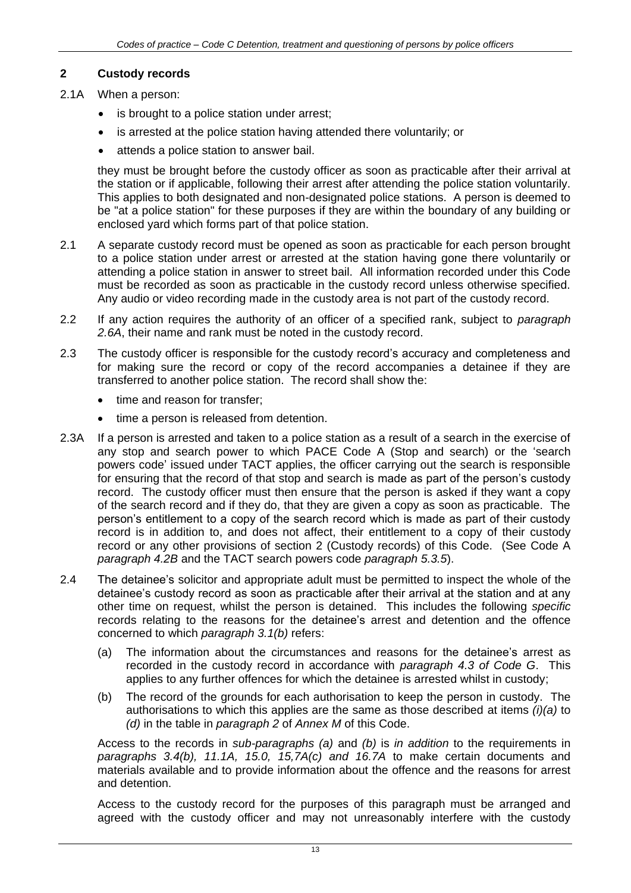## 2 Custody records

2.1A When a person:

- is brought to a police station under arrest;
- is arrested at the police station having attended there voluntarily; or
- attends a police station to answer bail.

they must be brought before the custody officer as soon as practicable after their arrival at the station or if applicable, following their arrest after attending the police station voluntarily. This applies to both designated and non-designated police stations. A person is deemed to be "at a police station" for these purposes if they are within the boundary of any building or enclosed yard which forms part of that police station.

2.1 A separate custody record must be opened as soon as practicable for each person brought to a police station under arrest or arrested at the station having gone there voluntarily or attending a police station in answer to street bail. All information recorded under this Code must be recorded as soon as practicable in the custody record unless otherwise specified. Any audio or video recording made in the custody area is not part of the custody record.

2.2 If any action requires the authority of an officer of a specified rank, subject to *paragraph 2.6A*, their name and rank must be noted in the custody record.

2.3 The custody officer is responsible for the custody record's accuracy and completeness and for making sure the record or copy of the record accompanies a detainee if they are transferred to another police station. The record shall show the:

- time and reason for transfer;
- time a person is released from detention.

2.3A If a person is arrested and taken to a police station as a result of a search in the exercise of any stop and search power to which PACE Code A (Stop and search) or the 'search powers code' issued under TACT applies, the officer carrying out the search is responsible for ensuring that the record of that stop and search is made as part of the person's custody record. The custody officer must then ensure that the person is asked if they want a copy of the search record and if they do, that they are given a copy as soon as practicable. The person's entitlement to a copy of the search record which is made as part of their custody record is in addition to, and does not affect, their entitlement to a copy of their custody record or any other provisions of section 2 (Custody records) of this Code. (See Code A *paragraph 4.2B* and the TACT search powers code *paragraph 5.3.5*).

2.4 The detainee's solicitor and appropriate adult must be permitted to inspect the whole of the detainee's custody record as soon as practicable after their arrival at the station and at any other time on request, whilst the person is detained. This includes the following *specific* records relating to the reasons for the detainee's arrest and detention and the offence concerned to which *paragraph 3.1(b)* refers:

(a) The information about the circumstances and reasons for the detainee's arrest as recorded in the custody record in accordance with *paragraph 4.3 of Code G*. This applies to any further offences for which the detainee is arrested whilst in custody;

(b) The record of the grounds for each authorisation to keep the person in custody. The authorisations to which this applies are the same as those described at items *(i)(a)* to *(d)* in the table in *paragraph 2* of *Annex M* of this Code.

Access to the records in *sub-paragraphs (a)* and *(b)* is *in addition* to the requirements in *paragraphs 3.4(b), 11.1A, 15.0, 15,7A(c) and 16.7A* to make certain documents and materials available and to provide information about the offence and the reasons for arrest and detention.

Access to the custody record for the purposes of this paragraph must be arranged and agreed with the custody officer and may not unreasonably interfere with the custody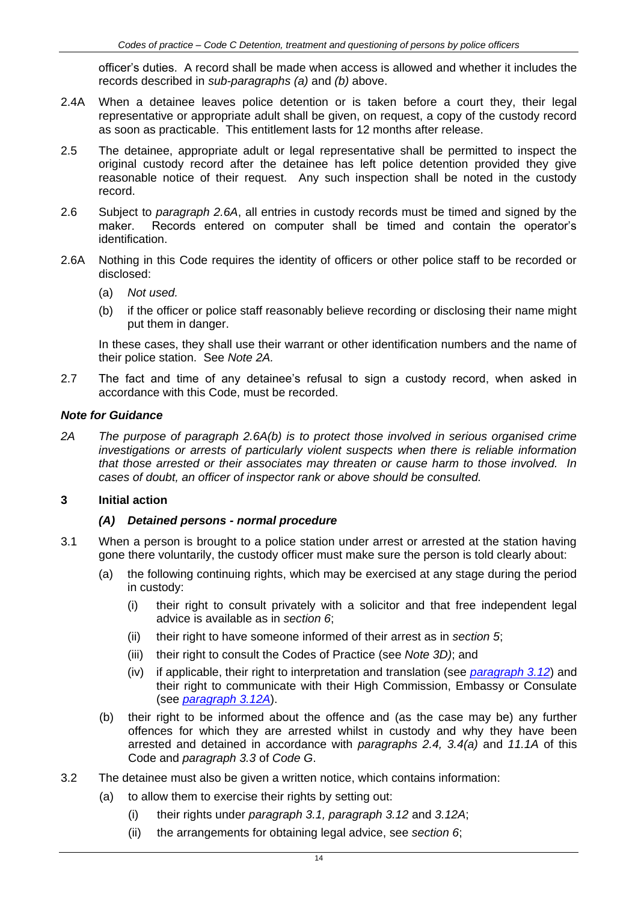officer's duties. A record shall be made when access is allowed and whether it includes the records described in *sub-paragraphs (a)* and *(b)* above.

2.4A When a detainee leaves police detention or is taken before a court they, their legal representative or appropriate adult shall be given, on request, a copy of the custody record as soon as practicable. This entitlement lasts for 12 months after release.

2.5 The detainee, appropriate adult or legal representative shall be permitted to inspect the original custody record after the detainee has left police detention provided they give reasonable notice of their request. Any such inspection shall be noted in the custody record.

2.6 Subject to *paragraph 2.6A*, all entries in custody records must be timed and signed by the maker. Records entered on computer shall be timed and contain the operator's identification.

2.6A Nothing in this Code requires the identity of officers or other police staff to be recorded or disclosed:

- (a) *Not used.*
- (b) if the officer or police staff reasonably believe recording or disclosing their name might put them in danger.

In these cases, they shall use their warrant or other identification numbers and the name of their police station. See *Note 2A.*

2.7 The fact and time of any detainee's refusal to sign a custody record, when asked in accordance with this Code, must be recorded.

### *Note for Guidance*

*2A The purpose of paragraph 2.6A(b) is to protect those involved in serious organised crime investigations or arrests of particularly violent suspects when there is reliable information that those arrested or their associates may threaten or cause harm to those involved. In cases of doubt, an officer of inspector rank or above should be consulted.*

## 3 Initial action

### *(A) Detained persons - normal procedure*

3.1 When a person is brought to a police station under arrest or arrested at the station having gone there voluntarily, the custody officer must make sure the person is told clearly about:

- (a) the following continuing rights, which may be exercised at any stage during the period in custody:
  - (i) their right to consult privately with a solicitor and that free independent legal advice is available as in *section 6*;
  - (ii) their right to have someone informed of their arrest as in *section 5*;
  - (iii) their right to consult the Codes of Practice (see *Note 3D)*; and
  - (iv) if applicable, their right to interpretation and translation (see *paragraph 3.12*) and their right to communicate with their High Commission, Embassy or Consulate (see *paragraph 3.12A*).
- (b) their right to be informed about the offence and (as the case may be) any further offences for which they are arrested whilst in custody and why they have been arrested and detained in accordance with *paragraphs 2.4, 3.4(a)* and *11.1A* of this Code and *paragraph 3.3* of *Code G*.

3.2 The detainee must also be given a written notice, which contains information:

- (a) to allow them to exercise their rights by setting out:
  - (i) their rights under *paragraph 3.1, paragraph 3.12* and *3.12A*;
  - (ii) the arrangements for obtaining legal advice, see *section 6*;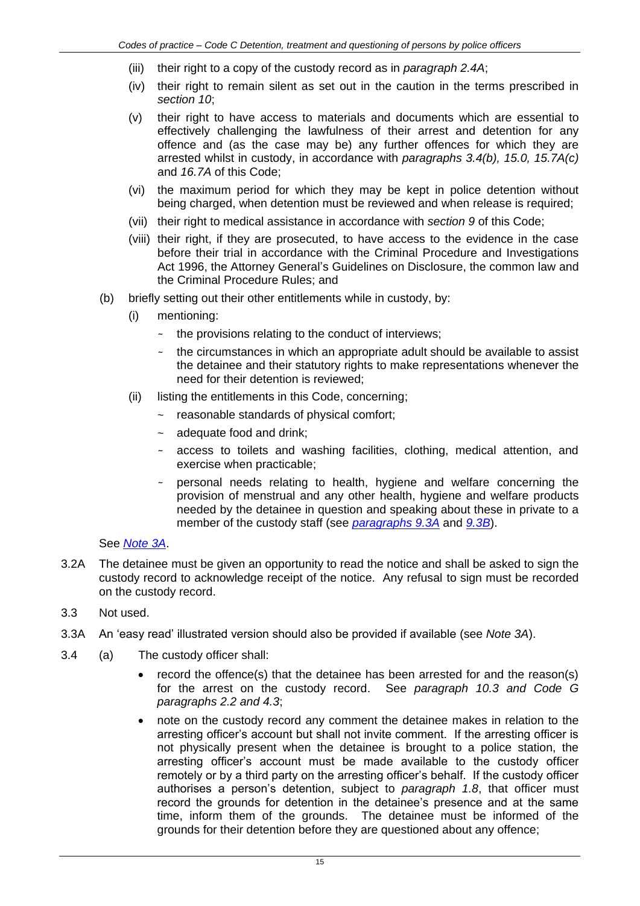(iii) their right to a copy of the custody record as in *paragraph 2.4A*;

(iv) their right to remain silent as set out in the caution in the terms prescribed in *section 10*;

(v) their right to have access to materials and documents which are essential to effectively challenging the lawfulness of their arrest and detention for any offence and (as the case may be) any further offences for which they are arrested whilst in custody, in accordance with *paragraphs 3.4(b), 15.0, 15.7A(c)* and *16.7A* of this Code;

(vi) the maximum period for which they may be kept in police detention without being charged, when detention must be reviewed and when release is required;

(vii) their right to medical assistance in accordance with *section 9* of this Code;

(viii) their right, if they are prosecuted, to have access to the evidence in the case before their trial in accordance with the Criminal Procedure and Investigations Act 1996, the Attorney General's Guidelines on Disclosure, the common law and the Criminal Procedure Rules; and

(b) briefly setting out their other entitlements while in custody, by:

(i) mentioning:

~ the provisions relating to the conduct of interviews;

~ the circumstances in which an appropriate adult should be available to assist the detainee and their statutory rights to make representations whenever the need for their detention is reviewed;

(ii) listing the entitlements in this Code, concerning;

~ reasonable standards of physical comfort;

~ adequate food and drink;

~ access to toilets and washing facilities, clothing, medical attention, and exercise when practicable;

~ personal needs relating to health, hygiene and welfare concerning the provision of menstrual and any other health, hygiene and welfare products needed by the detainee in question and speaking about these in private to a member of the custody staff (see *paragraphs 9.3A* and *9.3B*).

See *Note 3A*.

3.2A The detainee must be given an opportunity to read the notice and shall be asked to sign the custody record to acknowledge receipt of the notice. Any refusal to sign must be recorded on the custody record.

3.3 Not used.

3.3A An 'easy read' illustrated version should also be provided if available (see *Note 3A*).

3.4 (a) The custody officer shall:

- record the offence(s) that the detainee has been arrested for and the reason(s) for the arrest on the custody record. See *paragraph 10.3 and Code G paragraphs 2.2 and 4.3*;
- note on the custody record any comment the detainee makes in relation to the arresting officer's account but shall not invite comment. If the arresting officer is not physically present when the detainee is brought to a police station, the arresting officer's account must be made available to the custody officer remotely or by a third party on the arresting officer's behalf. If the custody officer authorises a person's detention, subject to *paragraph 1.8*, that officer must record the grounds for detention in the detainee's presence and at the same time, inform them of the grounds. The detainee must be informed of the grounds for their detention before they are questioned about any offence;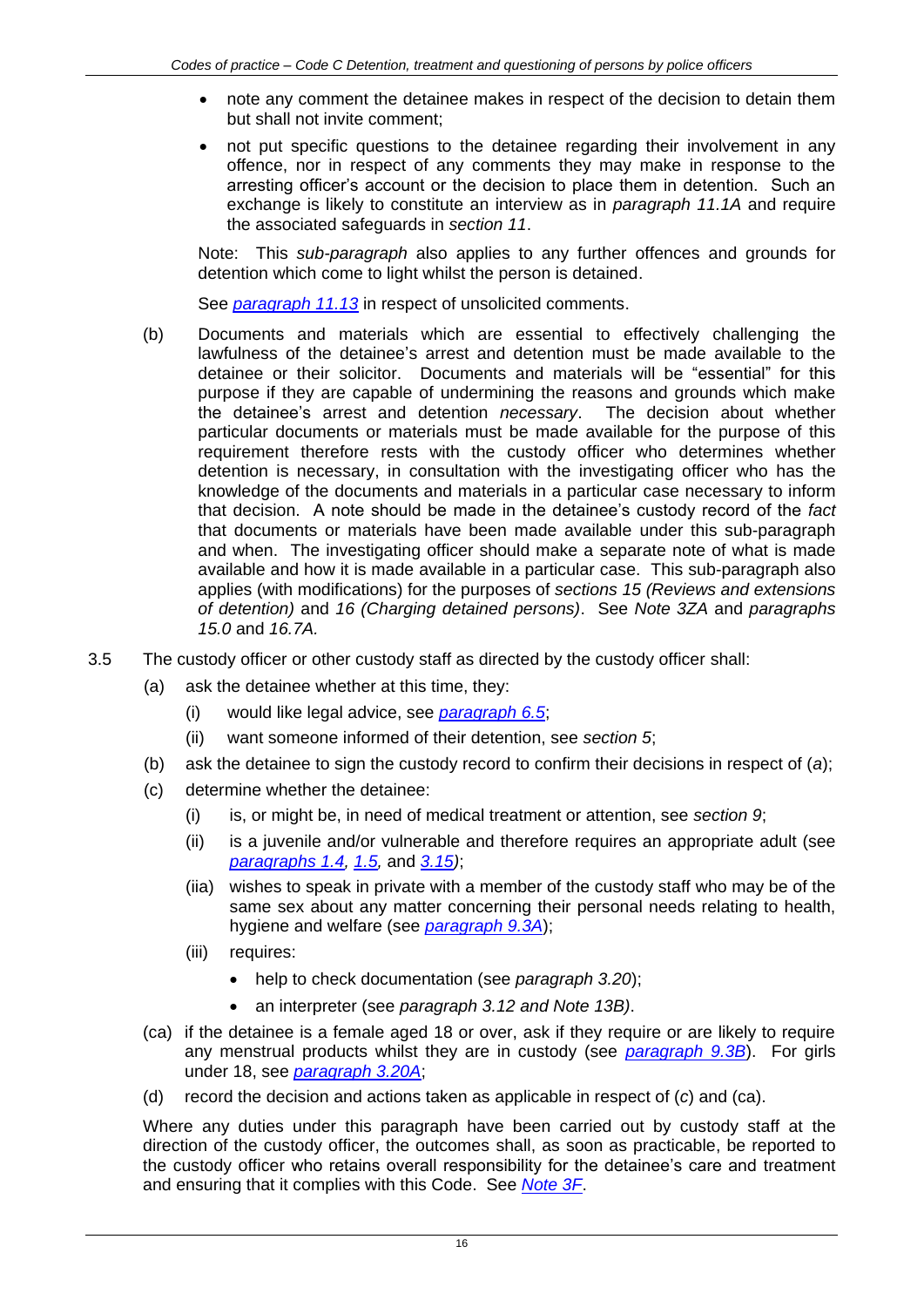- note any comment the detainee makes in respect of the decision to detain them but shall not invite comment;
- not put specific questions to the detainee regarding their involvement in any offence, nor in respect of any comments they may make in response to the arresting officer's account or the decision to place them in detention. Such an exchange is likely to constitute an interview as in *paragraph 11.1A* and require the associated safeguards in *section 11*.

Note: This *sub-paragraph* also applies to any further offences and grounds for detention which come to light whilst the person is detained.

See *paragraph 11.13* in respect of unsolicited comments.

(b) Documents and materials which are essential to effectively challenging the lawfulness of the detainee's arrest and detention must be made available to the detainee or their solicitor. Documents and materials will be "essential" for this purpose if they are capable of undermining the reasons and grounds which make the detainee's arrest and detention *necessary*. The decision about whether particular documents or materials must be made available for the purpose of this requirement therefore rests with the custody officer who determines whether detention is necessary, in consultation with the investigating officer who has the knowledge of the documents and materials in a particular case necessary to inform that decision. A note should be made in the detainee's custody record of the *fact* that documents or materials have been made available under this sub-paragraph and when. The investigating officer should make a separate note of what is made available and how it is made available in a particular case. This sub-paragraph also applies (with modifications) for the purposes of *sections 15 (Reviews and extensions of detention)* and *16 (Charging detained persons)*. See *Note 3ZA* and *paragraphs 15.0* and *16.7A.*

3.5 The custody officer or other custody staff as directed by the custody officer shall:

(a) ask the detainee whether at this time, they:

(i) would like legal advice, see *paragraph 6.5*;

(ii) want someone informed of their detention, see *section 5*;

(b) ask the detainee to sign the custody record to confirm their decisions in respect of (*a*);

(c) determine whether the detainee:

(i) is, or might be, in need of medical treatment or attention, see *section 9*;

(ii) is a juvenile and/or vulnerable and therefore requires an appropriate adult (see *paragraphs 1.4, 1.5,* and *3.15)*;

(iia) wishes to speak in private with a member of the custody staff who may be of the same sex about any matter concerning their personal needs relating to health, hygiene and welfare (see *paragraph 9.3A*);

(iii) requires:

- help to check documentation (see *paragraph 3.20*);
- an interpreter (see *paragraph 3.12 and Note 13B)*.

(ca) if the detainee is a female aged 18 or over, ask if they require or are likely to require any menstrual products whilst they are in custody (see *paragraph 9.3B*). For girls under 18, see *paragraph 3.20A*;

(d) record the decision and actions taken as applicable in respect of (*c*) and (ca).

Where any duties under this paragraph have been carried out by custody staff at the direction of the custody officer, the outcomes shall, as soon as practicable, be reported to the custody officer who retains overall responsibility for the detainee's care and treatment and ensuring that it complies with this Code. See *Note 3F*.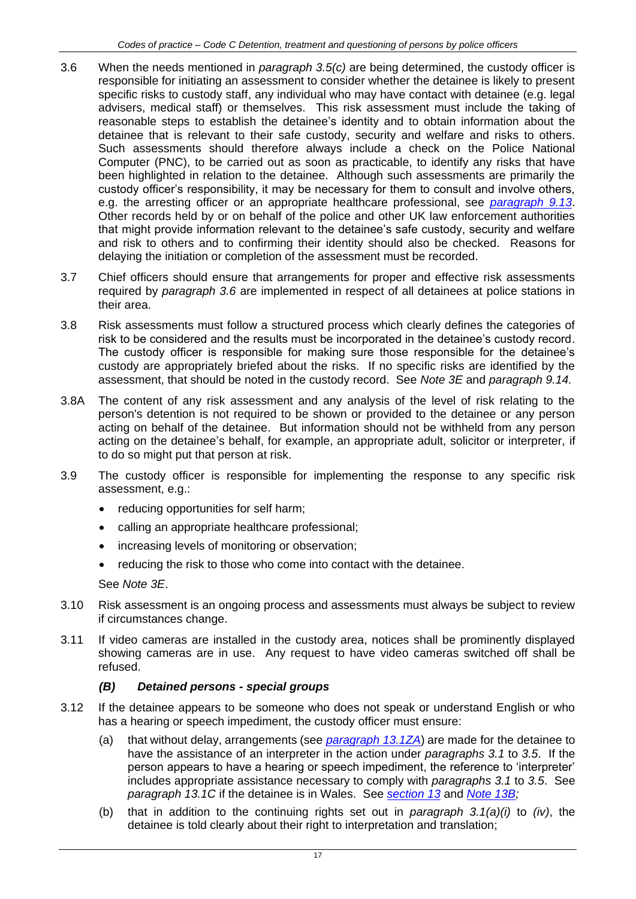3.6 When the needs mentioned in *paragraph 3.5(c)* are being determined, the custody officer is responsible for initiating an assessment to consider whether the detainee is likely to present specific risks to custody staff, any individual who may have contact with detainee (e.g. legal advisers, medical staff) or themselves. This risk assessment must include the taking of reasonable steps to establish the detainee's identity and to obtain information about the detainee that is relevant to their safe custody, security and welfare and risks to others. Such assessments should therefore always include a check on the Police National Computer (PNC), to be carried out as soon as practicable, to identify any risks that have been highlighted in relation to the detainee. Although such assessments are primarily the custody officer's responsibility, it may be necessary for them to consult and involve others, e.g. the arresting officer or an appropriate healthcare professional, see *paragraph 9.13*. Other records held by or on behalf of the police and other UK law enforcement authorities that might provide information relevant to the detainee's safe custody, security and welfare and risk to others and to confirming their identity should also be checked. Reasons for delaying the initiation or completion of the assessment must be recorded.

3.7 Chief officers should ensure that arrangements for proper and effective risk assessments required by *paragraph 3.6* are implemented in respect of all detainees at police stations in their area.

3.8 Risk assessments must follow a structured process which clearly defines the categories of risk to be considered and the results must be incorporated in the detainee's custody record. The custody officer is responsible for making sure those responsible for the detainee's custody are appropriately briefed about the risks. If no specific risks are identified by the assessment, that should be noted in the custody record. See *Note 3E* and *paragraph 9.14.*

3.8A The content of any risk assessment and any analysis of the level of risk relating to the person's detention is not required to be shown or provided to the detainee or any person acting on behalf of the detainee. But information should not be withheld from any person acting on the detainee's behalf, for example, an appropriate adult, solicitor or interpreter, if to do so might put that person at risk.

3.9 The custody officer is responsible for implementing the response to any specific risk assessment, e.g.:

- reducing opportunities for self harm;
- calling an appropriate healthcare professional;
- increasing levels of monitoring or observation;
- reducing the risk to those who come into contact with the detainee.

See *Note 3E*.

3.10 Risk assessment is an ongoing process and assessments must always be subject to review if circumstances change.

3.11 If video cameras are installed in the custody area, notices shall be prominently displayed showing cameras are in use. Any request to have video cameras switched off shall be refused.

### *(B) Detained persons - special groups*

3.12 If the detainee appears to be someone who does not speak or understand English or who has a hearing or speech impediment, the custody officer must ensure:

(a) that without delay, arrangements (see *paragraph 13.1ZA*) are made for the detainee to have the assistance of an interpreter in the action under *paragraphs 3.1* to *3.5*. If the person appears to have a hearing or speech impediment, the reference to 'interpreter' includes appropriate assistance necessary to comply with *paragraphs 3.1* to *3.5*. See *paragraph 13.1C* if the detainee is in Wales. See *section 13* and *Note 13B;*

(b) that in addition to the continuing rights set out in *paragraph 3.1(a)(i)* to *(iv)*, the detainee is told clearly about their right to interpretation and translation;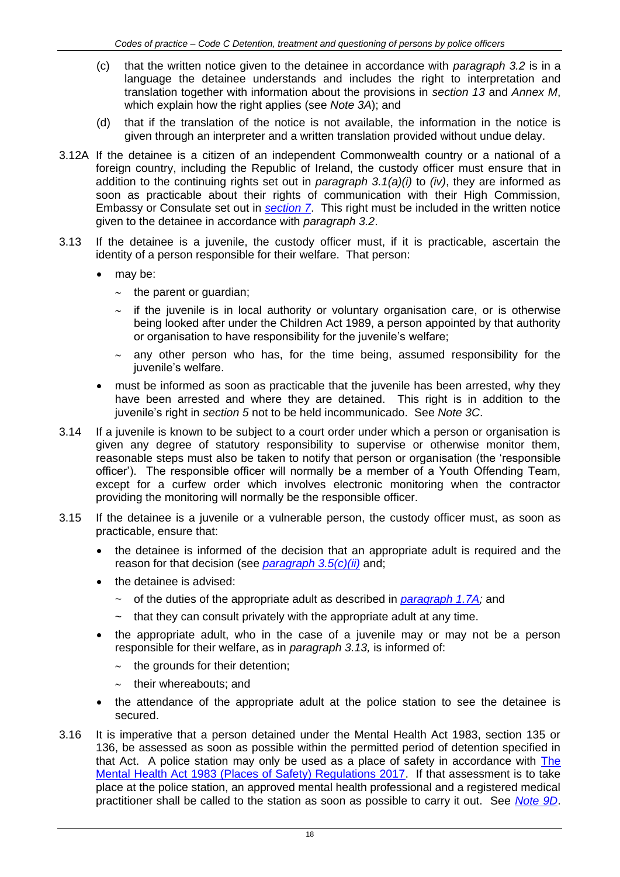(c) that the written notice given to the detainee in accordance with *paragraph 3.2* is in a language the detainee understands and includes the right to interpretation and translation together with information about the provisions in *section 13* and *Annex M*, which explain how the right applies (see *Note 3A*); and

(d) that if the translation of the notice is not available, the information in the notice is given through an interpreter and a written translation provided without undue delay.

3.12A If the detainee is a citizen of an independent Commonwealth country or a national of a foreign country, including the Republic of Ireland, the custody officer must ensure that in addition to the continuing rights set out in *paragraph 3.1(a)(i)* to *(iv)*, they are informed as soon as practicable about their rights of communication with their High Commission, Embassy or Consulate set out in *section 7*. This right must be included in the written notice given to the detainee in accordance with *paragraph 3.2*.

3.13 If the detainee is a juvenile, the custody officer must, if it is practicable, ascertain the identity of a person responsible for their welfare. That person:

- may be:
  - the parent or guardian;
  - if the juvenile is in local authority or voluntary organisation care, or is otherwise being looked after under the Children Act 1989, a person appointed by that authority or organisation to have responsibility for the juvenile's welfare;
  - any other person who has, for the time being, assumed responsibility for the juvenile's welfare.
- must be informed as soon as practicable that the juvenile has been arrested, why they have been arrested and where they are detained. This right is in addition to the juvenile's right in *section 5* not to be held incommunicado. See *Note 3C*.

3.14 If a juvenile is known to be subject to a court order under which a person or organisation is given any degree of statutory responsibility to supervise or otherwise monitor them, reasonable steps must also be taken to notify that person or organisation (the 'responsible officer'). The responsible officer will normally be a member of a Youth Offending Team, except for a curfew order which involves electronic monitoring when the contractor providing the monitoring will normally be the responsible officer.

3.15 If the detainee is a juvenile or a vulnerable person, the custody officer must, as soon as practicable, ensure that:

- the detainee is informed of the decision that an appropriate adult is required and the reason for that decision (see *paragraph 3.5(c)(ii)* and;
- the detainee is advised:
  - of the duties of the appropriate adult as described in *paragraph 1.7A;* and
  - that they can consult privately with the appropriate adult at any time.
- the appropriate adult, who in the case of a juvenile may or may not be a person responsible for their welfare, as in *paragraph 3.13,* is informed of:
  - the grounds for their detention;
  - their whereabouts; and
- the attendance of the appropriate adult at the police station to see the detainee is secured.

3.16 It is imperative that a person detained under the Mental Health Act 1983, section 135 or 136, be assessed as soon as possible within the permitted period of detention specified in that Act. A police station may only be used as a place of safety in accordance with The Mental Health Act 1983 (Places of Safety) Regulations 2017. If that assessment is to take place at the police station, an approved mental health professional and a registered medical practitioner shall be called to the station as soon as possible to carry it out. See *Note 9D*.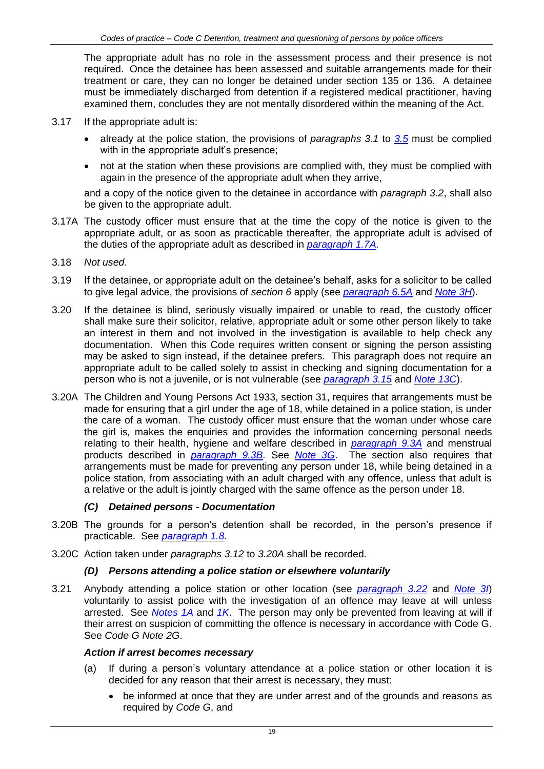The appropriate adult has no role in the assessment process and their presence is not required. Once the detainee has been assessed and suitable arrangements made for their treatment or care, they can no longer be detained under section 135 or 136. A detainee must be immediately discharged from detention if a registered medical practitioner, having examined them, concludes they are not mentally disordered within the meaning of the Act.

3.17 If the appropriate adult is:

- already at the police station, the provisions of *paragraphs 3.1* to *3.5* must be complied with in the appropriate adult's presence;
- not at the station when these provisions are complied with, they must be complied with again in the presence of the appropriate adult when they arrive,

and a copy of the notice given to the detainee in accordance with *paragraph 3.2*, shall also be given to the appropriate adult.

3.17A The custody officer must ensure that at the time the copy of the notice is given to the appropriate adult, or as soon as practicable thereafter, the appropriate adult is advised of the duties of the appropriate adult as described in *paragraph 1.7A.*

3.18 *Not used*.

3.19 If the detainee, or appropriate adult on the detainee's behalf, asks for a solicitor to be called to give legal advice, the provisions of *section 6* apply (see *paragraph 6.5A* and *Note 3H*).

3.20 If the detainee is blind, seriously visually impaired or unable to read, the custody officer shall make sure their solicitor, relative, appropriate adult or some other person likely to take an interest in them and not involved in the investigation is available to help check any documentation. When this Code requires written consent or signing the person assisting may be asked to sign instead, if the detainee prefers. This paragraph does not require an appropriate adult to be called solely to assist in checking and signing documentation for a person who is not a juvenile, or is not vulnerable (see *paragraph 3.15* and *Note 13C*).

3.20A The Children and Young Persons Act 1933, section 31, requires that arrangements must be made for ensuring that a girl under the age of 18, while detained in a police station, is under the care of a woman. The custody officer must ensure that the woman under whose care the girl is*,* makes the enquiries and provides the information concerning personal needs relating to their health, hygiene and welfare described in *paragraph 9.3A* and menstrual products described in *paragraph 9.3B*. See *Note 3G*. The section also requires that arrangements must be made for preventing any person under 18, while being detained in a police station, from associating with an adult charged with any offence, unless that adult is a relative or the adult is jointly charged with the same offence as the person under 18.

### *(C) Detained persons - Documentation*

3.20B The grounds for a person's detention shall be recorded, in the person's presence if practicable. See *paragraph 1.8.*

3.20C Action taken under *paragraphs 3.12* to *3.20A* shall be recorded.

### *(D) Persons attending a police station or elsewhere voluntarily*

3.21 Anybody attending a police station or other location (see *paragraph 3.22* and *Note 3I*) voluntarily to assist police with the investigation of an offence may leave at will unless arrested. See *Notes 1A* and *1K*. The person may only be prevented from leaving at will if their arrest on suspicion of committing the offence is necessary in accordance with Code G. See *Code G Note 2G*.

#### *Action if arrest becomes necessary*

(a) If during a person's voluntary attendance at a police station or other location it is decided for any reason that their arrest is necessary, they must:

- be informed at once that they are under arrest and of the grounds and reasons as required by *Code G*, and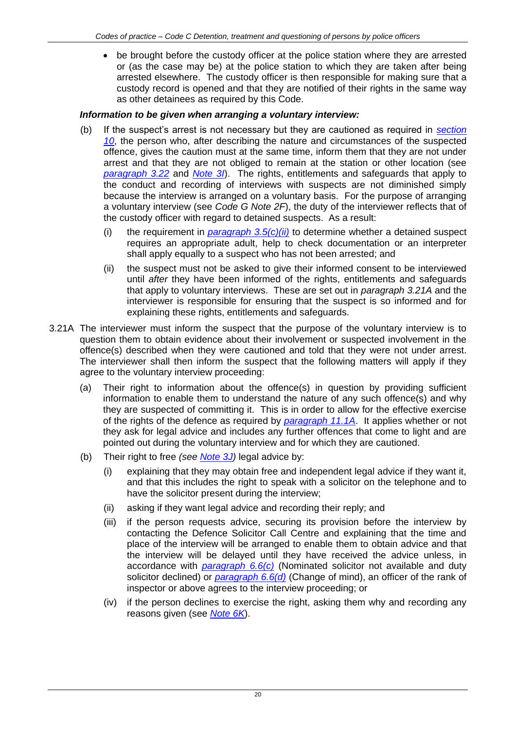- be brought before the custody officer at the police station where they are arrested or (as the case may be) at the police station to which they are taken after being arrested elsewhere. The custody officer is then responsible for making sure that a custody record is opened and that they are notified of their rights in the same way as other detainees as required by this Code.

***Information to be given when arranging a voluntary interview:***

(b) If the suspect's arrest is not necessary but they are cautioned as required in *section 10*, the person who, after describing the nature and circumstances of the suspected offence, gives the caution must at the same time, inform them that they are not under arrest and that they are not obliged to remain at the station or other location (see *paragraph 3.22* and *Note 3I*). The rights, entitlements and safeguards that apply to the conduct and recording of interviews with suspects are not diminished simply because the interview is arranged on a voluntary basis. For the purpose of arranging a voluntary interview (see *Code G Note 2F*), the duty of the interviewer reflects that of the custody officer with regard to detained suspects. As a result:

   (i) the requirement in *paragraph 3.5(c)(ii)* to determine whether a detained suspect requires an appropriate adult, help to check documentation or an interpreter shall apply equally to a suspect who has not been arrested; and

   (ii) the suspect must not be asked to give their informed consent to be interviewed until *after* they have been informed of the rights, entitlements and safeguards that apply to voluntary interviews. These are set out in *paragraph 3.21A* and the interviewer is responsible for ensuring that the suspect is so informed and for explaining these rights, entitlements and safeguards.

3.21A The interviewer must inform the suspect that the purpose of the voluntary interview is to question them to obtain evidence about their involvement or suspected involvement in the offence(s) described when they were cautioned and told that they were not under arrest. The interviewer shall then inform the suspect that the following matters will apply if they agree to the voluntary interview proceeding:

(a) Their right to information about the offence(s) in question by providing sufficient information to enable them to understand the nature of any such offence(s) and why they are suspected of committing it. This is in order to allow for the effective exercise of the rights of the defence as required by *paragraph 11.1A*. It applies whether or not they ask for legal advice and includes any further offences that come to light and are pointed out during the voluntary interview and for which they are cautioned.

(b) Their right to free *(see Note 3J)* legal advice by:

   (i) explaining that they may obtain free and independent legal advice if they want it, and that this includes the right to speak with a solicitor on the telephone and to have the solicitor present during the interview;

   (ii) asking if they want legal advice and recording their reply; and

   (iii) if the person requests advice, securing its provision before the interview by contacting the Defence Solicitor Call Centre and explaining that the time and place of the interview will be arranged to enable them to obtain advice and that the interview will be delayed until they have received the advice unless, in accordance with *paragraph 6.6(c)* (Nominated solicitor not available and duty solicitor declined) or *paragraph 6.6(d)* (Change of mind), an officer of the rank of inspector or above agrees to the interview proceeding; or

   (iv) if the person declines to exercise the right, asking them why and recording any reasons given (see *Note 6K*).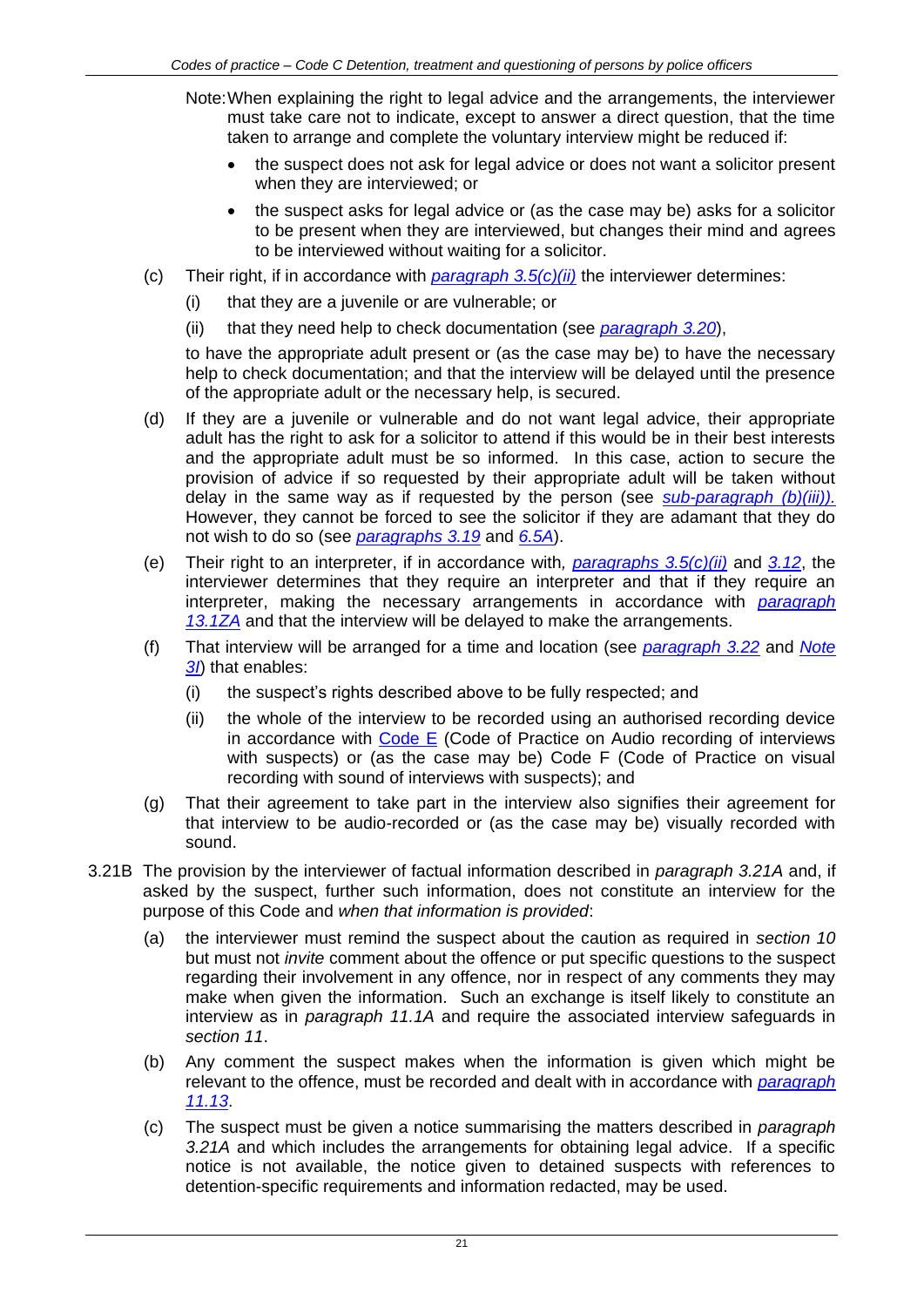Note: When explaining the right to legal advice and the arrangements, the interviewer must take care not to indicate, except to answer a direct question, that the time taken to arrange and complete the voluntary interview might be reduced if:

- the suspect does not ask for legal advice or does not want a solicitor present when they are interviewed; or
- the suspect asks for legal advice or (as the case may be) asks for a solicitor to be present when they are interviewed, but changes their mind and agrees to be interviewed without waiting for a solicitor.

(c) Their right, if in accordance with *paragraph 3.5(c)(ii)* the interviewer determines:

  (i) that they are a juvenile or are vulnerable; or

  (ii) that they need help to check documentation (see *paragraph 3.20*),

  to have the appropriate adult present or (as the case may be) to have the necessary help to check documentation; and that the interview will be delayed until the presence of the appropriate adult or the necessary help, is secured.

(d) If they are a juvenile or vulnerable and do not want legal advice, their appropriate adult has the right to ask for a solicitor to attend if this would be in their best interests and the appropriate adult must be so informed. In this case, action to secure the provision of advice if so requested by their appropriate adult will be taken without delay in the same way as if requested by the person (see *sub-paragraph (b)(iii)).* However, they cannot be forced to see the solicitor if they are adamant that they do not wish to do so (see *paragraphs 3.19* and *6.5A*).

(e) Their right to an interpreter, if in accordance with*, paragraphs 3.5(c)(ii)* and *3.12*, the interviewer determines that they require an interpreter and that if they require an interpreter, making the necessary arrangements in accordance with *paragraph 13.1ZA* and that the interview will be delayed to make the arrangements.

(f) That interview will be arranged for a time and location (see *paragraph 3.22* and *Note 3I*) that enables:

  (i) the suspect's rights described above to be fully respected; and

  (ii) the whole of the interview to be recorded using an authorised recording device in accordance with Code E (Code of Practice on Audio recording of interviews with suspects) or (as the case may be) Code F (Code of Practice on visual recording with sound of interviews with suspects); and

(g) That their agreement to take part in the interview also signifies their agreement for that interview to be audio-recorded or (as the case may be) visually recorded with sound.

3.21B The provision by the interviewer of factual information described in *paragraph 3.21A* and, if asked by the suspect, further such information, does not constitute an interview for the purpose of this Code and *when that information is provided*:

(a) the interviewer must remind the suspect about the caution as required in *section 10* but must not *invite* comment about the offence or put specific questions to the suspect regarding their involvement in any offence, nor in respect of any comments they may make when given the information. Such an exchange is itself likely to constitute an interview as in *paragraph 11.1A* and require the associated interview safeguards in *section 11*.

(b) Any comment the suspect makes when the information is given which might be relevant to the offence, must be recorded and dealt with in accordance with *paragraph 11.13*.

(c) The suspect must be given a notice summarising the matters described in *paragraph 3.21A* and which includes the arrangements for obtaining legal advice. If a specific notice is not available, the notice given to detained suspects with references to detention-specific requirements and information redacted, may be used.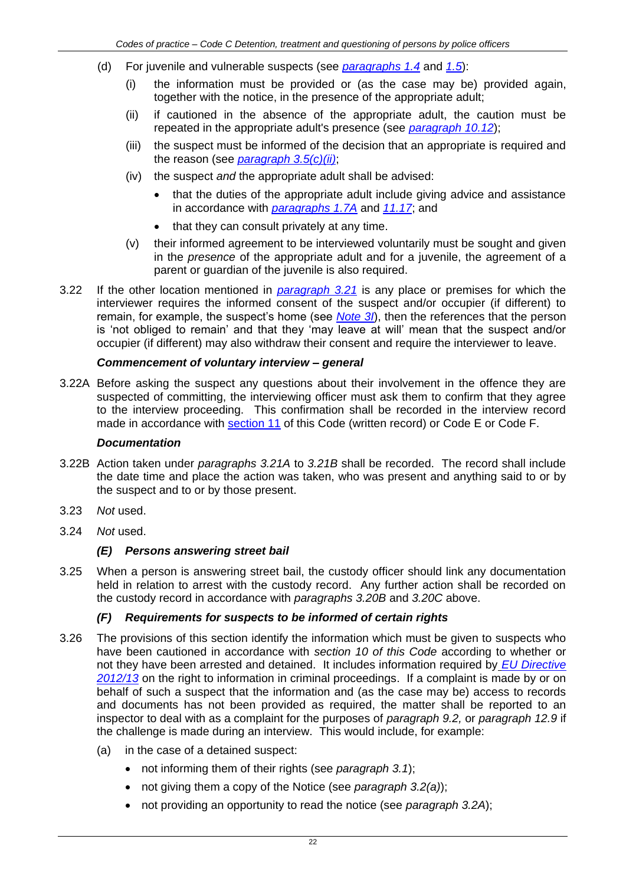(d) For juvenile and vulnerable suspects (see *paragraphs 1.4* and *1.5*):

(i) the information must be provided or (as the case may be) provided again, together with the notice, in the presence of the appropriate adult;

(ii) if cautioned in the absence of the appropriate adult, the caution must be repeated in the appropriate adult's presence (see *paragraph 10.12*);

(iii) the suspect must be informed of the decision that an appropriate is required and the reason (see *paragraph 3.5(c)(ii)*;

(iv) the suspect *and* the appropriate adult shall be advised:

- that the duties of the appropriate adult include giving advice and assistance in accordance with *paragraphs 1.7A* and *11.17*; and
- that they can consult privately at any time.

(v) their informed agreement to be interviewed voluntarily must be sought and given in the *presence* of the appropriate adult and for a juvenile, the agreement of a parent or guardian of the juvenile is also required.

3.22 If the other location mentioned in *paragraph 3.21* is any place or premises for which the interviewer requires the informed consent of the suspect and/or occupier (if different) to remain, for example, the suspect's home (see *Note 3I*), then the references that the person is 'not obliged to remain' and that they 'may leave at will' mean that the suspect and/or occupier (if different) may also withdraw their consent and require the interviewer to leave.

***Commencement of voluntary interview – general***

3.22A Before asking the suspect any questions about their involvement in the offence they are suspected of committing, the interviewing officer must ask them to confirm that they agree to the interview proceeding. This confirmation shall be recorded in the interview record made in accordance with section 11 of this Code (written record) or Code E or Code F.

***Documentation***

3.22B Action taken under *paragraphs 3.21A* to *3.21B* shall be recorded. The record shall include the date time and place the action was taken, who was present and anything said to or by the suspect and to or by those present.

3.23 *Not* used.

3.24 *Not* used.

***(E) Persons answering street bail***

3.25 When a person is answering street bail, the custody officer should link any documentation held in relation to arrest with the custody record. Any further action shall be recorded on the custody record in accordance with *paragraphs 3.20B* and *3.20C* above.

***(F) Requirements for suspects to be informed of certain rights***

3.26 The provisions of this section identify the information which must be given to suspects who have been cautioned in accordance with *section 10 of this Code* according to whether or not they have been arrested and detained. It includes information required by *EU Directive 2012/13* on the right to information in criminal proceedings. If a complaint is made by or on behalf of such a suspect that the information and (as the case may be) access to records and documents has not been provided as required, the matter shall be reported to an inspector to deal with as a complaint for the purposes of *paragraph 9.2,* or *paragraph 12.9* if the challenge is made during an interview. This would include, for example:

(a) in the case of a detained suspect:

- not informing them of their rights (see *paragraph 3.1*);
- not giving them a copy of the Notice (see *paragraph 3.2(a)*);
- not providing an opportunity to read the notice (see *paragraph 3.2A*);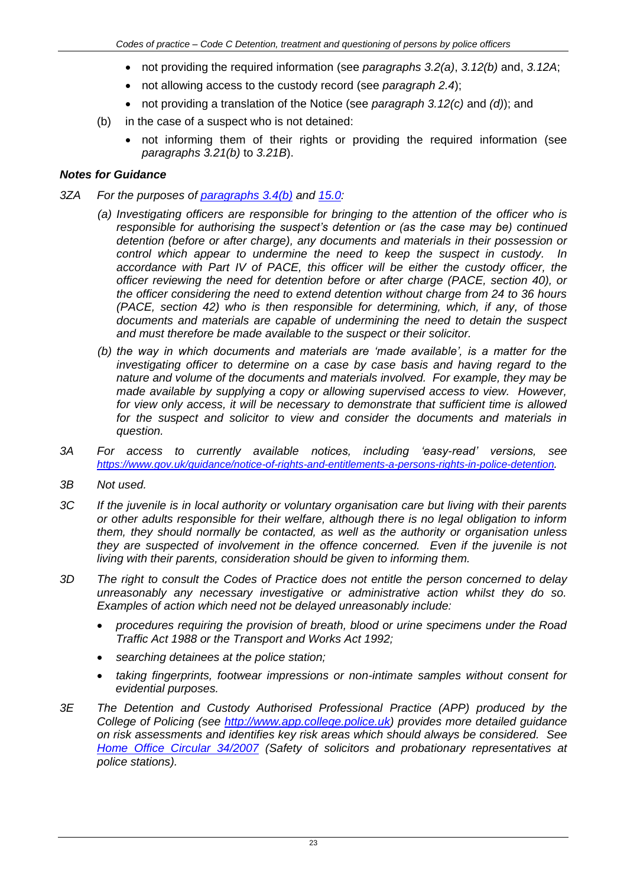- not providing the required information (see *paragraphs 3.2(a)*, *3.12(b)* and, *3.12A*;
- not allowing access to the custody record (see *paragraph 2.4*);
- not providing a translation of the Notice (see *paragraph 3.12(c)* and *(d)*); and

(b) in the case of a suspect who is not detained:

- not informing them of their rights or providing the required information (see *paragraphs 3.21(b)* to *3.21B*).

### *Notes for Guidance*

*3ZA For the purposes of paragraphs 3.4(b) and 15.0:*

*(a) Investigating officers are responsible for bringing to the attention of the officer who is responsible for authorising the suspect's detention or (as the case may be) continued detention (before or after charge), any documents and materials in their possession or control which appear to undermine the need to keep the suspect in custody. In accordance with Part IV of PACE, this officer will be either the custody officer, the officer reviewing the need for detention before or after charge (PACE, section 40), or the officer considering the need to extend detention without charge from 24 to 36 hours (PACE, section 42) who is then responsible for determining, which, if any, of those documents and materials are capable of undermining the need to detain the suspect and must therefore be made available to the suspect or their solicitor.*

*(b) the way in which documents and materials are 'made available', is a matter for the investigating officer to determine on a case by case basis and having regard to the nature and volume of the documents and materials involved. For example, they may be made available by supplying a copy or allowing supervised access to view. However, for view only access, it will be necessary to demonstrate that sufficient time is allowed for the suspect and solicitor to view and consider the documents and materials in question.*

*3A For access to currently available notices, including 'easy-read' versions, see https://www.gov.uk/guidance/notice-of-rights-and-entitlements-a-persons-rights-in-police-detention.*

*3B Not used.*

*3C If the juvenile is in local authority or voluntary organisation care but living with their parents or other adults responsible for their welfare, although there is no legal obligation to inform them, they should normally be contacted, as well as the authority or organisation unless they are suspected of involvement in the offence concerned. Even if the juvenile is not living with their parents, consideration should be given to informing them.*

*3D The right to consult the Codes of Practice does not entitle the person concerned to delay unreasonably any necessary investigative or administrative action whilst they do so. Examples of action which need not be delayed unreasonably include:*

- *procedures requiring the provision of breath, blood or urine specimens under the Road Traffic Act 1988 or the Transport and Works Act 1992;*
- *searching detainees at the police station;*
- *taking fingerprints, footwear impressions or non-intimate samples without consent for evidential purposes.*

*3E The Detention and Custody Authorised Professional Practice (APP) produced by the College of Policing (see http://www.app.college.police.uk) provides more detailed guidance on risk assessments and identifies key risk areas which should always be considered. See Home Office Circular 34/2007 (Safety of solicitors and probationary representatives at police stations).*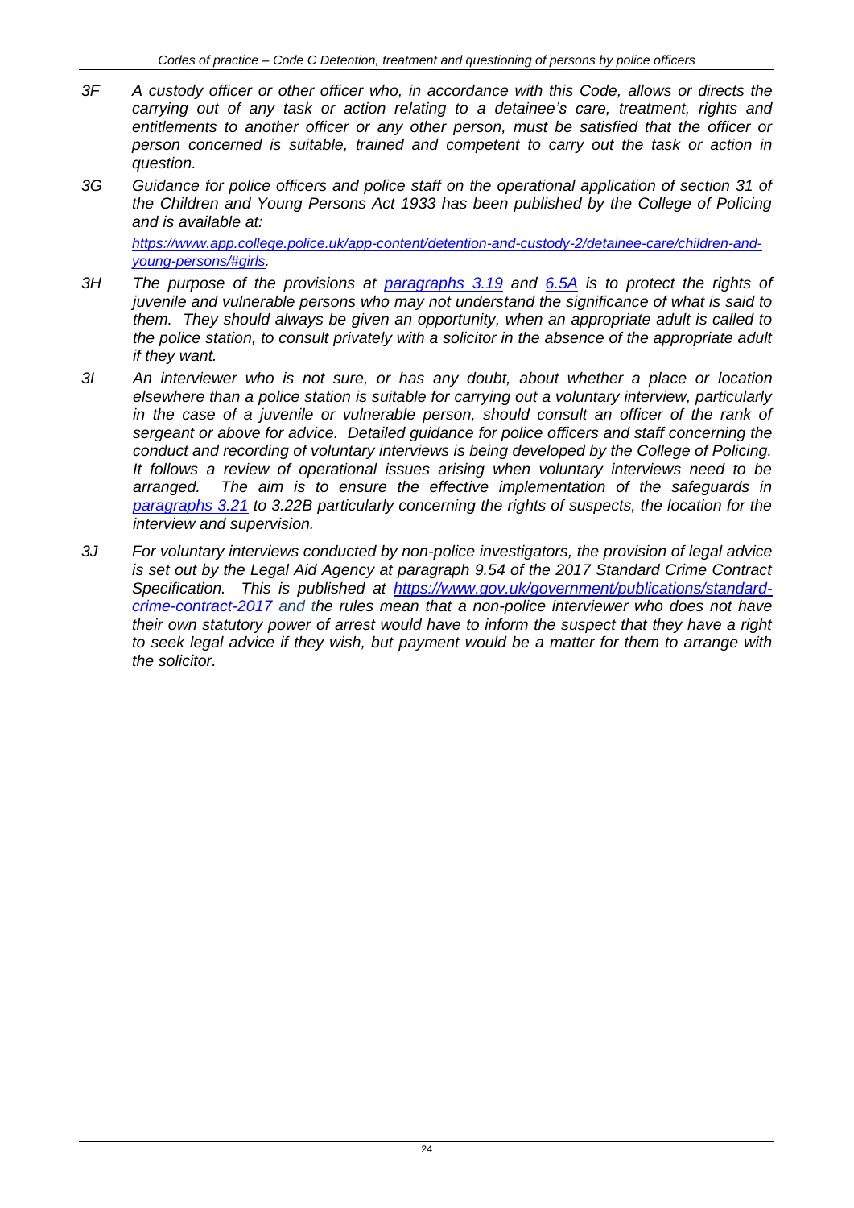*3F A custody officer or other officer who, in accordance with this Code, allows or directs the carrying out of any task or action relating to a detainee's care, treatment, rights and entitlements to another officer or any other person, must be satisfied that the officer or person concerned is suitable, trained and competent to carry out the task or action in question.*

*3G Guidance for police officers and police staff on the operational application of section 31 of the Children and Young Persons Act 1933 has been published by the College of Policing and is available at:*

*[https://www.app.college.police.uk/app-content/detention-and-custody-2/detainee-care/children-and-young-persons/#girls](https://www.app.college.police.uk/app-content/detention-and-custody-2/detainee-care/children-and-young-persons/#girls).*

*3H The purpose of the provisions at paragraphs 3.19 and 6.5A is to protect the rights of juvenile and vulnerable persons who may not understand the significance of what is said to them. They should always be given an opportunity, when an appropriate adult is called to the police station, to consult privately with a solicitor in the absence of the appropriate adult if they want.*

*3I An interviewer who is not sure, or has any doubt, about whether a place or location elsewhere than a police station is suitable for carrying out a voluntary interview, particularly in the case of a juvenile or vulnerable person, should consult an officer of the rank of sergeant or above for advice. Detailed guidance for police officers and staff concerning the conduct and recording of voluntary interviews is being developed by the College of Policing. It follows a review of operational issues arising when voluntary interviews need to be arranged. The aim is to ensure the effective implementation of the safeguards in paragraphs 3.21 to 3.22B particularly concerning the rights of suspects, the location for the interview and supervision.*

*3J For voluntary interviews conducted by non-police investigators, the provision of legal advice is set out by the Legal Aid Agency at paragraph 9.54 of the 2017 Standard Crime Contract Specification. This is published at [https://www.gov.uk/government/publications/standard-crime-contract-2017](https://www.gov.uk/government/publications/standard-crime-contract-2017) and the rules mean that a non-police interviewer who does not have their own statutory power of arrest would have to inform the suspect that they have a right to seek legal advice if they wish, but payment would be a matter for them to arrange with the solicitor.*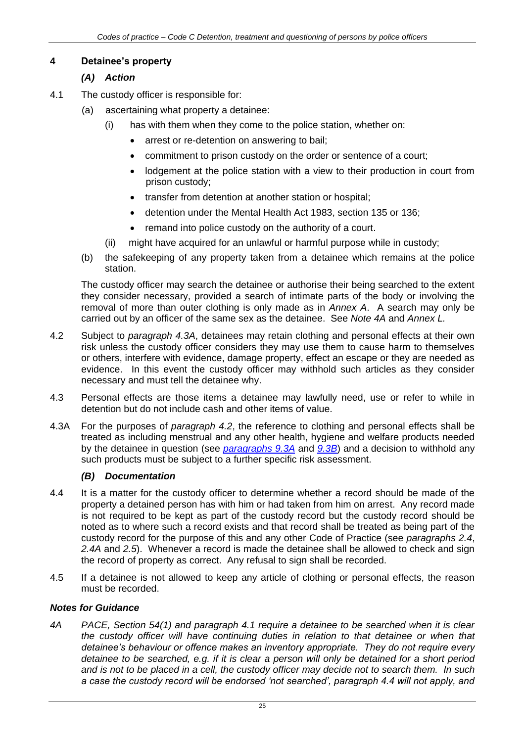## 4 Detainee's property

### *(A) Action*

4.1 The custody officer is responsible for:

(a) ascertaining what property a detainee:

(i) has with them when they come to the police station, whether on:

- arrest or re-detention on answering to bail;
- commitment to prison custody on the order or sentence of a court;
- lodgement at the police station with a view to their production in court from prison custody;
- transfer from detention at another station or hospital;
- detention under the Mental Health Act 1983, section 135 or 136;
- remand into police custody on the authority of a court.

(ii) might have acquired for an unlawful or harmful purpose while in custody;

(b) the safekeeping of any property taken from a detainee which remains at the police station.

The custody officer may search the detainee or authorise their being searched to the extent they consider necessary, provided a search of intimate parts of the body or involving the removal of more than outer clothing is only made as in *Annex A*. A search may only be carried out by an officer of the same sex as the detainee. See *Note 4A* and *Annex L.*

4.2 Subject to *paragraph 4.3A*, detainees may retain clothing and personal effects at their own risk unless the custody officer considers they may use them to cause harm to themselves or others, interfere with evidence, damage property, effect an escape or they are needed as evidence. In this event the custody officer may withhold such articles as they consider necessary and must tell the detainee why.

4.3 Personal effects are those items a detainee may lawfully need, use or refer to while in detention but do not include cash and other items of value.

4.3A For the purposes of *paragraph 4.2*, the reference to clothing and personal effects shall be treated as including menstrual and any other health, hygiene and welfare products needed by the detainee in question (see *paragraphs 9.3A* and *9.3B*) and a decision to withhold any such products must be subject to a further specific risk assessment.

### *(B) Documentation*

4.4 It is a matter for the custody officer to determine whether a record should be made of the property a detained person has with him or had taken from him on arrest. Any record made is not required to be kept as part of the custody record but the custody record should be noted as to where such a record exists and that record shall be treated as being part of the custody record for the purpose of this and any other Code of Practice (see *paragraphs 2.4*, *2.4A* and *2.5*). Whenever a record is made the detainee shall be allowed to check and sign the record of property as correct. Any refusal to sign shall be recorded.

4.5 If a detainee is not allowed to keep any article of clothing or personal effects, the reason must be recorded.

### *Notes for Guidance*

*4A PACE, Section 54(1) and paragraph 4.1 require a detainee to be searched when it is clear the custody officer will have continuing duties in relation to that detainee or when that detainee's behaviour or offence makes an inventory appropriate. They do not require every detainee to be searched, e.g. if it is clear a person will only be detained for a short period and is not to be placed in a cell, the custody officer may decide not to search them. In such a case the custody record will be endorsed 'not searched', paragraph 4.4 will not apply, and*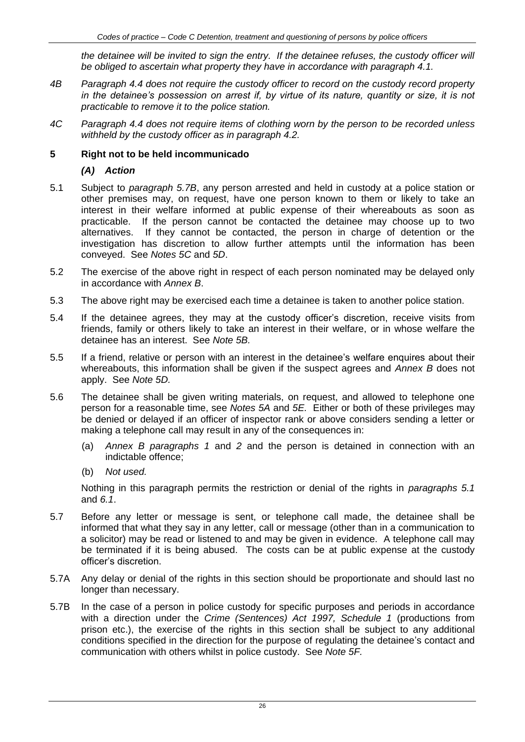*the detainee will be invited to sign the entry. If the detainee refuses, the custody officer will be obliged to ascertain what property they have in accordance with paragraph 4.1.*

*4B Paragraph 4.4 does not require the custody officer to record on the custody record property in the detainee's possession on arrest if, by virtue of its nature, quantity or size, it is not practicable to remove it to the police station.*

*4C Paragraph 4.4 does not require items of clothing worn by the person to be recorded unless withheld by the custody officer as in paragraph 4.2.*

## 5 Right not to be held incommunicado

### *(A) Action*

5.1 Subject to *paragraph 5.7B*, any person arrested and held in custody at a police station or other premises may, on request, have one person known to them or likely to take an interest in their welfare informed at public expense of their whereabouts as soon as practicable. If the person cannot be contacted the detainee may choose up to two alternatives. If they cannot be contacted, the person in charge of detention or the investigation has discretion to allow further attempts until the information has been conveyed. See *Notes 5C* and *5D*.

5.2 The exercise of the above right in respect of each person nominated may be delayed only in accordance with *Annex B*.

5.3 The above right may be exercised each time a detainee is taken to another police station.

5.4 If the detainee agrees, they may at the custody officer's discretion, receive visits from friends, family or others likely to take an interest in their welfare, or in whose welfare the detainee has an interest. See *Note 5B.*

5.5 If a friend, relative or person with an interest in the detainee's welfare enquires about their whereabouts, this information shall be given if the suspect agrees and *Annex B* does not apply. See *Note 5D.*

5.6 The detainee shall be given writing materials, on request, and allowed to telephone one person for a reasonable time, see *Notes 5A* and *5E.* Either or both of these privileges may be denied or delayed if an officer of inspector rank or above considers sending a letter or making a telephone call may result in any of the consequences in:

(a) *Annex B paragraphs 1* and *2* and the person is detained in connection with an indictable offence;

(b) *Not used.*

Nothing in this paragraph permits the restriction or denial of the rights in *paragraphs 5.1* and *6.1*.

5.7 Before any letter or message is sent, or telephone call made, the detainee shall be informed that what they say in any letter, call or message (other than in a communication to a solicitor) may be read or listened to and may be given in evidence. A telephone call may be terminated if it is being abused. The costs can be at public expense at the custody officer's discretion.

5.7A Any delay or denial of the rights in this section should be proportionate and should last no longer than necessary.

5.7B In the case of a person in police custody for specific purposes and periods in accordance with a direction under the *Crime (Sentences) Act 1997, Schedule 1* (productions from prison etc.), the exercise of the rights in this section shall be subject to any additional conditions specified in the direction for the purpose of regulating the detainee's contact and communication with others whilst in police custody. See *Note 5F.*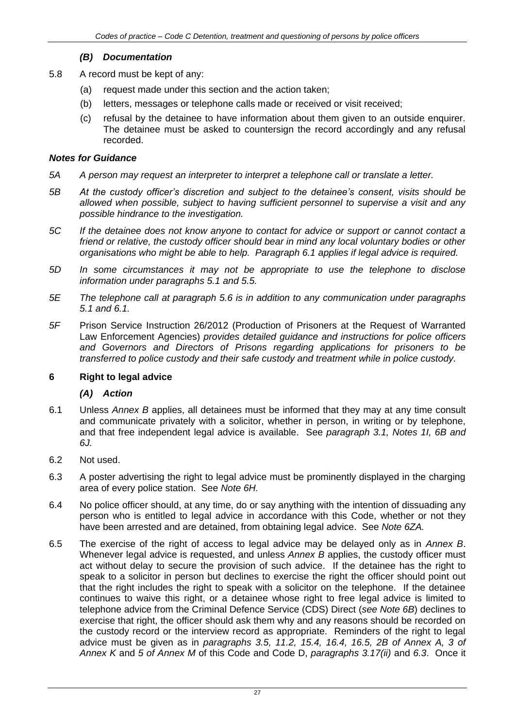### *(B) Documentation*

5.8 A record must be kept of any:

(a) request made under this section and the action taken;

(b) letters, messages or telephone calls made or received or visit received;

(c) refusal by the detainee to have information about them given to an outside enquirer. The detainee must be asked to countersign the record accordingly and any refusal recorded.

### *Notes for Guidance*

*5A A person may request an interpreter to interpret a telephone call or translate a letter.*

*5B At the custody officer's discretion and subject to the detainee's consent, visits should be allowed when possible, subject to having sufficient personnel to supervise a visit and any possible hindrance to the investigation.*

*5C If the detainee does not know anyone to contact for advice or support or cannot contact a friend or relative, the custody officer should bear in mind any local voluntary bodies or other organisations who might be able to help. Paragraph 6.1 applies if legal advice is required.*

*5D In some circumstances it may not be appropriate to use the telephone to disclose information under paragraphs 5.1 and 5.5.*

*5E The telephone call at paragraph 5.6 is in addition to any communication under paragraphs 5.1 and 6.1.*

*5F* Prison Service Instruction 26/2012 (Production of Prisoners at the Request of Warranted Law Enforcement Agencies) *provides detailed guidance and instructions for police officers and Governors and Directors of Prisons regarding applications for prisoners to be transferred to police custody and their safe custody and treatment while in police custody.*

## 6 Right to legal advice

### *(A) Action*

6.1 Unless *Annex B* applies, all detainees must be informed that they may at any time consult and communicate privately with a solicitor, whether in person, in writing or by telephone, and that free independent legal advice is available. See *paragraph 3.1, Notes 1I, 6B and 6J.*

6.2 Not used.

6.3 A poster advertising the right to legal advice must be prominently displayed in the charging area of every police station. See *Note 6H.*

6.4 No police officer should, at any time, do or say anything with the intention of dissuading any person who is entitled to legal advice in accordance with this Code, whether or not they have been arrested and are detained, from obtaining legal advice. See *Note 6ZA.*

6.5 The exercise of the right of access to legal advice may be delayed only as in *Annex B*. Whenever legal advice is requested, and unless *Annex B* applies, the custody officer must act without delay to secure the provision of such advice. If the detainee has the right to speak to a solicitor in person but declines to exercise the right the officer should point out that the right includes the right to speak with a solicitor on the telephone. If the detainee continues to waive this right, or a detainee whose right to free legal advice is limited to telephone advice from the Criminal Defence Service (CDS) Direct (*see Note 6B*) declines to exercise that right, the officer should ask them why and any reasons should be recorded on the custody record or the interview record as appropriate. Reminders of the right to legal advice must be given as in *paragraphs 3.5, 11.2, 15.4, 16.4, 16.5, 2B of Annex A, 3 of Annex K* and *5 of Annex M* of this Code and Code D, *paragraphs 3.17(ii)* and *6.3*. Once it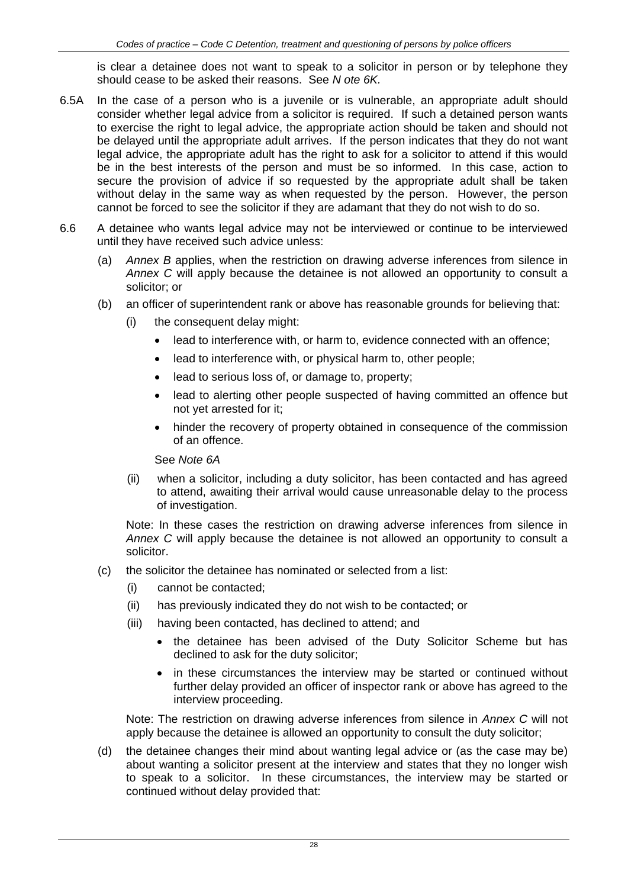is clear a detainee does not want to speak to a solicitor in person or by telephone they should cease to be asked their reasons. See *N ote 6K.*

6.5A In the case of a person who is a juvenile or is vulnerable, an appropriate adult should consider whether legal advice from a solicitor is required. If such a detained person wants to exercise the right to legal advice, the appropriate action should be taken and should not be delayed until the appropriate adult arrives. If the person indicates that they do not want legal advice, the appropriate adult has the right to ask for a solicitor to attend if this would be in the best interests of the person and must be so informed. In this case, action to secure the provision of advice if so requested by the appropriate adult shall be taken without delay in the same way as when requested by the person. However, the person cannot be forced to see the solicitor if they are adamant that they do not wish to do so.

6.6 A detainee who wants legal advice may not be interviewed or continue to be interviewed until they have received such advice unless:

(a) *Annex B* applies, when the restriction on drawing adverse inferences from silence in *Annex C* will apply because the detainee is not allowed an opportunity to consult a solicitor; or

(b) an officer of superintendent rank or above has reasonable grounds for believing that:

   (i) the consequent delay might:

   - lead to interference with, or harm to, evidence connected with an offence;
   - lead to interference with, or physical harm to, other people;
   - lead to serious loss of, or damage to, property;
   - lead to alerting other people suspected of having committed an offence but not yet arrested for it;
   - hinder the recovery of property obtained in consequence of the commission of an offence.

   See *Note 6A*

   (ii) when a solicitor, including a duty solicitor, has been contacted and has agreed to attend, awaiting their arrival would cause unreasonable delay to the process of investigation.

   Note: In these cases the restriction on drawing adverse inferences from silence in *Annex C* will apply because the detainee is not allowed an opportunity to consult a solicitor.

(c) the solicitor the detainee has nominated or selected from a list:

   (i) cannot be contacted;

   (ii) has previously indicated they do not wish to be contacted; or

   (iii) having been contacted, has declined to attend; and

   - the detainee has been advised of the Duty Solicitor Scheme but has declined to ask for the duty solicitor;
   - in these circumstances the interview may be started or continued without further delay provided an officer of inspector rank or above has agreed to the interview proceeding.

   Note: The restriction on drawing adverse inferences from silence in *Annex C* will not apply because the detainee is allowed an opportunity to consult the duty solicitor;

(d) the detainee changes their mind about wanting legal advice or (as the case may be) about wanting a solicitor present at the interview and states that they no longer wish to speak to a solicitor. In these circumstances, the interview may be started or continued without delay provided that: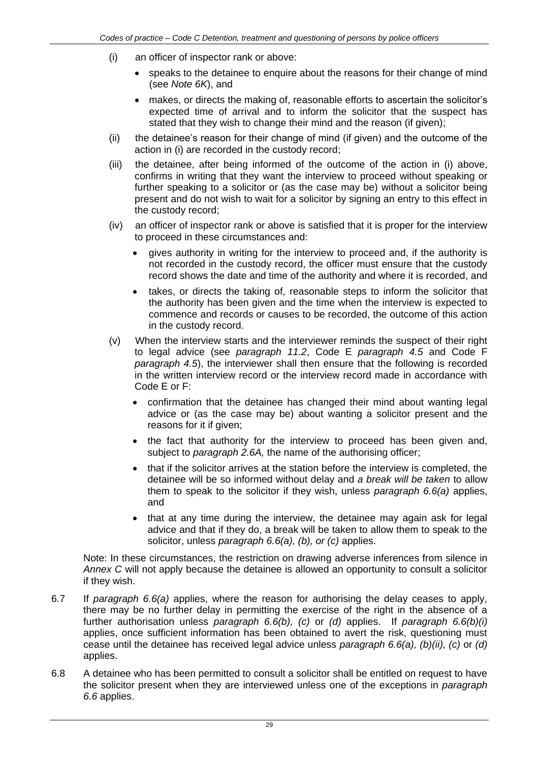(i) an officer of inspector rank or above:

- speaks to the detainee to enquire about the reasons for their change of mind (see *Note 6K*), and
- makes, or directs the making of, reasonable efforts to ascertain the solicitor's expected time of arrival and to inform the solicitor that the suspect has stated that they wish to change their mind and the reason (if given);

(ii) the detainee's reason for their change of mind (if given) and the outcome of the action in (i) are recorded in the custody record;

(iii) the detainee, after being informed of the outcome of the action in (i) above, confirms in writing that they want the interview to proceed without speaking or further speaking to a solicitor or (as the case may be) without a solicitor being present and do not wish to wait for a solicitor by signing an entry to this effect in the custody record;

(iv) an officer of inspector rank or above is satisfied that it is proper for the interview to proceed in these circumstances and:

- gives authority in writing for the interview to proceed and, if the authority is not recorded in the custody record, the officer must ensure that the custody record shows the date and time of the authority and where it is recorded, and
- takes, or directs the taking of, reasonable steps to inform the solicitor that the authority has been given and the time when the interview is expected to commence and records or causes to be recorded, the outcome of this action in the custody record.

(v) When the interview starts and the interviewer reminds the suspect of their right to legal advice (see *paragraph 11.2*, Code E *paragraph 4.5* and Code F *paragraph 4.5*), the interviewer shall then ensure that the following is recorded in the written interview record or the interview record made in accordance with Code E or F:

- confirmation that the detainee has changed their mind about wanting legal advice or (as the case may be) about wanting a solicitor present and the reasons for it if given;
- the fact that authority for the interview to proceed has been given and, subject to *paragraph 2.6A,* the name of the authorising officer;
- that if the solicitor arrives at the station before the interview is completed, the detainee will be so informed without delay and *a break will be taken* to allow them to speak to the solicitor if they wish, unless *paragraph 6.6(a)* applies, and
- that at any time during the interview, the detainee may again ask for legal advice and that if they do, a break will be taken to allow them to speak to the solicitor, unless *paragraph 6.6(a), (b), or (c)* applies.

Note: In these circumstances, the restriction on drawing adverse inferences from silence in *Annex C* will not apply because the detainee is allowed an opportunity to consult a solicitor if they wish.

6.7 If *paragraph 6.6(a)* applies, where the reason for authorising the delay ceases to apply, there may be no further delay in permitting the exercise of the right in the absence of a further authorisation unless *paragraph 6.6(b), (c)* or *(d)* applies. If *paragraph 6.6(b)(i)* applies, once sufficient information has been obtained to avert the risk, questioning must cease until the detainee has received legal advice unless *paragraph 6.6(a), (b)(ii), (c)* or *(d)* applies.

6.8 A detainee who has been permitted to consult a solicitor shall be entitled on request to have the solicitor present when they are interviewed unless one of the exceptions in *paragraph 6.6* applies.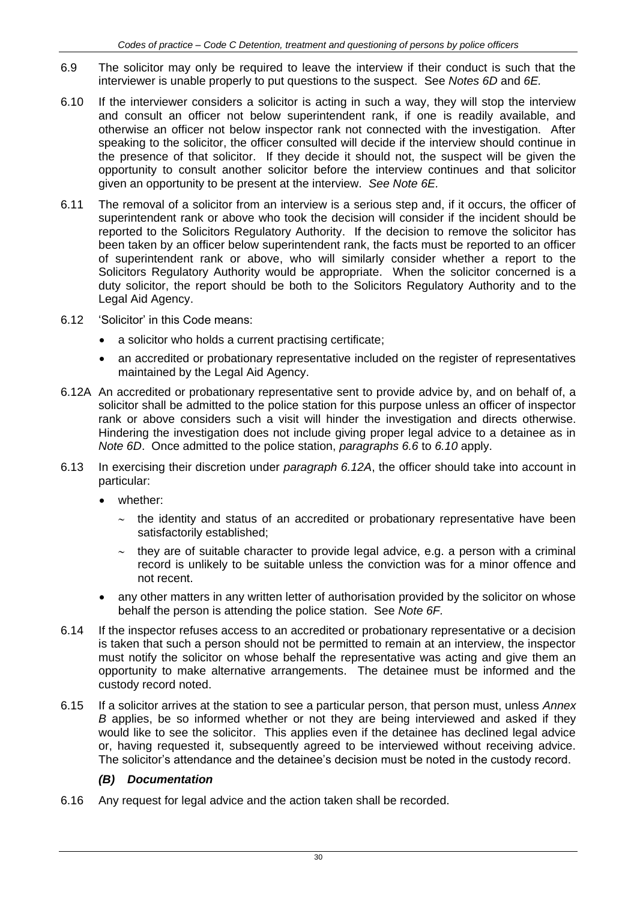6.9 The solicitor may only be required to leave the interview if their conduct is such that the interviewer is unable properly to put questions to the suspect. See *Notes 6D* and *6E.*

6.10 If the interviewer considers a solicitor is acting in such a way, they will stop the interview and consult an officer not below superintendent rank, if one is readily available, and otherwise an officer not below inspector rank not connected with the investigation. After speaking to the solicitor, the officer consulted will decide if the interview should continue in the presence of that solicitor. If they decide it should not, the suspect will be given the opportunity to consult another solicitor before the interview continues and that solicitor given an opportunity to be present at the interview. *See Note 6E.*

6.11 The removal of a solicitor from an interview is a serious step and, if it occurs, the officer of superintendent rank or above who took the decision will consider if the incident should be reported to the Solicitors Regulatory Authority. If the decision to remove the solicitor has been taken by an officer below superintendent rank, the facts must be reported to an officer of superintendent rank or above, who will similarly consider whether a report to the Solicitors Regulatory Authority would be appropriate. When the solicitor concerned is a duty solicitor, the report should be both to the Solicitors Regulatory Authority and to the Legal Aid Agency.

6.12 'Solicitor' in this Code means:

- a solicitor who holds a current practising certificate;
- an accredited or probationary representative included on the register of representatives maintained by the Legal Aid Agency.

6.12A An accredited or probationary representative sent to provide advice by, and on behalf of, a solicitor shall be admitted to the police station for this purpose unless an officer of inspector rank or above considers such a visit will hinder the investigation and directs otherwise. Hindering the investigation does not include giving proper legal advice to a detainee as in *Note 6D*. Once admitted to the police station, *paragraphs 6.6* to *6.10* apply.

6.13 In exercising their discretion under *paragraph 6.12A*, the officer should take into account in particular:

- whether:
  - ~ the identity and status of an accredited or probationary representative have been satisfactorily established;
  - ~ they are of suitable character to provide legal advice, e.g. a person with a criminal record is unlikely to be suitable unless the conviction was for a minor offence and not recent.
- any other matters in any written letter of authorisation provided by the solicitor on whose behalf the person is attending the police station. See *Note 6F.*

6.14 If the inspector refuses access to an accredited or probationary representative or a decision is taken that such a person should not be permitted to remain at an interview, the inspector must notify the solicitor on whose behalf the representative was acting and give them an opportunity to make alternative arrangements. The detainee must be informed and the custody record noted.

6.15 If a solicitor arrives at the station to see a particular person, that person must, unless *Annex B* applies, be so informed whether or not they are being interviewed and asked if they would like to see the solicitor. This applies even if the detainee has declined legal advice or, having requested it, subsequently agreed to be interviewed without receiving advice. The solicitor's attendance and the detainee's decision must be noted in the custody record.

### *(B) Documentation*

6.16 Any request for legal advice and the action taken shall be recorded.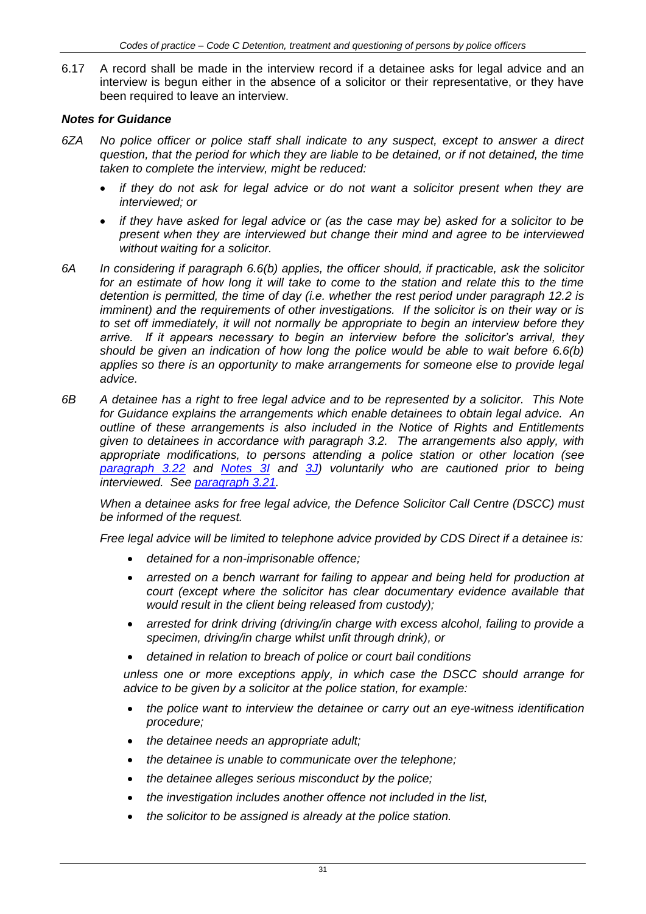6.17 A record shall be made in the interview record if a detainee asks for legal advice and an interview is begun either in the absence of a solicitor or their representative, or they have been required to leave an interview.

### *Notes for Guidance*

*6ZA No police officer or police staff shall indicate to any suspect, except to answer a direct question, that the period for which they are liable to be detained, or if not detained, the time taken to complete the interview, might be reduced:*

- *if they do not ask for legal advice or do not want a solicitor present when they are interviewed; or*
- *if they have asked for legal advice or (as the case may be) asked for a solicitor to be present when they are interviewed but change their mind and agree to be interviewed without waiting for a solicitor.*

*6A In considering if paragraph 6.6(b) applies, the officer should, if practicable, ask the solicitor for an estimate of how long it will take to come to the station and relate this to the time detention is permitted, the time of day (i.e. whether the rest period under paragraph 12.2 is imminent) and the requirements of other investigations. If the solicitor is on their way or is to set off immediately, it will not normally be appropriate to begin an interview before they arrive. If it appears necessary to begin an interview before the solicitor's arrival, they should be given an indication of how long the police would be able to wait before 6.6(b) applies so there is an opportunity to make arrangements for someone else to provide legal advice.*

*6B A detainee has a right to free legal advice and to be represented by a solicitor. This Note for Guidance explains the arrangements which enable detainees to obtain legal advice. An outline of these arrangements is also included in the Notice of Rights and Entitlements given to detainees in accordance with paragraph 3.2. The arrangements also apply, with appropriate modifications, to persons attending a police station or other location (see paragraph 3.22 and Notes 3I and 3J) voluntarily who are cautioned prior to being interviewed. See paragraph 3.21.*

*When a detainee asks for free legal advice, the Defence Solicitor Call Centre (DSCC) must be informed of the request.*

*Free legal advice will be limited to telephone advice provided by CDS Direct if a detainee is:*

- *detained for a non-imprisonable offence;*
- *arrested on a bench warrant for failing to appear and being held for production at court (except where the solicitor has clear documentary evidence available that would result in the client being released from custody);*
- *arrested for drink driving (driving/in charge with excess alcohol, failing to provide a specimen, driving/in charge whilst unfit through drink), or*
- *detained in relation to breach of police or court bail conditions*

*unless one or more exceptions apply, in which case the DSCC should arrange for advice to be given by a solicitor at the police station, for example:*

- *the police want to interview the detainee or carry out an eye-witness identification procedure;*
- *the detainee needs an appropriate adult;*
- *the detainee is unable to communicate over the telephone;*
- *the detainee alleges serious misconduct by the police;*
- *the investigation includes another offence not included in the list,*
- *the solicitor to be assigned is already at the police station.*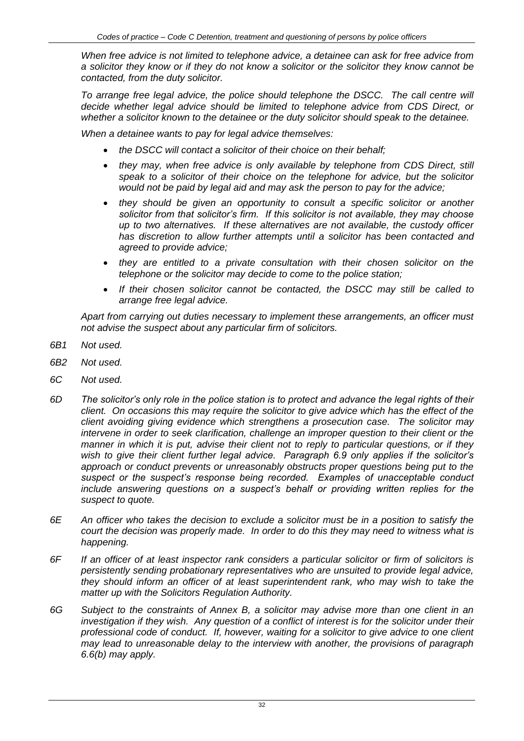*When free advice is not limited to telephone advice, a detainee can ask for free advice from a solicitor they know or if they do not know a solicitor or the solicitor they know cannot be contacted, from the duty solicitor.*

*To arrange free legal advice, the police should telephone the DSCC. The call centre will decide whether legal advice should be limited to telephone advice from CDS Direct, or whether a solicitor known to the detainee or the duty solicitor should speak to the detainee.*

*When a detainee wants to pay for legal advice themselves:*

- *the DSCC will contact a solicitor of their choice on their behalf;*
- *they may, when free advice is only available by telephone from CDS Direct, still speak to a solicitor of their choice on the telephone for advice, but the solicitor would not be paid by legal aid and may ask the person to pay for the advice;*
- *they should be given an opportunity to consult a specific solicitor or another solicitor from that solicitor's firm. If this solicitor is not available, they may choose up to two alternatives. If these alternatives are not available, the custody officer has discretion to allow further attempts until a solicitor has been contacted and agreed to provide advice;*
- *they are entitled to a private consultation with their chosen solicitor on the telephone or the solicitor may decide to come to the police station;*
- *If their chosen solicitor cannot be contacted, the DSCC may still be called to arrange free legal advice.*

*Apart from carrying out duties necessary to implement these arrangements, an officer must not advise the suspect about any particular firm of solicitors.*

*6B1 Not used.*

*6B2 Not used.*

*6C Not used.*

*6D The solicitor's only role in the police station is to protect and advance the legal rights of their client. On occasions this may require the solicitor to give advice which has the effect of the client avoiding giving evidence which strengthens a prosecution case. The solicitor may intervene in order to seek clarification, challenge an improper question to their client or the manner in which it is put, advise their client not to reply to particular questions, or if they wish to give their client further legal advice. Paragraph 6.9 only applies if the solicitor's approach or conduct prevents or unreasonably obstructs proper questions being put to the suspect or the suspect's response being recorded. Examples of unacceptable conduct include answering questions on a suspect's behalf or providing written replies for the suspect to quote.*

*6E An officer who takes the decision to exclude a solicitor must be in a position to satisfy the court the decision was properly made. In order to do this they may need to witness what is happening.*

*6F If an officer of at least inspector rank considers a particular solicitor or firm of solicitors is persistently sending probationary representatives who are unsuited to provide legal advice, they should inform an officer of at least superintendent rank, who may wish to take the matter up with the Solicitors Regulation Authority.*

*6G Subject to the constraints of Annex B, a solicitor may advise more than one client in an investigation if they wish. Any question of a conflict of interest is for the solicitor under their professional code of conduct. If, however, waiting for a solicitor to give advice to one client may lead to unreasonable delay to the interview with another, the provisions of paragraph 6.6(b) may apply.*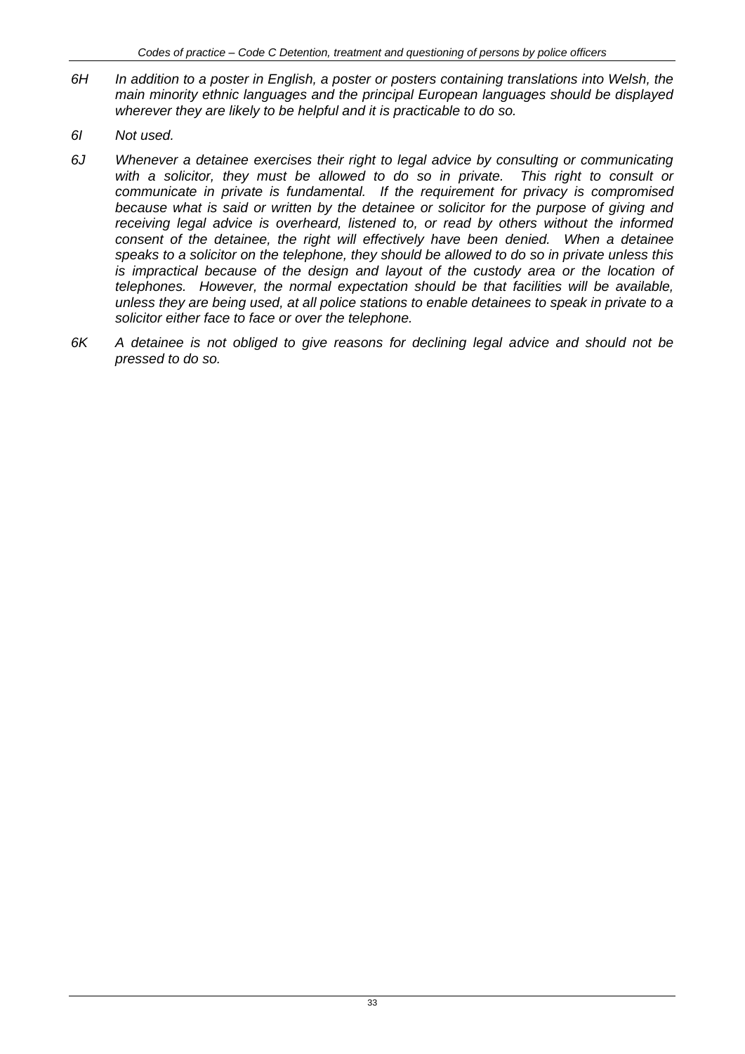*6H In addition to a poster in English, a poster or posters containing translations into Welsh, the main minority ethnic languages and the principal European languages should be displayed wherever they are likely to be helpful and it is practicable to do so.*

*6I Not used.*

*6J Whenever a detainee exercises their right to legal advice by consulting or communicating with a solicitor, they must be allowed to do so in private. This right to consult or communicate in private is fundamental. If the requirement for privacy is compromised because what is said or written by the detainee or solicitor for the purpose of giving and receiving legal advice is overheard, listened to, or read by others without the informed consent of the detainee, the right will effectively have been denied. When a detainee speaks to a solicitor on the telephone, they should be allowed to do so in private unless this is impractical because of the design and layout of the custody area or the location of telephones. However, the normal expectation should be that facilities will be available, unless they are being used, at all police stations to enable detainees to speak in private to a solicitor either face to face or over the telephone.*

*6K A detainee is not obliged to give reasons for declining legal advice and should not be pressed to do so.*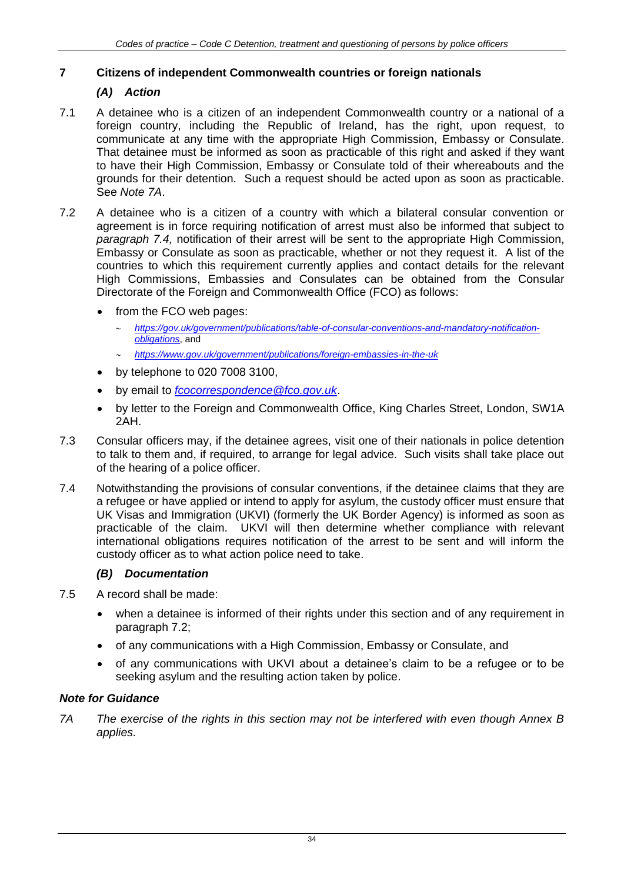## 7 Citizens of independent Commonwealth countries or foreign nationals

### *(A) Action*

7.1 A detainee who is a citizen of an independent Commonwealth country or a national of a foreign country, including the Republic of Ireland, has the right, upon request, to communicate at any time with the appropriate High Commission, Embassy or Consulate. That detainee must be informed as soon as practicable of this right and asked if they want to have their High Commission, Embassy or Consulate told of their whereabouts and the grounds for their detention. Such a request should be acted upon as soon as practicable. See *Note 7A*.

7.2 A detainee who is a citizen of a country with which a bilateral consular convention or agreement is in force requiring notification of arrest must also be informed that subject to *paragraph 7.4,* notification of their arrest will be sent to the appropriate High Commission, Embassy or Consulate as soon as practicable, whether or not they request it. A list of the countries to which this requirement currently applies and contact details for the relevant High Commissions, Embassies and Consulates can be obtained from the Consular Directorate of the Foreign and Commonwealth Office (FCO) as follows:

- from the FCO web pages:
  - ~ *https://gov.uk/government/publications/table-of-consular-conventions-and-mandatory-notification-obligations*, and
  - ~ *https://www.gov.uk/government/publications/foreign-embassies-in-the-uk*
- by telephone to 020 7008 3100,
- by email to *fcocorrespondence@fco.gov.uk*.
- by letter to the Foreign and Commonwealth Office, King Charles Street, London, SW1A 2AH.

7.3 Consular officers may, if the detainee agrees, visit one of their nationals in police detention to talk to them and, if required, to arrange for legal advice. Such visits shall take place out of the hearing of a police officer.

7.4 Notwithstanding the provisions of consular conventions, if the detainee claims that they are a refugee or have applied or intend to apply for asylum, the custody officer must ensure that UK Visas and Immigration (UKVI) (formerly the UK Border Agency) is informed as soon as practicable of the claim. UKVI will then determine whether compliance with relevant international obligations requires notification of the arrest to be sent and will inform the custody officer as to what action police need to take.

### *(B) Documentation*

7.5 A record shall be made:

- when a detainee is informed of their rights under this section and of any requirement in paragraph 7.2;
- of any communications with a High Commission, Embassy or Consulate, and
- of any communications with UKVI about a detainee's claim to be a refugee or to be seeking asylum and the resulting action taken by police.

### *Note for Guidance*

*7A The exercise of the rights in this section may not be interfered with even though Annex B applies.*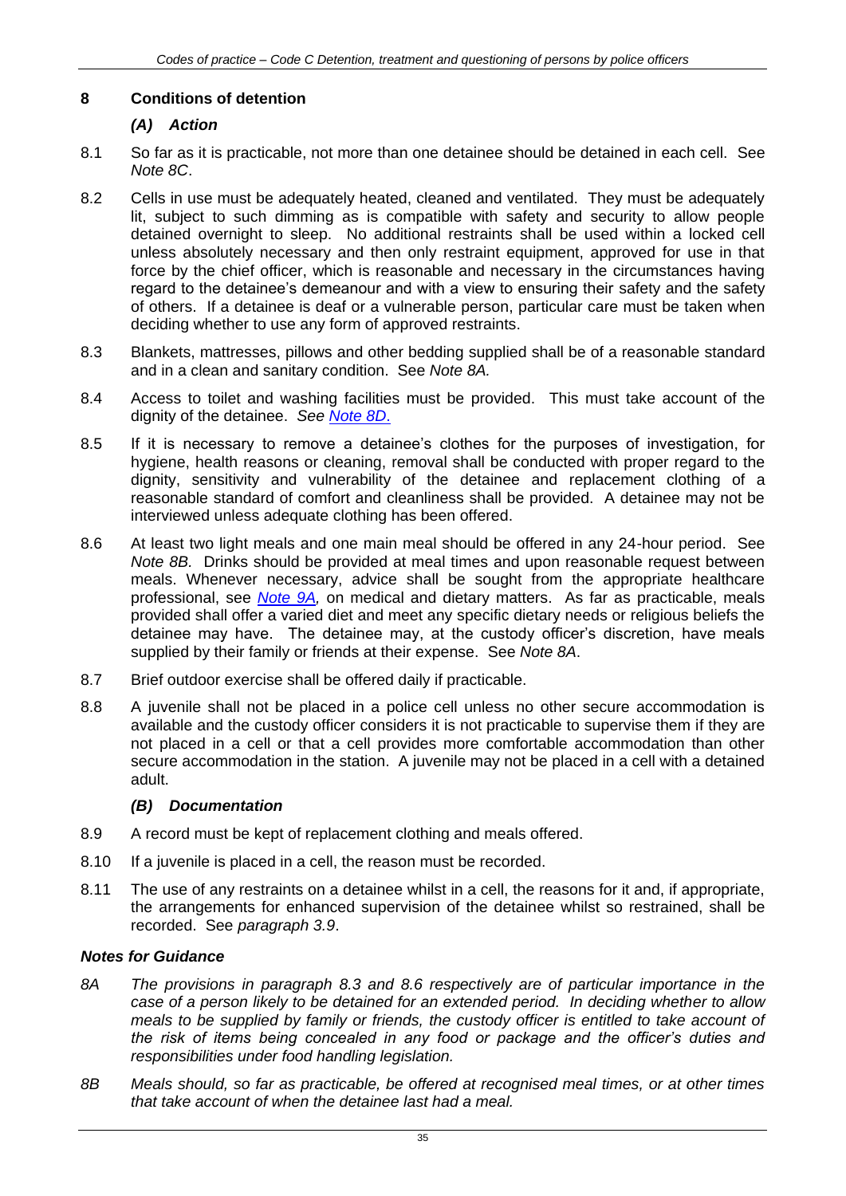## 8 Conditions of detention

### *(A) Action*

8.1 So far as it is practicable, not more than one detainee should be detained in each cell. See *Note 8C*.

8.2 Cells in use must be adequately heated, cleaned and ventilated. They must be adequately lit, subject to such dimming as is compatible with safety and security to allow people detained overnight to sleep. No additional restraints shall be used within a locked cell unless absolutely necessary and then only restraint equipment, approved for use in that force by the chief officer, which is reasonable and necessary in the circumstances having regard to the detainee's demeanour and with a view to ensuring their safety and the safety of others. If a detainee is deaf or a vulnerable person, particular care must be taken when deciding whether to use any form of approved restraints.

8.3 Blankets, mattresses, pillows and other bedding supplied shall be of a reasonable standard and in a clean and sanitary condition. See *Note 8A.*

8.4 Access to toilet and washing facilities must be provided. This must take account of the dignity of the detainee. *See Note 8D*.

8.5 If it is necessary to remove a detainee's clothes for the purposes of investigation, for hygiene, health reasons or cleaning, removal shall be conducted with proper regard to the dignity, sensitivity and vulnerability of the detainee and replacement clothing of a reasonable standard of comfort and cleanliness shall be provided. A detainee may not be interviewed unless adequate clothing has been offered.

8.6 At least two light meals and one main meal should be offered in any 24-hour period. See *Note 8B.* Drinks should be provided at meal times and upon reasonable request between meals. Whenever necessary, advice shall be sought from the appropriate healthcare professional, see *Note 9A,* on medical and dietary matters. As far as practicable, meals provided shall offer a varied diet and meet any specific dietary needs or religious beliefs the detainee may have. The detainee may, at the custody officer's discretion, have meals supplied by their family or friends at their expense. See *Note 8A*.

8.7 Brief outdoor exercise shall be offered daily if practicable.

8.8 A juvenile shall not be placed in a police cell unless no other secure accommodation is available and the custody officer considers it is not practicable to supervise them if they are not placed in a cell or that a cell provides more comfortable accommodation than other secure accommodation in the station. A juvenile may not be placed in a cell with a detained adult.

### *(B) Documentation*

8.9 A record must be kept of replacement clothing and meals offered.

8.10 If a juvenile is placed in a cell, the reason must be recorded.

8.11 The use of any restraints on a detainee whilst in a cell, the reasons for it and, if appropriate, the arrangements for enhanced supervision of the detainee whilst so restrained, shall be recorded. See *paragraph 3.9*.

### *Notes for Guidance*

*8A The provisions in paragraph 8.3 and 8.6 respectively are of particular importance in the case of a person likely to be detained for an extended period. In deciding whether to allow meals to be supplied by family or friends, the custody officer is entitled to take account of the risk of items being concealed in any food or package and the officer's duties and responsibilities under food handling legislation.*

*8B Meals should, so far as practicable, be offered at recognised meal times, or at other times that take account of when the detainee last had a meal.*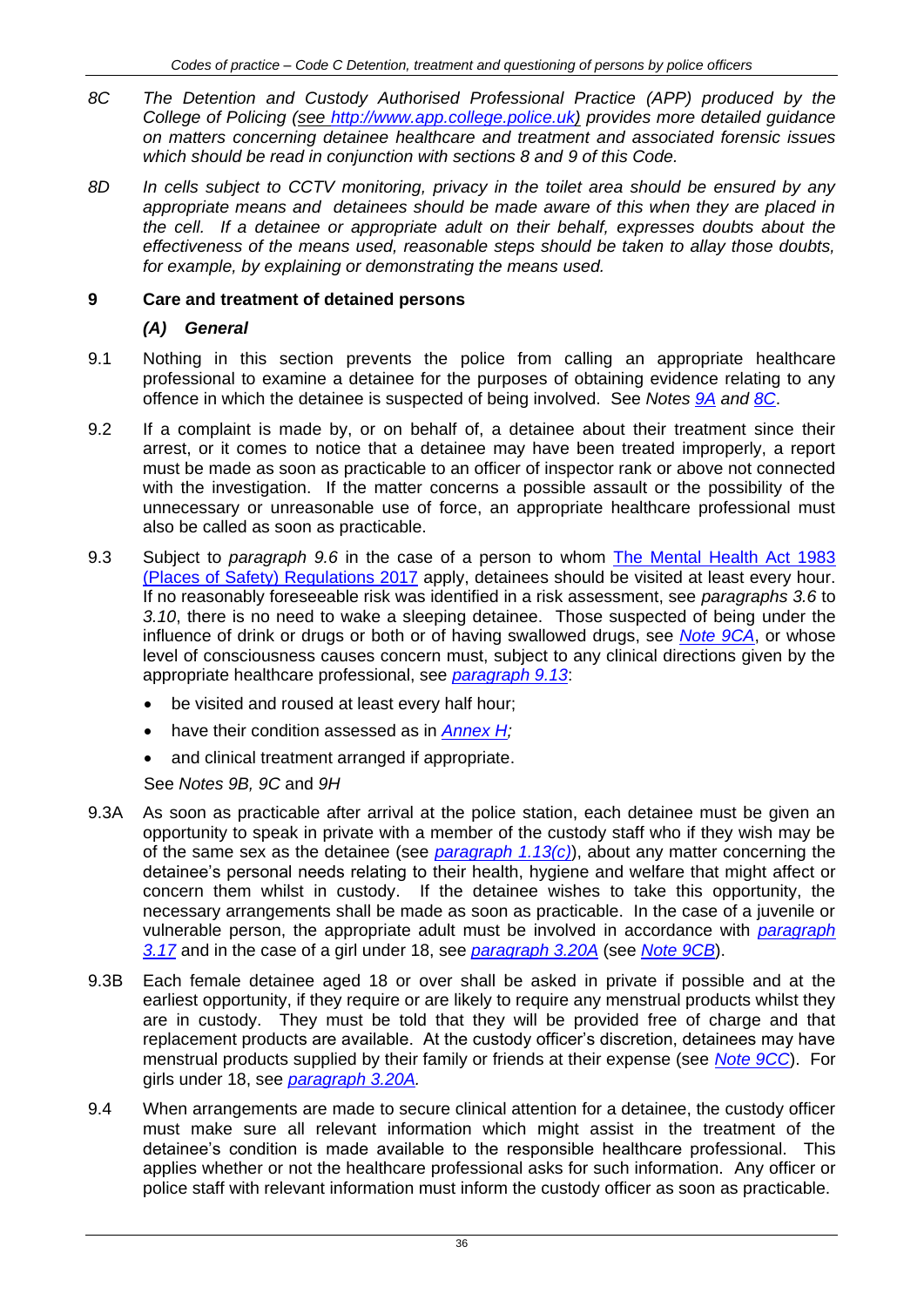*8C The Detention and Custody Authorised Professional Practice (APP) produced by the College of Policing (see http://www.app.college.police.uk) provides more detailed guidance on matters concerning detainee healthcare and treatment and associated forensic issues which should be read in conjunction with sections 8 and 9 of this Code.*

*8D In cells subject to CCTV monitoring, privacy in the toilet area should be ensured by any appropriate means and detainees should be made aware of this when they are placed in the cell. If a detainee or appropriate adult on their behalf, expresses doubts about the effectiveness of the means used, reasonable steps should be taken to allay those doubts, for example, by explaining or demonstrating the means used.*

## 9 Care and treatment of detained persons

### *(A) General*

9.1 Nothing in this section prevents the police from calling an appropriate healthcare professional to examine a detainee for the purposes of obtaining evidence relating to any offence in which the detainee is suspected of being involved. See *Notes 9A and 8C*.

9.2 If a complaint is made by, or on behalf of, a detainee about their treatment since their arrest, or it comes to notice that a detainee may have been treated improperly, a report must be made as soon as practicable to an officer of inspector rank or above not connected with the investigation. If the matter concerns a possible assault or the possibility of the unnecessary or unreasonable use of force, an appropriate healthcare professional must also be called as soon as practicable.

9.3 Subject to *paragraph 9.6* in the case of a person to whom The Mental Health Act 1983 (Places of Safety) Regulations 2017 apply, detainees should be visited at least every hour. If no reasonably foreseeable risk was identified in a risk assessment, see *paragraphs 3.6* to *3.10*, there is no need to wake a sleeping detainee. Those suspected of being under the influence of drink or drugs or both or of having swallowed drugs, see *Note 9CA*, or whose level of consciousness causes concern must, subject to any clinical directions given by the appropriate healthcare professional, see *paragraph 9.13*:

- be visited and roused at least every half hour;
- have their condition assessed as in *Annex H;*
- and clinical treatment arranged if appropriate.

See *Notes 9B, 9C* and *9H*

9.3A As soon as practicable after arrival at the police station, each detainee must be given an opportunity to speak in private with a member of the custody staff who if they wish may be of the same sex as the detainee (see *paragraph 1.13(c)*), about any matter concerning the detainee's personal needs relating to their health, hygiene and welfare that might affect or concern them whilst in custody. If the detainee wishes to take this opportunity, the necessary arrangements shall be made as soon as practicable. In the case of a juvenile or vulnerable person, the appropriate adult must be involved in accordance with *paragraph 3.17* and in the case of a girl under 18, see *paragraph 3.20A* (see *Note 9CB*).

9.3B Each female detainee aged 18 or over shall be asked in private if possible and at the earliest opportunity, if they require or are likely to require any menstrual products whilst they are in custody. They must be told that they will be provided free of charge and that replacement products are available. At the custody officer's discretion, detainees may have menstrual products supplied by their family or friends at their expense (see *Note 9CC*). For girls under 18, see *paragraph 3.20A.*

9.4 When arrangements are made to secure clinical attention for a detainee, the custody officer must make sure all relevant information which might assist in the treatment of the detainee's condition is made available to the responsible healthcare professional. This applies whether or not the healthcare professional asks for such information. Any officer or police staff with relevant information must inform the custody officer as soon as practicable.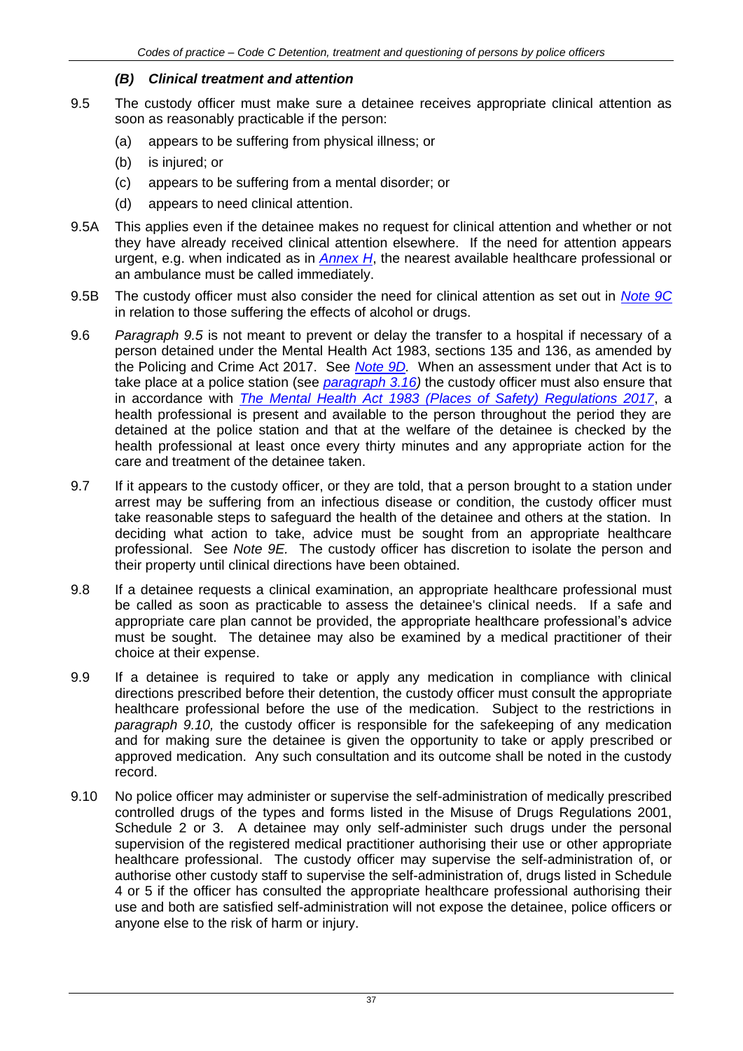### *(B) Clinical treatment and attention*

9.5 The custody officer must make sure a detainee receives appropriate clinical attention as soon as reasonably practicable if the person:

- (a) appears to be suffering from physical illness; or
- (b) is injured; or
- (c) appears to be suffering from a mental disorder; or
- (d) appears to need clinical attention.

9.5A This applies even if the detainee makes no request for clinical attention and whether or not they have already received clinical attention elsewhere. If the need for attention appears urgent, e.g. when indicated as in *Annex H*, the nearest available healthcare professional or an ambulance must be called immediately.

9.5B The custody officer must also consider the need for clinical attention as set out in *Note 9C* in relation to those suffering the effects of alcohol or drugs.

9.6 *Paragraph 9.5* is not meant to prevent or delay the transfer to a hospital if necessary of a person detained under the Mental Health Act 1983, sections 135 and 136, as amended by the Policing and Crime Act 2017. See *Note 9D.* When an assessment under that Act is to take place at a police station (see *paragraph 3.16)* the custody officer must also ensure that in accordance with *The Mental Health Act 1983 (Places of Safety) Regulations 2017*, a health professional is present and available to the person throughout the period they are detained at the police station and that at the welfare of the detainee is checked by the health professional at least once every thirty minutes and any appropriate action for the care and treatment of the detainee taken.

9.7 If it appears to the custody officer, or they are told, that a person brought to a station under arrest may be suffering from an infectious disease or condition, the custody officer must take reasonable steps to safeguard the health of the detainee and others at the station. In deciding what action to take, advice must be sought from an appropriate healthcare professional. See *Note 9E.* The custody officer has discretion to isolate the person and their property until clinical directions have been obtained.

9.8 If a detainee requests a clinical examination, an appropriate healthcare professional must be called as soon as practicable to assess the detainee's clinical needs. If a safe and appropriate care plan cannot be provided, the appropriate healthcare professional's advice must be sought. The detainee may also be examined by a medical practitioner of their choice at their expense.

9.9 If a detainee is required to take or apply any medication in compliance with clinical directions prescribed before their detention, the custody officer must consult the appropriate healthcare professional before the use of the medication. Subject to the restrictions in *paragraph 9.10,* the custody officer is responsible for the safekeeping of any medication and for making sure the detainee is given the opportunity to take or apply prescribed or approved medication. Any such consultation and its outcome shall be noted in the custody record.

9.10 No police officer may administer or supervise the self-administration of medically prescribed controlled drugs of the types and forms listed in the Misuse of Drugs Regulations 2001, Schedule 2 or 3. A detainee may only self-administer such drugs under the personal supervision of the registered medical practitioner authorising their use or other appropriate healthcare professional. The custody officer may supervise the self-administration of, or authorise other custody staff to supervise the self-administration of, drugs listed in Schedule 4 or 5 if the officer has consulted the appropriate healthcare professional authorising their use and both are satisfied self-administration will not expose the detainee, police officers or anyone else to the risk of harm or injury.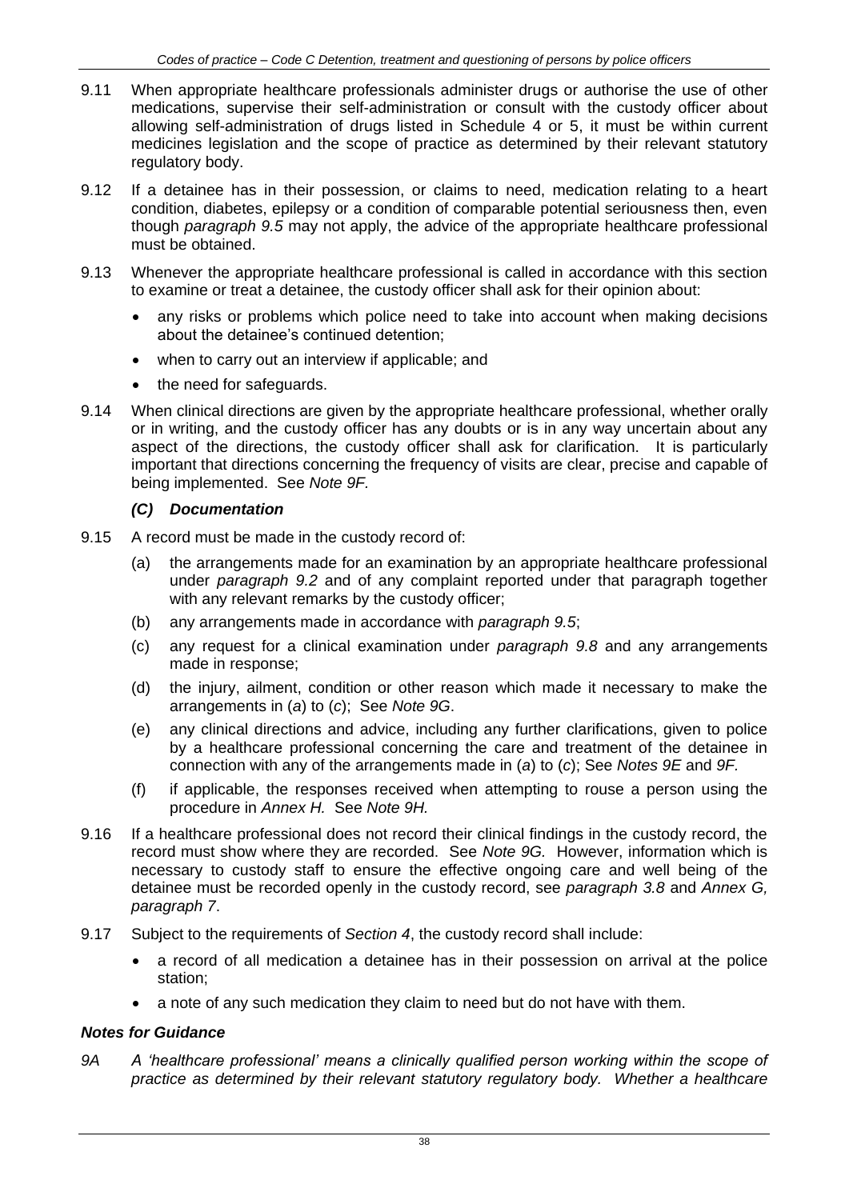9.11 When appropriate healthcare professionals administer drugs or authorise the use of other medications, supervise their self-administration or consult with the custody officer about allowing self-administration of drugs listed in Schedule 4 or 5, it must be within current medicines legislation and the scope of practice as determined by their relevant statutory regulatory body.

9.12 If a detainee has in their possession, or claims to need, medication relating to a heart condition, diabetes, epilepsy or a condition of comparable potential seriousness then, even though *paragraph 9.5* may not apply, the advice of the appropriate healthcare professional must be obtained.

9.13 Whenever the appropriate healthcare professional is called in accordance with this section to examine or treat a detainee, the custody officer shall ask for their opinion about:

- any risks or problems which police need to take into account when making decisions about the detainee's continued detention;
- when to carry out an interview if applicable; and
- the need for safeguards.

9.14 When clinical directions are given by the appropriate healthcare professional, whether orally or in writing, and the custody officer has any doubts or is in any way uncertain about any aspect of the directions, the custody officer shall ask for clarification. It is particularly important that directions concerning the frequency of visits are clear, precise and capable of being implemented. See *Note 9F.*

### *(C) Documentation*

9.15 A record must be made in the custody record of:

(a) the arrangements made for an examination by an appropriate healthcare professional under *paragraph 9.2* and of any complaint reported under that paragraph together with any relevant remarks by the custody officer;

(b) any arrangements made in accordance with *paragraph 9.5*;

(c) any request for a clinical examination under *paragraph 9.8* and any arrangements made in response;

(d) the injury, ailment, condition or other reason which made it necessary to make the arrangements in (*a*) to (*c*); See *Note 9G*.

(e) any clinical directions and advice, including any further clarifications, given to police by a healthcare professional concerning the care and treatment of the detainee in connection with any of the arrangements made in (*a*) to (*c*); See *Notes 9E* and *9F.*

(f) if applicable, the responses received when attempting to rouse a person using the procedure in *Annex H.* See *Note 9H.*

9.16 If a healthcare professional does not record their clinical findings in the custody record, the record must show where they are recorded. See *Note 9G.* However, information which is necessary to custody staff to ensure the effective ongoing care and well being of the detainee must be recorded openly in the custody record, see *paragraph 3.8* and *Annex G, paragraph 7*.

9.17 Subject to the requirements of *Section 4*, the custody record shall include:

- a record of all medication a detainee has in their possession on arrival at the police station;
- a note of any such medication they claim to need but do not have with them.

### *Notes for Guidance*

*9A A 'healthcare professional' means a clinically qualified person working within the scope of practice as determined by their relevant statutory regulatory body. Whether a healthcare*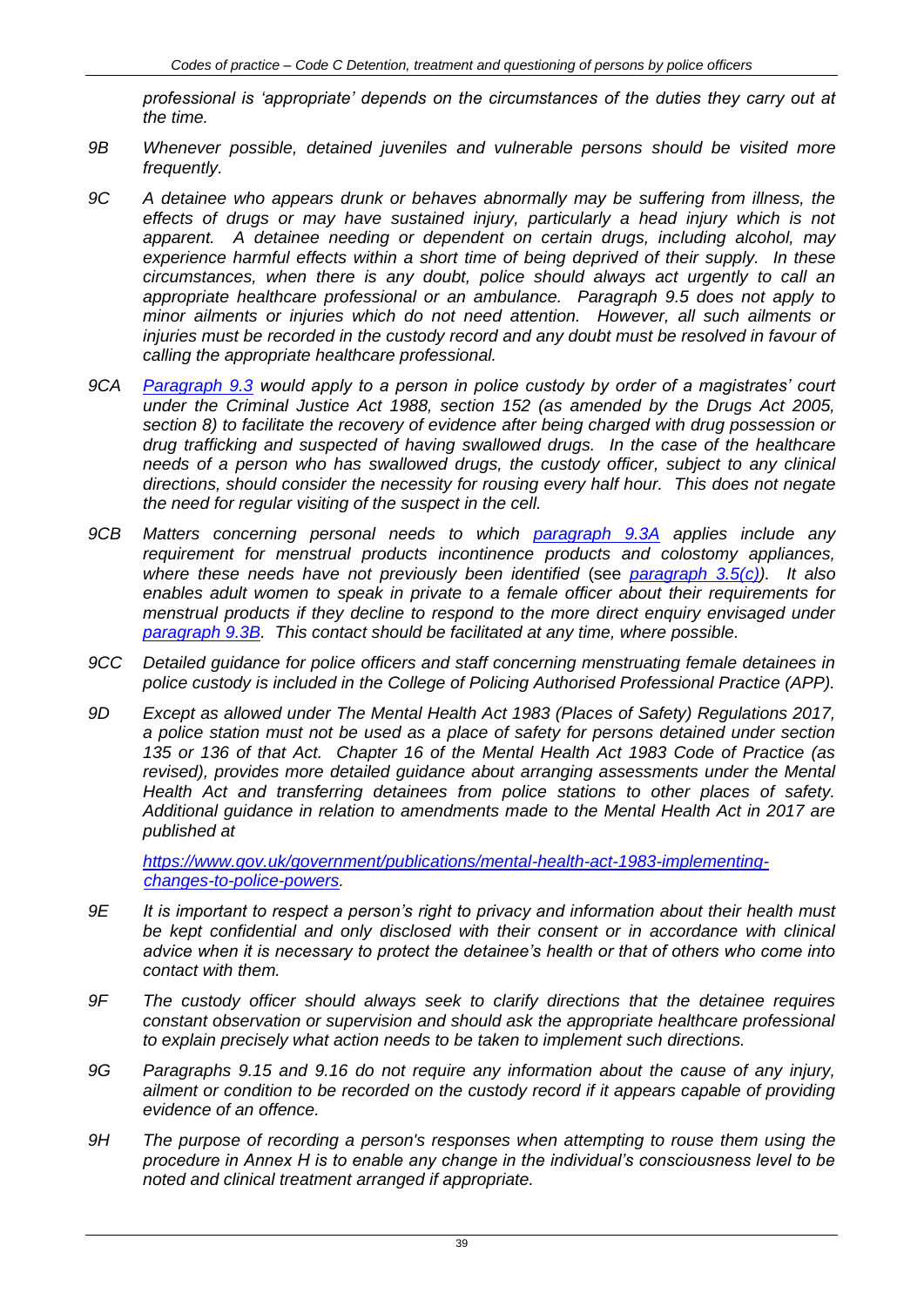*professional is 'appropriate' depends on the circumstances of the duties they carry out at the time.*

*9B Whenever possible, detained juveniles and vulnerable persons should be visited more frequently.*

*9C A detainee who appears drunk or behaves abnormally may be suffering from illness, the effects of drugs or may have sustained injury, particularly a head injury which is not apparent. A detainee needing or dependent on certain drugs, including alcohol, may experience harmful effects within a short time of being deprived of their supply. In these circumstances, when there is any doubt, police should always act urgently to call an appropriate healthcare professional or an ambulance. Paragraph 9.5 does not apply to minor ailments or injuries which do not need attention. However, all such ailments or injuries must be recorded in the custody record and any doubt must be resolved in favour of calling the appropriate healthcare professional.*

*9CA Paragraph 9.3 would apply to a person in police custody by order of a magistrates' court under the Criminal Justice Act 1988, section 152 (as amended by the Drugs Act 2005, section 8) to facilitate the recovery of evidence after being charged with drug possession or drug trafficking and suspected of having swallowed drugs. In the case of the healthcare needs of a person who has swallowed drugs, the custody officer, subject to any clinical directions, should consider the necessity for rousing every half hour. This does not negate the need for regular visiting of the suspect in the cell.*

*9CB Matters concerning personal needs to which paragraph 9.3A applies include any requirement for menstrual products incontinence products and colostomy appliances, where these needs have not previously been identified* (see *paragraph 3.5(c)). It also enables adult women to speak in private to a female officer about their requirements for menstrual products if they decline to respond to the more direct enquiry envisaged under paragraph 9.3B. This contact should be facilitated at any time, where possible.*

*9CC Detailed guidance for police officers and staff concerning menstruating female detainees in police custody is included in the College of Policing Authorised Professional Practice (APP).*

*9D Except as allowed under The Mental Health Act 1983 (Places of Safety) Regulations 2017, a police station must not be used as a place of safety for persons detained under section 135 or 136 of that Act. Chapter 16 of the Mental Health Act 1983 Code of Practice (as revised), provides more detailed guidance about arranging assessments under the Mental Health Act and transferring detainees from police stations to other places of safety. Additional guidance in relation to amendments made to the Mental Health Act in 2017 are published at*

*https://www.gov.uk/government/publications/mental-health-act-1983-implementing-changes-to-police-powers.*

*9E It is important to respect a person's right to privacy and information about their health must be kept confidential and only disclosed with their consent or in accordance with clinical advice when it is necessary to protect the detainee's health or that of others who come into contact with them.*

*9F The custody officer should always seek to clarify directions that the detainee requires constant observation or supervision and should ask the appropriate healthcare professional to explain precisely what action needs to be taken to implement such directions.*

*9G Paragraphs 9.15 and 9.16 do not require any information about the cause of any injury, ailment or condition to be recorded on the custody record if it appears capable of providing evidence of an offence.*

*9H The purpose of recording a person's responses when attempting to rouse them using the procedure in Annex H is to enable any change in the individual's consciousness level to be noted and clinical treatment arranged if appropriate.*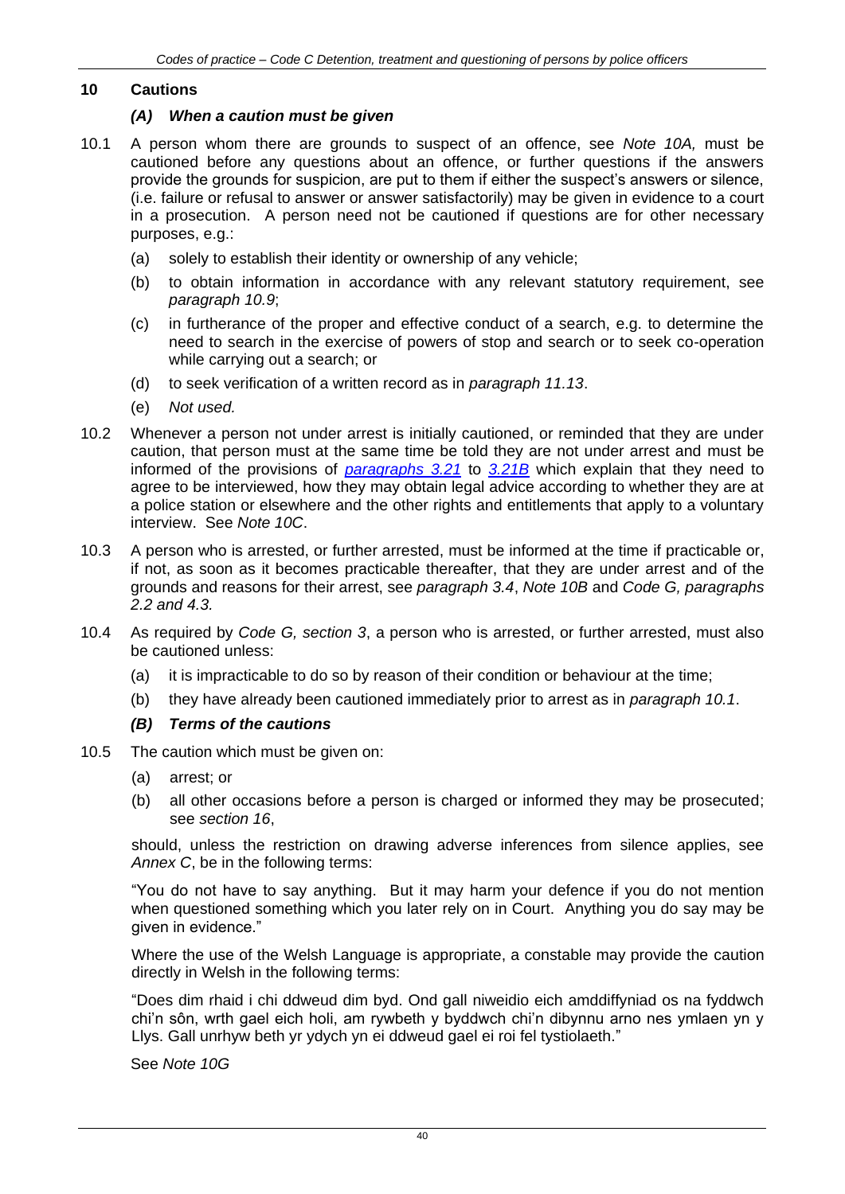## 10 Cautions

### *(A) When a caution must be given*

10.1 A person whom there are grounds to suspect of an offence, see *Note 10A,* must be cautioned before any questions about an offence, or further questions if the answers provide the grounds for suspicion, are put to them if either the suspect's answers or silence, (i.e. failure or refusal to answer or answer satisfactorily) may be given in evidence to a court in a prosecution. A person need not be cautioned if questions are for other necessary purposes, e.g.:

- (a) solely to establish their identity or ownership of any vehicle;
- (b) to obtain information in accordance with any relevant statutory requirement, see *paragraph 10.9*;
- (c) in furtherance of the proper and effective conduct of a search, e.g. to determine the need to search in the exercise of powers of stop and search or to seek co-operation while carrying out a search; or
- (d) to seek verification of a written record as in *paragraph 11.13*.
- (e) *Not used.*

10.2 Whenever a person not under arrest is initially cautioned, or reminded that they are under caution, that person must at the same time be told they are not under arrest and must be informed of the provisions of *paragraphs 3.21* to *3.21B* which explain that they need to agree to be interviewed, how they may obtain legal advice according to whether they are at a police station or elsewhere and the other rights and entitlements that apply to a voluntary interview. See *Note 10C*.

10.3 A person who is arrested, or further arrested, must be informed at the time if practicable or, if not, as soon as it becomes practicable thereafter, that they are under arrest and of the grounds and reasons for their arrest, see *paragraph 3.4*, *Note 10B* and *Code G, paragraphs 2.2 and 4.3.*

10.4 As required by *Code G, section 3*, a person who is arrested, or further arrested, must also be cautioned unless:

- (a) it is impracticable to do so by reason of their condition or behaviour at the time;
- (b) they have already been cautioned immediately prior to arrest as in *paragraph 10.1*.

### *(B) Terms of the cautions*

10.5 The caution which must be given on:

- (a) arrest; or
- (b) all other occasions before a person is charged or informed they may be prosecuted; see *section 16*,

should, unless the restriction on drawing adverse inferences from silence applies, see *Annex C*, be in the following terms:

"You do not have to say anything. But it may harm your defence if you do not mention when questioned something which you later rely on in Court. Anything you do say may be given in evidence."

Where the use of the Welsh Language is appropriate, a constable may provide the caution directly in Welsh in the following terms:

"Does dim rhaid i chi ddweud dim byd. Ond gall niweidio eich amddiffyniad os na fyddwch chi'n sôn, wrth gael eich holi, am rywbeth y byddwch chi'n dibynnu arno nes ymlaen yn y Llys. Gall unrhyw beth yr ydych yn ei ddweud gael ei roi fel tystiolaeth."

See *Note 10G*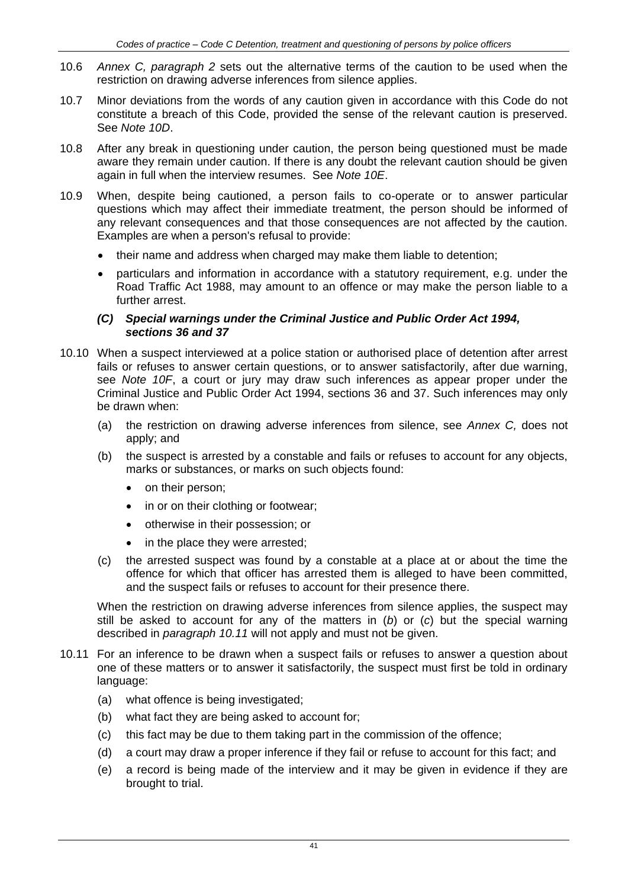10.6 *Annex C, paragraph 2* sets out the alternative terms of the caution to be used when the restriction on drawing adverse inferences from silence applies.

10.7 Minor deviations from the words of any caution given in accordance with this Code do not constitute a breach of this Code, provided the sense of the relevant caution is preserved. See *Note 10D*.

10.8 After any break in questioning under caution, the person being questioned must be made aware they remain under caution. If there is any doubt the relevant caution should be given again in full when the interview resumes. See *Note 10E*.

10.9 When, despite being cautioned, a person fails to co-operate or to answer particular questions which may affect their immediate treatment, the person should be informed of any relevant consequences and that those consequences are not affected by the caution. Examples are when a person's refusal to provide:

- their name and address when charged may make them liable to detention;
- particulars and information in accordance with a statutory requirement, e.g. under the Road Traffic Act 1988, may amount to an offence or may make the person liable to a further arrest.

### *(C) Special warnings under the Criminal Justice and Public Order Act 1994, sections 36 and 37*

10.10 When a suspect interviewed at a police station or authorised place of detention after arrest fails or refuses to answer certain questions, or to answer satisfactorily, after due warning, see *Note 10F*, a court or jury may draw such inferences as appear proper under the Criminal Justice and Public Order Act 1994, sections 36 and 37. Such inferences may only be drawn when:

(a) the restriction on drawing adverse inferences from silence, see *Annex C,* does not apply; and

(b) the suspect is arrested by a constable and fails or refuses to account for any objects, marks or substances, or marks on such objects found:

- on their person;
- in or on their clothing or footwear;
- otherwise in their possession; or
- in the place they were arrested;

(c) the arrested suspect was found by a constable at a place at or about the time the offence for which that officer has arrested them is alleged to have been committed, and the suspect fails or refuses to account for their presence there.

When the restriction on drawing adverse inferences from silence applies, the suspect may still be asked to account for any of the matters in (*b*) or (*c*) but the special warning described in *paragraph 10.11* will not apply and must not be given.

10.11 For an inference to be drawn when a suspect fails or refuses to answer a question about one of these matters or to answer it satisfactorily, the suspect must first be told in ordinary language:

(a) what offence is being investigated;

(b) what fact they are being asked to account for;

(c) this fact may be due to them taking part in the commission of the offence;

(d) a court may draw a proper inference if they fail or refuse to account for this fact; and

(e) a record is being made of the interview and it may be given in evidence if they are brought to trial.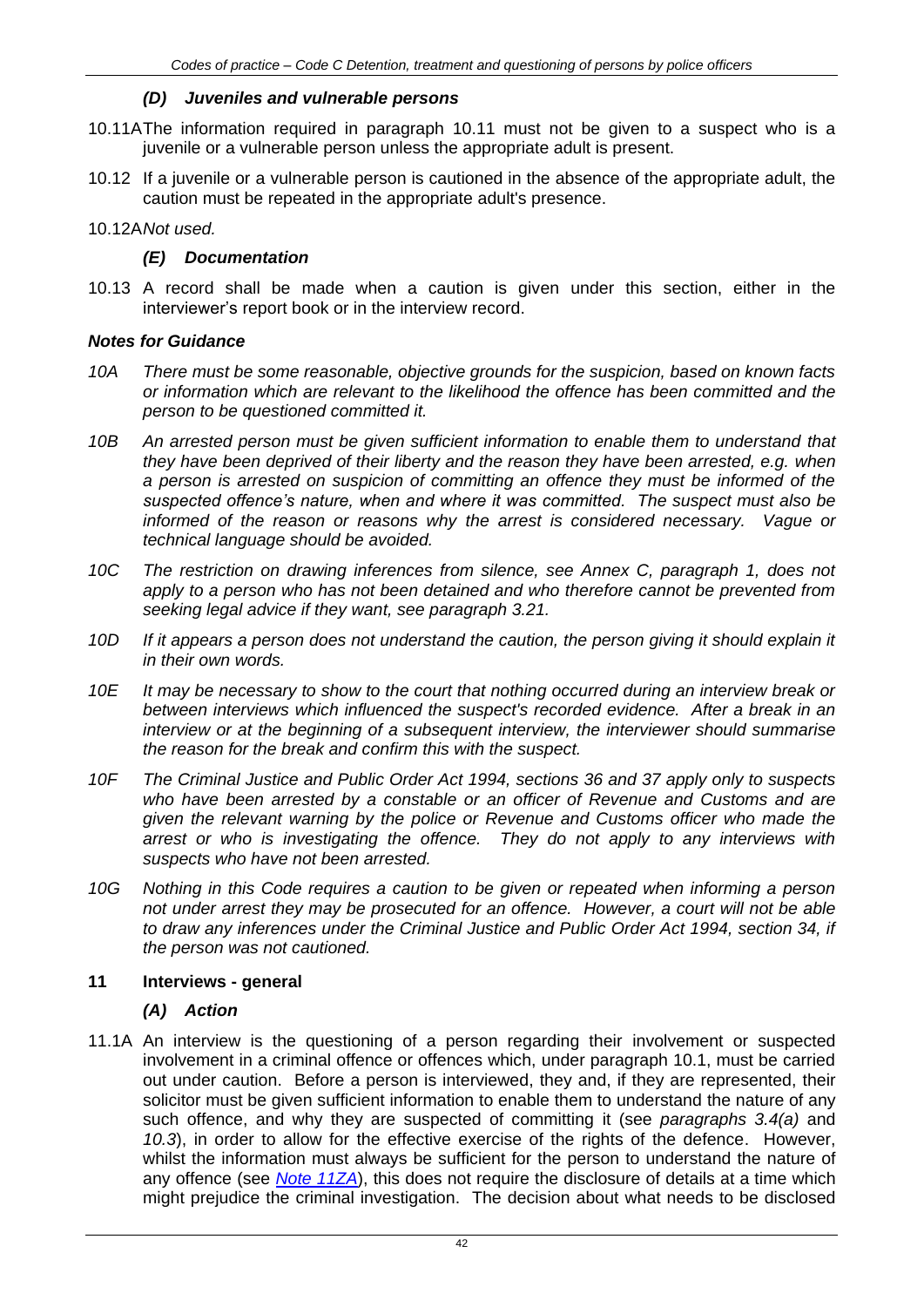### *(D) Juveniles and vulnerable persons*

10.11A The information required in paragraph 10.11 must not be given to a suspect who is a juvenile or a vulnerable person unless the appropriate adult is present.

10.12 If a juvenile or a vulnerable person is cautioned in the absence of the appropriate adult, the caution must be repeated in the appropriate adult's presence.

10.12A *Not used.*

### *(E) Documentation*

10.13 A record shall be made when a caution is given under this section, either in the interviewer's report book or in the interview record.

### *Notes for Guidance*

*10A There must be some reasonable, objective grounds for the suspicion, based on known facts or information which are relevant to the likelihood the offence has been committed and the person to be questioned committed it.*

*10B An arrested person must be given sufficient information to enable them to understand that they have been deprived of their liberty and the reason they have been arrested, e.g. when a person is arrested on suspicion of committing an offence they must be informed of the suspected offence's nature, when and where it was committed. The suspect must also be informed of the reason or reasons why the arrest is considered necessary. Vague or technical language should be avoided.*

*10C The restriction on drawing inferences from silence, see Annex C, paragraph 1, does not apply to a person who has not been detained and who therefore cannot be prevented from seeking legal advice if they want, see paragraph 3.21.*

*10D If it appears a person does not understand the caution, the person giving it should explain it in their own words.*

*10E It may be necessary to show to the court that nothing occurred during an interview break or between interviews which influenced the suspect's recorded evidence. After a break in an interview or at the beginning of a subsequent interview, the interviewer should summarise the reason for the break and confirm this with the suspect.*

*10F The Criminal Justice and Public Order Act 1994, sections 36 and 37 apply only to suspects who have been arrested by a constable or an officer of Revenue and Customs and are given the relevant warning by the police or Revenue and Customs officer who made the arrest or who is investigating the offence. They do not apply to any interviews with suspects who have not been arrested.*

*10G Nothing in this Code requires a caution to be given or repeated when informing a person not under arrest they may be prosecuted for an offence. However, a court will not be able to draw any inferences under the Criminal Justice and Public Order Act 1994, section 34, if the person was not cautioned.*

## 11 Interviews - general

### *(A) Action*

11.1A An interview is the questioning of a person regarding their involvement or suspected involvement in a criminal offence or offences which, under paragraph 10.1, must be carried out under caution. Before a person is interviewed, they and, if they are represented, their solicitor must be given sufficient information to enable them to understand the nature of any such offence, and why they are suspected of committing it (see *paragraphs 3.4(a)* and *10.3*), in order to allow for the effective exercise of the rights of the defence. However, whilst the information must always be sufficient for the person to understand the nature of any offence (see *Note 11ZA*), this does not require the disclosure of details at a time which might prejudice the criminal investigation. The decision about what needs to be disclosed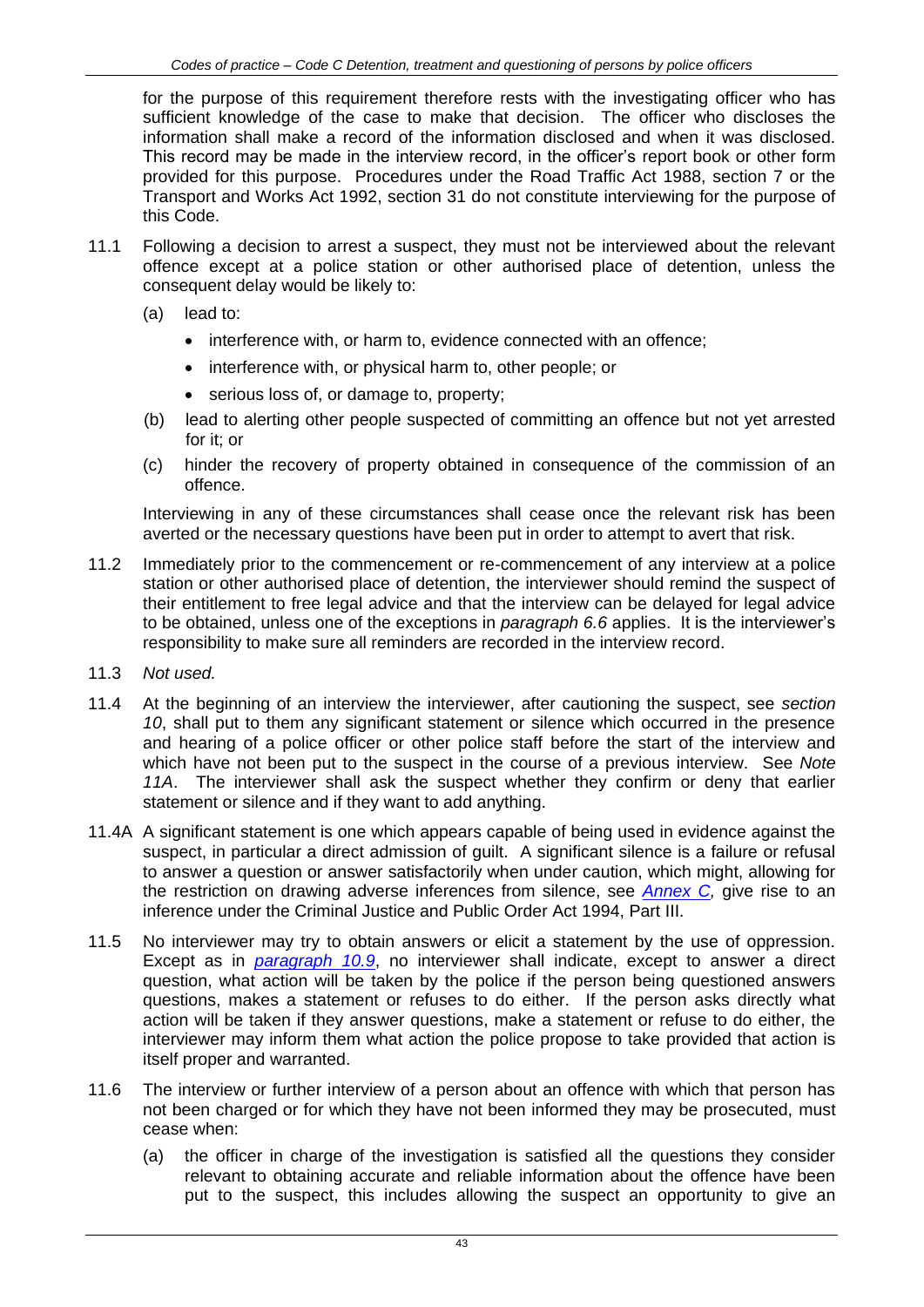for the purpose of this requirement therefore rests with the investigating officer who has sufficient knowledge of the case to make that decision. The officer who discloses the information shall make a record of the information disclosed and when it was disclosed. This record may be made in the interview record, in the officer's report book or other form provided for this purpose. Procedures under the Road Traffic Act 1988, section 7 or the Transport and Works Act 1992, section 31 do not constitute interviewing for the purpose of this Code.

11.1 Following a decision to arrest a suspect, they must not be interviewed about the relevant offence except at a police station or other authorised place of detention, unless the consequent delay would be likely to:

(a) lead to:

- interference with, or harm to, evidence connected with an offence;
- interference with, or physical harm to, other people; or
- serious loss of, or damage to, property;

(b) lead to alerting other people suspected of committing an offence but not yet arrested for it; or

(c) hinder the recovery of property obtained in consequence of the commission of an offence.

Interviewing in any of these circumstances shall cease once the relevant risk has been averted or the necessary questions have been put in order to attempt to avert that risk.

11.2 Immediately prior to the commencement or re-commencement of any interview at a police station or other authorised place of detention, the interviewer should remind the suspect of their entitlement to free legal advice and that the interview can be delayed for legal advice to be obtained, unless one of the exceptions in *paragraph 6.6* applies. It is the interviewer's responsibility to make sure all reminders are recorded in the interview record.

11.3 *Not used.*

11.4 At the beginning of an interview the interviewer, after cautioning the suspect, see *section 10*, shall put to them any significant statement or silence which occurred in the presence and hearing of a police officer or other police staff before the start of the interview and which have not been put to the suspect in the course of a previous interview. See *Note 11A*. The interviewer shall ask the suspect whether they confirm or deny that earlier statement or silence and if they want to add anything.

11.4A A significant statement is one which appears capable of being used in evidence against the suspect, in particular a direct admission of guilt. A significant silence is a failure or refusal to answer a question or answer satisfactorily when under caution, which might, allowing for the restriction on drawing adverse inferences from silence, see *Annex C,* give rise to an inference under the Criminal Justice and Public Order Act 1994, Part III.

11.5 No interviewer may try to obtain answers or elicit a statement by the use of oppression. Except as in *paragraph 10.9*, no interviewer shall indicate, except to answer a direct question, what action will be taken by the police if the person being questioned answers questions, makes a statement or refuses to do either. If the person asks directly what action will be taken if they answer questions, make a statement or refuse to do either, the interviewer may inform them what action the police propose to take provided that action is itself proper and warranted.

11.6 The interview or further interview of a person about an offence with which that person has not been charged or for which they have not been informed they may be prosecuted, must cease when:

(a) the officer in charge of the investigation is satisfied all the questions they consider relevant to obtaining accurate and reliable information about the offence have been put to the suspect, this includes allowing the suspect an opportunity to give an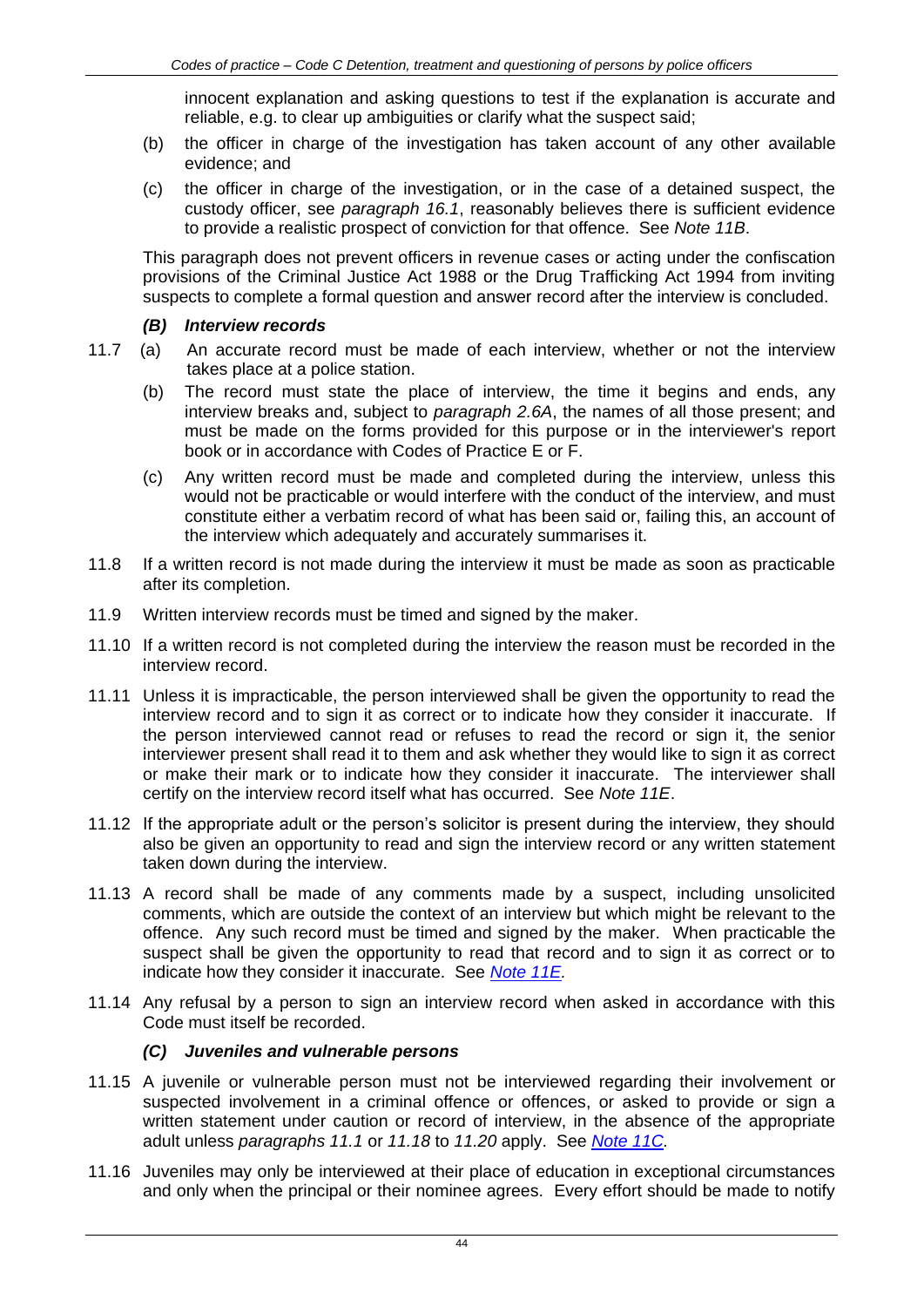innocent explanation and asking questions to test if the explanation is accurate and reliable, e.g. to clear up ambiguities or clarify what the suspect said;

(b) the officer in charge of the investigation has taken account of any other available evidence; and

(c) the officer in charge of the investigation, or in the case of a detained suspect, the custody officer, see *paragraph 16.1*, reasonably believes there is sufficient evidence to provide a realistic prospect of conviction for that offence. See *Note 11B*.

This paragraph does not prevent officers in revenue cases or acting under the confiscation provisions of the Criminal Justice Act 1988 or the Drug Trafficking Act 1994 from inviting suspects to complete a formal question and answer record after the interview is concluded.

### *(B) Interview records*

11.7 (a) An accurate record must be made of each interview, whether or not the interview takes place at a police station.

(b) The record must state the place of interview, the time it begins and ends, any interview breaks and, subject to *paragraph 2.6A*, the names of all those present; and must be made on the forms provided for this purpose or in the interviewer's report book or in accordance with Codes of Practice E or F.

(c) Any written record must be made and completed during the interview, unless this would not be practicable or would interfere with the conduct of the interview, and must constitute either a verbatim record of what has been said or, failing this, an account of the interview which adequately and accurately summarises it.

11.8 If a written record is not made during the interview it must be made as soon as practicable after its completion.

11.9 Written interview records must be timed and signed by the maker.

11.10 If a written record is not completed during the interview the reason must be recorded in the interview record.

11.11 Unless it is impracticable, the person interviewed shall be given the opportunity to read the interview record and to sign it as correct or to indicate how they consider it inaccurate. If the person interviewed cannot read or refuses to read the record or sign it, the senior interviewer present shall read it to them and ask whether they would like to sign it as correct or make their mark or to indicate how they consider it inaccurate. The interviewer shall certify on the interview record itself what has occurred. See *Note 11E*.

11.12 If the appropriate adult or the person's solicitor is present during the interview, they should also be given an opportunity to read and sign the interview record or any written statement taken down during the interview.

11.13 A record shall be made of any comments made by a suspect, including unsolicited comments, which are outside the context of an interview but which might be relevant to the offence. Any such record must be timed and signed by the maker. When practicable the suspect shall be given the opportunity to read that record and to sign it as correct or to indicate how they consider it inaccurate. See *Note 11E.*

11.14 Any refusal by a person to sign an interview record when asked in accordance with this Code must itself be recorded.

### *(C) Juveniles and vulnerable persons*

11.15 A juvenile or vulnerable person must not be interviewed regarding their involvement or suspected involvement in a criminal offence or offences, or asked to provide or sign a written statement under caution or record of interview, in the absence of the appropriate adult unless *paragraphs 11.1* or *11.18* to *11.20* apply. See *Note 11C*.

11.16 Juveniles may only be interviewed at their place of education in exceptional circumstances and only when the principal or their nominee agrees. Every effort should be made to notify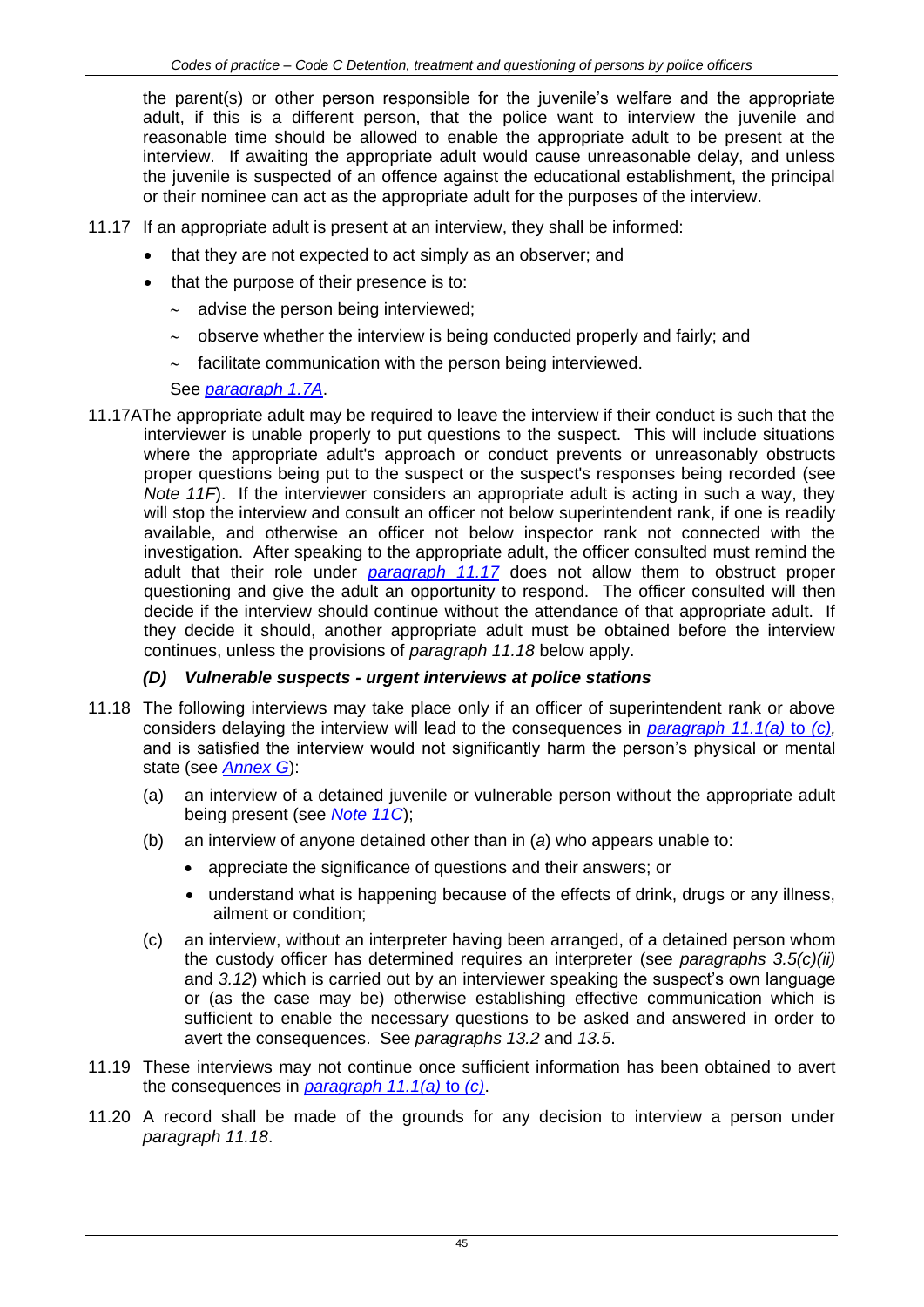the parent(s) or other person responsible for the juvenile's welfare and the appropriate adult, if this is a different person, that the police want to interview the juvenile and reasonable time should be allowed to enable the appropriate adult to be present at the interview. If awaiting the appropriate adult would cause unreasonable delay, and unless the juvenile is suspected of an offence against the educational establishment, the principal or their nominee can act as the appropriate adult for the purposes of the interview.

11.17 If an appropriate adult is present at an interview, they shall be informed:

- that they are not expected to act simply as an observer; and
- that the purpose of their presence is to:
  - ~ advise the person being interviewed;
  - ~ observe whether the interview is being conducted properly and fairly; and
  - ~ facilitate communication with the person being interviewed.

See *paragraph 1.7A*.

11.17A The appropriate adult may be required to leave the interview if their conduct is such that the interviewer is unable properly to put questions to the suspect. This will include situations where the appropriate adult's approach or conduct prevents or unreasonably obstructs proper questions being put to the suspect or the suspect's responses being recorded (see *Note 11F*). If the interviewer considers an appropriate adult is acting in such a way, they will stop the interview and consult an officer not below superintendent rank, if one is readily available, and otherwise an officer not below inspector rank not connected with the investigation. After speaking to the appropriate adult, the officer consulted must remind the adult that their role under *paragraph 11.17* does not allow them to obstruct proper questioning and give the adult an opportunity to respond. The officer consulted will then decide if the interview should continue without the attendance of that appropriate adult. If they decide it should, another appropriate adult must be obtained before the interview continues, unless the provisions of *paragraph 11.18* below apply.

### *(D) Vulnerable suspects - urgent interviews at police stations*

11.18 The following interviews may take place only if an officer of superintendent rank or above considers delaying the interview will lead to the consequences in *paragraph 11.1(a)* to *(c)*, and is satisfied the interview would not significantly harm the person's physical or mental state (see *Annex G*):

(a) an interview of a detained juvenile or vulnerable person without the appropriate adult being present (see *Note 11C*);

(b) an interview of anyone detained other than in (*a*) who appears unable to:

- appreciate the significance of questions and their answers; or
- understand what is happening because of the effects of drink, drugs or any illness, ailment or condition;

(c) an interview, without an interpreter having been arranged, of a detained person whom the custody officer has determined requires an interpreter (see *paragraphs 3.5(c)(ii)* and *3.12*) which is carried out by an interviewer speaking the suspect's own language or (as the case may be) otherwise establishing effective communication which is sufficient to enable the necessary questions to be asked and answered in order to avert the consequences. See *paragraphs 13.2* and *13.5*.

11.19 These interviews may not continue once sufficient information has been obtained to avert the consequences in *paragraph 11.1(a)* to *(c)*.

11.20 A record shall be made of the grounds for any decision to interview a person under *paragraph 11.18*.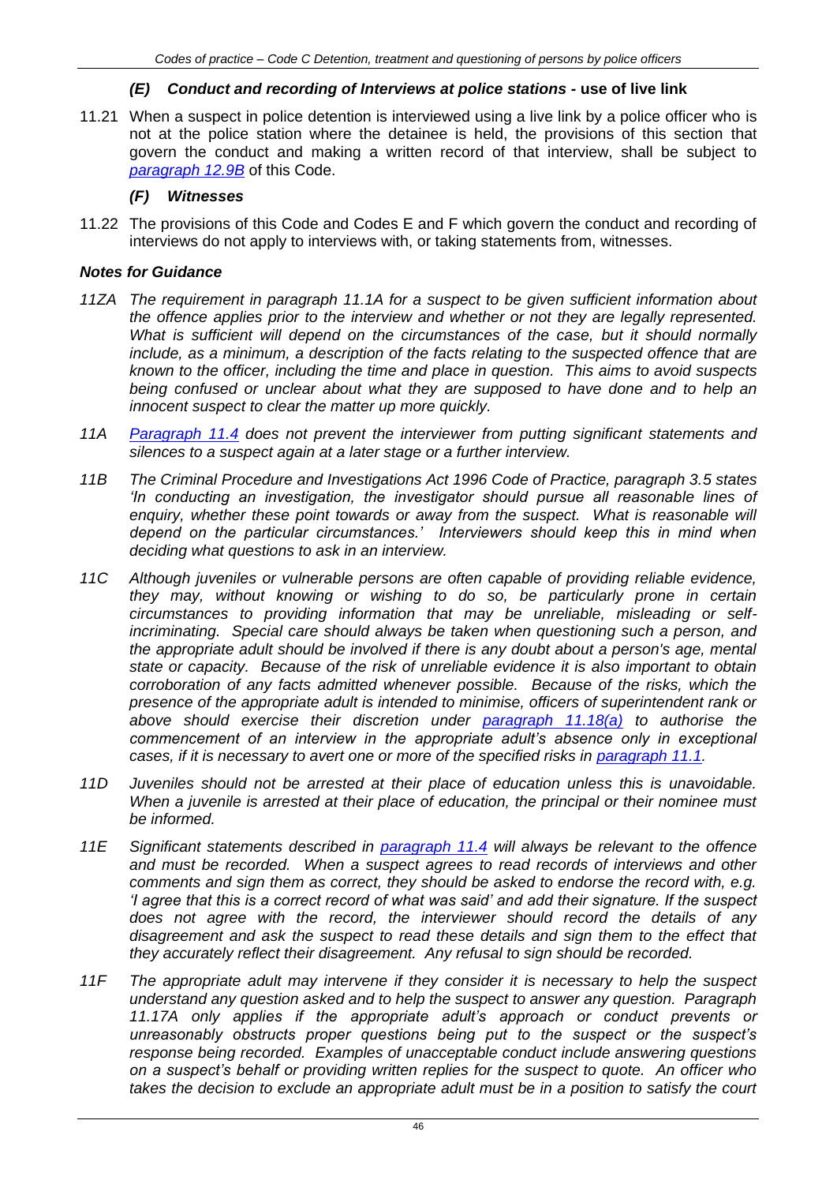### *(E) Conduct and recording of Interviews at police stations* - use of live link

11.21 When a suspect in police detention is interviewed using a live link by a police officer who is not at the police station where the detainee is held, the provisions of this section that govern the conduct and making a written record of that interview, shall be subject to [paragraph 12.9B](#) of this Code.

### *(F) Witnesses*

11.22 The provisions of this Code and Codes E and F which govern the conduct and recording of interviews do not apply to interviews with, or taking statements from, witnesses.

#### *Notes for Guidance*

*11ZA The requirement in paragraph 11.1A for a suspect to be given sufficient information about the offence applies prior to the interview and whether or not they are legally represented. What is sufficient will depend on the circumstances of the case, but it should normally include, as a minimum, a description of the facts relating to the suspected offence that are known to the officer, including the time and place in question. This aims to avoid suspects being confused or unclear about what they are supposed to have done and to help an innocent suspect to clear the matter up more quickly.*

*11A [Paragraph 11.4](#) does not prevent the interviewer from putting significant statements and silences to a suspect again at a later stage or a further interview.*

*11B The Criminal Procedure and Investigations Act 1996 Code of Practice, paragraph 3.5 states 'In conducting an investigation, the investigator should pursue all reasonable lines of enquiry, whether these point towards or away from the suspect. What is reasonable will depend on the particular circumstances.' Interviewers should keep this in mind when deciding what questions to ask in an interview.*

*11C Although juveniles or vulnerable persons are often capable of providing reliable evidence, they may, without knowing or wishing to do so, be particularly prone in certain circumstances to providing information that may be unreliable, misleading or self-incriminating. Special care should always be taken when questioning such a person, and the appropriate adult should be involved if there is any doubt about a person's age, mental state or capacity. Because of the risk of unreliable evidence it is also important to obtain corroboration of any facts admitted whenever possible. Because of the risks, which the presence of the appropriate adult is intended to minimise, officers of superintendent rank or above should exercise their discretion under [paragraph 11.18(a)](#) to authorise the commencement of an interview in the appropriate adult's absence only in exceptional cases, if it is necessary to avert one or more of the specified risks in [paragraph 11.1](#).*

*11D Juveniles should not be arrested at their place of education unless this is unavoidable. When a juvenile is arrested at their place of education, the principal or their nominee must be informed.*

*11E Significant statements described in [paragraph 11.4](#) will always be relevant to the offence and must be recorded. When a suspect agrees to read records of interviews and other comments and sign them as correct, they should be asked to endorse the record with, e.g. 'I agree that this is a correct record of what was said' and add their signature. If the suspect does not agree with the record, the interviewer should record the details of any disagreement and ask the suspect to read these details and sign them to the effect that they accurately reflect their disagreement. Any refusal to sign should be recorded.*

*11F The appropriate adult may intervene if they consider it is necessary to help the suspect understand any question asked and to help the suspect to answer any question. Paragraph 11.17A only applies if the appropriate adult's approach or conduct prevents or unreasonably obstructs proper questions being put to the suspect or the suspect's response being recorded. Examples of unacceptable conduct include answering questions on a suspect's behalf or providing written replies for the suspect to quote. An officer who takes the decision to exclude an appropriate adult must be in a position to satisfy the court*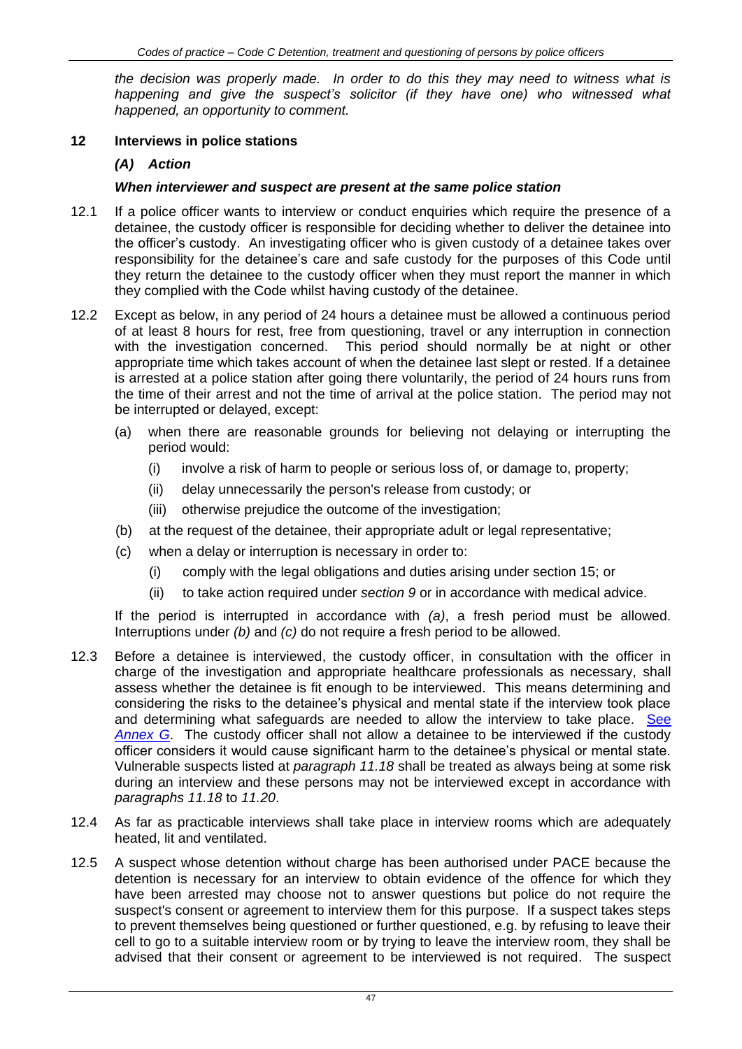*the decision was properly made. In order to do this they may need to witness what is happening and give the suspect's solicitor (if they have one) who witnessed what happened, an opportunity to comment.*

## 12 Interviews in police stations

### *(A) Action*

#### *When interviewer and suspect are present at the same police station*

12.1 If a police officer wants to interview or conduct enquiries which require the presence of a detainee, the custody officer is responsible for deciding whether to deliver the detainee into the officer's custody. An investigating officer who is given custody of a detainee takes over responsibility for the detainee's care and safe custody for the purposes of this Code until they return the detainee to the custody officer when they must report the manner in which they complied with the Code whilst having custody of the detainee.

12.2 Except as below, in any period of 24 hours a detainee must be allowed a continuous period of at least 8 hours for rest, free from questioning, travel or any interruption in connection with the investigation concerned. This period should normally be at night or other appropriate time which takes account of when the detainee last slept or rested. If a detainee is arrested at a police station after going there voluntarily, the period of 24 hours runs from the time of their arrest and not the time of arrival at the police station. The period may not be interrupted or delayed, except:

- (a) when there are reasonable grounds for believing not delaying or interrupting the period would:
  - (i) involve a risk of harm to people or serious loss of, or damage to, property;
  - (ii) delay unnecessarily the person's release from custody; or
  - (iii) otherwise prejudice the outcome of the investigation;
- (b) at the request of the detainee, their appropriate adult or legal representative;
- (c) when a delay or interruption is necessary in order to:
  - (i) comply with the legal obligations and duties arising under section 15; or
  - (ii) to take action required under *section 9* or in accordance with medical advice.

If the period is interrupted in accordance with *(a)*, a fresh period must be allowed. Interruptions under *(b)* and *(c)* do not require a fresh period to be allowed.

12.3 Before a detainee is interviewed, the custody officer, in consultation with the officer in charge of the investigation and appropriate healthcare professionals as necessary, shall assess whether the detainee is fit enough to be interviewed. This means determining and considering the risks to the detainee's physical and mental state if the interview took place and determining what safeguards are needed to allow the interview to take place. See *Annex G*. The custody officer shall not allow a detainee to be interviewed if the custody officer considers it would cause significant harm to the detainee's physical or mental state. Vulnerable suspects listed at *paragraph 11.18* shall be treated as always being at some risk during an interview and these persons may not be interviewed except in accordance with *paragraphs 11.18* to *11.20*.

12.4 As far as practicable interviews shall take place in interview rooms which are adequately heated, lit and ventilated.

12.5 A suspect whose detention without charge has been authorised under PACE because the detention is necessary for an interview to obtain evidence of the offence for which they have been arrested may choose not to answer questions but police do not require the suspect's consent or agreement to interview them for this purpose. If a suspect takes steps to prevent themselves being questioned or further questioned, e.g. by refusing to leave their cell to go to a suitable interview room or by trying to leave the interview room, they shall be advised that their consent or agreement to be interviewed is not required. The suspect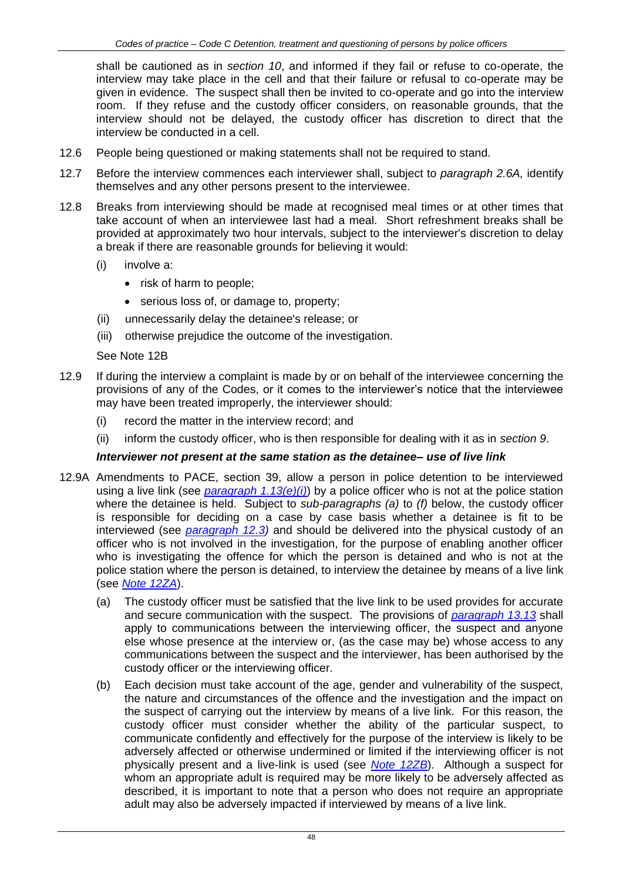shall be cautioned as in *section 10*, and informed if they fail or refuse to co-operate, the interview may take place in the cell and that their failure or refusal to co-operate may be given in evidence. The suspect shall then be invited to co-operate and go into the interview room. If they refuse and the custody officer considers, on reasonable grounds, that the interview should not be delayed, the custody officer has discretion to direct that the interview be conducted in a cell.

12.6 People being questioned or making statements shall not be required to stand.

12.7 Before the interview commences each interviewer shall, subject to *paragraph 2.6A,* identify themselves and any other persons present to the interviewee.

12.8 Breaks from interviewing should be made at recognised meal times or at other times that take account of when an interviewee last had a meal. Short refreshment breaks shall be provided at approximately two hour intervals, subject to the interviewer's discretion to delay a break if there are reasonable grounds for believing it would:

(i) involve a:

- risk of harm to people;
- serious loss of, or damage to, property;

(ii) unnecessarily delay the detainee's release; or

(iii) otherwise prejudice the outcome of the investigation.

See Note 12B

12.9 If during the interview a complaint is made by or on behalf of the interviewee concerning the provisions of any of the Codes, or it comes to the interviewer's notice that the interviewee may have been treated improperly, the interviewer should:

(i) record the matter in the interview record; and

(ii) inform the custody officer, who is then responsible for dealing with it as in *section 9*.

***Interviewer not present at the same station as the detainee– use of live link***

12.9A Amendments to PACE, section 39, allow a person in police detention to be interviewed using a live link (see *paragraph 1.13(e)(i)*) by a police officer who is not at the police station where the detainee is held. Subject to *sub-paragraphs (a)* to *(f)* below, the custody officer is responsible for deciding on a case by case basis whether a detainee is fit to be interviewed (see *paragraph 12.3)* and should be delivered into the physical custody of an officer who is not involved in the investigation, for the purpose of enabling another officer who is investigating the offence for which the person is detained and who is not at the police station where the person is detained, to interview the detainee by means of a live link (see *Note 12ZA*).

(a) The custody officer must be satisfied that the live link to be used provides for accurate and secure communication with the suspect. The provisions of *paragraph 13.13* shall apply to communications between the interviewing officer, the suspect and anyone else whose presence at the interview or, (as the case may be) whose access to any communications between the suspect and the interviewer, has been authorised by the custody officer or the interviewing officer.

(b) Each decision must take account of the age, gender and vulnerability of the suspect, the nature and circumstances of the offence and the investigation and the impact on the suspect of carrying out the interview by means of a live link. For this reason, the custody officer must consider whether the ability of the particular suspect, to communicate confidently and effectively for the purpose of the interview is likely to be adversely affected or otherwise undermined or limited if the interviewing officer is not physically present and a live-link is used (see *Note 12ZB*). Although a suspect for whom an appropriate adult is required may be more likely to be adversely affected as described, it is important to note that a person who does not require an appropriate adult may also be adversely impacted if interviewed by means of a live link.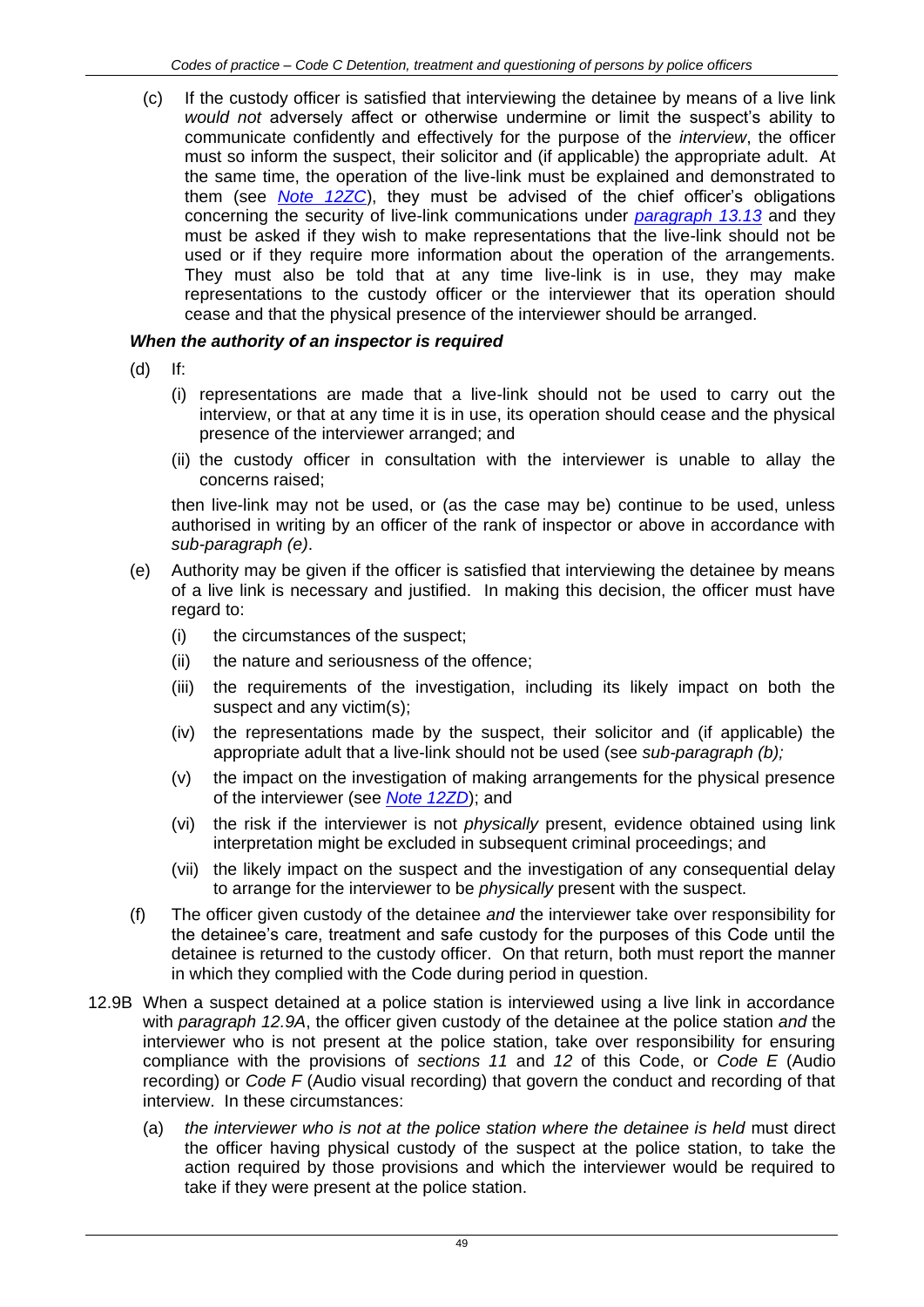(c) If the custody officer is satisfied that interviewing the detainee by means of a live link *would not* adversely affect or otherwise undermine or limit the suspect's ability to communicate confidently and effectively for the purpose of the *interview*, the officer must so inform the suspect, their solicitor and (if applicable) the appropriate adult. At the same time, the operation of the live-link must be explained and demonstrated to them (see *Note 12ZC*), they must be advised of the chief officer's obligations concerning the security of live-link communications under *paragraph 13.13* and they must be asked if they wish to make representations that the live-link should not be used or if they require more information about the operation of the arrangements. They must also be told that at any time live-link is in use, they may make representations to the custody officer or the interviewer that its operation should cease and that the physical presence of the interviewer should be arranged.

***When the authority of an inspector is required***

(d) If:

(i) representations are made that a live-link should not be used to carry out the interview, or that at any time it is in use, its operation should cease and the physical presence of the interviewer arranged; and

(ii) the custody officer in consultation with the interviewer is unable to allay the concerns raised;

then live-link may not be used, or (as the case may be) continue to be used, unless authorised in writing by an officer of the rank of inspector or above in accordance with *sub-paragraph (e)*.

(e) Authority may be given if the officer is satisfied that interviewing the detainee by means of a live link is necessary and justified. In making this decision, the officer must have regard to:

(i) the circumstances of the suspect;

(ii) the nature and seriousness of the offence;

(iii) the requirements of the investigation, including its likely impact on both the suspect and any victim(s);

(iv) the representations made by the suspect, their solicitor and (if applicable) the appropriate adult that a live-link should not be used (see *sub-paragraph (b);*

(v) the impact on the investigation of making arrangements for the physical presence of the interviewer (see *Note 12ZD*); and

(vi) the risk if the interviewer is not *physically* present, evidence obtained using link interpretation might be excluded in subsequent criminal proceedings; and

(vii) the likely impact on the suspect and the investigation of any consequential delay to arrange for the interviewer to be *physically* present with the suspect.

(f) The officer given custody of the detainee *and* the interviewer take over responsibility for the detainee's care, treatment and safe custody for the purposes of this Code until the detainee is returned to the custody officer. On that return, both must report the manner in which they complied with the Code during period in question.

12.9B When a suspect detained at a police station is interviewed using a live link in accordance with *paragraph 12.9A*, the officer given custody of the detainee at the police station *and* the interviewer who is not present at the police station, take over responsibility for ensuring compliance with the provisions of *sections 11* and *12* of this Code, or *Code E* (Audio recording) or *Code F* (Audio visual recording) that govern the conduct and recording of that interview. In these circumstances:

(a) *the interviewer who is not at the police station where the detainee is held* must direct the officer having physical custody of the suspect at the police station, to take the action required by those provisions and which the interviewer would be required to take if they were present at the police station.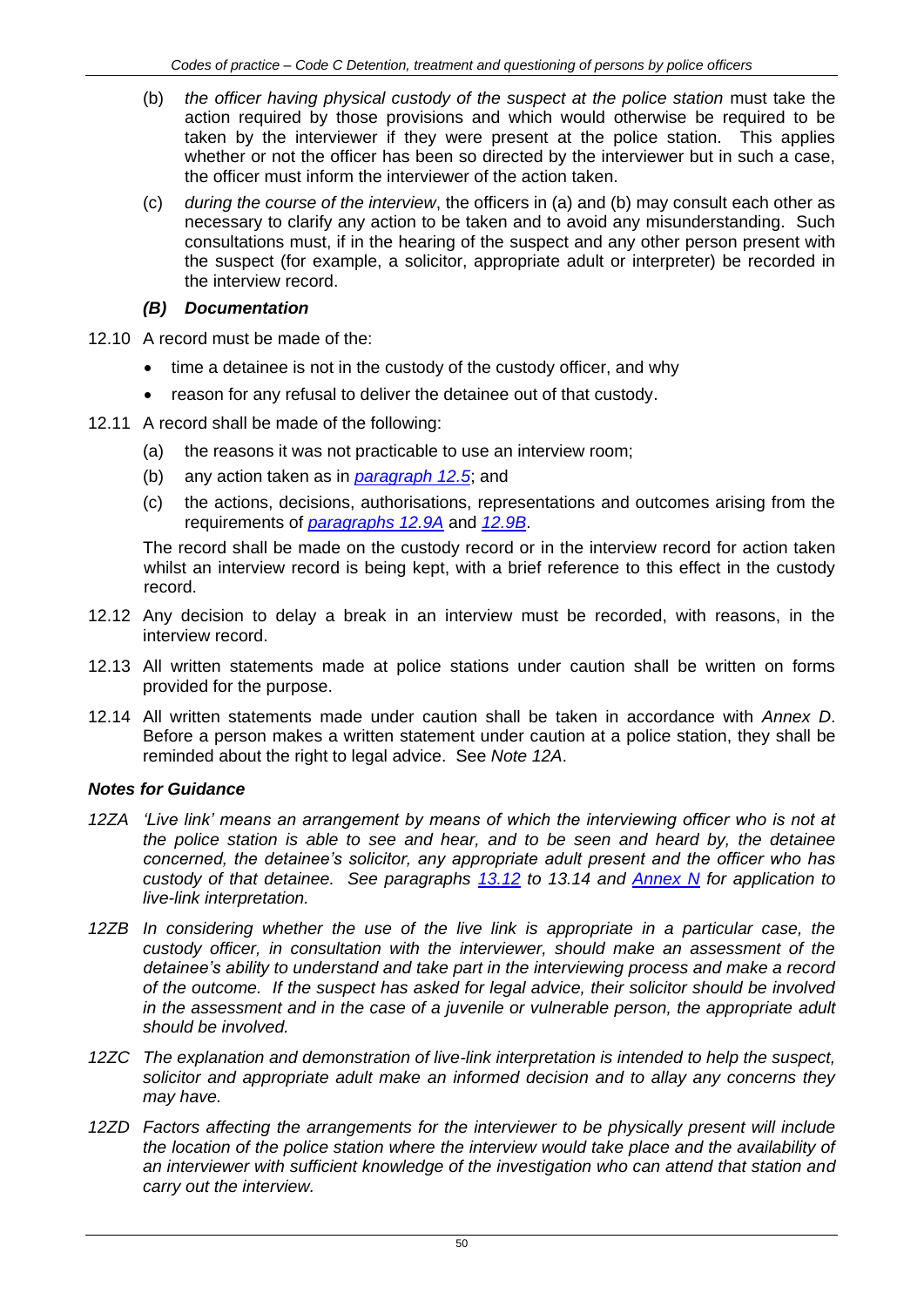(b) *the officer having physical custody of the suspect at the police station* must take the action required by those provisions and which would otherwise be required to be taken by the interviewer if they were present at the police station. This applies whether or not the officer has been so directed by the interviewer but in such a case, the officer must inform the interviewer of the action taken.

(c) *during the course of the interview*, the officers in (a) and (b) may consult each other as necessary to clarify any action to be taken and to avoid any misunderstanding. Such consultations must, if in the hearing of the suspect and any other person present with the suspect (for example, a solicitor, appropriate adult or interpreter) be recorded in the interview record.

### *(B) Documentation*

12.10 A record must be made of the:

- time a detainee is not in the custody of the custody officer, and why
- reason for any refusal to deliver the detainee out of that custody.

12.11 A record shall be made of the following:

(a) the reasons it was not practicable to use an interview room;

(b) any action taken as in *paragraph 12.5*; and

(c) the actions, decisions, authorisations, representations and outcomes arising from the requirements of *paragraphs 12.9A* and *12.9B*.

The record shall be made on the custody record or in the interview record for action taken whilst an interview record is being kept, with a brief reference to this effect in the custody record.

12.12 Any decision to delay a break in an interview must be recorded, with reasons, in the interview record.

12.13 All written statements made at police stations under caution shall be written on forms provided for the purpose.

12.14 All written statements made under caution shall be taken in accordance with *Annex D*. Before a person makes a written statement under caution at a police station, they shall be reminded about the right to legal advice. See *Note 12A*.

### *Notes for Guidance*

*12ZA 'Live link' means an arrangement by means of which the interviewing officer who is not at the police station is able to see and hear, and to be seen and heard by, the detainee concerned, the detainee's solicitor, any appropriate adult present and the officer who has custody of that detainee. See paragraphs 13.12 to 13.14 and Annex N for application to live-link interpretation.*

*12ZB In considering whether the use of the live link is appropriate in a particular case, the custody officer, in consultation with the interviewer, should make an assessment of the detainee's ability to understand and take part in the interviewing process and make a record of the outcome. If the suspect has asked for legal advice, their solicitor should be involved in the assessment and in the case of a juvenile or vulnerable person, the appropriate adult should be involved.*

*12ZC The explanation and demonstration of live-link interpretation is intended to help the suspect, solicitor and appropriate adult make an informed decision and to allay any concerns they may have.*

*12ZD Factors affecting the arrangements for the interviewer to be physically present will include the location of the police station where the interview would take place and the availability of an interviewer with sufficient knowledge of the investigation who can attend that station and carry out the interview.*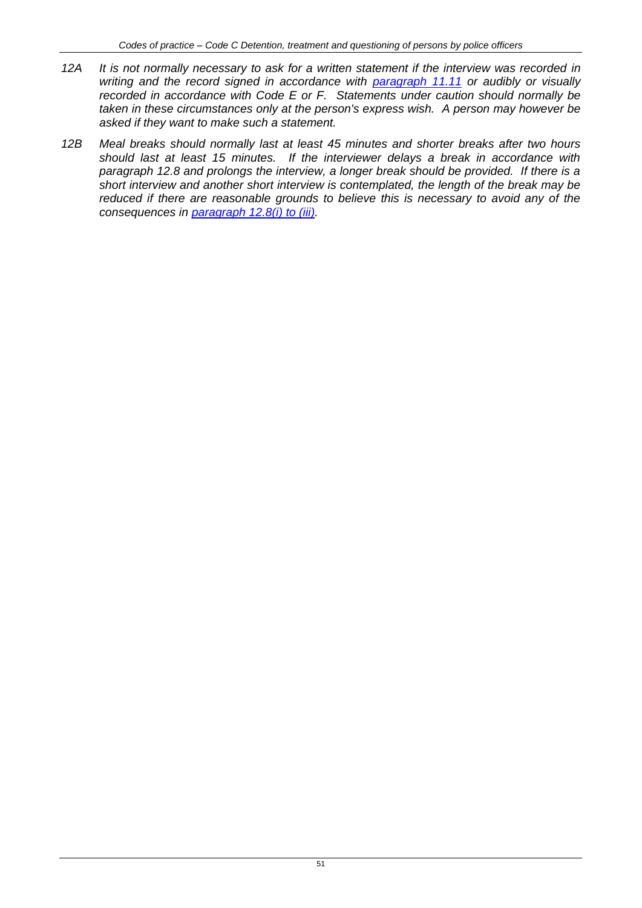*12A It is not normally necessary to ask for a written statement if the interview was recorded in writing and the record signed in accordance with [paragraph 11.11](#) or audibly or visually recorded in accordance with Code E or F. Statements under caution should normally be taken in these circumstances only at the person's express wish. A person may however be asked if they want to make such a statement.*

*12B Meal breaks should normally last at least 45 minutes and shorter breaks after two hours should last at least 15 minutes. If the interviewer delays a break in accordance with paragraph 12.8 and prolongs the interview, a longer break should be provided. If there is a short interview and another short interview is contemplated, the length of the break may be reduced if there are reasonable grounds to believe this is necessary to avoid any of the consequences in [paragraph 12.8(i) to (iii)](#).*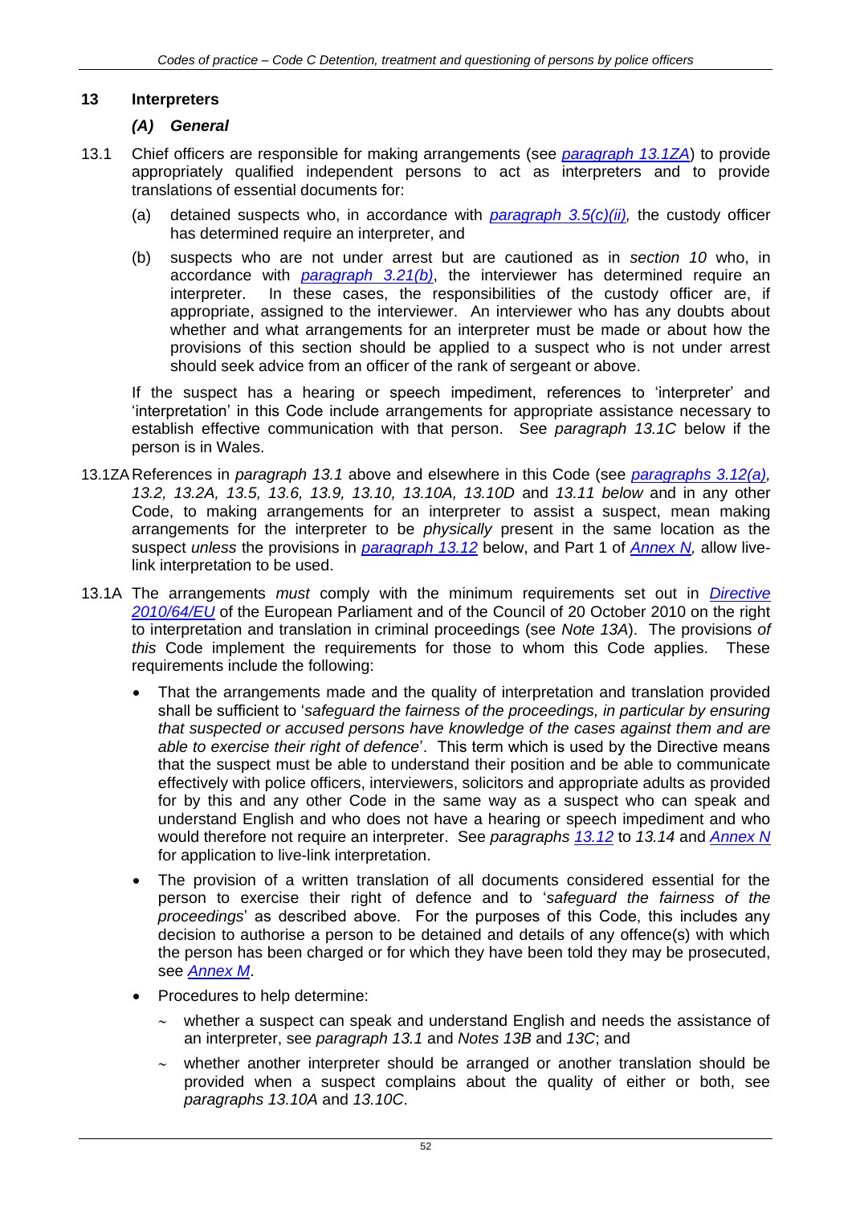## 13 Interpreters

### *(A) General*

13.1 Chief officers are responsible for making arrangements (see *paragraph 13.1ZA*) to provide appropriately qualified independent persons to act as interpreters and to provide translations of essential documents for:

(a) detained suspects who, in accordance with *paragraph 3.5(c)(ii),* the custody officer has determined require an interpreter, and

(b) suspects who are not under arrest but are cautioned as in *section 10* who, in accordance with *paragraph 3.21(b)*, the interviewer has determined require an interpreter. In these cases, the responsibilities of the custody officer are, if appropriate, assigned to the interviewer. An interviewer who has any doubts about whether and what arrangements for an interpreter must be made or about how the provisions of this section should be applied to a suspect who is not under arrest should seek advice from an officer of the rank of sergeant or above.

If the suspect has a hearing or speech impediment, references to 'interpreter' and 'interpretation' in this Code include arrangements for appropriate assistance necessary to establish effective communication with that person. See *paragraph 13.1C* below if the person is in Wales.

13.1ZA References in *paragraph 13.1* above and elsewhere in this Code (see *paragraphs 3.12(a), 13.2, 13.2A, 13.5, 13.6, 13.9, 13.10, 13.10A, 13.10D* and *13.11 below* and in any other Code, to making arrangements for an interpreter to assist a suspect, mean making arrangements for the interpreter to be *physically* present in the same location as the suspect *unless* the provisions in *paragraph 13.12* below, and Part 1 of *Annex N,* allow live-link interpretation to be used.

13.1A The arrangements *must* comply with the minimum requirements set out in *Directive 2010/64/EU* of the European Parliament and of the Council of 20 October 2010 on the right to interpretation and translation in criminal proceedings (see *Note 13A*). The provisions *of this* Code implement the requirements for those to whom this Code applies. These requirements include the following:

- That the arrangements made and the quality of interpretation and translation provided shall be sufficient to '*safeguard the fairness of the proceedings, in particular by ensuring that suspected or accused persons have knowledge of the cases against them and are able to exercise their right of defence*'. This term which is used by the Directive means that the suspect must be able to understand their position and be able to communicate effectively with police officers, interviewers, solicitors and appropriate adults as provided for by this and any other Code in the same way as a suspect who can speak and understand English and who does not have a hearing or speech impediment and who would therefore not require an interpreter. See *paragraphs 13.12* to *13.14* and *Annex N* for application to live-link interpretation.
- The provision of a written translation of all documents considered essential for the person to exercise their right of defence and to '*safeguard the fairness of the proceedings*' as described above. For the purposes of this Code, this includes any decision to authorise a person to be detained and details of any offence(s) with which the person has been charged or for which they have been told they may be prosecuted, see *Annex M*.
- Procedures to help determine:
  - ~ whether a suspect can speak and understand English and needs the assistance of an interpreter, see *paragraph 13.1* and *Notes 13B* and *13C*; and
  - ~ whether another interpreter should be arranged or another translation should be provided when a suspect complains about the quality of either or both, see *paragraphs 13.10A* and *13.10C*.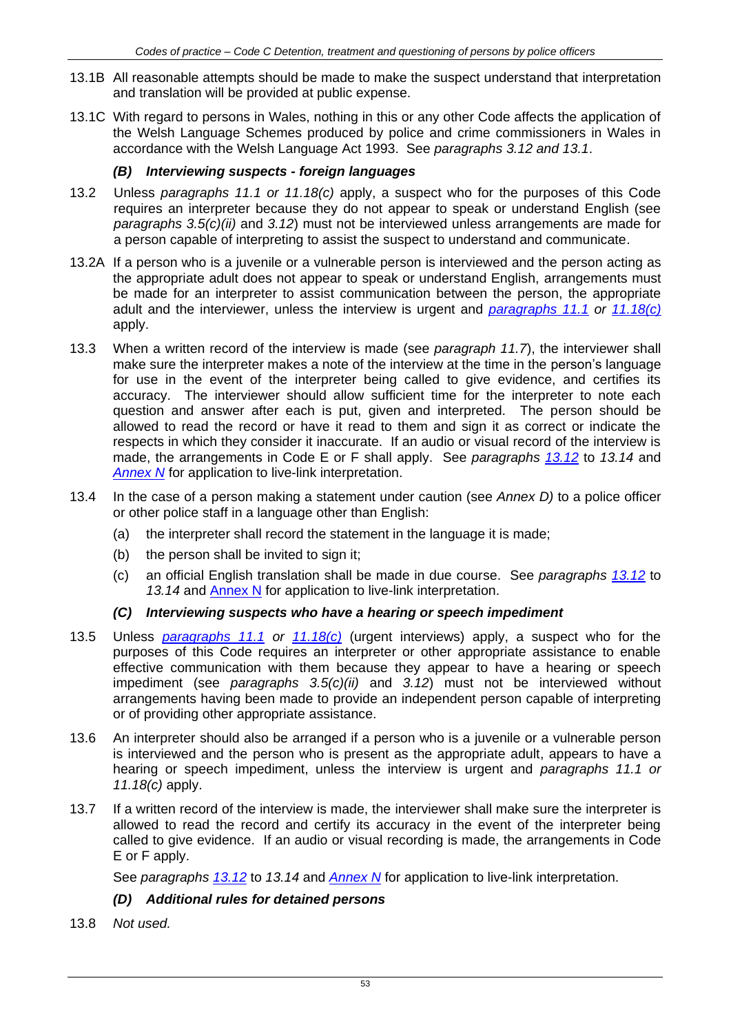13.1B All reasonable attempts should be made to make the suspect understand that interpretation and translation will be provided at public expense.

13.1C With regard to persons in Wales, nothing in this or any other Code affects the application of the Welsh Language Schemes produced by police and crime commissioners in Wales in accordance with the Welsh Language Act 1993. See *paragraphs 3.12 and 13.1*.

### *(B) Interviewing suspects - foreign languages*

13.2 Unless *paragraphs 11.1 or 11.18(c)* apply, a suspect who for the purposes of this Code requires an interpreter because they do not appear to speak or understand English (see *paragraphs 3.5(c)(ii)* and *3.12*) must not be interviewed unless arrangements are made for a person capable of interpreting to assist the suspect to understand and communicate.

13.2A If a person who is a juvenile or a vulnerable person is interviewed and the person acting as the appropriate adult does not appear to speak or understand English, arrangements must be made for an interpreter to assist communication between the person, the appropriate adult and the interviewer, unless the interview is urgent and *paragraphs 11.1 or 11.18(c)* apply.

13.3 When a written record of the interview is made (see *paragraph 11.7*), the interviewer shall make sure the interpreter makes a note of the interview at the time in the person's language for use in the event of the interpreter being called to give evidence, and certifies its accuracy. The interviewer should allow sufficient time for the interpreter to note each question and answer after each is put, given and interpreted. The person should be allowed to read the record or have it read to them and sign it as correct or indicate the respects in which they consider it inaccurate. If an audio or visual record of the interview is made, the arrangements in Code E or F shall apply. See *paragraphs 13.12* to *13.14* and *Annex N* for application to live-link interpretation.

13.4 In the case of a person making a statement under caution (see *Annex D)* to a police officer or other police staff in a language other than English:

(a) the interpreter shall record the statement in the language it is made;

(b) the person shall be invited to sign it;

(c) an official English translation shall be made in due course. See *paragraphs 13.12* to *13.14* and Annex N for application to live-link interpretation.

### *(C) Interviewing suspects who have a hearing or speech impediment*

13.5 Unless *paragraphs 11.1 or 11.18(c)* (urgent interviews) apply, a suspect who for the purposes of this Code requires an interpreter or other appropriate assistance to enable effective communication with them because they appear to have a hearing or speech impediment (see *paragraphs 3.5(c)(ii)* and *3.12*) must not be interviewed without arrangements having been made to provide an independent person capable of interpreting or of providing other appropriate assistance.

13.6 An interpreter should also be arranged if a person who is a juvenile or a vulnerable person is interviewed and the person who is present as the appropriate adult, appears to have a hearing or speech impediment, unless the interview is urgent and *paragraphs 11.1 or 11.18(c)* apply.

13.7 If a written record of the interview is made, the interviewer shall make sure the interpreter is allowed to read the record and certify its accuracy in the event of the interpreter being called to give evidence. If an audio or visual recording is made, the arrangements in Code E or F apply.

See *paragraphs 13.12* to *13.14* and *Annex N* for application to live-link interpretation.

### *(D) Additional rules for detained persons*

13.8 *Not used.*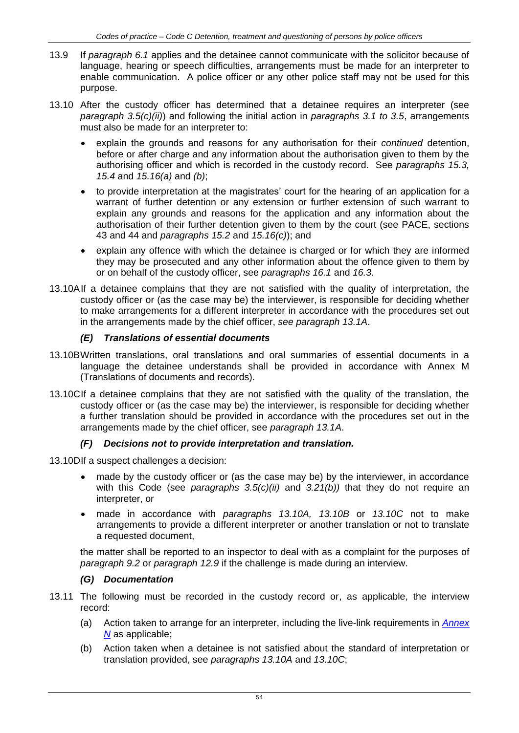13.9 If *paragraph 6.1* applies and the detainee cannot communicate with the solicitor because of language, hearing or speech difficulties, arrangements must be made for an interpreter to enable communication. A police officer or any other police staff may not be used for this purpose.

13.10 After the custody officer has determined that a detainee requires an interpreter (see *paragraph 3.5(c)(ii)*) and following the initial action in *paragraphs 3.1 to 3.5*, arrangements must also be made for an interpreter to:

- explain the grounds and reasons for any authorisation for their *continued* detention, before or after charge and any information about the authorisation given to them by the authorising officer and which is recorded in the custody record. See *paragraphs 15.3, 15.4* and *15.16(a)* and *(b)*;
- to provide interpretation at the magistrates' court for the hearing of an application for a warrant of further detention or any extension or further extension of such warrant to explain any grounds and reasons for the application and any information about the authorisation of their further detention given to them by the court (see PACE, sections 43 and 44 and *paragraphs 15.2* and *15.16(c)*); and
- explain any offence with which the detainee is charged or for which they are informed they may be prosecuted and any other information about the offence given to them by or on behalf of the custody officer, see *paragraphs 16.1* and *16.3*.

13.10A If a detainee complains that they are not satisfied with the quality of interpretation, the custody officer or (as the case may be) the interviewer, is responsible for deciding whether to make arrangements for a different interpreter in accordance with the procedures set out in the arrangements made by the chief officer, *see paragraph 13.1A*.

### *(E) Translations of essential documents*

13.10B Written translations, oral translations and oral summaries of essential documents in a language the detainee understands shall be provided in accordance with Annex M (Translations of documents and records).

13.10C If a detainee complains that they are not satisfied with the quality of the translation, the custody officer or (as the case may be) the interviewer, is responsible for deciding whether a further translation should be provided in accordance with the procedures set out in the arrangements made by the chief officer, see *paragraph 13.1A*.

### *(F) Decisions not to provide interpretation and translation.*

13.10D If a suspect challenges a decision:

- made by the custody officer or (as the case may be) by the interviewer, in accordance with this Code (see *paragraphs 3.5(c)(ii)* and *3.21(b))* that they do not require an interpreter, or
- made in accordance with *paragraphs 13.10A, 13.10B* or *13.10C* not to make arrangements to provide a different interpreter or another translation or not to translate a requested document,

the matter shall be reported to an inspector to deal with as a complaint for the purposes of *paragraph 9.2* or *paragraph 12.9* if the challenge is made during an interview.

### *(G) Documentation*

13.11 The following must be recorded in the custody record or, as applicable, the interview record:

(a) Action taken to arrange for an interpreter, including the live-link requirements in *Annex N* as applicable;

(b) Action taken when a detainee is not satisfied about the standard of interpretation or translation provided, see *paragraphs 13.10A* and *13.10C*;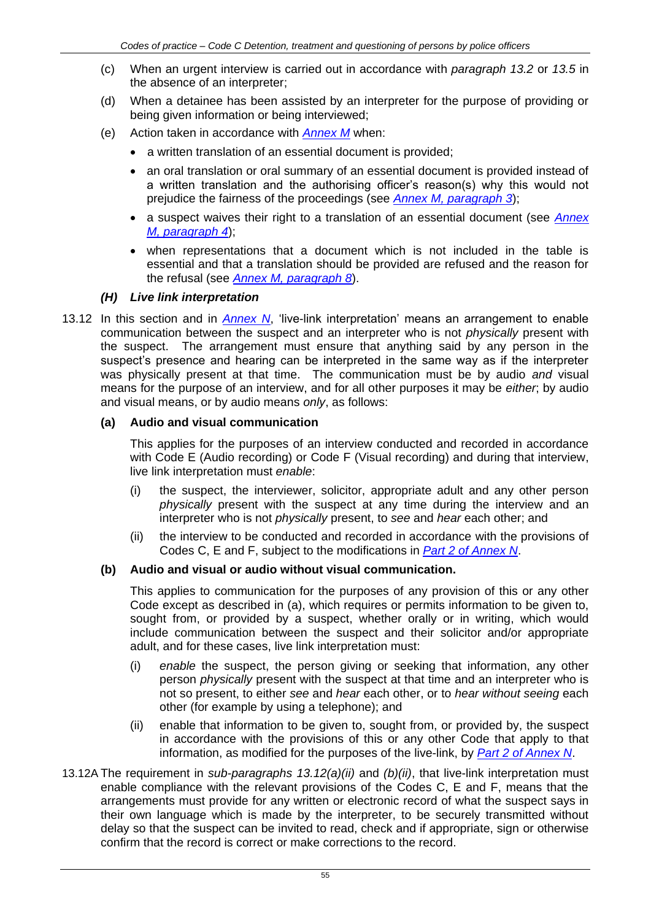(c) When an urgent interview is carried out in accordance with *paragraph 13.2* or *13.5* in the absence of an interpreter;

(d) When a detainee has been assisted by an interpreter for the purpose of providing or being given information or being interviewed;

(e) Action taken in accordance with *Annex M* when:

- a written translation of an essential document is provided;
- an oral translation or oral summary of an essential document is provided instead of a written translation and the authorising officer's reason(s) why this would not prejudice the fairness of the proceedings (see *Annex M, paragraph 3*);
- a suspect waives their right to a translation of an essential document (see *Annex M, paragraph 4*);
- when representations that a document which is not included in the table is essential and that a translation should be provided are refused and the reason for the refusal (see *Annex M, paragraph 8*).

### *(H) Live link interpretation*

13.12 In this section and in *Annex N*, 'live-link interpretation' means an arrangement to enable communication between the suspect and an interpreter who is not *physically* present with the suspect. The arrangement must ensure that anything said by any person in the suspect's presence and hearing can be interpreted in the same way as if the interpreter was physically present at that time. The communication must be by audio *and* visual means for the purpose of an interview, and for all other purposes it may be *either*; by audio and visual means, or by audio means *only*, as follows:

**(a) Audio and visual communication**

This applies for the purposes of an interview conducted and recorded in accordance with Code E (Audio recording) or Code F (Visual recording) and during that interview, live link interpretation must *enable*:

(i) the suspect, the interviewer, solicitor, appropriate adult and any other person *physically* present with the suspect at any time during the interview and an interpreter who is not *physically* present, to *see* and *hear* each other; and

(ii) the interview to be conducted and recorded in accordance with the provisions of Codes C, E and F, subject to the modifications in *Part 2 of Annex N*.

**(b) Audio and visual or audio without visual communication.**

This applies to communication for the purposes of any provision of this or any other Code except as described in (a), which requires or permits information to be given to, sought from, or provided by a suspect, whether orally or in writing, which would include communication between the suspect and their solicitor and/or appropriate adult, and for these cases, live link interpretation must:

(i) *enable* the suspect, the person giving or seeking that information, any other person *physically* present with the suspect at that time and an interpreter who is not so present, to either *see* and *hear* each other, or to *hear without seeing* each other (for example by using a telephone); and

(ii) enable that information to be given to, sought from, or provided by, the suspect in accordance with the provisions of this or any other Code that apply to that information, as modified for the purposes of the live-link, by *Part 2 of Annex N*.

13.12A The requirement in *sub-paragraphs 13.12(a)(ii)* and *(b)(ii)*, that live-link interpretation must enable compliance with the relevant provisions of the Codes C, E and F, means that the arrangements must provide for any written or electronic record of what the suspect says in their own language which is made by the interpreter, to be securely transmitted without delay so that the suspect can be invited to read, check and if appropriate, sign or otherwise confirm that the record is correct or make corrections to the record.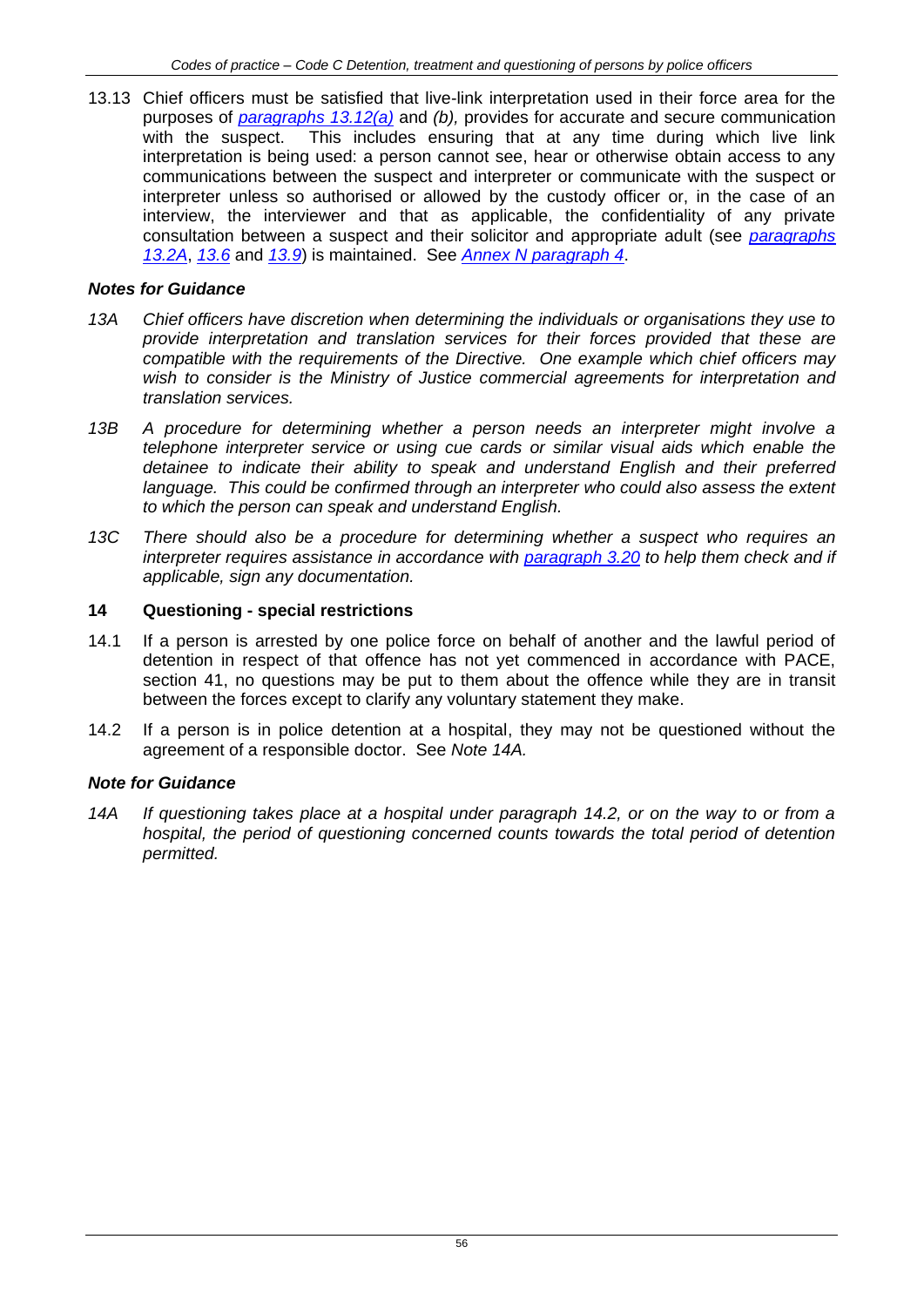13.13 Chief officers must be satisfied that live-link interpretation used in their force area for the purposes of [paragraphs 13.12(a)](#) and *(b),* provides for accurate and secure communication with the suspect. This includes ensuring that at any time during which live link interpretation is being used: a person cannot see, hear or otherwise obtain access to any communications between the suspect and interpreter or communicate with the suspect or interpreter unless so authorised or allowed by the custody officer or, in the case of an interview, the interviewer and that as applicable, the confidentiality of any private consultation between a suspect and their solicitor and appropriate adult (see [paragraphs 13.2A](#), [13.6](#) and [13.9](#)) is maintained. See [Annex N paragraph 4](#).

### *Notes for Guidance*

*13A Chief officers have discretion when determining the individuals or organisations they use to provide interpretation and translation services for their forces provided that these are compatible with the requirements of the Directive. One example which chief officers may wish to consider is the Ministry of Justice commercial agreements for interpretation and translation services.*

*13B A procedure for determining whether a person needs an interpreter might involve a telephone interpreter service or using cue cards or similar visual aids which enable the detainee to indicate their ability to speak and understand English and their preferred language. This could be confirmed through an interpreter who could also assess the extent to which the person can speak and understand English.*

*13C There should also be a procedure for determining whether a suspect who requires an interpreter requires assistance in accordance with [paragraph 3.20](#) to help them check and if applicable, sign any documentation.*

## 14 Questioning - special restrictions

14.1 If a person is arrested by one police force on behalf of another and the lawful period of detention in respect of that offence has not yet commenced in accordance with PACE, section 41, no questions may be put to them about the offence while they are in transit between the forces except to clarify any voluntary statement they make.

14.2 If a person is in police detention at a hospital, they may not be questioned without the agreement of a responsible doctor. See *Note 14A.*

### *Note for Guidance*

*14A If questioning takes place at a hospital under paragraph 14.2, or on the way to or from a hospital, the period of questioning concerned counts towards the total period of detention permitted.*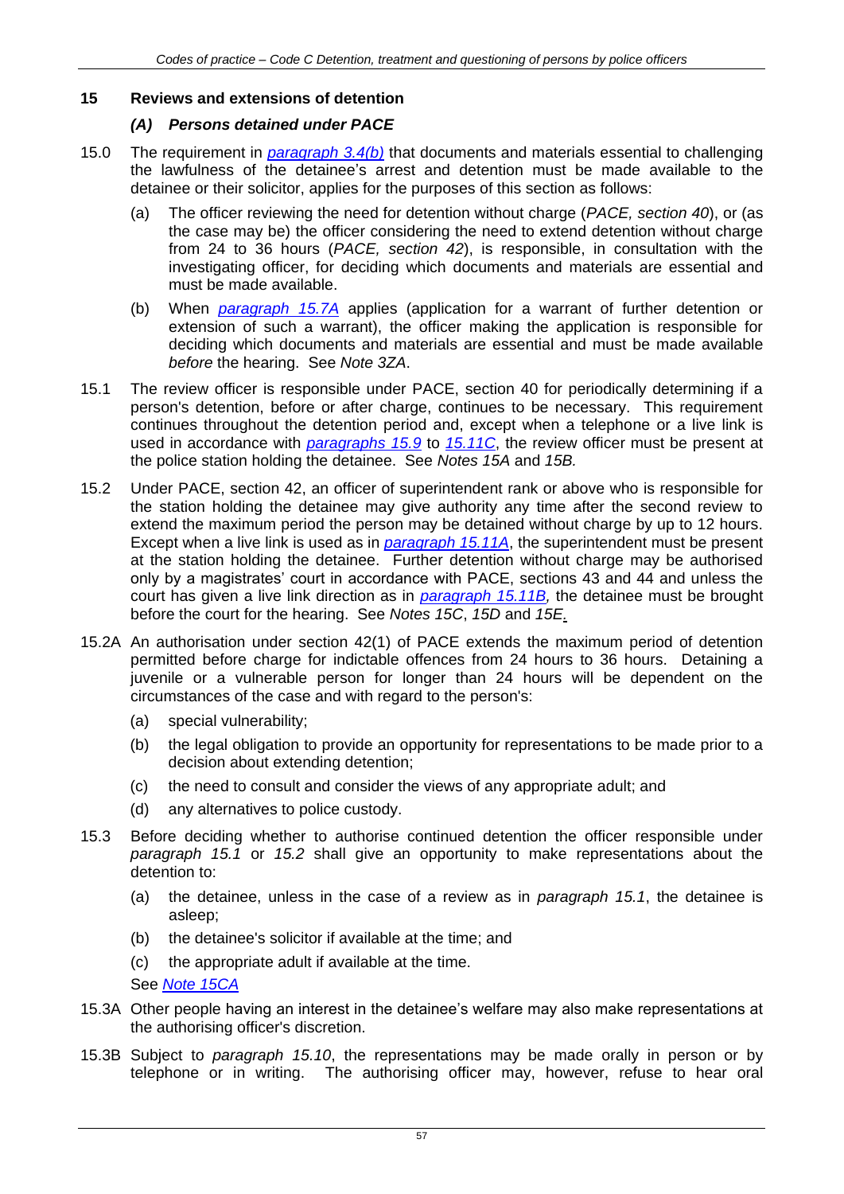## 15 Reviews and extensions of detention

### *(A) Persons detained under PACE*

15.0 The requirement in *paragraph 3.4(b)* that documents and materials essential to challenging the lawfulness of the detainee's arrest and detention must be made available to the detainee or their solicitor, applies for the purposes of this section as follows:

(a) The officer reviewing the need for detention without charge (*PACE, section 40*), or (as the case may be) the officer considering the need to extend detention without charge from 24 to 36 hours (*PACE, section 42*), is responsible, in consultation with the investigating officer, for deciding which documents and materials are essential and must be made available.

(b) When *paragraph 15.7A* applies (application for a warrant of further detention or extension of such a warrant), the officer making the application is responsible for deciding which documents and materials are essential and must be made available *before* the hearing. See *Note 3ZA*.

15.1 The review officer is responsible under PACE, section 40 for periodically determining if a person's detention, before or after charge, continues to be necessary. This requirement continues throughout the detention period and, except when a telephone or a live link is used in accordance with *paragraphs 15.9* to *15.11C*, the review officer must be present at the police station holding the detainee. See *Notes 15A* and *15B.*

15.2 Under PACE, section 42, an officer of superintendent rank or above who is responsible for the station holding the detainee may give authority any time after the second review to extend the maximum period the person may be detained without charge by up to 12 hours. Except when a live link is used as in *paragraph 15.11A*, the superintendent must be present at the station holding the detainee. Further detention without charge may be authorised only by a magistrates' court in accordance with PACE, sections 43 and 44 and unless the court has given a live link direction as in *paragraph 15.11B,* the detainee must be brought before the court for the hearing. See *Notes 15C*, *15D* and *15E.*

15.2A An authorisation under section 42(1) of PACE extends the maximum period of detention permitted before charge for indictable offences from 24 hours to 36 hours. Detaining a juvenile or a vulnerable person for longer than 24 hours will be dependent on the circumstances of the case and with regard to the person's:

(a) special vulnerability;

(b) the legal obligation to provide an opportunity for representations to be made prior to a decision about extending detention;

(c) the need to consult and consider the views of any appropriate adult; and

(d) any alternatives to police custody.

15.3 Before deciding whether to authorise continued detention the officer responsible under *paragraph 15.1* or *15.2* shall give an opportunity to make representations about the detention to:

(a) the detainee, unless in the case of a review as in *paragraph 15.1*, the detainee is asleep;

(b) the detainee's solicitor if available at the time; and

(c) the appropriate adult if available at the time.

See *Note 15CA*

15.3A Other people having an interest in the detainee's welfare may also make representations at the authorising officer's discretion.

15.3B Subject to *paragraph 15.10*, the representations may be made orally in person or by telephone or in writing. The authorising officer may, however, refuse to hear oral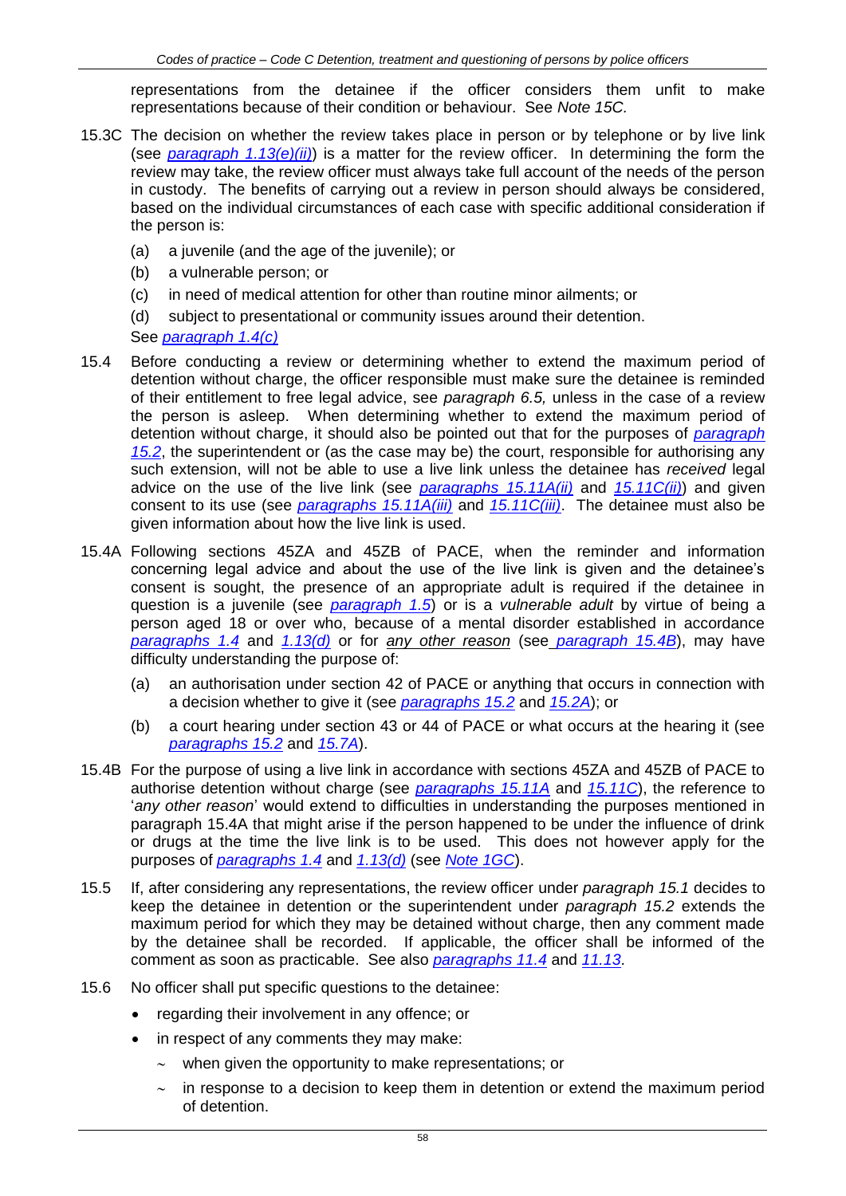representations from the detainee if the officer considers them unfit to make representations because of their condition or behaviour. See *Note 15C.*

15.3C The decision on whether the review takes place in person or by telephone or by live link (see *paragraph 1.13(e)(ii)*) is a matter for the review officer. In determining the form the review may take, the review officer must always take full account of the needs of the person in custody. The benefits of carrying out a review in person should always be considered, based on the individual circumstances of each case with specific additional consideration if the person is:

(a) a juvenile (and the age of the juvenile); or

(b) a vulnerable person; or

(c) in need of medical attention for other than routine minor ailments; or

(d) subject to presentational or community issues around their detention.

See *paragraph 1.4(c)*

15.4 Before conducting a review or determining whether to extend the maximum period of detention without charge, the officer responsible must make sure the detainee is reminded of their entitlement to free legal advice, see *paragraph 6.5,* unless in the case of a review the person is asleep. When determining whether to extend the maximum period of detention without charge, it should also be pointed out that for the purposes of *paragraph 15.2*, the superintendent or (as the case may be) the court, responsible for authorising any such extension, will not be able to use a live link unless the detainee has *received* legal advice on the use of the live link (see *paragraphs 15.11A(ii)* and *15.11C(ii)*) and given consent to its use (see *paragraphs 15.11A(iii)* and *15.11C(iii)*. The detainee must also be given information about how the live link is used.

15.4A Following sections 45ZA and 45ZB of PACE, when the reminder and information concerning legal advice and about the use of the live link is given and the detainee's consent is sought, the presence of an appropriate adult is required if the detainee in question is a juvenile (see *paragraph 1.5*) or is a *vulnerable adult* by virtue of being a person aged 18 or over who, because of a mental disorder established in accordance *paragraphs 1.4* and *1.13(d)* or for *any other reason* (see *paragraph 15.4B*), may have difficulty understanding the purpose of:

(a) an authorisation under section 42 of PACE or anything that occurs in connection with a decision whether to give it (see *paragraphs 15.2* and *15.2A*); or

(b) a court hearing under section 43 or 44 of PACE or what occurs at the hearing it (see *paragraphs 15.2* and *15.7A*).

15.4B For the purpose of using a live link in accordance with sections 45ZA and 45ZB of PACE to authorise detention without charge (see *paragraphs 15.11A* and *15.11C*), the reference to '*any other reason*' would extend to difficulties in understanding the purposes mentioned in paragraph 15.4A that might arise if the person happened to be under the influence of drink or drugs at the time the live link is to be used. This does not however apply for the purposes of *paragraphs 1.4* and *1.13(d)* (see *Note 1GC*).

15.5 If, after considering any representations, the review officer under *paragraph 15.1* decides to keep the detainee in detention or the superintendent under *paragraph 15.2* extends the maximum period for which they may be detained without charge, then any comment made by the detainee shall be recorded. If applicable, the officer shall be informed of the comment as soon as practicable. See also *paragraphs 11.4* and *11.13*.

15.6 No officer shall put specific questions to the detainee:

- regarding their involvement in any offence; or
- in respect of any comments they may make:
  - ~ when given the opportunity to make representations; or
  - ~ in response to a decision to keep them in detention or extend the maximum period of detention.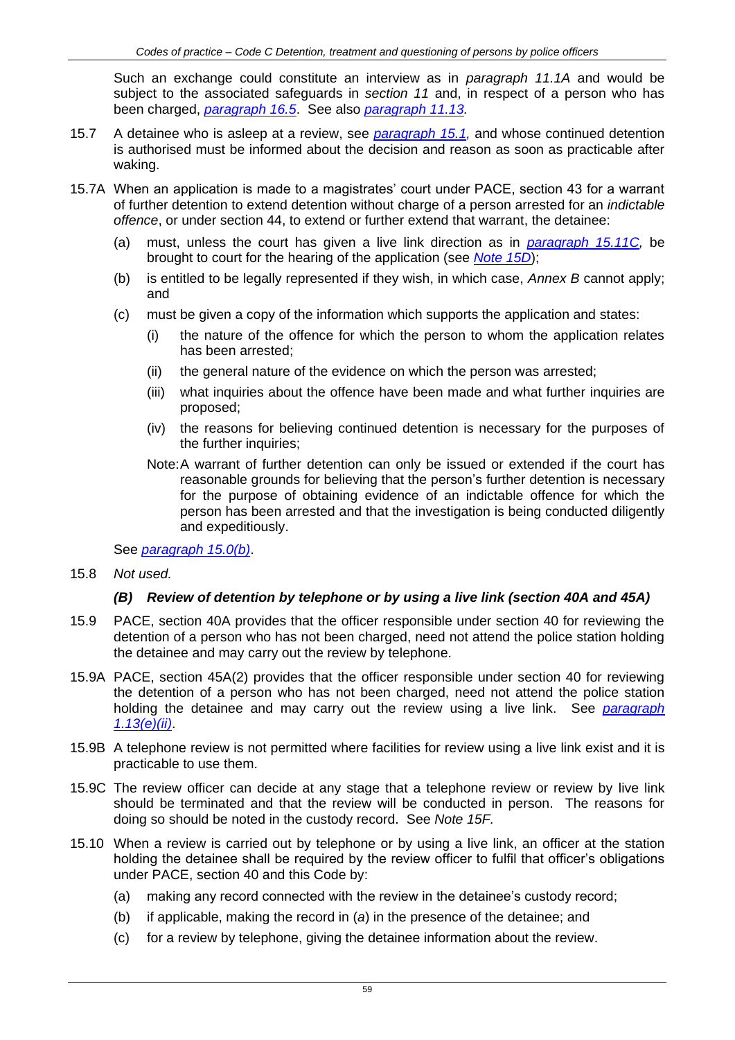Such an exchange could constitute an interview as in *paragraph 11.1A* and would be subject to the associated safeguards in *section 11* and, in respect of a person who has been charged, *paragraph 16.5*. See also *paragraph 11.13.*

15.7 A detainee who is asleep at a review, see *paragraph 15.1,* and whose continued detention is authorised must be informed about the decision and reason as soon as practicable after waking.

15.7A When an application is made to a magistrates' court under PACE, section 43 for a warrant of further detention to extend detention without charge of a person arrested for an *indictable offence*, or under section 44, to extend or further extend that warrant, the detainee:

- (a) must, unless the court has given a live link direction as in *paragraph 15.11C,* be brought to court for the hearing of the application (see *Note 15D*);
- (b) is entitled to be legally represented if they wish, in which case, *Annex B* cannot apply; and
- (c) must be given a copy of the information which supports the application and states:
  - (i) the nature of the offence for which the person to whom the application relates has been arrested;
  - (ii) the general nature of the evidence on which the person was arrested;
  - (iii) what inquiries about the offence have been made and what further inquiries are proposed;
  - (iv) the reasons for believing continued detention is necessary for the purposes of the further inquiries;

  Note: A warrant of further detention can only be issued or extended if the court has reasonable grounds for believing that the person's further detention is necessary for the purpose of obtaining evidence of an indictable offence for which the person has been arrested and that the investigation is being conducted diligently and expeditiously.

See *paragraph 15.0(b)*.

15.8 *Not used.*

### *(B) Review of detention by telephone or by using a live link (section 40A and 45A)*

15.9 PACE, section 40A provides that the officer responsible under section 40 for reviewing the detention of a person who has not been charged, need not attend the police station holding the detainee and may carry out the review by telephone.

15.9A PACE, section 45A(2) provides that the officer responsible under section 40 for reviewing the detention of a person who has not been charged, need not attend the police station holding the detainee and may carry out the review using a live link. See *paragraph 1.13(e)(ii)*.

15.9B A telephone review is not permitted where facilities for review using a live link exist and it is practicable to use them.

15.9C The review officer can decide at any stage that a telephone review or review by live link should be terminated and that the review will be conducted in person. The reasons for doing so should be noted in the custody record. See *Note 15F.*

15.10 When a review is carried out by telephone or by using a live link, an officer at the station holding the detainee shall be required by the review officer to fulfil that officer's obligations under PACE, section 40 and this Code by:

- (a) making any record connected with the review in the detainee's custody record;
- (b) if applicable, making the record in (*a*) in the presence of the detainee; and
- (c) for a review by telephone, giving the detainee information about the review.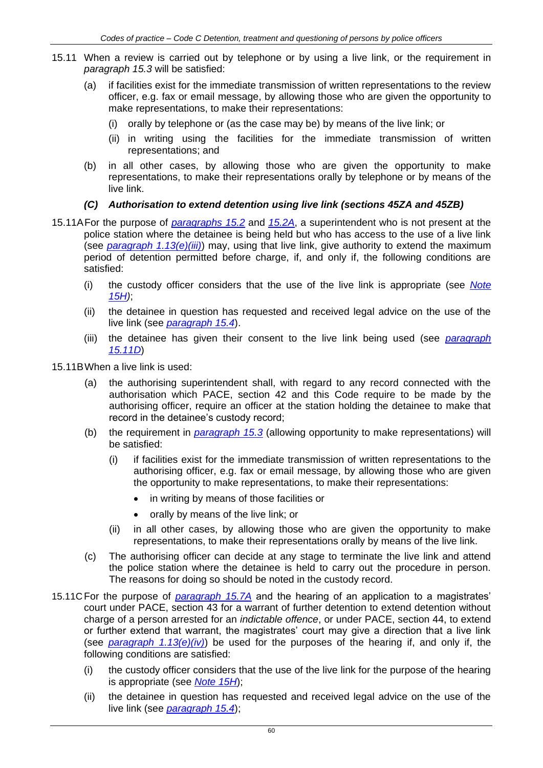15.11 When a review is carried out by telephone or by using a live link, or the requirement in *paragraph 15.3* will be satisfied:

(a) if facilities exist for the immediate transmission of written representations to the review officer, e.g. fax or email message, by allowing those who are given the opportunity to make representations, to make their representations:

(i) orally by telephone or (as the case may be) by means of the live link; or

(ii) in writing using the facilities for the immediate transmission of written representations; and

(b) in all other cases, by allowing those who are given the opportunity to make representations, to make their representations orally by telephone or by means of the live link.

### *(C) Authorisation to extend detention using live link (sections 45ZA and 45ZB)*

15.11A For the purpose of *paragraphs 15.2* and *15.2A*, a superintendent who is not present at the police station where the detainee is being held but who has access to the use of a live link (see *paragraph 1.13(e)(iii)*) may, using that live link, give authority to extend the maximum period of detention permitted before charge, if, and only if, the following conditions are satisfied:

(i) the custody officer considers that the use of the live link is appropriate (see *Note 15H*);

(ii) the detainee in question has requested and received legal advice on the use of the live link (see *paragraph 15.4*).

(iii) the detainee has given their consent to the live link being used (see *paragraph 15.11D*)

15.11B When a live link is used:

(a) the authorising superintendent shall, with regard to any record connected with the authorisation which PACE, section 42 and this Code require to be made by the authorising officer, require an officer at the station holding the detainee to make that record in the detainee's custody record;

(b) the requirement in *paragraph 15.3* (allowing opportunity to make representations) will be satisfied:

(i) if facilities exist for the immediate transmission of written representations to the authorising officer, e.g. fax or email message, by allowing those who are given the opportunity to make representations, to make their representations:

- in writing by means of those facilities or
- orally by means of the live link; or

(ii) in all other cases, by allowing those who are given the opportunity to make representations, to make their representations orally by means of the live link.

(c) The authorising officer can decide at any stage to terminate the live link and attend the police station where the detainee is held to carry out the procedure in person. The reasons for doing so should be noted in the custody record.

15.11C For the purpose of *paragraph 15.7A* and the hearing of an application to a magistrates' court under PACE, section 43 for a warrant of further detention to extend detention without charge of a person arrested for an *indictable offence*, or under PACE, section 44, to extend or further extend that warrant, the magistrates' court may give a direction that a live link (see *paragraph 1.13(e)(iv)*) be used for the purposes of the hearing if, and only if, the following conditions are satisfied:

(i) the custody officer considers that the use of the live link for the purpose of the hearing is appropriate (see *Note 15H*);

(ii) the detainee in question has requested and received legal advice on the use of the live link (see *paragraph 15.4*);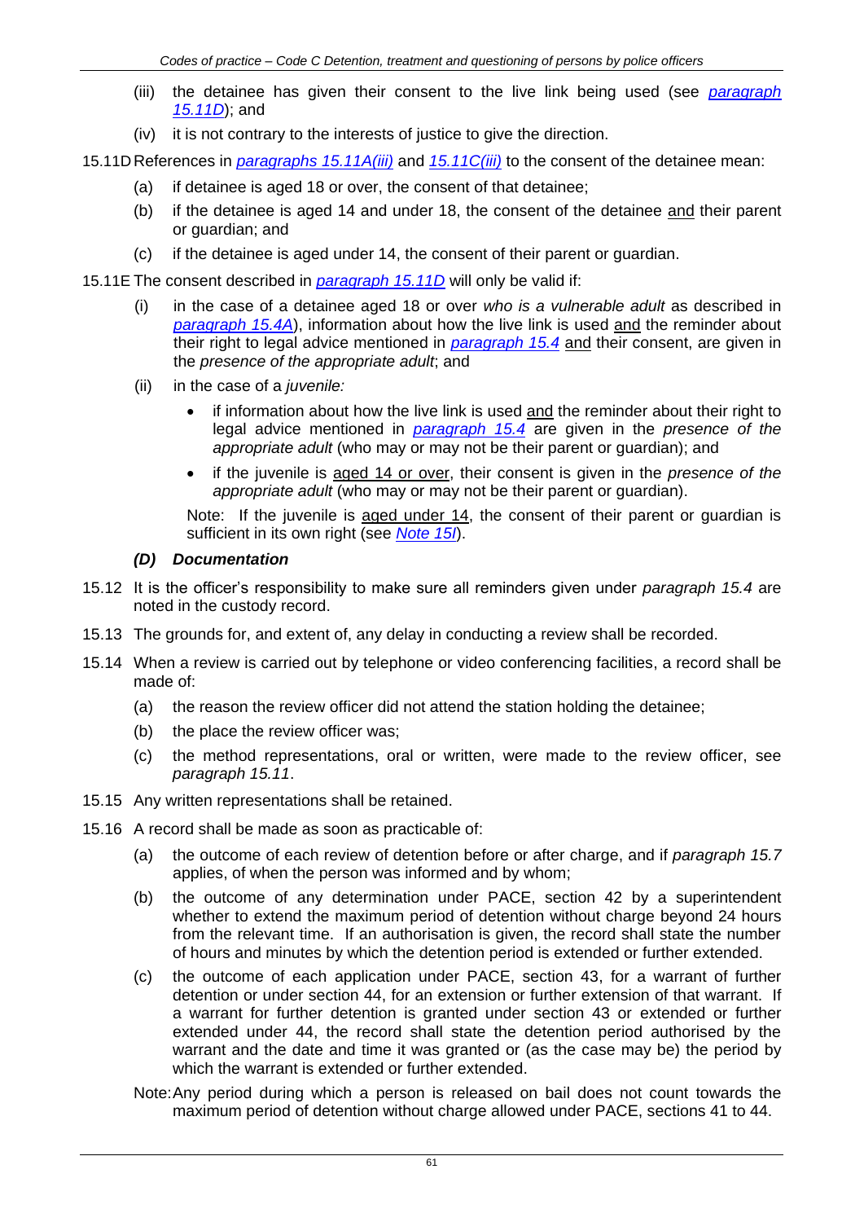(iii) the detainee has given their consent to the live link being used (see *paragraph 15.11D*); and

(iv) it is not contrary to the interests of justice to give the direction.

15.11D References in *paragraphs 15.11A(iii)* and *15.11C(iii)* to the consent of the detainee mean:

(a) if detainee is aged 18 or over, the consent of that detainee;

(b) if the detainee is aged 14 and under 18, the consent of the detainee and their parent or guardian; and

(c) if the detainee is aged under 14, the consent of their parent or guardian.

15.11E The consent described in *paragraph 15.11D* will only be valid if:

(i) in the case of a detainee aged 18 or over *who is a vulnerable adult* as described in *paragraph 15.4A*), information about how the live link is used and the reminder about their right to legal advice mentioned in *paragraph 15.4* and their consent, are given in the *presence of the appropriate adult*; and

(ii) in the case of a *juvenile:*

- if information about how the live link is used and the reminder about their right to legal advice mentioned in *paragraph 15.4* are given in the *presence of the appropriate adult* (who may or may not be their parent or guardian); and
- if the juvenile is aged 14 or over, their consent is given in the *presence of the appropriate adult* (who may or may not be their parent or guardian).

Note: If the juvenile is aged under 14, the consent of their parent or guardian is sufficient in its own right (see *Note 15I*).

### *(D) Documentation*

15.12 It is the officer's responsibility to make sure all reminders given under *paragraph 15.4* are noted in the custody record.

15.13 The grounds for, and extent of, any delay in conducting a review shall be recorded.

15.14 When a review is carried out by telephone or video conferencing facilities, a record shall be made of:

(a) the reason the review officer did not attend the station holding the detainee;

(b) the place the review officer was;

(c) the method representations, oral or written, were made to the review officer, see *paragraph 15.11*.

15.15 Any written representations shall be retained.

15.16 A record shall be made as soon as practicable of:

(a) the outcome of each review of detention before or after charge, and if *paragraph 15.7* applies, of when the person was informed and by whom;

(b) the outcome of any determination under PACE, section 42 by a superintendent whether to extend the maximum period of detention without charge beyond 24 hours from the relevant time. If an authorisation is given, the record shall state the number of hours and minutes by which the detention period is extended or further extended.

(c) the outcome of each application under PACE, section 43, for a warrant of further detention or under section 44, for an extension or further extension of that warrant. If a warrant for further detention is granted under section 43 or extended or further extended under 44, the record shall state the detention period authorised by the warrant and the date and time it was granted or (as the case may be) the period by which the warrant is extended or further extended.

Note: Any period during which a person is released on bail does not count towards the maximum period of detention without charge allowed under PACE, sections 41 to 44.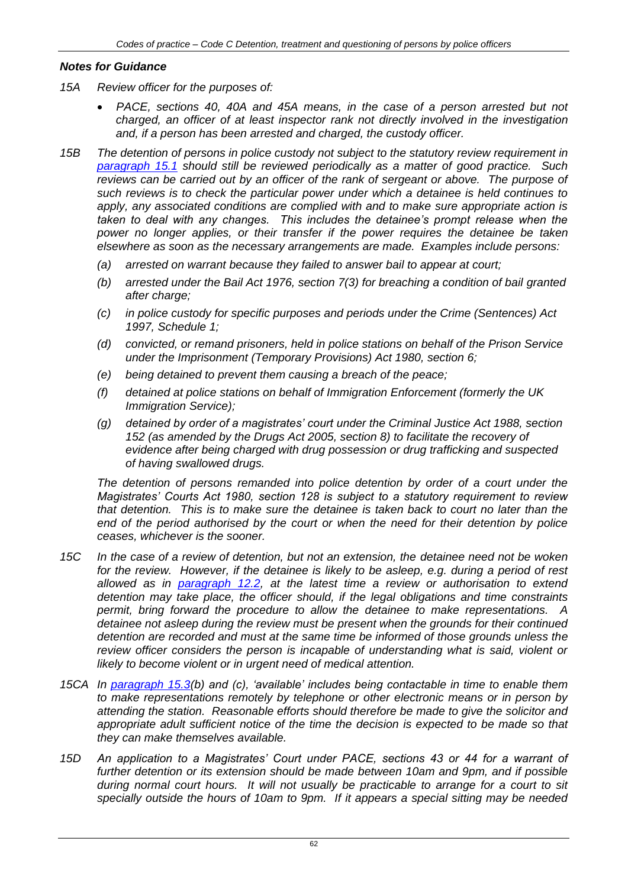### *Notes for Guidance*

*15A Review officer for the purposes of:*

- *PACE, sections 40, 40A and 45A means, in the case of a person arrested but not charged, an officer of at least inspector rank not directly involved in the investigation and, if a person has been arrested and charged, the custody officer.*

*15B The detention of persons in police custody not subject to the statutory review requirement in [paragraph 15.1](#) should still be reviewed periodically as a matter of good practice. Such reviews can be carried out by an officer of the rank of sergeant or above. The purpose of such reviews is to check the particular power under which a detainee is held continues to apply, any associated conditions are complied with and to make sure appropriate action is taken to deal with any changes. This includes the detainee's prompt release when the power no longer applies, or their transfer if the power requires the detainee be taken elsewhere as soon as the necessary arrangements are made. Examples include persons:*

*(a) arrested on warrant because they failed to answer bail to appear at court;*

*(b) arrested under the Bail Act 1976, section 7(3) for breaching a condition of bail granted after charge;*

*(c) in police custody for specific purposes and periods under the Crime (Sentences) Act 1997, Schedule 1;*

*(d) convicted, or remand prisoners, held in police stations on behalf of the Prison Service under the Imprisonment (Temporary Provisions) Act 1980, section 6;*

*(e) being detained to prevent them causing a breach of the peace;*

*(f) detained at police stations on behalf of Immigration Enforcement (formerly the UK Immigration Service);*

*(g) detained by order of a magistrates' court under the Criminal Justice Act 1988, section 152 (as amended by the Drugs Act 2005, section 8) to facilitate the recovery of evidence after being charged with drug possession or drug trafficking and suspected of having swallowed drugs.*

*The detention of persons remanded into police detention by order of a court under the Magistrates' Courts Act 1980, section 128 is subject to a statutory requirement to review that detention. This is to make sure the detainee is taken back to court no later than the end of the period authorised by the court or when the need for their detention by police ceases, whichever is the sooner.*

*15C In the case of a review of detention, but not an extension, the detainee need not be woken for the review. However, if the detainee is likely to be asleep, e.g. during a period of rest allowed as in [paragraph 12.2](#), at the latest time a review or authorisation to extend detention may take place, the officer should, if the legal obligations and time constraints permit, bring forward the procedure to allow the detainee to make representations. A detainee not asleep during the review must be present when the grounds for their continued detention are recorded and must at the same time be informed of those grounds unless the review officer considers the person is incapable of understanding what is said, violent or likely to become violent or in urgent need of medical attention.*

*15CA In [paragraph 15.3](#)(b) and (c), 'available' includes being contactable in time to enable them to make representations remotely by telephone or other electronic means or in person by attending the station. Reasonable efforts should therefore be made to give the solicitor and appropriate adult sufficient notice of the time the decision is expected to be made so that they can make themselves available.*

*15D An application to a Magistrates' Court under PACE, sections 43 or 44 for a warrant of further detention or its extension should be made between 10am and 9pm, and if possible during normal court hours. It will not usually be practicable to arrange for a court to sit specially outside the hours of 10am to 9pm. If it appears a special sitting may be needed*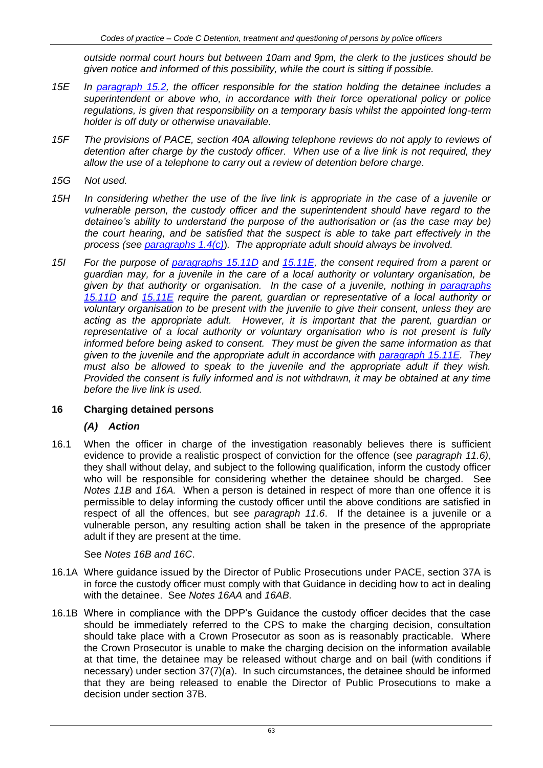*outside normal court hours but between 10am and 9pm, the clerk to the justices should be given notice and informed of this possibility, while the court is sitting if possible.*

*15E In paragraph 15.2, the officer responsible for the station holding the detainee includes a superintendent or above who, in accordance with their force operational policy or police regulations, is given that responsibility on a temporary basis whilst the appointed long-term holder is off duty or otherwise unavailable.*

*15F The provisions of PACE, section 40A allowing telephone reviews do not apply to reviews of detention after charge by the custody officer. When use of a live link is not required, they allow the use of a telephone to carry out a review of detention before charge.*

*15G Not used.*

*15H In considering whether the use of the live link is appropriate in the case of a juvenile or vulnerable person, the custody officer and the superintendent should have regard to the detainee's ability to understand the purpose of the authorisation or (as the case may be) the court hearing, and be satisfied that the suspect is able to take part effectively in the process (see paragraphs 1.4(c)). The appropriate adult should always be involved.*

*15I For the purpose of paragraphs 15.11D and 15.11E, the consent required from a parent or guardian may, for a juvenile in the care of a local authority or voluntary organisation, be given by that authority or organisation. In the case of a juvenile, nothing in paragraphs 15.11D and 15.11E require the parent, guardian or representative of a local authority or voluntary organisation to be present with the juvenile to give their consent, unless they are acting as the appropriate adult. However, it is important that the parent, guardian or representative of a local authority or voluntary organisation who is not present is fully informed before being asked to consent. They must be given the same information as that given to the juvenile and the appropriate adult in accordance with paragraph 15.11E. They must also be allowed to speak to the juvenile and the appropriate adult if they wish. Provided the consent is fully informed and is not withdrawn, it may be obtained at any time before the live link is used.*

## 16 Charging detained persons

### *(A) Action*

16.1 When the officer in charge of the investigation reasonably believes there is sufficient evidence to provide a realistic prospect of conviction for the offence (see *paragraph 11.6)*, they shall without delay, and subject to the following qualification, inform the custody officer who will be responsible for considering whether the detainee should be charged. See *Notes 11B* and *16A.* When a person is detained in respect of more than one offence it is permissible to delay informing the custody officer until the above conditions are satisfied in respect of all the offences, but see *paragraph 11.6*. If the detainee is a juvenile or a vulnerable person, any resulting action shall be taken in the presence of the appropriate adult if they are present at the time.

See *Notes 16B and 16C*.

16.1A Where guidance issued by the Director of Public Prosecutions under PACE, section 37A is in force the custody officer must comply with that Guidance in deciding how to act in dealing with the detainee. See *Notes 16AA* and *16AB.*

16.1B Where in compliance with the DPP's Guidance the custody officer decides that the case should be immediately referred to the CPS to make the charging decision, consultation should take place with a Crown Prosecutor as soon as is reasonably practicable. Where the Crown Prosecutor is unable to make the charging decision on the information available at that time, the detainee may be released without charge and on bail (with conditions if necessary) under section 37(7)(a). In such circumstances, the detainee should be informed that they are being released to enable the Director of Public Prosecutions to make a decision under section 37B.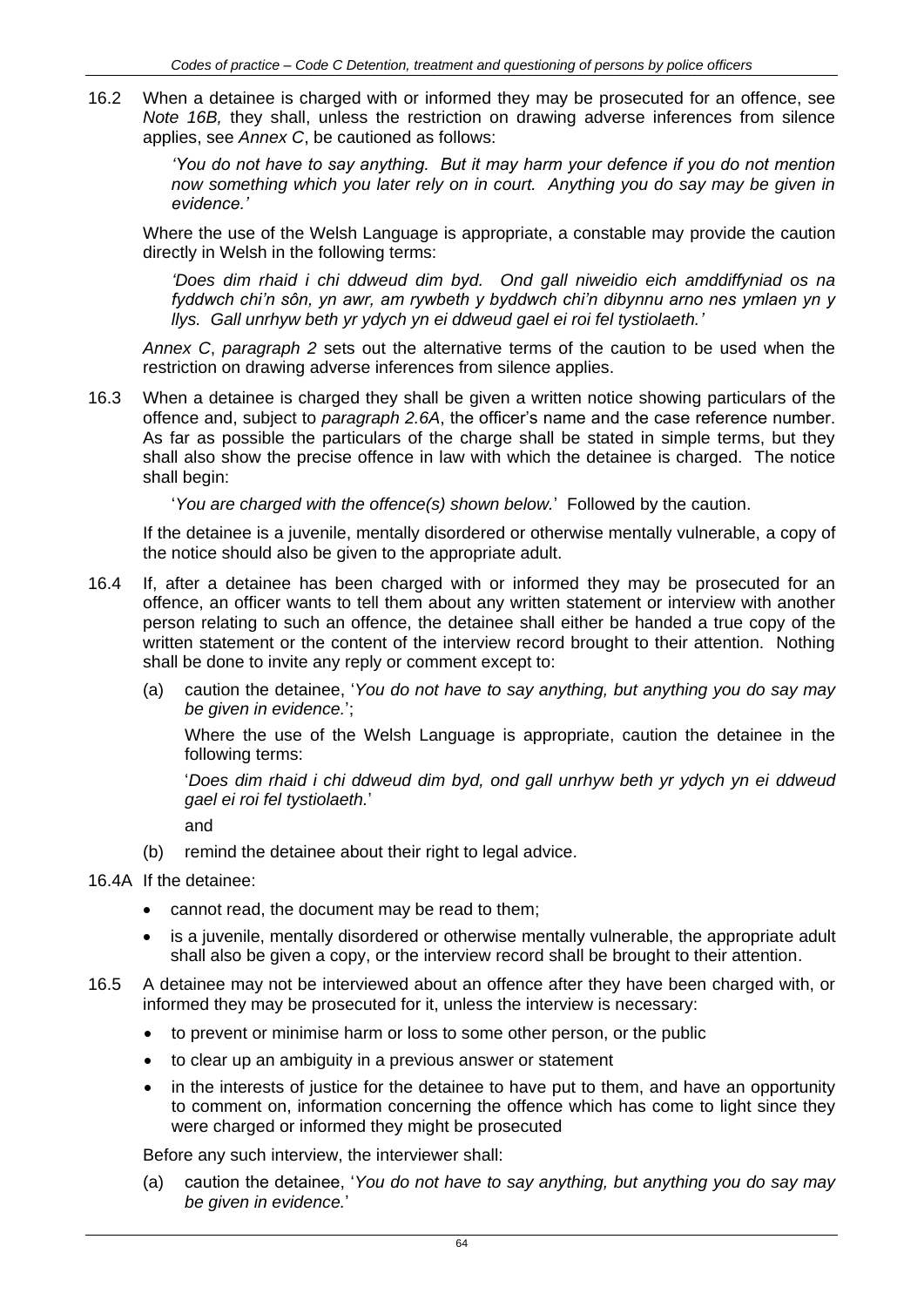16.2 When a detainee is charged with or informed they may be prosecuted for an offence, see *Note 16B,* they shall, unless the restriction on drawing adverse inferences from silence applies, see *Annex C*, be cautioned as follows:

> *'You do not have to say anything. But it may harm your defence if you do not mention now something which you later rely on in court. Anything you do say may be given in evidence.'*

Where the use of the Welsh Language is appropriate, a constable may provide the caution directly in Welsh in the following terms:

> *'Does dim rhaid i chi ddweud dim byd. Ond gall niweidio eich amddiffyniad os na fyddwch chi'n sôn, yn awr, am rywbeth y byddwch chi'n dibynnu arno nes ymlaen yn y llys. Gall unrhyw beth yr ydych yn ei ddweud gael ei roi fel tystiolaeth.'*

*Annex C*, *paragraph 2* sets out the alternative terms of the caution to be used when the restriction on drawing adverse inferences from silence applies.

16.3 When a detainee is charged they shall be given a written notice showing particulars of the offence and, subject to *paragraph 2.6A*, the officer's name and the case reference number. As far as possible the particulars of the charge shall be stated in simple terms, but they shall also show the precise offence in law with which the detainee is charged. The notice shall begin:

> '*You are charged with the offence(s) shown below.*' Followed by the caution.

If the detainee is a juvenile, mentally disordered or otherwise mentally vulnerable, a copy of the notice should also be given to the appropriate adult.

16.4 If, after a detainee has been charged with or informed they may be prosecuted for an offence, an officer wants to tell them about any written statement or interview with another person relating to such an offence, the detainee shall either be handed a true copy of the written statement or the content of the interview record brought to their attention. Nothing shall be done to invite any reply or comment except to:

(a) caution the detainee, '*You do not have to say anything, but anything you do say may be given in evidence.*';

Where the use of the Welsh Language is appropriate, caution the detainee in the following terms:

'*Does dim rhaid i chi ddweud dim byd, ond gall unrhyw beth yr ydych yn ei ddweud gael ei roi fel tystiolaeth.*'

and

(b) remind the detainee about their right to legal advice.

16.4A If the detainee:

- cannot read, the document may be read to them;
- is a juvenile, mentally disordered or otherwise mentally vulnerable, the appropriate adult shall also be given a copy, or the interview record shall be brought to their attention.

16.5 A detainee may not be interviewed about an offence after they have been charged with, or informed they may be prosecuted for it, unless the interview is necessary:

- to prevent or minimise harm or loss to some other person, or the public
- to clear up an ambiguity in a previous answer or statement
- in the interests of justice for the detainee to have put to them, and have an opportunity to comment on, information concerning the offence which has come to light since they were charged or informed they might be prosecuted

Before any such interview, the interviewer shall:

(a) caution the detainee, '*You do not have to say anything, but anything you do say may be given in evidence.*'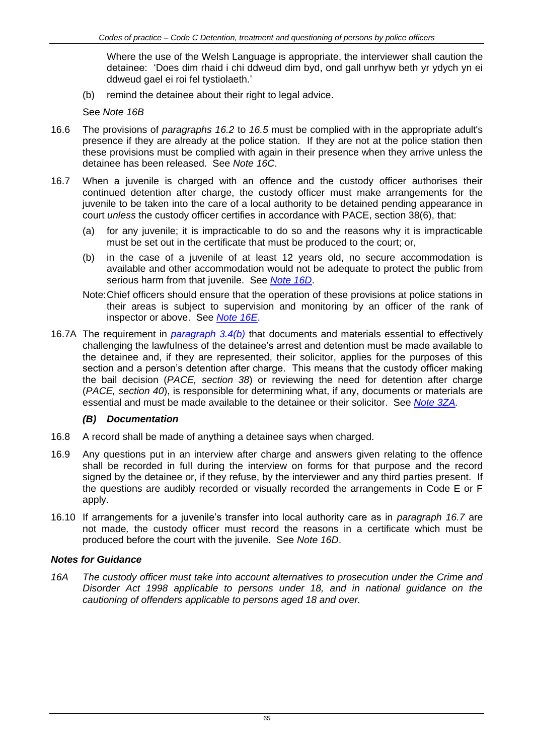Where the use of the Welsh Language is appropriate, the interviewer shall caution the detainee: 'Does dim rhaid i chi ddweud dim byd, ond gall unrhyw beth yr ydych yn ei ddweud gael ei roi fel tystiolaeth.'

(b) remind the detainee about their right to legal advice.

See *Note 16B*

16.6 The provisions of *paragraphs 16.2* to *16.5* must be complied with in the appropriate adult's presence if they are already at the police station. If they are not at the police station then these provisions must be complied with again in their presence when they arrive unless the detainee has been released. See *Note 16C*.

16.7 When a juvenile is charged with an offence and the custody officer authorises their continued detention after charge, the custody officer must make arrangements for the juvenile to be taken into the care of a local authority to be detained pending appearance in court *unless* the custody officer certifies in accordance with PACE, section 38(6), that:

(a) for any juvenile; it is impracticable to do so and the reasons why it is impracticable must be set out in the certificate that must be produced to the court; or,

(b) in the case of a juvenile of at least 12 years old, no secure accommodation is available and other accommodation would not be adequate to protect the public from serious harm from that juvenile. See *Note 16D*.

Note: Chief officers should ensure that the operation of these provisions at police stations in their areas is subject to supervision and monitoring by an officer of the rank of inspector or above. See *Note 16E*.

16.7A The requirement in *paragraph 3.4(b)* that documents and materials essential to effectively challenging the lawfulness of the detainee's arrest and detention must be made available to the detainee and, if they are represented, their solicitor, applies for the purposes of this section and a person's detention after charge. This means that the custody officer making the bail decision (*PACE, section 38*) or reviewing the need for detention after charge (*PACE, section 40*), is responsible for determining what, if any, documents or materials are essential and must be made available to the detainee or their solicitor. See *Note 3ZA*.

### *(B) Documentation*

16.8 A record shall be made of anything a detainee says when charged.

16.9 Any questions put in an interview after charge and answers given relating to the offence shall be recorded in full during the interview on forms for that purpose and the record signed by the detainee or, if they refuse, by the interviewer and any third parties present. If the questions are audibly recorded or visually recorded the arrangements in Code E or F apply.

16.10 If arrangements for a juvenile's transfer into local authority care as in *paragraph 16.7* are not made, the custody officer must record the reasons in a certificate which must be produced before the court with the juvenile. See *Note 16D*.

## *Notes for Guidance*

*16A The custody officer must take into account alternatives to prosecution under the Crime and Disorder Act 1998 applicable to persons under 18, and in national guidance on the cautioning of offenders applicable to persons aged 18 and over.*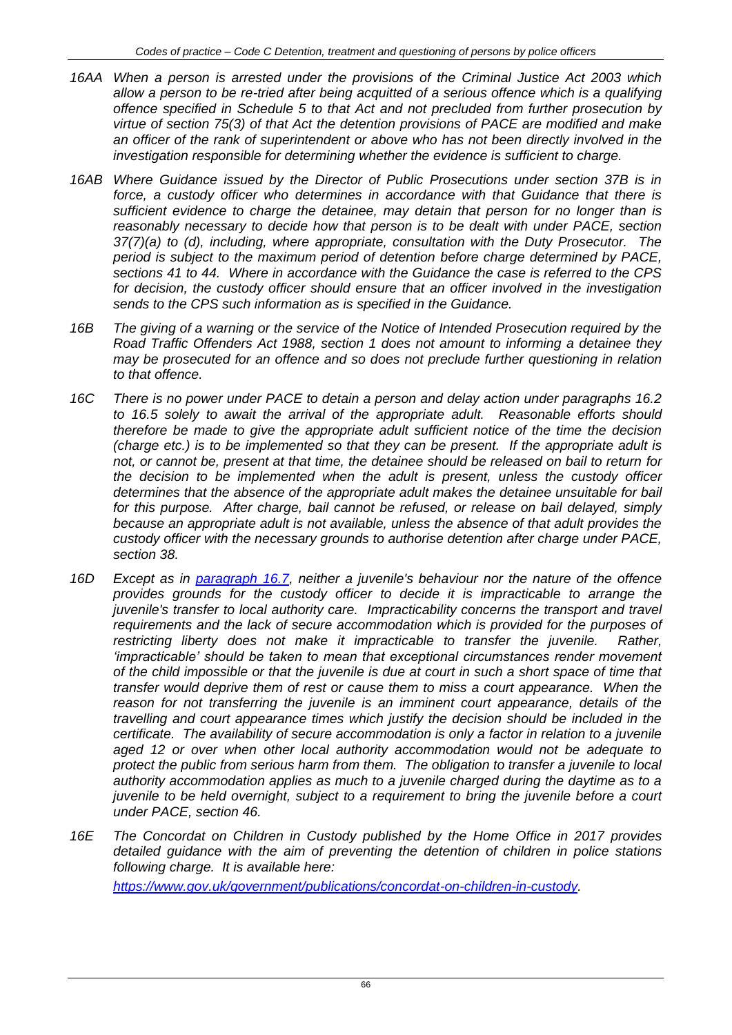*16AA When a person is arrested under the provisions of the Criminal Justice Act 2003 which allow a person to be re-tried after being acquitted of a serious offence which is a qualifying offence specified in Schedule 5 to that Act and not precluded from further prosecution by virtue of section 75(3) of that Act the detention provisions of PACE are modified and make an officer of the rank of superintendent or above who has not been directly involved in the investigation responsible for determining whether the evidence is sufficient to charge.*

*16AB Where Guidance issued by the Director of Public Prosecutions under section 37B is in force, a custody officer who determines in accordance with that Guidance that there is sufficient evidence to charge the detainee, may detain that person for no longer than is reasonably necessary to decide how that person is to be dealt with under PACE, section 37(7)(a) to (d), including, where appropriate, consultation with the Duty Prosecutor. The period is subject to the maximum period of detention before charge determined by PACE, sections 41 to 44. Where in accordance with the Guidance the case is referred to the CPS for decision, the custody officer should ensure that an officer involved in the investigation sends to the CPS such information as is specified in the Guidance.*

*16B The giving of a warning or the service of the Notice of Intended Prosecution required by the Road Traffic Offenders Act 1988, section 1 does not amount to informing a detainee they may be prosecuted for an offence and so does not preclude further questioning in relation to that offence.*

*16C There is no power under PACE to detain a person and delay action under paragraphs 16.2 to 16.5 solely to await the arrival of the appropriate adult. Reasonable efforts should therefore be made to give the appropriate adult sufficient notice of the time the decision (charge etc.) is to be implemented so that they can be present. If the appropriate adult is not, or cannot be, present at that time, the detainee should be released on bail to return for the decision to be implemented when the adult is present, unless the custody officer determines that the absence of the appropriate adult makes the detainee unsuitable for bail for this purpose. After charge, bail cannot be refused, or release on bail delayed, simply because an appropriate adult is not available, unless the absence of that adult provides the custody officer with the necessary grounds to authorise detention after charge under PACE, section 38.*

*16D Except as in [paragraph 16.7](), neither a juvenile's behaviour nor the nature of the offence provides grounds for the custody officer to decide it is impracticable to arrange the juvenile's transfer to local authority care. Impracticability concerns the transport and travel requirements and the lack of secure accommodation which is provided for the purposes of restricting liberty does not make it impracticable to transfer the juvenile. Rather, 'impracticable' should be taken to mean that exceptional circumstances render movement of the child impossible or that the juvenile is due at court in such a short space of time that transfer would deprive them of rest or cause them to miss a court appearance. When the reason for not transferring the juvenile is an imminent court appearance, details of the travelling and court appearance times which justify the decision should be included in the certificate. The availability of secure accommodation is only a factor in relation to a juvenile aged 12 or over when other local authority accommodation would not be adequate to protect the public from serious harm from them. The obligation to transfer a juvenile to local authority accommodation applies as much to a juvenile charged during the daytime as to a juvenile to be held overnight, subject to a requirement to bring the juvenile before a court under PACE, section 46.*

*16E The Concordat on Children in Custody published by the Home Office in 2017 provides detailed guidance with the aim of preventing the detention of children in police stations following charge. It is available here:*
*[https://www.gov.uk/government/publications/concordat-on-children-in-custody](https://www.gov.uk/government/publications/concordat-on-children-in-custody).*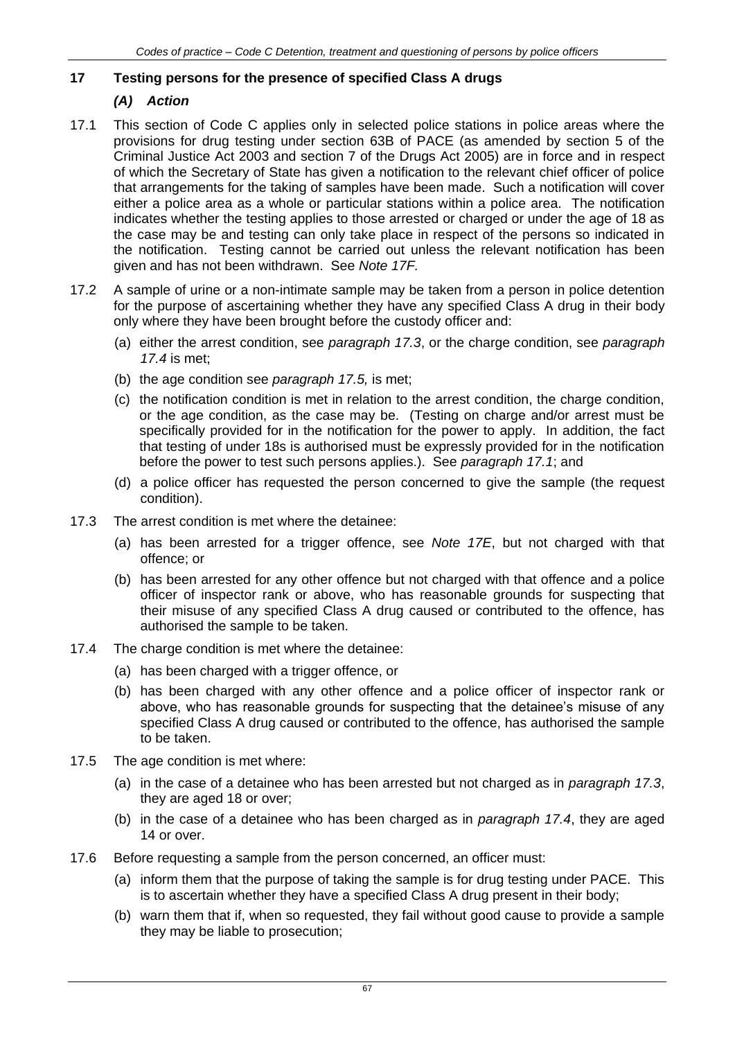## 17 Testing persons for the presence of specified Class A drugs

### *(A) Action*

17.1 This section of Code C applies only in selected police stations in police areas where the provisions for drug testing under section 63B of PACE (as amended by section 5 of the Criminal Justice Act 2003 and section 7 of the Drugs Act 2005) are in force and in respect of which the Secretary of State has given a notification to the relevant chief officer of police that arrangements for the taking of samples have been made. Such a notification will cover either a police area as a whole or particular stations within a police area. The notification indicates whether the testing applies to those arrested or charged or under the age of 18 as the case may be and testing can only take place in respect of the persons so indicated in the notification. Testing cannot be carried out unless the relevant notification has been given and has not been withdrawn. See *Note 17F.*

17.2 A sample of urine or a non-intimate sample may be taken from a person in police detention for the purpose of ascertaining whether they have any specified Class A drug in their body only where they have been brought before the custody officer and:

- (a) either the arrest condition, see *paragraph 17.3*, or the charge condition, see *paragraph 17.4* is met;
- (b) the age condition see *paragraph 17.5,* is met;
- (c) the notification condition is met in relation to the arrest condition, the charge condition, or the age condition, as the case may be. (Testing on charge and/or arrest must be specifically provided for in the notification for the power to apply. In addition, the fact that testing of under 18s is authorised must be expressly provided for in the notification before the power to test such persons applies.). See *paragraph 17.1*; and
- (d) a police officer has requested the person concerned to give the sample (the request condition).

17.3 The arrest condition is met where the detainee:

- (a) has been arrested for a trigger offence, see *Note 17E*, but not charged with that offence; or
- (b) has been arrested for any other offence but not charged with that offence and a police officer of inspector rank or above, who has reasonable grounds for suspecting that their misuse of any specified Class A drug caused or contributed to the offence, has authorised the sample to be taken.

17.4 The charge condition is met where the detainee:

- (a) has been charged with a trigger offence, or
- (b) has been charged with any other offence and a police officer of inspector rank or above, who has reasonable grounds for suspecting that the detainee's misuse of any specified Class A drug caused or contributed to the offence, has authorised the sample to be taken.

17.5 The age condition is met where:

- (a) in the case of a detainee who has been arrested but not charged as in *paragraph 17.3*, they are aged 18 or over;
- (b) in the case of a detainee who has been charged as in *paragraph 17.4*, they are aged 14 or over.

17.6 Before requesting a sample from the person concerned, an officer must:

- (a) inform them that the purpose of taking the sample is for drug testing under PACE. This is to ascertain whether they have a specified Class A drug present in their body;
- (b) warn them that if, when so requested, they fail without good cause to provide a sample they may be liable to prosecution;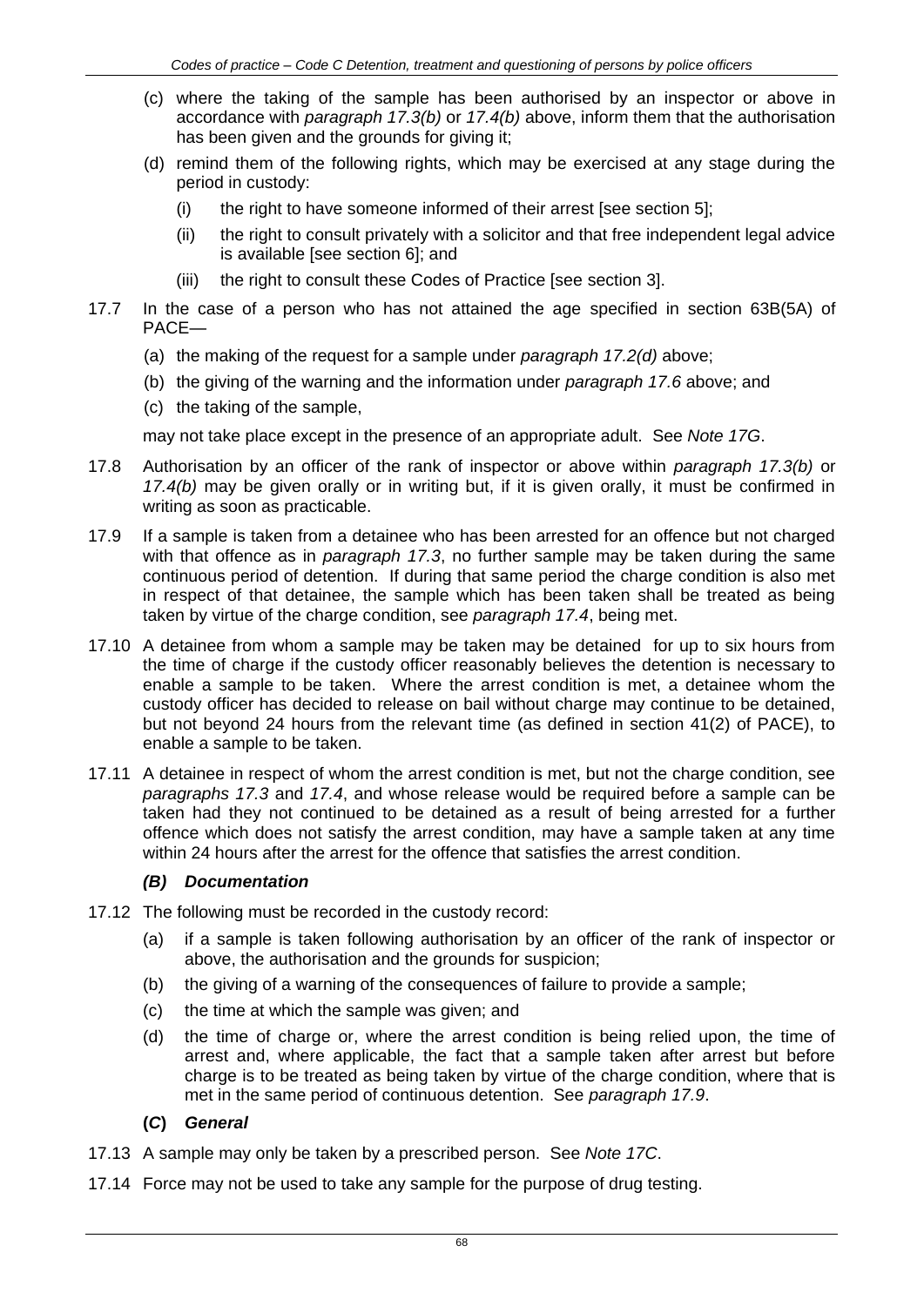(c) where the taking of the sample has been authorised by an inspector or above in accordance with *paragraph 17.3(b)* or *17.4(b)* above, inform them that the authorisation has been given and the grounds for giving it;

(d) remind them of the following rights, which may be exercised at any stage during the period in custody:

   (i) the right to have someone informed of their arrest [see section 5];

   (ii) the right to consult privately with a solicitor and that free independent legal advice is available [see section 6]; and

   (iii) the right to consult these Codes of Practice [see section 3].

17.7 In the case of a person who has not attained the age specified in section 63B(5A) of PACE—

(a) the making of the request for a sample under *paragraph 17.2(d)* above;

(b) the giving of the warning and the information under *paragraph 17.6* above; and

(c) the taking of the sample,

may not take place except in the presence of an appropriate adult. See *Note 17G*.

17.8 Authorisation by an officer of the rank of inspector or above within *paragraph 17.3(b)* or *17.4(b)* may be given orally or in writing but, if it is given orally, it must be confirmed in writing as soon as practicable.

17.9 If a sample is taken from a detainee who has been arrested for an offence but not charged with that offence as in *paragraph 17.3*, no further sample may be taken during the same continuous period of detention. If during that same period the charge condition is also met in respect of that detainee, the sample which has been taken shall be treated as being taken by virtue of the charge condition, see *paragraph 17.4*, being met.

17.10 A detainee from whom a sample may be taken may be detained for up to six hours from the time of charge if the custody officer reasonably believes the detention is necessary to enable a sample to be taken. Where the arrest condition is met, a detainee whom the custody officer has decided to release on bail without charge may continue to be detained, but not beyond 24 hours from the relevant time (as defined in section 41(2) of PACE), to enable a sample to be taken.

17.11 A detainee in respect of whom the arrest condition is met, but not the charge condition, see *paragraphs 17.3* and *17.4*, and whose release would be required before a sample can be taken had they not continued to be detained as a result of being arrested for a further offence which does not satisfy the arrest condition, may have a sample taken at any time within 24 hours after the arrest for the offence that satisfies the arrest condition.

### *(B) Documentation*

17.12 The following must be recorded in the custody record:

(a) if a sample is taken following authorisation by an officer of the rank of inspector or above, the authorisation and the grounds for suspicion;

(b) the giving of a warning of the consequences of failure to provide a sample;

(c) the time at which the sample was given; and

(d) the time of charge or, where the arrest condition is being relied upon, the time of arrest and, where applicable, the fact that a sample taken after arrest but before charge is to be treated as being taken by virtue of the charge condition, where that is met in the same period of continuous detention. See *paragraph 17.9*.

### *(C) General*

17.13 A sample may only be taken by a prescribed person. See *Note 17C*.

17.14 Force may not be used to take any sample for the purpose of drug testing.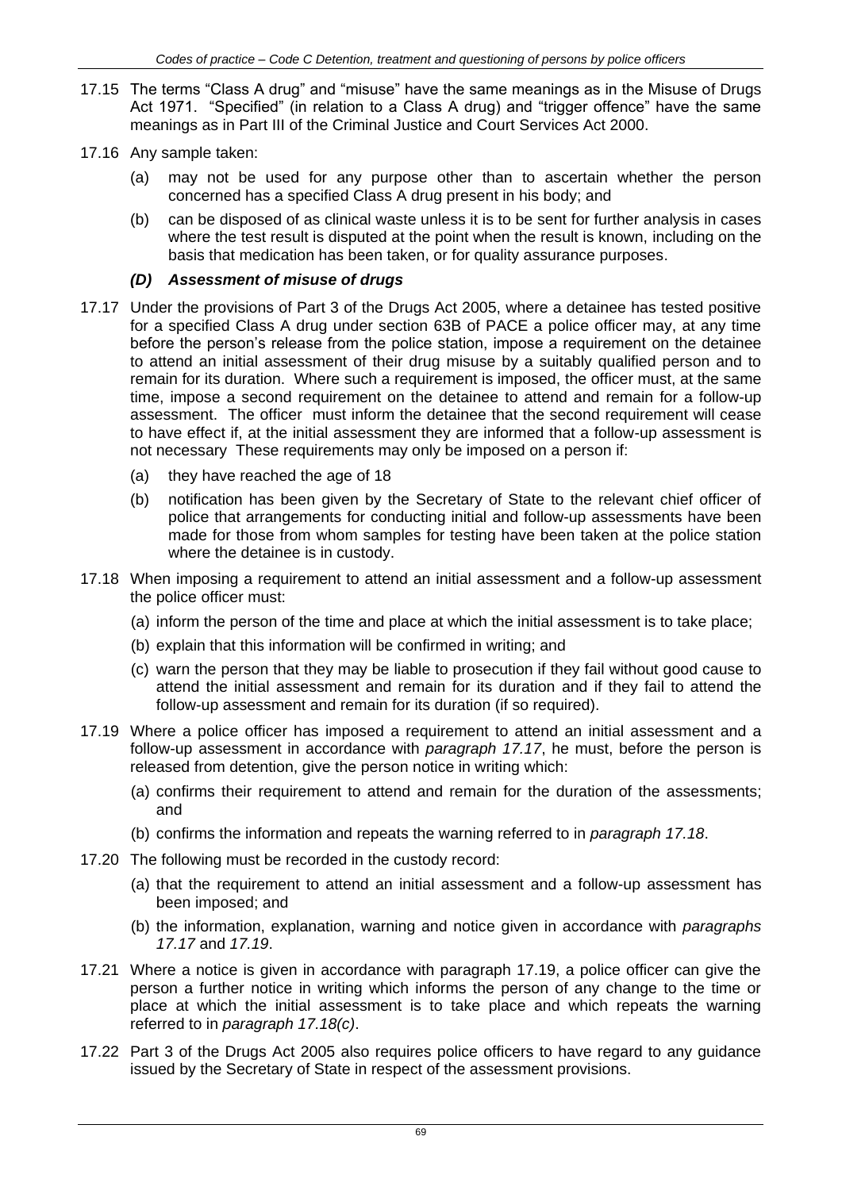17.15 The terms "Class A drug" and "misuse" have the same meanings as in the Misuse of Drugs Act 1971. "Specified" (in relation to a Class A drug) and "trigger offence" have the same meanings as in Part III of the Criminal Justice and Court Services Act 2000.

17.16 Any sample taken:

(a) may not be used for any purpose other than to ascertain whether the person concerned has a specified Class A drug present in his body; and

(b) can be disposed of as clinical waste unless it is to be sent for further analysis in cases where the test result is disputed at the point when the result is known, including on the basis that medication has been taken, or for quality assurance purposes.

### *(D) Assessment of misuse of drugs*

17.17 Under the provisions of Part 3 of the Drugs Act 2005, where a detainee has tested positive for a specified Class A drug under section 63B of PACE a police officer may, at any time before the person's release from the police station, impose a requirement on the detainee to attend an initial assessment of their drug misuse by a suitably qualified person and to remain for its duration. Where such a requirement is imposed, the officer must, at the same time, impose a second requirement on the detainee to attend and remain for a follow-up assessment. The officer must inform the detainee that the second requirement will cease to have effect if, at the initial assessment they are informed that a follow-up assessment is not necessary These requirements may only be imposed on a person if:

(a) they have reached the age of 18

(b) notification has been given by the Secretary of State to the relevant chief officer of police that arrangements for conducting initial and follow-up assessments have been made for those from whom samples for testing have been taken at the police station where the detainee is in custody.

17.18 When imposing a requirement to attend an initial assessment and a follow-up assessment the police officer must:

(a) inform the person of the time and place at which the initial assessment is to take place;

(b) explain that this information will be confirmed in writing; and

(c) warn the person that they may be liable to prosecution if they fail without good cause to attend the initial assessment and remain for its duration and if they fail to attend the follow-up assessment and remain for its duration (if so required).

17.19 Where a police officer has imposed a requirement to attend an initial assessment and a follow-up assessment in accordance with *paragraph 17.17*, he must, before the person is released from detention, give the person notice in writing which:

(a) confirms their requirement to attend and remain for the duration of the assessments; and

(b) confirms the information and repeats the warning referred to in *paragraph 17.18*.

17.20 The following must be recorded in the custody record:

(a) that the requirement to attend an initial assessment and a follow-up assessment has been imposed; and

(b) the information, explanation, warning and notice given in accordance with *paragraphs 17.17* and *17.19*.

17.21 Where a notice is given in accordance with paragraph 17.19, a police officer can give the person a further notice in writing which informs the person of any change to the time or place at which the initial assessment is to take place and which repeats the warning referred to in *paragraph 17.18(c)*.

17.22 Part 3 of the Drugs Act 2005 also requires police officers to have regard to any guidance issued by the Secretary of State in respect of the assessment provisions.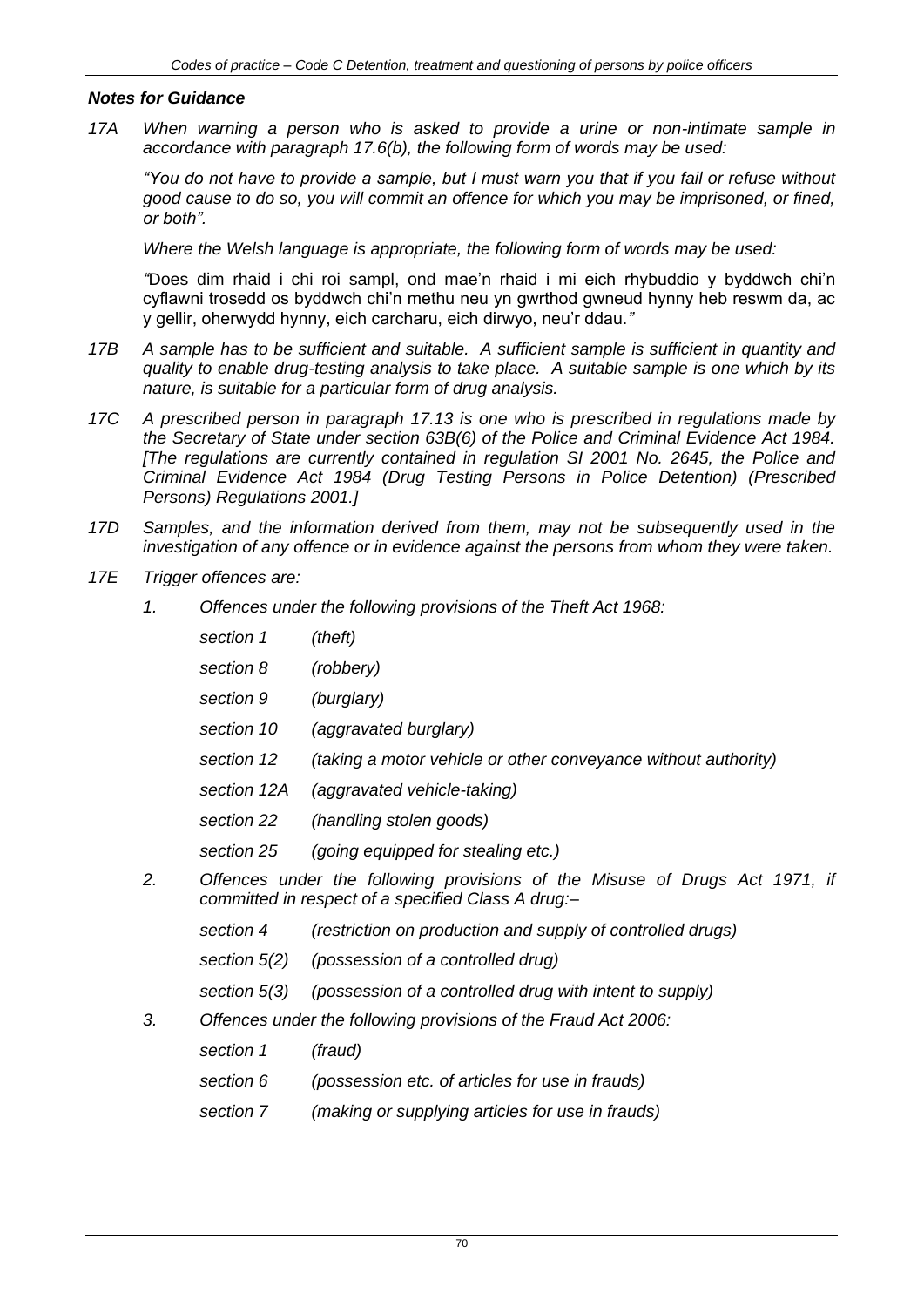### *Notes for Guidance*

*17A When warning a person who is asked to provide a urine or non-intimate sample in accordance with paragraph 17.6(b), the following form of words may be used:*

*"You do not have to provide a sample, but I must warn you that if you fail or refuse without good cause to do so, you will commit an offence for which you may be imprisoned, or fined, or both".*

*Where the Welsh language is appropriate, the following form of words may be used:*

*"*Does dim rhaid i chi roi sampl, ond mae'n rhaid i mi eich rhybuddio y byddwch chi'n cyflawni trosedd os byddwch chi'n methu neu yn gwrthod gwneud hynny heb reswm da, ac y gellir, oherwydd hynny, eich carcharu, eich dirwyo, neu'r ddau.*"*

*17B A sample has to be sufficient and suitable. A sufficient sample is sufficient in quantity and quality to enable drug-testing analysis to take place. A suitable sample is one which by its nature, is suitable for a particular form of drug analysis.*

*17C A prescribed person in paragraph 17.13 is one who is prescribed in regulations made by the Secretary of State under section 63B(6) of the Police and Criminal Evidence Act 1984. [The regulations are currently contained in regulation SI 2001 No. 2645, the Police and Criminal Evidence Act 1984 (Drug Testing Persons in Police Detention) (Prescribed Persons) Regulations 2001.]*

*17D Samples, and the information derived from them, may not be subsequently used in the investigation of any offence or in evidence against the persons from whom they were taken.*

*17E Trigger offences are:*

*1. Offences under the following provisions of the Theft Act 1968:*

| | |
|---|---|
| *section 1* | *(theft)* |
| *section 8* | *(robbery)* |
| *section 9* | *(burglary)* |
| *section 10* | *(aggravated burglary)* |
| *section 12* | *(taking a motor vehicle or other conveyance without authority)* |
| *section 12A* | *(aggravated vehicle-taking)* |
| *section 22* | *(handling stolen goods)* |
| *section 25* | *(going equipped for stealing etc.)* |

*2. Offences under the following provisions of the Misuse of Drugs Act 1971, if committed in respect of a specified Class A drug:–*

| | |
|---|---|
| *section 4* | *(restriction on production and supply of controlled drugs)* |
| *section 5(2)* | *(possession of a controlled drug)* |
| *section 5(3)* | *(possession of a controlled drug with intent to supply)* |

*3. Offences under the following provisions of the Fraud Act 2006:*

| | |
|---|---|
| *section 1* | *(fraud)* |
| *section 6* | *(possession etc. of articles for use in frauds)* |
| *section 7* | *(making or supplying articles for use in frauds)* |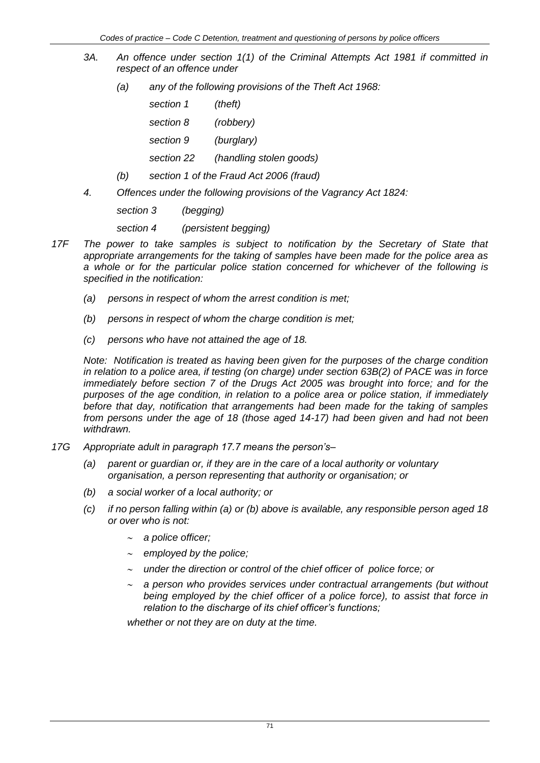*3A. An offence under section 1(1) of the Criminal Attempts Act 1981 if committed in respect of an offence under*

*(a) any of the following provisions of the Theft Act 1968:*

*section 1 (theft)*

*section 8 (robbery)*

*section 9 (burglary)*

*section 22 (handling stolen goods)*

*(b) section 1 of the Fraud Act 2006 (fraud)*

*4. Offences under the following provisions of the Vagrancy Act 1824:*

*section 3 (begging)*

*section 4 (persistent begging)*

*17F The power to take samples is subject to notification by the Secretary of State that appropriate arrangements for the taking of samples have been made for the police area as a whole or for the particular police station concerned for whichever of the following is specified in the notification:*

*(a) persons in respect of whom the arrest condition is met;*

*(b) persons in respect of whom the charge condition is met;*

*(c) persons who have not attained the age of 18.*

*Note: Notification is treated as having been given for the purposes of the charge condition in relation to a police area, if testing (on charge) under section 63B(2) of PACE was in force immediately before section 7 of the Drugs Act 2005 was brought into force; and for the purposes of the age condition, in relation to a police area or police station, if immediately before that day, notification that arrangements had been made for the taking of samples from persons under the age of 18 (those aged 14-17) had been given and had not been withdrawn.*

*17G Appropriate adult in paragraph 17.7 means the person's–*

*(a) parent or guardian or, if they are in the care of a local authority or voluntary organisation, a person representing that authority or organisation; or*

*(b) a social worker of a local authority; or*

*(c) if no person falling within (a) or (b) above is available, any responsible person aged 18 or over who is not:*

- *a police officer;*
- *employed by the police;*
- *under the direction or control of the chief officer of police force; or*
- *a person who provides services under contractual arrangements (but without being employed by the chief officer of a police force), to assist that force in relation to the discharge of its chief officer's functions;*

*whether or not they are on duty at the time.*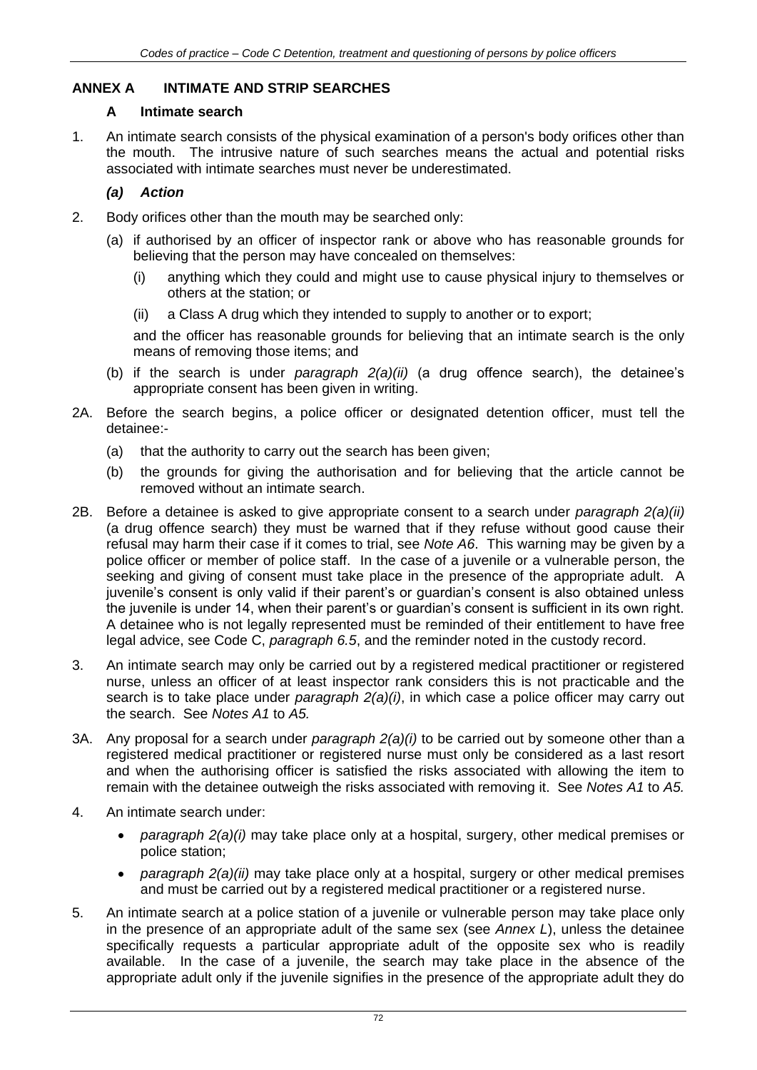## ANNEX A INTIMATE AND STRIP SEARCHES

### A Intimate search

1. An intimate search consists of the physical examination of a person's body orifices other than the mouth. The intrusive nature of such searches means the actual and potential risks associated with intimate searches must never be underestimated.

#### *(a) Action*

2. Body orifices other than the mouth may be searched only:

   (a) if authorised by an officer of inspector rank or above who has reasonable grounds for believing that the person may have concealed on themselves:

   (i) anything which they could and might use to cause physical injury to themselves or others at the station; or

   (ii) a Class A drug which they intended to supply to another or to export;

   and the officer has reasonable grounds for believing that an intimate search is the only means of removing those items; and

   (b) if the search is under *paragraph 2(a)(ii)* (a drug offence search), the detainee's appropriate consent has been given in writing.

2A. Before the search begins, a police officer or designated detention officer, must tell the detainee:-

   (a) that the authority to carry out the search has been given;

   (b) the grounds for giving the authorisation and for believing that the article cannot be removed without an intimate search.

2B. Before a detainee is asked to give appropriate consent to a search under *paragraph 2(a)(ii)* (a drug offence search) they must be warned that if they refuse without good cause their refusal may harm their case if it comes to trial, see *Note A6*. This warning may be given by a police officer or member of police staff. In the case of a juvenile or a vulnerable person, the seeking and giving of consent must take place in the presence of the appropriate adult. A juvenile's consent is only valid if their parent's or guardian's consent is also obtained unless the juvenile is under 14, when their parent's or guardian's consent is sufficient in its own right. A detainee who is not legally represented must be reminded of their entitlement to have free legal advice, see Code C, *paragraph 6.5*, and the reminder noted in the custody record.

3. An intimate search may only be carried out by a registered medical practitioner or registered nurse, unless an officer of at least inspector rank considers this is not practicable and the search is to take place under *paragraph 2(a)(i)*, in which case a police officer may carry out the search. See *Notes A1* to *A5.*

3A. Any proposal for a search under *paragraph 2(a)(i)* to be carried out by someone other than a registered medical practitioner or registered nurse must only be considered as a last resort and when the authorising officer is satisfied the risks associated with allowing the item to remain with the detainee outweigh the risks associated with removing it. See *Notes A1* to *A5.*

4. An intimate search under:

   - *paragraph 2(a)(i)* may take place only at a hospital, surgery, other medical premises or police station;
   - *paragraph 2(a)(ii)* may take place only at a hospital, surgery or other medical premises and must be carried out by a registered medical practitioner or a registered nurse.

5. An intimate search at a police station of a juvenile or vulnerable person may take place only in the presence of an appropriate adult of the same sex (see *Annex L*), unless the detainee specifically requests a particular appropriate adult of the opposite sex who is readily available. In the case of a juvenile, the search may take place in the absence of the appropriate adult only if the juvenile signifies in the presence of the appropriate adult they do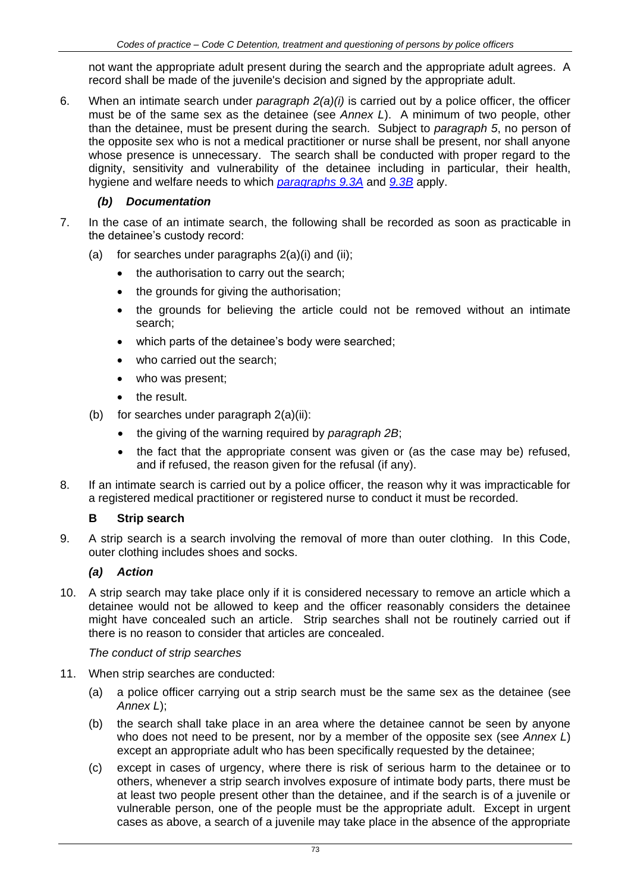not want the appropriate adult present during the search and the appropriate adult agrees. A record shall be made of the juvenile's decision and signed by the appropriate adult.

6. When an intimate search under *paragraph 2(a)(i)* is carried out by a police officer, the officer must be of the same sex as the detainee (see *Annex L*). A minimum of two people, other than the detainee, must be present during the search. Subject to *paragraph 5*, no person of the opposite sex who is not a medical practitioner or nurse shall be present, nor shall anyone whose presence is unnecessary. The search shall be conducted with proper regard to the dignity, sensitivity and vulnerability of the detainee including in particular, their health, hygiene and welfare needs to which *paragraphs 9.3A* and *9.3B* apply.

### *(b) Documentation*

7. In the case of an intimate search, the following shall be recorded as soon as practicable in the detainee's custody record:
   (a) for searches under paragraphs 2(a)(i) and (ii);
   - the authorisation to carry out the search;
   - the grounds for giving the authorisation;
   - the grounds for believing the article could not be removed without an intimate search;
   - which parts of the detainee's body were searched;
   - who carried out the search;
   - who was present;
   - the result.

   (b) for searches under paragraph 2(a)(ii):
   - the giving of the warning required by *paragraph 2B*;
   - the fact that the appropriate consent was given or (as the case may be) refused, and if refused, the reason given for the refusal (if any).

8. If an intimate search is carried out by a police officer, the reason why it was impracticable for a registered medical practitioner or registered nurse to conduct it must be recorded.

## B Strip search

9. A strip search is a search involving the removal of more than outer clothing. In this Code, outer clothing includes shoes and socks.

### *(a) Action*

10. A strip search may take place only if it is considered necessary to remove an article which a detainee would not be allowed to keep and the officer reasonably considers the detainee might have concealed such an article. Strip searches shall not be routinely carried out if there is no reason to consider that articles are concealed.

*The conduct of strip searches*

11. When strip searches are conducted:
   (a) a police officer carrying out a strip search must be the same sex as the detainee (see *Annex L*);
   (b) the search shall take place in an area where the detainee cannot be seen by anyone who does not need to be present, nor by a member of the opposite sex (see *Annex L*) except an appropriate adult who has been specifically requested by the detainee;
   (c) except in cases of urgency, where there is risk of serious harm to the detainee or to others, whenever a strip search involves exposure of intimate body parts, there must be at least two people present other than the detainee, and if the search is of a juvenile or vulnerable person, one of the people must be the appropriate adult. Except in urgent cases as above, a search of a juvenile may take place in the absence of the appropriate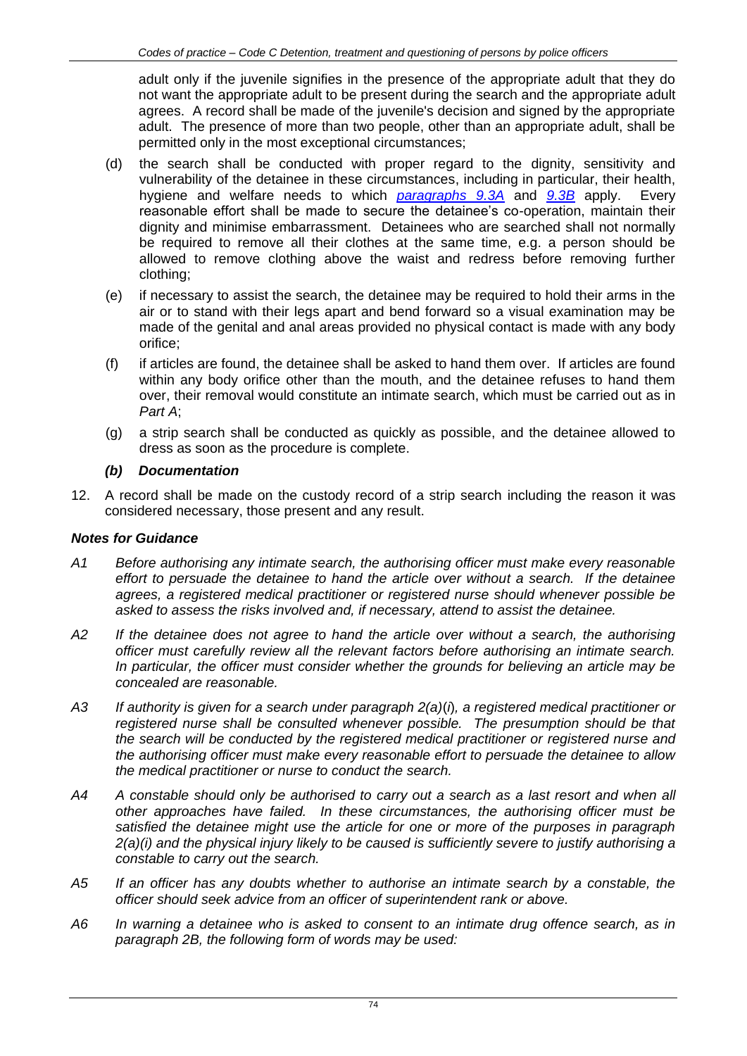adult only if the juvenile signifies in the presence of the appropriate adult that they do not want the appropriate adult to be present during the search and the appropriate adult agrees. A record shall be made of the juvenile's decision and signed by the appropriate adult. The presence of more than two people, other than an appropriate adult, shall be permitted only in the most exceptional circumstances;

(d) the search shall be conducted with proper regard to the dignity, sensitivity and vulnerability of the detainee in these circumstances, including in particular, their health, hygiene and welfare needs to which *paragraphs 9.3A* and *9.3B* apply. Every reasonable effort shall be made to secure the detainee's co-operation, maintain their dignity and minimise embarrassment. Detainees who are searched shall not normally be required to remove all their clothes at the same time, e.g. a person should be allowed to remove clothing above the waist and redress before removing further clothing;

(e) if necessary to assist the search, the detainee may be required to hold their arms in the air or to stand with their legs apart and bend forward so a visual examination may be made of the genital and anal areas provided no physical contact is made with any body orifice;

(f) if articles are found, the detainee shall be asked to hand them over. If articles are found within any body orifice other than the mouth, and the detainee refuses to hand them over, their removal would constitute an intimate search, which must be carried out as in *Part A*;

(g) a strip search shall be conducted as quickly as possible, and the detainee allowed to dress as soon as the procedure is complete.

### *(b) Documentation*

12. A record shall be made on the custody record of a strip search including the reason it was considered necessary, those present and any result.

### *Notes for Guidance*

*A1 Before authorising any intimate search, the authorising officer must make every reasonable effort to persuade the detainee to hand the article over without a search. If the detainee agrees, a registered medical practitioner or registered nurse should whenever possible be asked to assess the risks involved and, if necessary, attend to assist the detainee.*

*A2 If the detainee does not agree to hand the article over without a search, the authorising officer must carefully review all the relevant factors before authorising an intimate search. In particular, the officer must consider whether the grounds for believing an article may be concealed are reasonable.*

*A3 If authority is given for a search under paragraph 2(a)(i), a registered medical practitioner or registered nurse shall be consulted whenever possible. The presumption should be that the search will be conducted by the registered medical practitioner or registered nurse and the authorising officer must make every reasonable effort to persuade the detainee to allow the medical practitioner or nurse to conduct the search.*

*A4 A constable should only be authorised to carry out a search as a last resort and when all other approaches have failed. In these circumstances, the authorising officer must be satisfied the detainee might use the article for one or more of the purposes in paragraph 2(a)(i) and the physical injury likely to be caused is sufficiently severe to justify authorising a constable to carry out the search.*

*A5 If an officer has any doubts whether to authorise an intimate search by a constable, the officer should seek advice from an officer of superintendent rank or above.*

*A6 In warning a detainee who is asked to consent to an intimate drug offence search, as in paragraph 2B, the following form of words may be used:*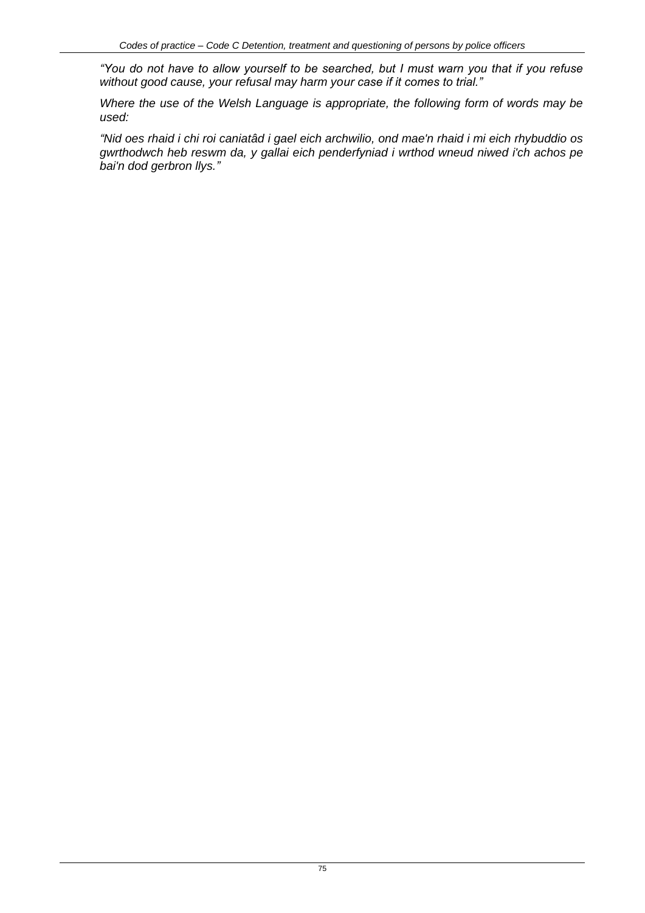*"You do not have to allow yourself to be searched, but I must warn you that if you refuse without good cause, your refusal may harm your case if it comes to trial."*

*Where the use of the Welsh Language is appropriate, the following form of words may be used:*

*"Nid oes rhaid i chi roi caniatâd i gael eich archwilio, ond mae'n rhaid i mi eich rhybuddio os gwrthodwch heb reswm da, y gallai eich penderfyniad i wrthod wneud niwed i'ch achos pe bai'n dod gerbron llys."*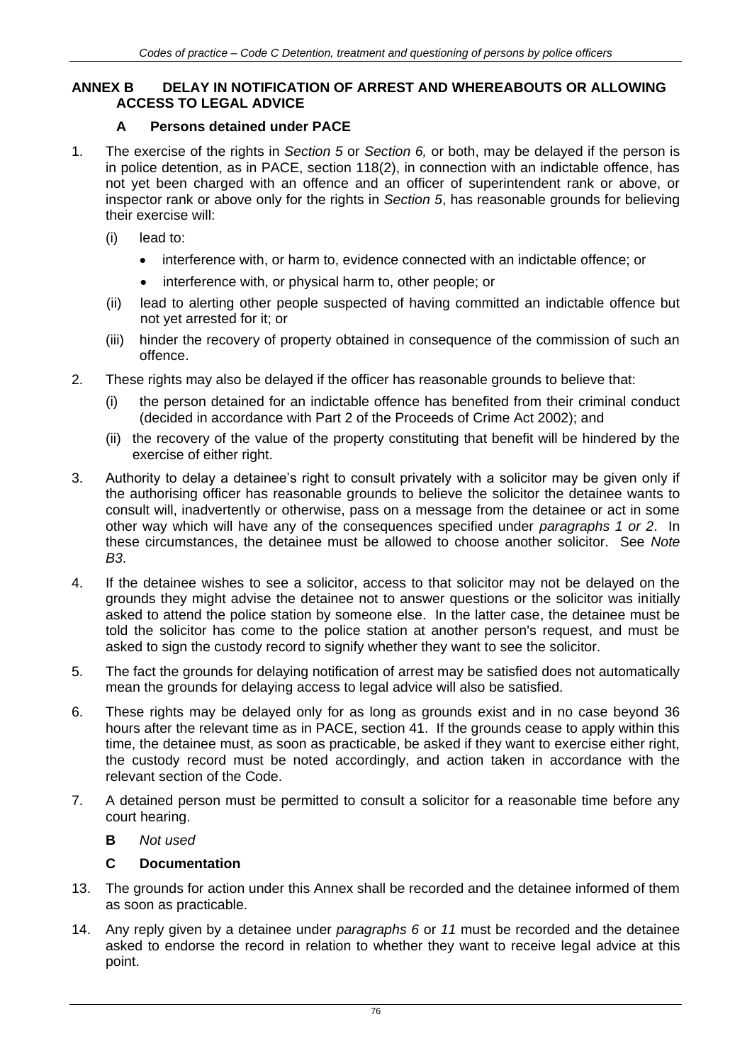## ANNEX B DELAY IN NOTIFICATION OF ARREST AND WHEREABOUTS OR ALLOWING ACCESS TO LEGAL ADVICE

### A Persons detained under PACE

1. The exercise of the rights in *Section 5* or *Section 6,* or both, may be delayed if the person is in police detention, as in PACE, section 118(2), in connection with an indictable offence, has not yet been charged with an offence and an officer of superintendent rank or above, or inspector rank or above only for the rights in *Section 5*, has reasonable grounds for believing their exercise will:

   (i) lead to:

   - interference with, or harm to, evidence connected with an indictable offence; or
   - interference with, or physical harm to, other people; or

   (ii) lead to alerting other people suspected of having committed an indictable offence but not yet arrested for it; or

   (iii) hinder the recovery of property obtained in consequence of the commission of such an offence.

2. These rights may also be delayed if the officer has reasonable grounds to believe that:

   (i) the person detained for an indictable offence has benefited from their criminal conduct (decided in accordance with Part 2 of the Proceeds of Crime Act 2002); and

   (ii) the recovery of the value of the property constituting that benefit will be hindered by the exercise of either right.

3. Authority to delay a detainee's right to consult privately with a solicitor may be given only if the authorising officer has reasonable grounds to believe the solicitor the detainee wants to consult will, inadvertently or otherwise, pass on a message from the detainee or act in some other way which will have any of the consequences specified under *paragraphs 1 or 2*. In these circumstances, the detainee must be allowed to choose another solicitor. See *Note B3*.

4. If the detainee wishes to see a solicitor, access to that solicitor may not be delayed on the grounds they might advise the detainee not to answer questions or the solicitor was initially asked to attend the police station by someone else. In the latter case, the detainee must be told the solicitor has come to the police station at another person's request, and must be asked to sign the custody record to signify whether they want to see the solicitor.

5. The fact the grounds for delaying notification of arrest may be satisfied does not automatically mean the grounds for delaying access to legal advice will also be satisfied.

6. These rights may be delayed only for as long as grounds exist and in no case beyond 36 hours after the relevant time as in PACE, section 41. If the grounds cease to apply within this time, the detainee must, as soon as practicable, be asked if they want to exercise either right, the custody record must be noted accordingly, and action taken in accordance with the relevant section of the Code.

7. A detained person must be permitted to consult a solicitor for a reasonable time before any court hearing.

### B *Not used*

### C Documentation

13. The grounds for action under this Annex shall be recorded and the detainee informed of them as soon as practicable.

14. Any reply given by a detainee under *paragraphs 6* or *11* must be recorded and the detainee asked to endorse the record in relation to whether they want to receive legal advice at this point.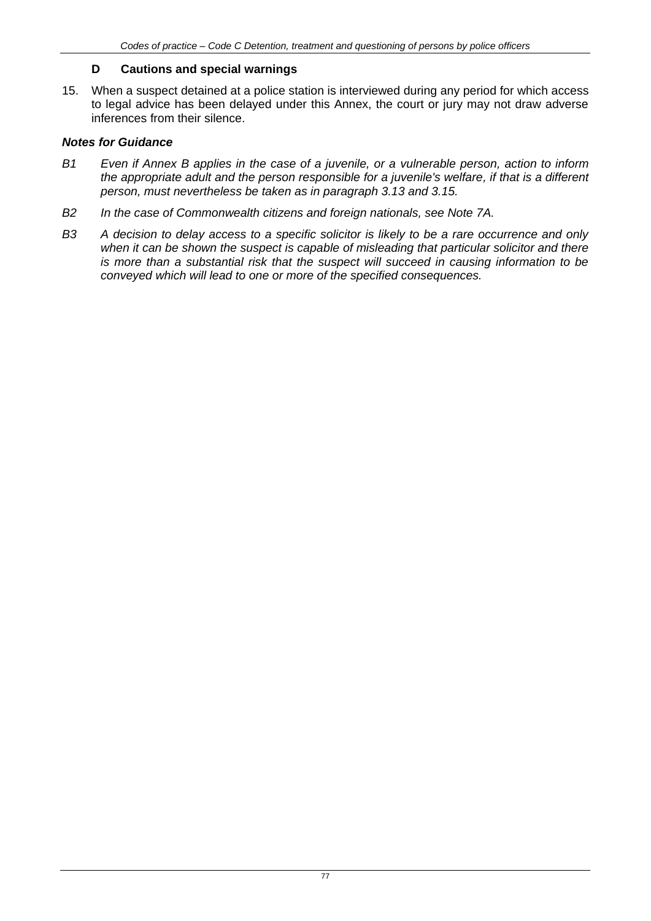## D Cautions and special warnings

15. When a suspect detained at a police station is interviewed during any period for which access to legal advice has been delayed under this Annex, the court or jury may not draw adverse inferences from their silence.

***Notes for Guidance***

*B1 Even if Annex B applies in the case of a juvenile, or a vulnerable person, action to inform the appropriate adult and the person responsible for a juvenile's welfare, if that is a different person, must nevertheless be taken as in paragraph 3.13 and 3.15.*

*B2 In the case of Commonwealth citizens and foreign nationals, see Note 7A.*

*B3 A decision to delay access to a specific solicitor is likely to be a rare occurrence and only when it can be shown the suspect is capable of misleading that particular solicitor and there is more than a substantial risk that the suspect will succeed in causing information to be conveyed which will lead to one or more of the specified consequences.*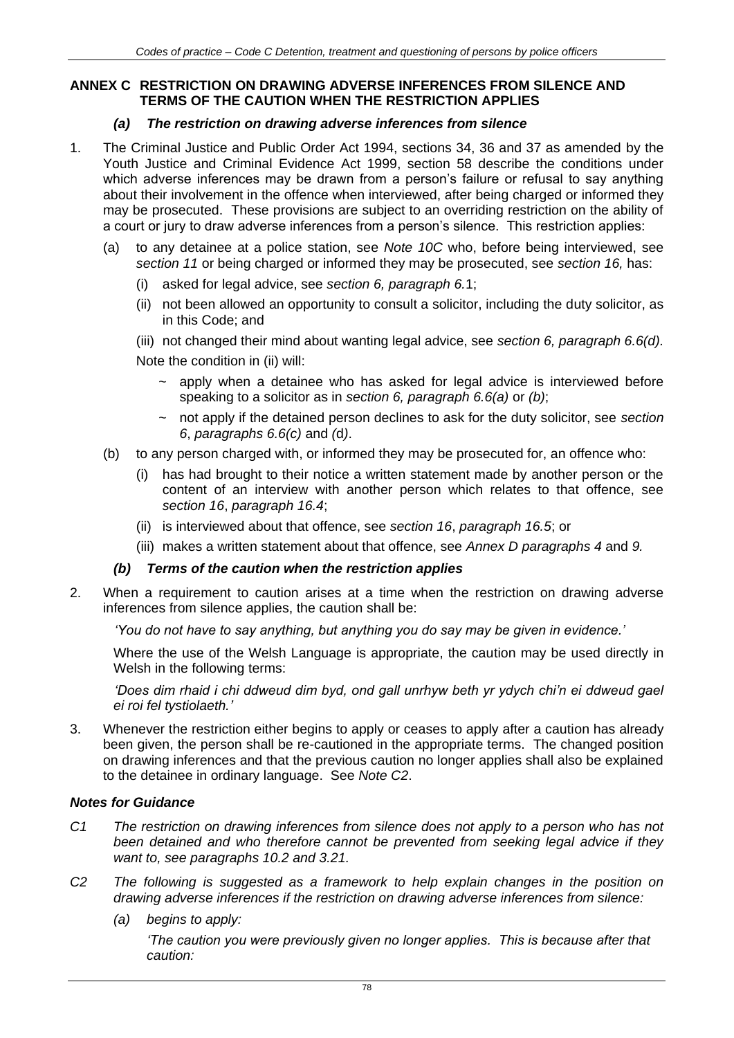## ANNEX C RESTRICTION ON DRAWING ADVERSE INFERENCES FROM SILENCE AND TERMS OF THE CAUTION WHEN THE RESTRICTION APPLIES

### *(a) The restriction on drawing adverse inferences from silence*

1. The Criminal Justice and Public Order Act 1994, sections 34, 36 and 37 as amended by the Youth Justice and Criminal Evidence Act 1999, section 58 describe the conditions under which adverse inferences may be drawn from a person's failure or refusal to say anything about their involvement in the offence when interviewed, after being charged or informed they may be prosecuted. These provisions are subject to an overriding restriction on the ability of a court or jury to draw adverse inferences from a person's silence. This restriction applies:

   (a) to any detainee at a police station, see *Note 10C* who, before being interviewed, see *section 11* or being charged or informed they may be prosecuted, see *section 16,* has:

   - (i) asked for legal advice, see *section 6, paragraph 6.*1;
   - (ii) not been allowed an opportunity to consult a solicitor, including the duty solicitor, as in this Code; and
   - (iii) not changed their mind about wanting legal advice, see *section 6, paragraph 6.6(d)*.

   Note the condition in (ii) will:

   - ~ apply when a detainee who has asked for legal advice is interviewed before speaking to a solicitor as in *section 6, paragraph 6.6(a)* or *(b)*;
   - ~ not apply if the detained person declines to ask for the duty solicitor, see *section 6*, *paragraphs 6.6(c)* and *(*d*)*.

   (b) to any person charged with, or informed they may be prosecuted for, an offence who:

   - (i) has had brought to their notice a written statement made by another person or the content of an interview with another person which relates to that offence, see *section 16*, *paragraph 16.4*;
   - (ii) is interviewed about that offence, see *section 16*, *paragraph 16.5*; or
   - (iii) makes a written statement about that offence, see *Annex D paragraphs 4* and *9.*

### *(b) Terms of the caution when the restriction applies*

2. When a requirement to caution arises at a time when the restriction on drawing adverse inferences from silence applies, the caution shall be:

   *'You do not have to say anything, but anything you do say may be given in evidence.'*

   Where the use of the Welsh Language is appropriate, the caution may be used directly in Welsh in the following terms:

   *'Does dim rhaid i chi ddweud dim byd, ond gall unrhyw beth yr ydych chi'n ei ddweud gael ei roi fel tystiolaeth.'*

3. Whenever the restriction either begins to apply or ceases to apply after a caution has already been given, the person shall be re-cautioned in the appropriate terms. The changed position on drawing inferences and that the previous caution no longer applies shall also be explained to the detainee in ordinary language. See *Note C2*.

### *Notes for Guidance*

*C1 The restriction on drawing inferences from silence does not apply to a person who has not been detained and who therefore cannot be prevented from seeking legal advice if they want to, see paragraphs 10.2 and 3.21.*

*C2 The following is suggested as a framework to help explain changes in the position on drawing adverse inferences if the restriction on drawing adverse inferences from silence:*

   *(a) begins to apply:*

   *'The caution you were previously given no longer applies. This is because after that caution:*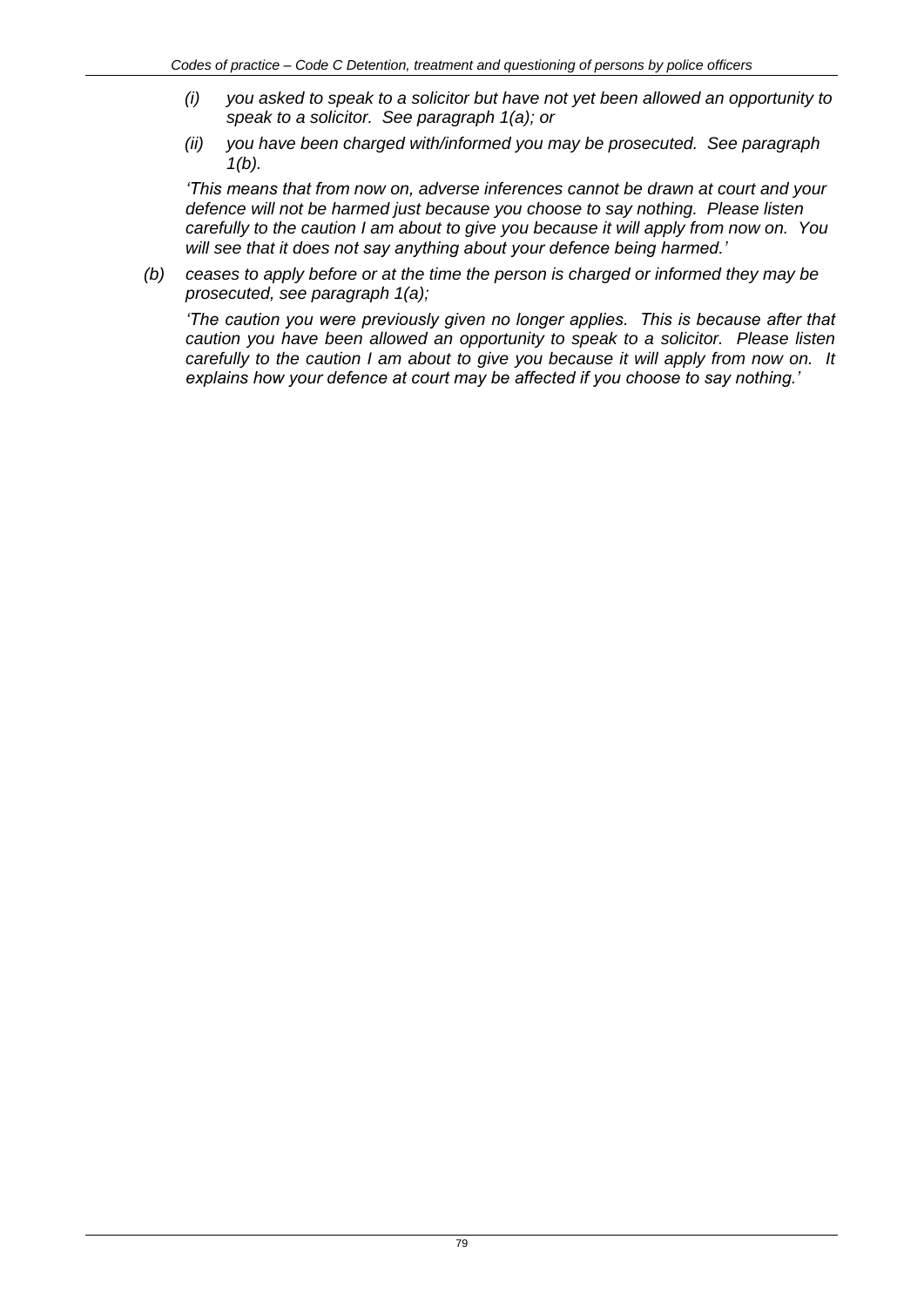*(i) you asked to speak to a solicitor but have not yet been allowed an opportunity to speak to a solicitor. See paragraph 1(a); or*

*(ii) you have been charged with/informed you may be prosecuted. See paragraph 1(b).*

*'This means that from now on, adverse inferences cannot be drawn at court and your defence will not be harmed just because you choose to say nothing. Please listen carefully to the caution I am about to give you because it will apply from now on. You will see that it does not say anything about your defence being harmed.'*

*(b) ceases to apply before or at the time the person is charged or informed they may be prosecuted, see paragraph 1(a);*

*'The caution you were previously given no longer applies. This is because after that caution you have been allowed an opportunity to speak to a solicitor. Please listen carefully to the caution I am about to give you because it will apply from now on. It explains how your defence at court may be affected if you choose to say nothing.'*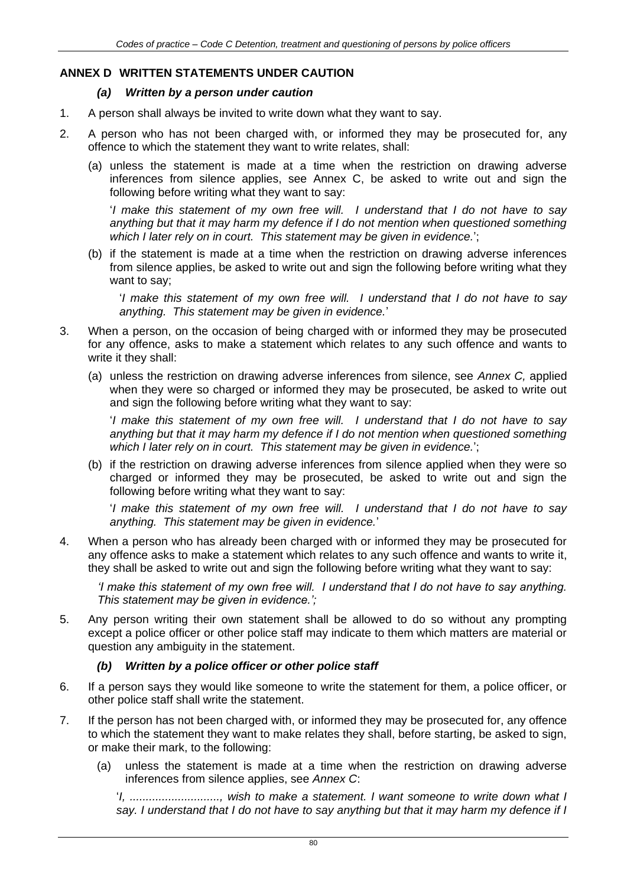## ANNEX D WRITTEN STATEMENTS UNDER CAUTION

### *(a) Written by a person under caution*

1. A person shall always be invited to write down what they want to say.

2. A person who has not been charged with, or informed they may be prosecuted for, any offence to which the statement they want to write relates, shall:

   (a) unless the statement is made at a time when the restriction on drawing adverse inferences from silence applies, see Annex C, be asked to write out and sign the following before writing what they want to say:

   '*I make this statement of my own free will. I understand that I do not have to say anything but that it may harm my defence if I do not mention when questioned something which I later rely on in court. This statement may be given in evidence.*';

   (b) if the statement is made at a time when the restriction on drawing adverse inferences from silence applies, be asked to write out and sign the following before writing what they want to say;

   '*I make this statement of my own free will. I understand that I do not have to say anything. This statement may be given in evidence.*'

3. When a person, on the occasion of being charged with or informed they may be prosecuted for any offence, asks to make a statement which relates to any such offence and wants to write it they shall:

   (a) unless the restriction on drawing adverse inferences from silence, see *Annex C,* applied when they were so charged or informed they may be prosecuted, be asked to write out and sign the following before writing what they want to say:

   '*I make this statement of my own free will. I understand that I do not have to say anything but that it may harm my defence if I do not mention when questioned something which I later rely on in court. This statement may be given in evidence.*';

   (b) if the restriction on drawing adverse inferences from silence applied when they were so charged or informed they may be prosecuted, be asked to write out and sign the following before writing what they want to say:

   '*I make this statement of my own free will. I understand that I do not have to say anything. This statement may be given in evidence.*'

4. When a person who has already been charged with or informed they may be prosecuted for any offence asks to make a statement which relates to any such offence and wants to write it, they shall be asked to write out and sign the following before writing what they want to say:

   *'I make this statement of my own free will. I understand that I do not have to say anything. This statement may be given in evidence.';*

5. Any person writing their own statement shall be allowed to do so without any prompting except a police officer or other police staff may indicate to them which matters are material or question any ambiguity in the statement.

### *(b) Written by a police officer or other police staff*

6. If a person says they would like someone to write the statement for them, a police officer, or other police staff shall write the statement.

7. If the person has not been charged with, or informed they may be prosecuted for, any offence to which the statement they want to make relates they shall, before starting, be asked to sign, or make their mark, to the following:

   (a) unless the statement is made at a time when the restriction on drawing adverse inferences from silence applies, see *Annex C*:

   '*I, ............................, wish to make a statement. I want someone to write down what I say. I understand that I do not have to say anything but that it may harm my defence if I*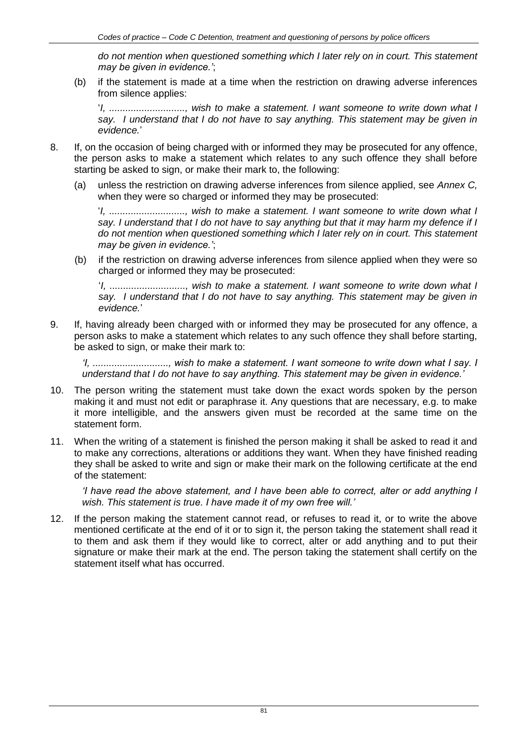*do not mention when questioned something which I later rely on in court. This statement may be given in evidence.'*;

(b) if the statement is made at a time when the restriction on drawing adverse inferences from silence applies:

'*I, ............................, wish to make a statement. I want someone to write down what I say. I understand that I do not have to say anything. This statement may be given in evidence.*'

8. If, on the occasion of being charged with or informed they may be prosecuted for any offence, the person asks to make a statement which relates to any such offence they shall before starting be asked to sign, or make their mark to, the following:

   (a) unless the restriction on drawing adverse inferences from silence applied, see *Annex C,* when they were so charged or informed they may be prosecuted:

   '*I, ............................, wish to make a statement. I want someone to write down what I say. I understand that I do not have to say anything but that it may harm my defence if I do not mention when questioned something which I later rely on in court. This statement may be given in evidence.'*;

   (b) if the restriction on drawing adverse inferences from silence applied when they were so charged or informed they may be prosecuted:

   '*I, ............................, wish to make a statement. I want someone to write down what I say. I understand that I do not have to say anything. This statement may be given in evidence.*'

9. If, having already been charged with or informed they may be prosecuted for any offence, a person asks to make a statement which relates to any such offence they shall before starting, be asked to sign, or make their mark to:

   *'I, ............................, wish to make a statement. I want someone to write down what I say. I understand that I do not have to say anything. This statement may be given in evidence.'*

10. The person writing the statement must take down the exact words spoken by the person making it and must not edit or paraphrase it. Any questions that are necessary, e.g. to make it more intelligible, and the answers given must be recorded at the same time on the statement form.

11. When the writing of a statement is finished the person making it shall be asked to read it and to make any corrections, alterations or additions they want. When they have finished reading they shall be asked to write and sign or make their mark on the following certificate at the end of the statement:

    *'I have read the above statement, and I have been able to correct, alter or add anything I wish. This statement is true. I have made it of my own free will.'*

12. If the person making the statement cannot read, or refuses to read it, or to write the above mentioned certificate at the end of it or to sign it, the person taking the statement shall read it to them and ask them if they would like to correct, alter or add anything and to put their signature or make their mark at the end. The person taking the statement shall certify on the statement itself what has occurred.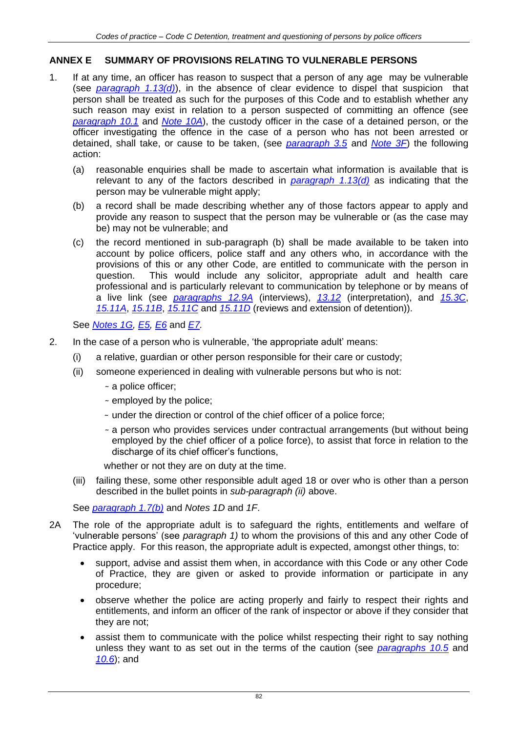## ANNEX E SUMMARY OF PROVISIONS RELATING TO VULNERABLE PERSONS

1. If at any time, an officer has reason to suspect that a person of any age may be vulnerable (see *paragraph 1.13(d)*), in the absence of clear evidence to dispel that suspicion that person shall be treated as such for the purposes of this Code and to establish whether any such reason may exist in relation to a person suspected of committing an offence (see *paragraph 10.1* and *Note 10A*), the custody officer in the case of a detained person, or the officer investigating the offence in the case of a person who has not been arrested or detained, shall take, or cause to be taken, (see *paragraph 3.5* and *Note 3F*) the following action:

   (a) reasonable enquiries shall be made to ascertain what information is available that is relevant to any of the factors described in *paragraph 1.13(d)* as indicating that the person may be vulnerable might apply;

   (b) a record shall be made describing whether any of those factors appear to apply and provide any reason to suspect that the person may be vulnerable or (as the case may be) may not be vulnerable; and

   (c) the record mentioned in sub-paragraph (b) shall be made available to be taken into account by police officers, police staff and any others who, in accordance with the provisions of this or any other Code, are entitled to communicate with the person in question. This would include any solicitor, appropriate adult and health care professional and is particularly relevant to communication by telephone or by means of a live link (see *paragraphs 12.9A* (interviews), *13.12* (interpretation), and *15.3C*, *15.11A*, *15.11B*, *15.11C* and *15.11D* (reviews and extension of detention)).

   See *Notes 1G, E5, E6* and *E7.*

2. In the case of a person who is vulnerable, 'the appropriate adult' means:

   (i) a relative, guardian or other person responsible for their care or custody;

   (ii) someone experienced in dealing with vulnerable persons but who is not:

      ~ a police officer;

      ~ employed by the police;

      ~ under the direction or control of the chief officer of a police force;

      ~ a person who provides services under contractual arrangements (but without being employed by the chief officer of a police force), to assist that force in relation to the discharge of its chief officer's functions,

      whether or not they are on duty at the time.

   (iii) failing these, some other responsible adult aged 18 or over who is other than a person described in the bullet points in *sub-paragraph (ii)* above.

   See *paragraph 1.7(b)* and *Notes 1D* and *1F*.

2A The role of the appropriate adult is to safeguard the rights, entitlements and welfare of 'vulnerable persons' (see *paragraph 1)* to whom the provisions of this and any other Code of Practice apply. For this reason, the appropriate adult is expected, amongst other things, to:

   - support, advise and assist them when, in accordance with this Code or any other Code of Practice, they are given or asked to provide information or participate in any procedure;
   - observe whether the police are acting properly and fairly to respect their rights and entitlements, and inform an officer of the rank of inspector or above if they consider that they are not;
   - assist them to communicate with the police whilst respecting their right to say nothing unless they want to as set out in the terms of the caution (see *paragraphs 10.5* and *10.6*); and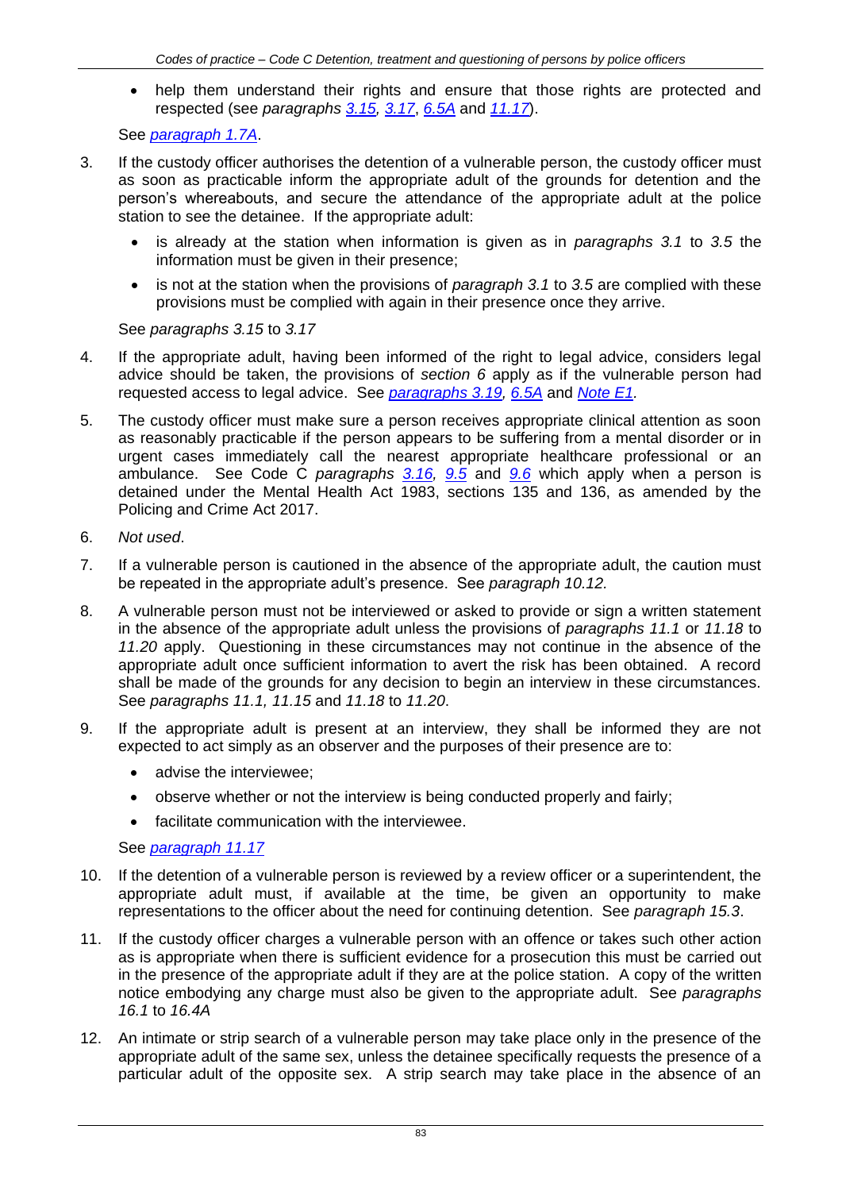- help them understand their rights and ensure that those rights are protected and respected (see *paragraphs 3.15, 3.17*, *6.5A* and *11.17*).

See *paragraph 1.7A*.

3. If the custody officer authorises the detention of a vulnerable person, the custody officer must as soon as practicable inform the appropriate adult of the grounds for detention and the person's whereabouts, and secure the attendance of the appropriate adult at the police station to see the detainee. If the appropriate adult:

    - is already at the station when information is given as in *paragraphs 3.1* to *3.5* the information must be given in their presence;
    - is not at the station when the provisions of *paragraph 3.1* to *3.5* are complied with these provisions must be complied with again in their presence once they arrive.

    See *paragraphs 3.15* to *3.17*

4. If the appropriate adult, having been informed of the right to legal advice, considers legal advice should be taken, the provisions of *section 6* apply as if the vulnerable person had requested access to legal advice. See *paragraphs 3.19, 6.5A* and *Note E1.*

5. The custody officer must make sure a person receives appropriate clinical attention as soon as reasonably practicable if the person appears to be suffering from a mental disorder or in urgent cases immediately call the nearest appropriate healthcare professional or an ambulance. See Code C *paragraphs 3.16, 9.5* and *9.6* which apply when a person is detained under the Mental Health Act 1983, sections 135 and 136, as amended by the Policing and Crime Act 2017.

6. *Not used*.

7. If a vulnerable person is cautioned in the absence of the appropriate adult, the caution must be repeated in the appropriate adult's presence. See *paragraph 10.12.*

8. A vulnerable person must not be interviewed or asked to provide or sign a written statement in the absence of the appropriate adult unless the provisions of *paragraphs 11.1* or *11.18* to *11.20* apply. Questioning in these circumstances may not continue in the absence of the appropriate adult once sufficient information to avert the risk has been obtained. A record shall be made of the grounds for any decision to begin an interview in these circumstances. See *paragraphs 11.1, 11.15* and *11.18* to *11.20*.

9. If the appropriate adult is present at an interview, they shall be informed they are not expected to act simply as an observer and the purposes of their presence are to:

    - advise the interviewee;
    - observe whether or not the interview is being conducted properly and fairly;
    - facilitate communication with the interviewee.

    See *paragraph 11.17*

10. If the detention of a vulnerable person is reviewed by a review officer or a superintendent, the appropriate adult must, if available at the time, be given an opportunity to make representations to the officer about the need for continuing detention. See *paragraph 15.3*.

11. If the custody officer charges a vulnerable person with an offence or takes such other action as is appropriate when there is sufficient evidence for a prosecution this must be carried out in the presence of the appropriate adult if they are at the police station. A copy of the written notice embodying any charge must also be given to the appropriate adult. See *paragraphs 16.1* to *16.4A*

12. An intimate or strip search of a vulnerable person may take place only in the presence of the appropriate adult of the same sex, unless the detainee specifically requests the presence of a particular adult of the opposite sex. A strip search may take place in the absence of an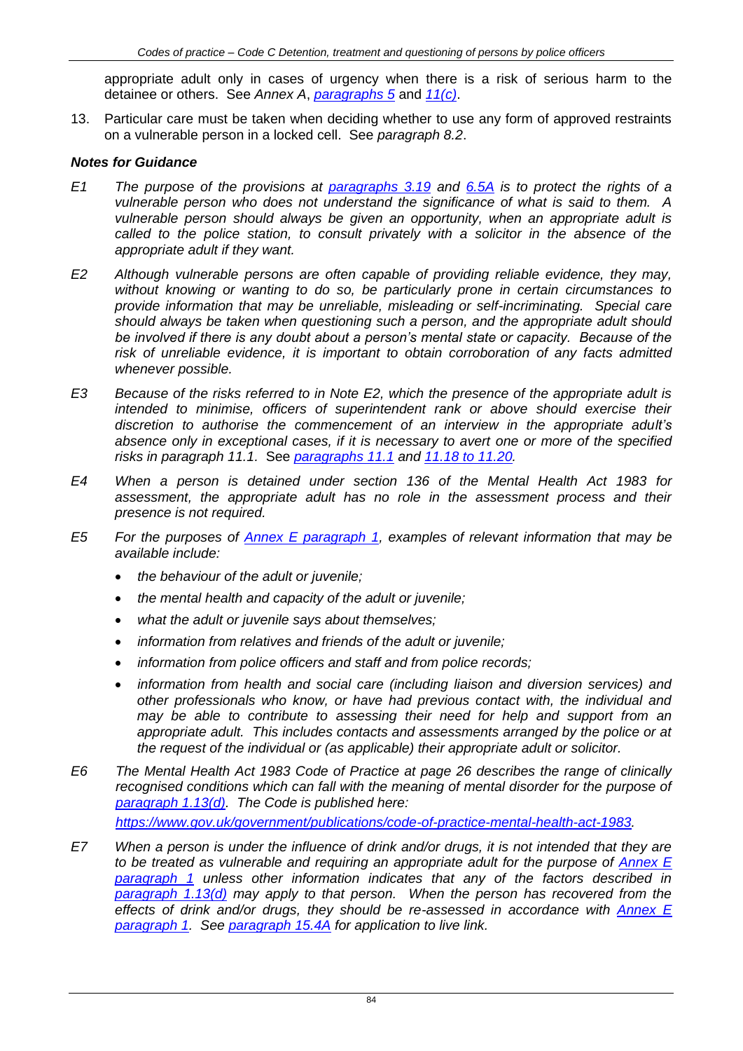appropriate adult only in cases of urgency when there is a risk of serious harm to the detainee or others. See *Annex A*, *paragraphs 5* and *11(c)*.

13. Particular care must be taken when deciding whether to use any form of approved restraints on a vulnerable person in a locked cell. See *paragraph 8.2*.

***Notes for Guidance***

*E1 The purpose of the provisions at paragraphs 3.19 and 6.5A is to protect the rights of a vulnerable person who does not understand the significance of what is said to them. A vulnerable person should always be given an opportunity, when an appropriate adult is called to the police station, to consult privately with a solicitor in the absence of the appropriate adult if they want.*

*E2 Although vulnerable persons are often capable of providing reliable evidence, they may, without knowing or wanting to do so, be particularly prone in certain circumstances to provide information that may be unreliable, misleading or self-incriminating. Special care should always be taken when questioning such a person, and the appropriate adult should be involved if there is any doubt about a person's mental state or capacity. Because of the risk of unreliable evidence, it is important to obtain corroboration of any facts admitted whenever possible.*

*E3 Because of the risks referred to in Note E2, which the presence of the appropriate adult is intended to minimise, officers of superintendent rank or above should exercise their discretion to authorise the commencement of an interview in the appropriate adult's absence only in exceptional cases, if it is necessary to avert one or more of the specified risks in paragraph 11.1.* See *paragraphs 11.1 and 11.18 to 11.20.*

*E4 When a person is detained under section 136 of the Mental Health Act 1983 for assessment, the appropriate adult has no role in the assessment process and their presence is not required.*

*E5 For the purposes of Annex E paragraph 1, examples of relevant information that may be available include:*

- *the behaviour of the adult or juvenile;*
- *the mental health and capacity of the adult or juvenile;*
- *what the adult or juvenile says about themselves;*
- *information from relatives and friends of the adult or juvenile;*
- *information from police officers and staff and from police records;*
- *information from health and social care (including liaison and diversion services) and other professionals who know, or have had previous contact with, the individual and may be able to contribute to assessing their need for help and support from an appropriate adult. This includes contacts and assessments arranged by the police or at the request of the individual or (as applicable) their appropriate adult or solicitor.*

*E6 The Mental Health Act 1983 Code of Practice at page 26 describes the range of clinically recognised conditions which can fall with the meaning of mental disorder for the purpose of paragraph 1.13(d). The Code is published here:*
*https://www.gov.uk/government/publications/code-of-practice-mental-health-act-1983.*

*E7 When a person is under the influence of drink and/or drugs, it is not intended that they are to be treated as vulnerable and requiring an appropriate adult for the purpose of Annex E paragraph 1 unless other information indicates that any of the factors described in paragraph 1.13(d) may apply to that person. When the person has recovered from the effects of drink and/or drugs, they should be re-assessed in accordance with Annex E paragraph 1. See paragraph 15.4A for application to live link.*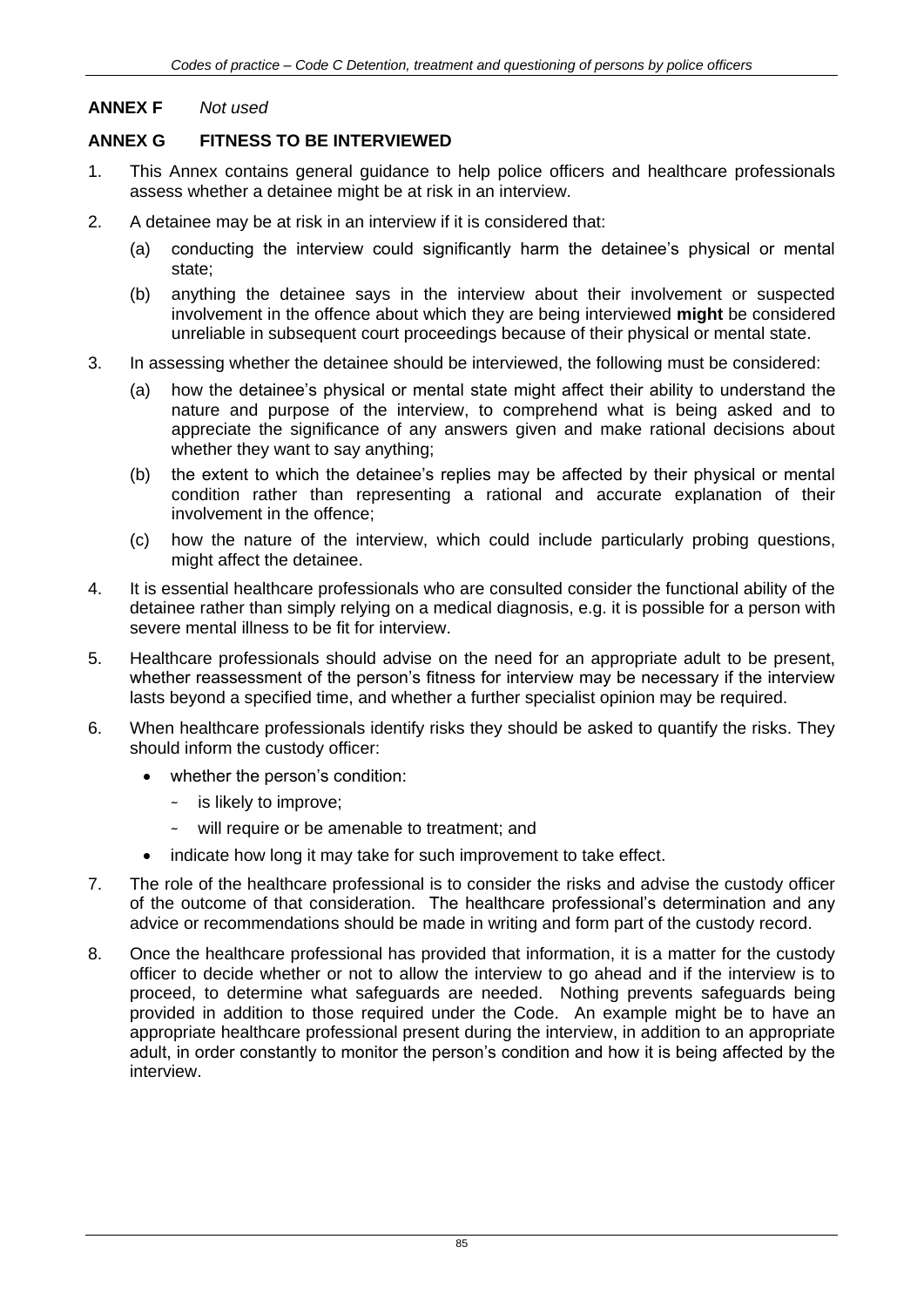## ANNEX F *Not used*

## ANNEX G FITNESS TO BE INTERVIEWED

1. This Annex contains general guidance to help police officers and healthcare professionals assess whether a detainee might be at risk in an interview.

2. A detainee may be at risk in an interview if it is considered that:

   (a) conducting the interview could significantly harm the detainee's physical or mental state;

   (b) anything the detainee says in the interview about their involvement or suspected involvement in the offence about which they are being interviewed **might** be considered unreliable in subsequent court proceedings because of their physical or mental state.

3. In assessing whether the detainee should be interviewed, the following must be considered:

   (a) how the detainee's physical or mental state might affect their ability to understand the nature and purpose of the interview, to comprehend what is being asked and to appreciate the significance of any answers given and make rational decisions about whether they want to say anything;

   (b) the extent to which the detainee's replies may be affected by their physical or mental condition rather than representing a rational and accurate explanation of their involvement in the offence;

   (c) how the nature of the interview, which could include particularly probing questions, might affect the detainee.

4. It is essential healthcare professionals who are consulted consider the functional ability of the detainee rather than simply relying on a medical diagnosis, e.g. it is possible for a person with severe mental illness to be fit for interview.

5. Healthcare professionals should advise on the need for an appropriate adult to be present, whether reassessment of the person's fitness for interview may be necessary if the interview lasts beyond a specified time, and whether a further specialist opinion may be required.

6. When healthcare professionals identify risks they should be asked to quantify the risks. They should inform the custody officer:

   - whether the person's condition:
     - is likely to improve;
     - will require or be amenable to treatment; and
   - indicate how long it may take for such improvement to take effect.

7. The role of the healthcare professional is to consider the risks and advise the custody officer of the outcome of that consideration. The healthcare professional's determination and any advice or recommendations should be made in writing and form part of the custody record.

8. Once the healthcare professional has provided that information, it is a matter for the custody officer to decide whether or not to allow the interview to go ahead and if the interview is to proceed, to determine what safeguards are needed. Nothing prevents safeguards being provided in addition to those required under the Code. An example might be to have an appropriate healthcare professional present during the interview, in addition to an appropriate adult, in order constantly to monitor the person's condition and how it is being affected by the interview.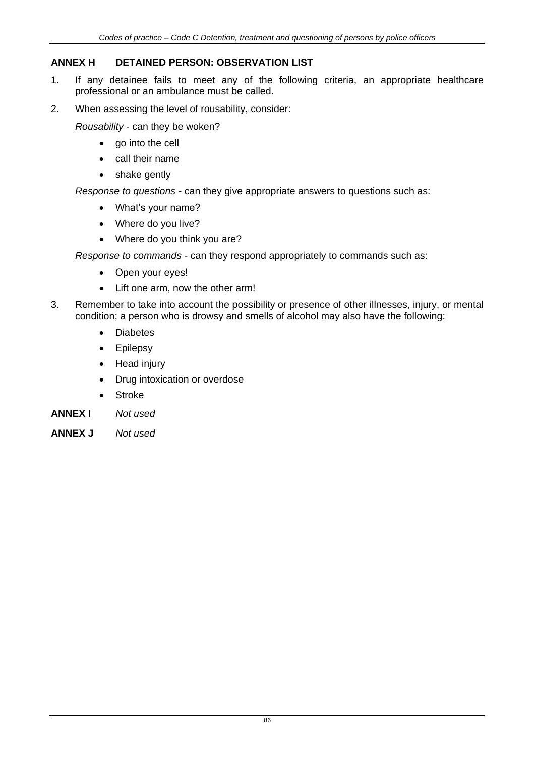## ANNEX H DETAINED PERSON: OBSERVATION LIST

1. If any detainee fails to meet any of the following criteria, an appropriate healthcare professional or an ambulance must be called.
2. When assessing the level of rousability, consider:

   *Rousability* - can they be woken?

   - go into the cell
   - call their name
   - shake gently

   *Response to questions* - can they give appropriate answers to questions such as:

   - What's your name?
   - Where do you live?
   - Where do you think you are?

   *Response to commands* - can they respond appropriately to commands such as:

   - Open your eyes!
   - Lift one arm, now the other arm!

3. Remember to take into account the possibility or presence of other illnesses, injury, or mental condition; a person who is drowsy and smells of alcohol may also have the following:

   - Diabetes
   - Epilepsy
   - Head injury
   - Drug intoxication or overdose
   - Stroke

**ANNEX I** *Not used*

**ANNEX J** *Not used*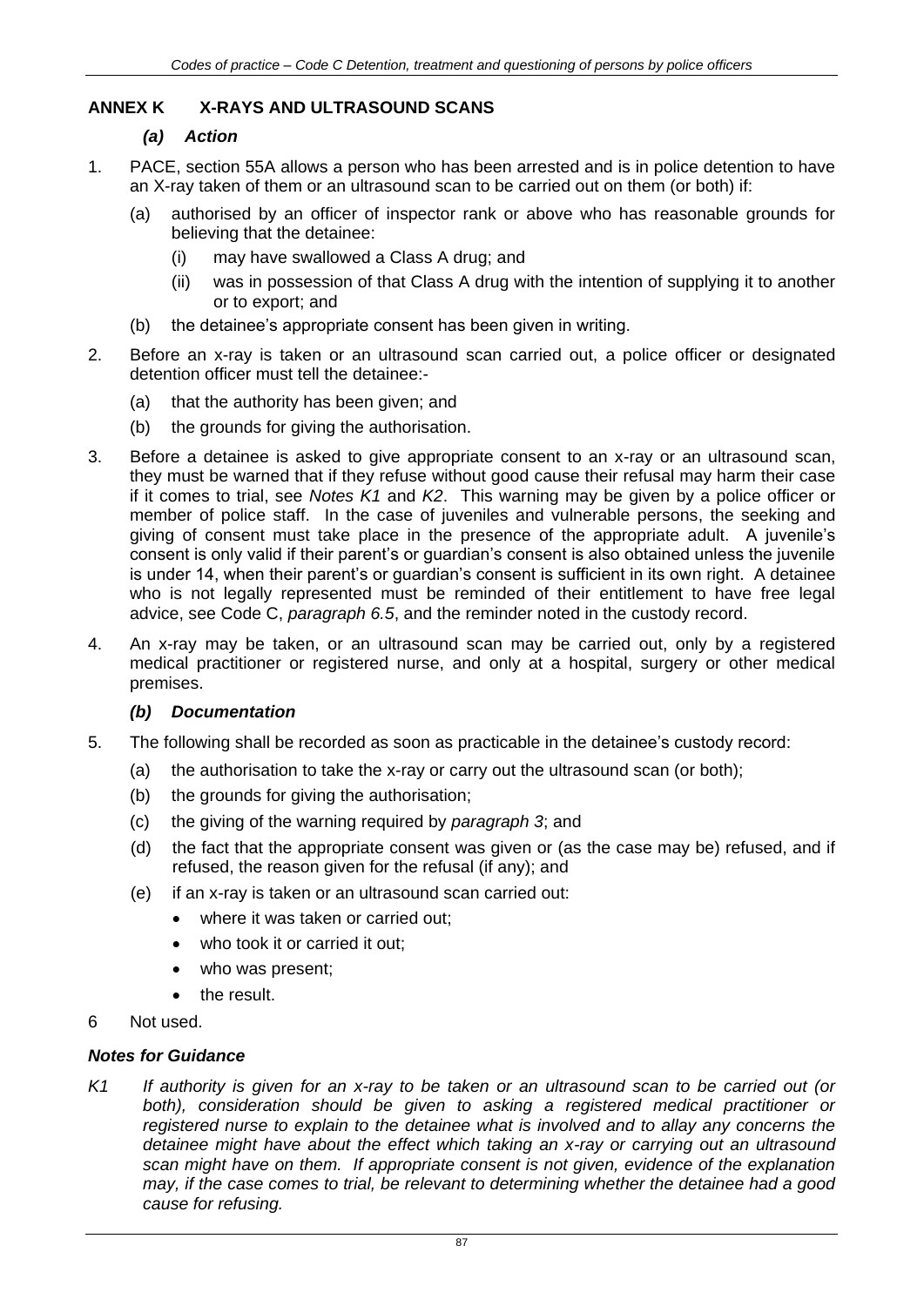## ANNEX K X-RAYS AND ULTRASOUND SCANS

### *(a) Action*

1. PACE, section 55A allows a person who has been arrested and is in police detention to have an X-ray taken of them or an ultrasound scan to be carried out on them (or both) if:
   - (a) authorised by an officer of inspector rank or above who has reasonable grounds for believing that the detainee:
     - (i) may have swallowed a Class A drug; and
     - (ii) was in possession of that Class A drug with the intention of supplying it to another or to export; and
   - (b) the detainee's appropriate consent has been given in writing.
2. Before an x-ray is taken or an ultrasound scan carried out, a police officer or designated detention officer must tell the detainee:-
   - (a) that the authority has been given; and
   - (b) the grounds for giving the authorisation.
3. Before a detainee is asked to give appropriate consent to an x-ray or an ultrasound scan, they must be warned that if they refuse without good cause their refusal may harm their case if it comes to trial, see *Notes K1* and *K2*. This warning may be given by a police officer or member of police staff. In the case of juveniles and vulnerable persons, the seeking and giving of consent must take place in the presence of the appropriate adult. A juvenile's consent is only valid if their parent's or guardian's consent is also obtained unless the juvenile is under 14, when their parent's or guardian's consent is sufficient in its own right. A detainee who is not legally represented must be reminded of their entitlement to have free legal advice, see Code C, *paragraph 6.5*, and the reminder noted in the custody record.
4. An x-ray may be taken, or an ultrasound scan may be carried out, only by a registered medical practitioner or registered nurse, and only at a hospital, surgery or other medical premises.

### *(b) Documentation*

5. The following shall be recorded as soon as practicable in the detainee's custody record:
   - (a) the authorisation to take the x-ray or carry out the ultrasound scan (or both);
   - (b) the grounds for giving the authorisation;
   - (c) the giving of the warning required by *paragraph 3*; and
   - (d) the fact that the appropriate consent was given or (as the case may be) refused, and if refused, the reason given for the refusal (if any); and
   - (e) if an x-ray is taken or an ultrasound scan carried out:
     - where it was taken or carried out;
     - who took it or carried it out;
     - who was present;
     - the result.
6. Not used.

### *Notes for Guidance*

*K1 If authority is given for an x-ray to be taken or an ultrasound scan to be carried out (or both), consideration should be given to asking a registered medical practitioner or registered nurse to explain to the detainee what is involved and to allay any concerns the detainee might have about the effect which taking an x-ray or carrying out an ultrasound scan might have on them. If appropriate consent is not given, evidence of the explanation may, if the case comes to trial, be relevant to determining whether the detainee had a good cause for refusing.*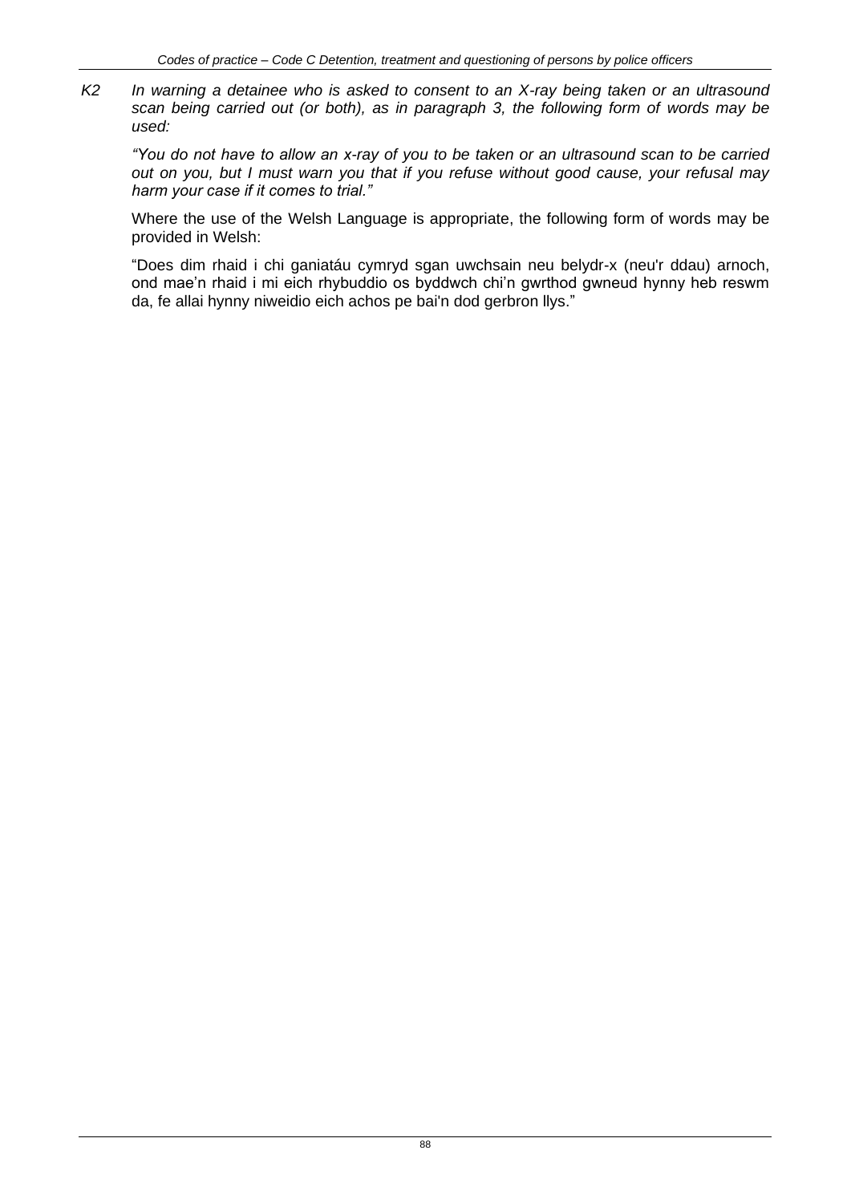*K2 In warning a detainee who is asked to consent to an X-ray being taken or an ultrasound scan being carried out (or both), as in paragraph 3, the following form of words may be used:*

*"You do not have to allow an x-ray of you to be taken or an ultrasound scan to be carried out on you, but I must warn you that if you refuse without good cause, your refusal may harm your case if it comes to trial."*

Where the use of the Welsh Language is appropriate, the following form of words may be provided in Welsh:

"Does dim rhaid i chi ganiatáu cymryd sgan uwchsain neu belydr-x (neu'r ddau) arnoch, ond mae'n rhaid i mi eich rhybuddio os byddwch chi'n gwrthod gwneud hynny heb reswm da, fe allai hynny niweidio eich achos pe bai'n dod gerbron llys."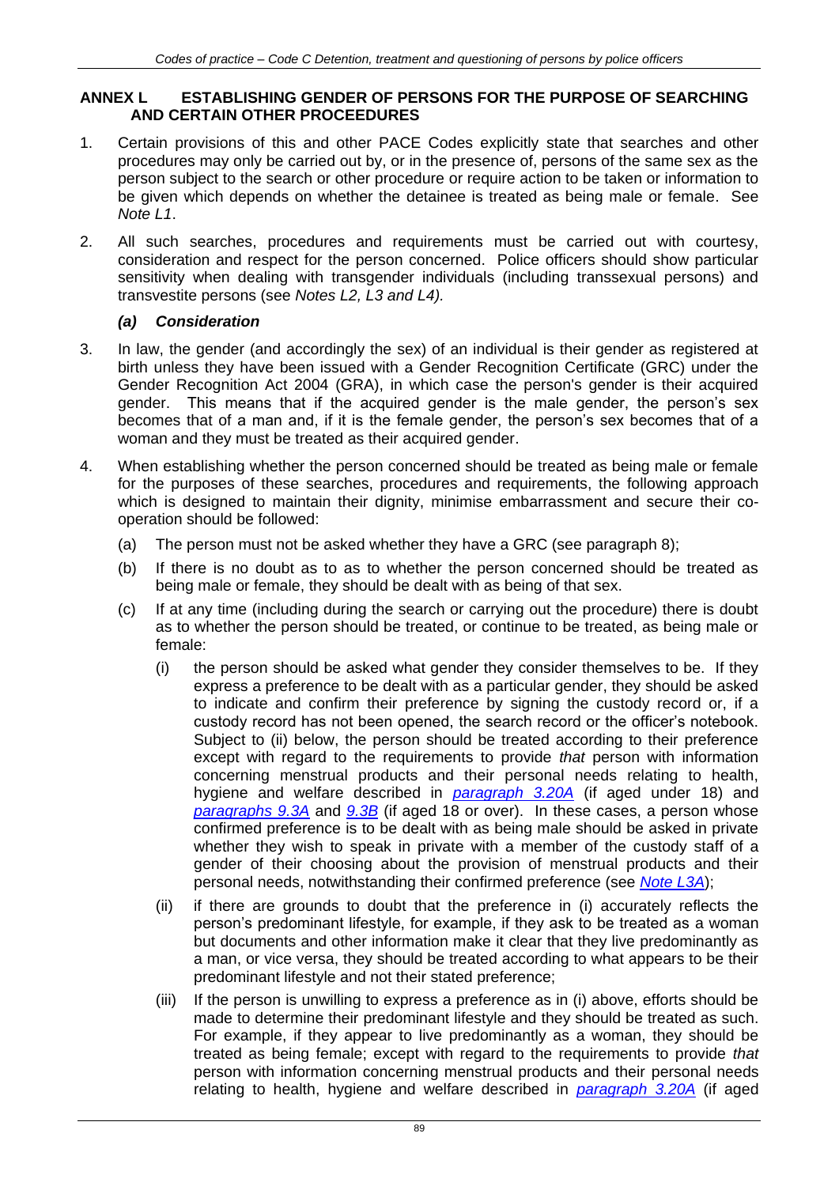## ANNEX L ESTABLISHING GENDER OF PERSONS FOR THE PURPOSE OF SEARCHING AND CERTAIN OTHER PROCEEDURES

1. Certain provisions of this and other PACE Codes explicitly state that searches and other procedures may only be carried out by, or in the presence of, persons of the same sex as the person subject to the search or other procedure or require action to be taken or information to be given which depends on whether the detainee is treated as being male or female. See *Note L1*.

2. All such searches, procedures and requirements must be carried out with courtesy, consideration and respect for the person concerned. Police officers should show particular sensitivity when dealing with transgender individuals (including transsexual persons) and transvestite persons (see *Notes L2, L3 and L4).*

### *(a) Consideration*

3. In law, the gender (and accordingly the sex) of an individual is their gender as registered at birth unless they have been issued with a Gender Recognition Certificate (GRC) under the Gender Recognition Act 2004 (GRA), in which case the person's gender is their acquired gender. This means that if the acquired gender is the male gender, the person's sex becomes that of a man and, if it is the female gender, the person's sex becomes that of a woman and they must be treated as their acquired gender.

4. When establishing whether the person concerned should be treated as being male or female for the purposes of these searches, procedures and requirements, the following approach which is designed to maintain their dignity, minimise embarrassment and secure their co-operation should be followed:

   (a) The person must not be asked whether they have a GRC (see paragraph 8);

   (b) If there is no doubt as to as to whether the person concerned should be treated as being male or female, they should be dealt with as being of that sex.

   (c) If at any time (including during the search or carrying out the procedure) there is doubt as to whether the person should be treated, or continue to be treated, as being male or female:

      (i) the person should be asked what gender they consider themselves to be. If they express a preference to be dealt with as a particular gender, they should be asked to indicate and confirm their preference by signing the custody record or, if a custody record has not been opened, the search record or the officer's notebook. Subject to (ii) below, the person should be treated according to their preference except with regard to the requirements to provide *that* person with information concerning menstrual products and their personal needs relating to health, hygiene and welfare described in *paragraph 3.20A* (if aged under 18) and *paragraphs 9.3A* and *9.3B* (if aged 18 or over). In these cases, a person whose confirmed preference is to be dealt with as being male should be asked in private whether they wish to speak in private with a member of the custody staff of a gender of their choosing about the provision of menstrual products and their personal needs, notwithstanding their confirmed preference (see *Note L3A*);

      (ii) if there are grounds to doubt that the preference in (i) accurately reflects the person's predominant lifestyle, for example, if they ask to be treated as a woman but documents and other information make it clear that they live predominantly as a man, or vice versa, they should be treated according to what appears to be their predominant lifestyle and not their stated preference;

      (iii) If the person is unwilling to express a preference as in (i) above, efforts should be made to determine their predominant lifestyle and they should be treated as such. For example, if they appear to live predominantly as a woman, they should be treated as being female; except with regard to the requirements to provide *that* person with information concerning menstrual products and their personal needs relating to health, hygiene and welfare described in *paragraph 3.20A* (if aged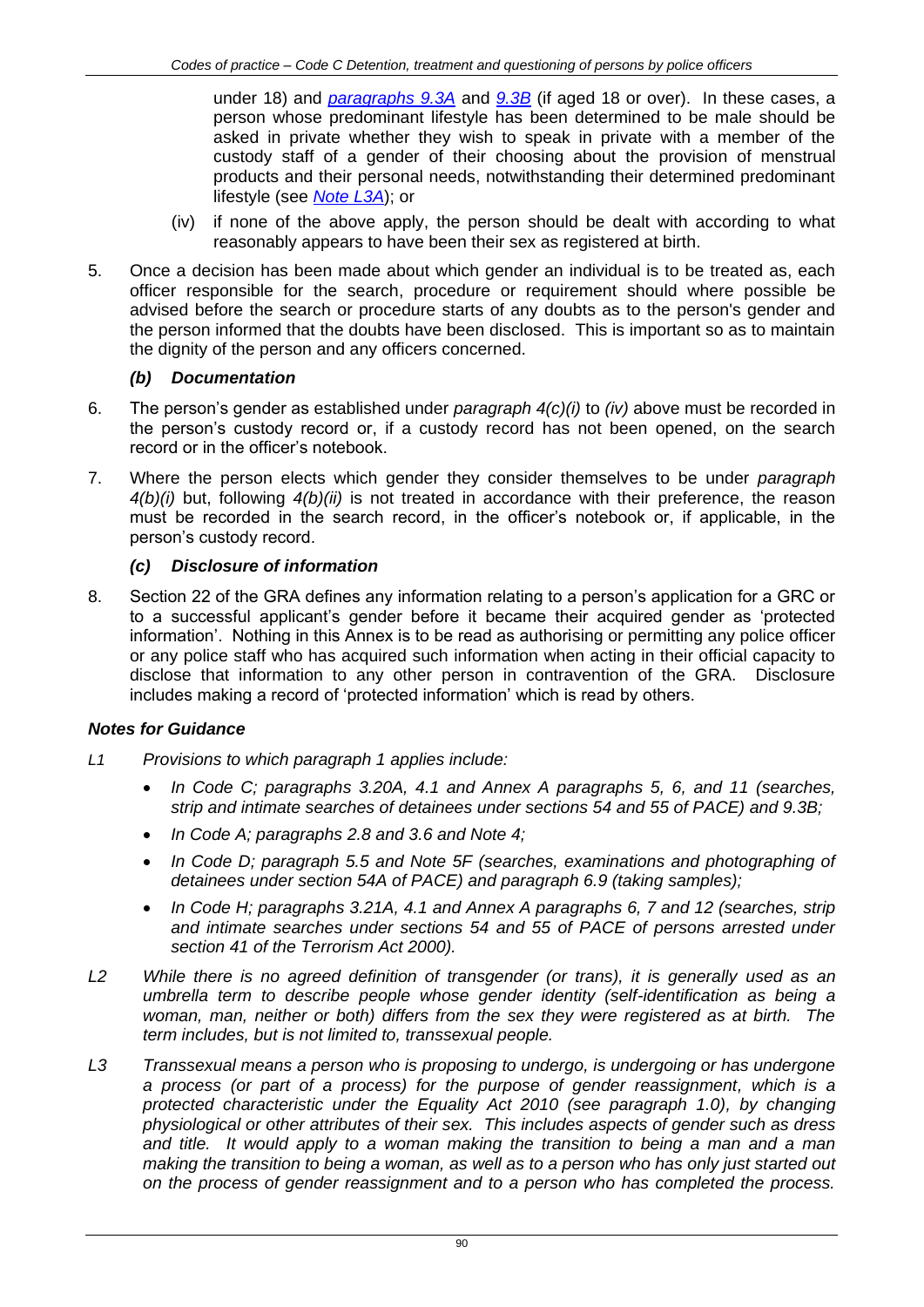under 18) and *[paragraphs 9.3A](#)* and *[9.3B](#)* (if aged 18 or over). In these cases, a person whose predominant lifestyle has been determined to be male should be asked in private whether they wish to speak in private with a member of the custody staff of a gender of their choosing about the provision of menstrual products and their personal needs, notwithstanding their determined predominant lifestyle (see *[Note L3A](#)*); or

(iv) if none of the above apply, the person should be dealt with according to what reasonably appears to have been their sex as registered at birth.

5. Once a decision has been made about which gender an individual is to be treated as, each officer responsible for the search, procedure or requirement should where possible be advised before the search or procedure starts of any doubts as to the person's gender and the person informed that the doubts have been disclosed. This is important so as to maintain the dignity of the person and any officers concerned.

### *(b) Documentation*

6. The person's gender as established under *paragraph 4(c)(i)* to *(iv)* above must be recorded in the person's custody record or, if a custody record has not been opened, on the search record or in the officer's notebook.

7. Where the person elects which gender they consider themselves to be under *paragraph 4(b)(i)* but, following *4(b)(ii)* is not treated in accordance with their preference, the reason must be recorded in the search record, in the officer's notebook or, if applicable, in the person's custody record.

### *(c) Disclosure of information*

8. Section 22 of the GRA defines any information relating to a person's application for a GRC or to a successful applicant's gender before it became their acquired gender as 'protected information'. Nothing in this Annex is to be read as authorising or permitting any police officer or any police staff who has acquired such information when acting in their official capacity to disclose that information to any other person in contravention of the GRA. Disclosure includes making a record of 'protected information' which is read by others.

## *Notes for Guidance*

*L1 Provisions to which paragraph 1 applies include:*

- *In Code C; paragraphs 3.20A, 4.1 and Annex A paragraphs 5, 6, and 11 (searches, strip and intimate searches of detainees under sections 54 and 55 of PACE) and 9.3B;*
- *In Code A; paragraphs 2.8 and 3.6 and Note 4;*
- *In Code D; paragraph 5.5 and Note 5F (searches, examinations and photographing of detainees under section 54A of PACE) and paragraph 6.9 (taking samples);*
- *In Code H; paragraphs 3.21A, 4.1 and Annex A paragraphs 6, 7 and 12 (searches, strip and intimate searches under sections 54 and 55 of PACE of persons arrested under section 41 of the Terrorism Act 2000).*

*L2 While there is no agreed definition of transgender (or trans), it is generally used as an umbrella term to describe people whose gender identity (self-identification as being a woman, man, neither or both) differs from the sex they were registered as at birth. The term includes, but is not limited to, transsexual people.*

*L3 Transsexual means a person who is proposing to undergo, is undergoing or has undergone a process (or part of a process) for the purpose of gender reassignment, which is a protected characteristic under the Equality Act 2010 (see paragraph 1.0), by changing physiological or other attributes of their sex. This includes aspects of gender such as dress and title. It would apply to a woman making the transition to being a man and a man making the transition to being a woman, as well as to a person who has only just started out on the process of gender reassignment and to a person who has completed the process.*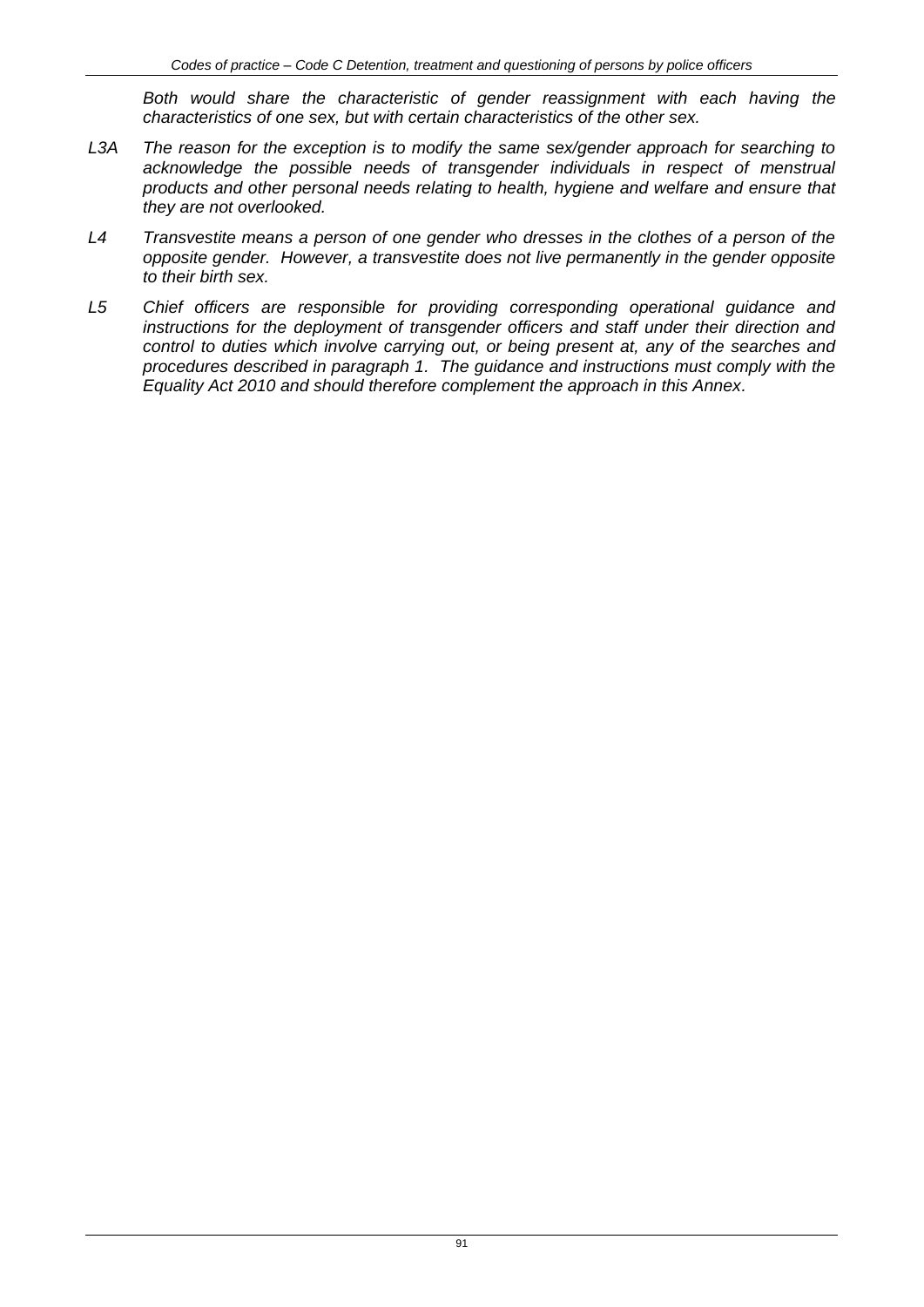*Both would share the characteristic of gender reassignment with each having the characteristics of one sex, but with certain characteristics of the other sex.*

*L3A The reason for the exception is to modify the same sex/gender approach for searching to acknowledge the possible needs of transgender individuals in respect of menstrual products and other personal needs relating to health, hygiene and welfare and ensure that they are not overlooked.*

*L4 Transvestite means a person of one gender who dresses in the clothes of a person of the opposite gender. However, a transvestite does not live permanently in the gender opposite to their birth sex.*

*L5 Chief officers are responsible for providing corresponding operational guidance and instructions for the deployment of transgender officers and staff under their direction and control to duties which involve carrying out, or being present at, any of the searches and procedures described in paragraph 1. The guidance and instructions must comply with the Equality Act 2010 and should therefore complement the approach in this Annex.*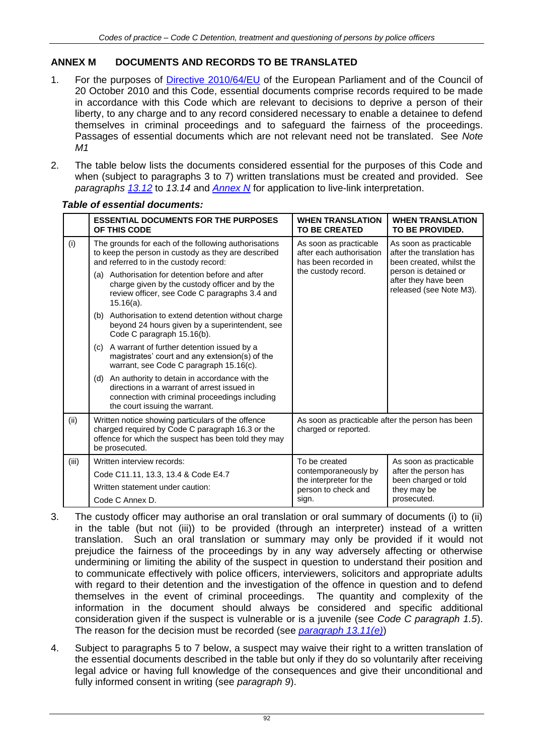## ANNEX M DOCUMENTS AND RECORDS TO BE TRANSLATED

1. For the purposes of Directive 2010/64/EU of the European Parliament and of the Council of 20 October 2010 and this Code, essential documents comprise records required to be made in accordance with this Code which are relevant to decisions to deprive a person of their liberty, to any charge and to any record considered necessary to enable a detainee to defend themselves in criminal proceedings and to safeguard the fairness of the proceedings. Passages of essential documents which are not relevant need not be translated. See *Note M1*

2. The table below lists the documents considered essential for the purposes of this Code and when (subject to paragraphs 3 to 7) written translations must be created and provided. See *paragraphs 13.12* to *13.14* and *Annex N* for application to live-link interpretation.

***Table of essential documents:***

| | ESSENTIAL DOCUMENTS FOR THE PURPOSES OF THIS CODE | WHEN TRANSLATION TO BE CREATED | WHEN TRANSLATION TO BE PROVIDED. |
|---|---|---|---|
| (i) | The grounds for each of the following authorisations to keep the person in custody as they are described and referred to in the custody record:<br>(a) Authorisation for detention before and after charge given by the custody officer and by the review officer, see Code C paragraphs 3.4 and 15.16(a).<br>(b) Authorisation to extend detention without charge beyond 24 hours given by a superintendent, see Code C paragraph 15.16(b).<br>(c) A warrant of further detention issued by a magistrates' court and any extension(s) of the warrant, see Code C paragraph 15.16(c).<br>(d) An authority to detain in accordance with the directions in a warrant of arrest issued in connection with criminal proceedings including the court issuing the warrant. | As soon as practicable after each authorisation has been recorded in the custody record. | As soon as practicable after the translation has been created, whilst the person is detained or after they have been released (see Note M3). |
| (ii) | Written notice showing particulars of the offence charged required by Code C paragraph 16.3 or the offence for which the suspect has been told they may be prosecuted. | As soon as practicable after the person has been charged or reported. | |
| (iii) | Written interview records:<br>Code C11.11, 13.3, 13.4 & Code E4.7<br>Written statement under caution:<br>Code C Annex D. | To be created contemporaneously by the interpreter for the person to check and sign. | As soon as practicable after the person has been charged or told they may be prosecuted. |

3. The custody officer may authorise an oral translation or oral summary of documents (i) to (ii) in the table (but not (iii)) to be provided (through an interpreter) instead of a written translation. Such an oral translation or summary may only be provided if it would not prejudice the fairness of the proceedings by in any way adversely affecting or otherwise undermining or limiting the ability of the suspect in question to understand their position and to communicate effectively with police officers, interviewers, solicitors and appropriate adults with regard to their detention and the investigation of the offence in question and to defend themselves in the event of criminal proceedings. The quantity and complexity of the information in the document should always be considered and specific additional consideration given if the suspect is vulnerable or is a juvenile (see *Code C paragraph 1.5*). The reason for the decision must be recorded (see *paragraph 13.11(e)*)

4. Subject to paragraphs 5 to 7 below, a suspect may waive their right to a written translation of the essential documents described in the table but only if they do so voluntarily after receiving legal advice or having full knowledge of the consequences and give their unconditional and fully informed consent in writing (see *paragraph 9*).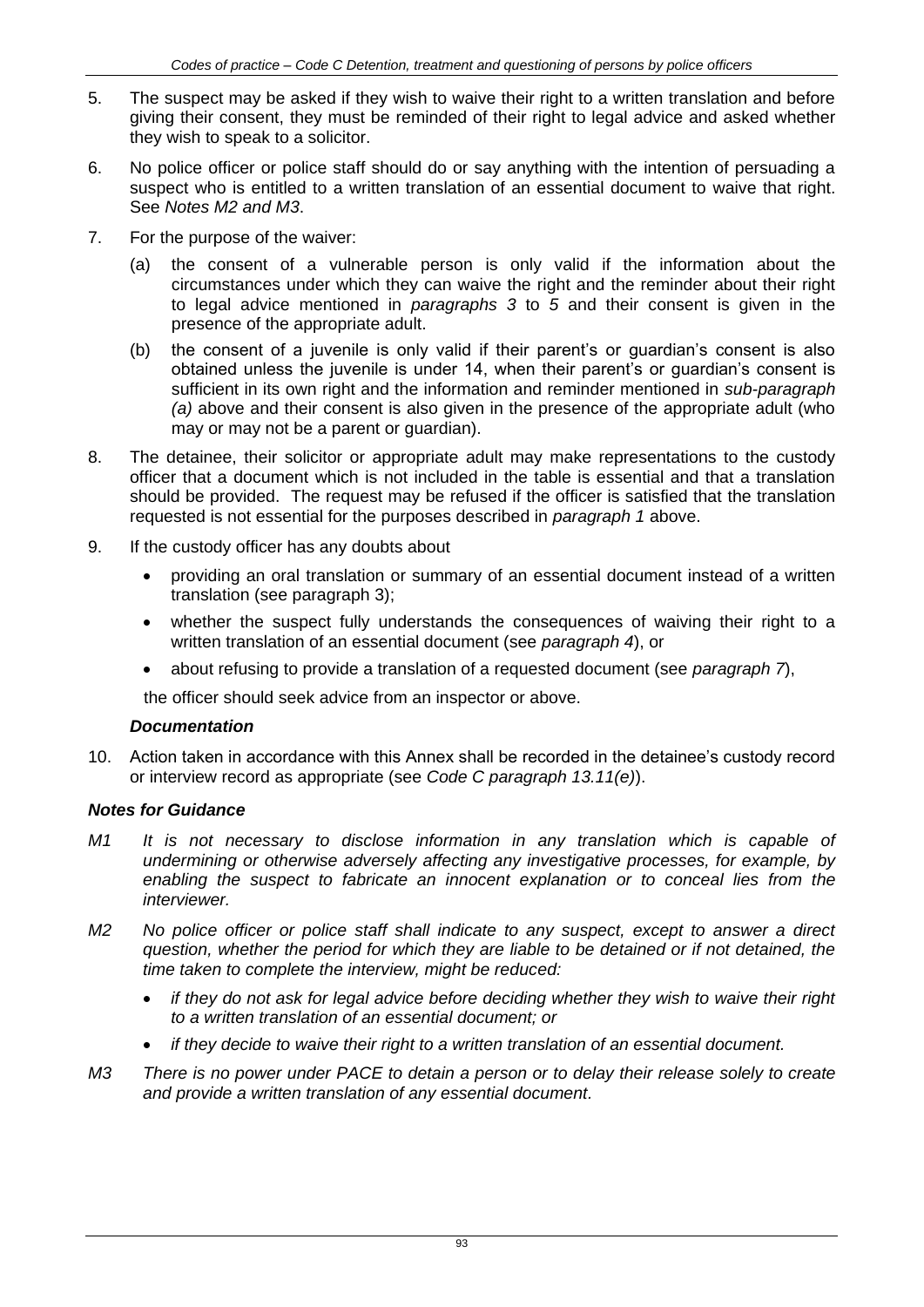5. The suspect may be asked if they wish to waive their right to a written translation and before giving their consent, they must be reminded of their right to legal advice and asked whether they wish to speak to a solicitor.

6. No police officer or police staff should do or say anything with the intention of persuading a suspect who is entitled to a written translation of an essential document to waive that right. See *Notes M2 and M3*.

7. For the purpose of the waiver:

   (a) the consent of a vulnerable person is only valid if the information about the circumstances under which they can waive the right and the reminder about their right to legal advice mentioned in *paragraphs 3* to *5* and their consent is given in the presence of the appropriate adult.

   (b) the consent of a juvenile is only valid if their parent's or guardian's consent is also obtained unless the juvenile is under 14, when their parent's or guardian's consent is sufficient in its own right and the information and reminder mentioned in *sub-paragraph (a)* above and their consent is also given in the presence of the appropriate adult (who may or may not be a parent or guardian).

8. The detainee, their solicitor or appropriate adult may make representations to the custody officer that a document which is not included in the table is essential and that a translation should be provided. The request may be refused if the officer is satisfied that the translation requested is not essential for the purposes described in *paragraph 1* above.

9. If the custody officer has any doubts about

   - providing an oral translation or summary of an essential document instead of a written translation (see paragraph 3);
   - whether the suspect fully understands the consequences of waiving their right to a written translation of an essential document (see *paragraph 4*), or
   - about refusing to provide a translation of a requested document (see *paragraph 7*),

   the officer should seek advice from an inspector or above.

### *Documentation*

10. Action taken in accordance with this Annex shall be recorded in the detainee's custody record or interview record as appropriate (see *Code C paragraph 13.11(e)*).

## *Notes for Guidance*

*M1 It is not necessary to disclose information in any translation which is capable of undermining or otherwise adversely affecting any investigative processes, for example, by enabling the suspect to fabricate an innocent explanation or to conceal lies from the interviewer.*

*M2 No police officer or police staff shall indicate to any suspect, except to answer a direct question, whether the period for which they are liable to be detained or if not detained, the time taken to complete the interview, might be reduced:*

- *if they do not ask for legal advice before deciding whether they wish to waive their right to a written translation of an essential document; or*
- *if they decide to waive their right to a written translation of an essential document.*

*M3 There is no power under PACE to detain a person or to delay their release solely to create and provide a written translation of any essential document.*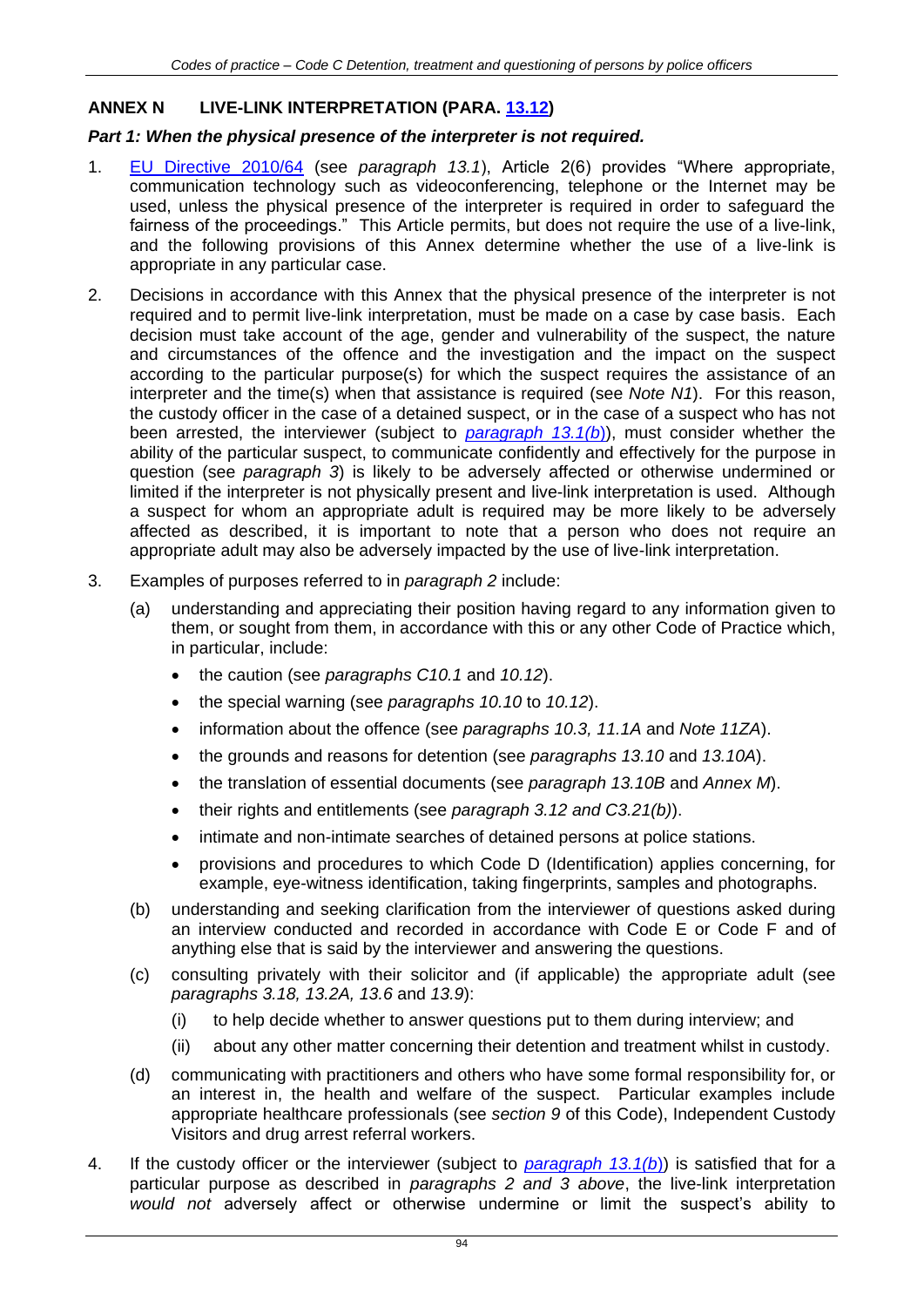## ANNEX N LIVE-LINK INTERPRETATION (PARA. 13.12)

### *Part 1: When the physical presence of the interpreter is not required.*

1. EU Directive 2010/64 (see *paragraph 13.1*), Article 2(6) provides "Where appropriate, communication technology such as videoconferencing, telephone or the Internet may be used, unless the physical presence of the interpreter is required in order to safeguard the fairness of the proceedings." This Article permits, but does not require the use of a live-link, and the following provisions of this Annex determine whether the use of a live-link is appropriate in any particular case.

2. Decisions in accordance with this Annex that the physical presence of the interpreter is not required and to permit live-link interpretation, must be made on a case by case basis. Each decision must take account of the age, gender and vulnerability of the suspect, the nature and circumstances of the offence and the investigation and the impact on the suspect according to the particular purpose(s) for which the suspect requires the assistance of an interpreter and the time(s) when that assistance is required (see *Note N1*). For this reason, the custody officer in the case of a detained suspect, or in the case of a suspect who has not been arrested, the interviewer (subject to *paragraph 13.1(b)*), must consider whether the ability of the particular suspect, to communicate confidently and effectively for the purpose in question (see *paragraph 3*) is likely to be adversely affected or otherwise undermined or limited if the interpreter is not physically present and live-link interpretation is used. Although a suspect for whom an appropriate adult is required may be more likely to be adversely affected as described, it is important to note that a person who does not require an appropriate adult may also be adversely impacted by the use of live-link interpretation.

3. Examples of purposes referred to in *paragraph 2* include:
   - (a) understanding and appreciating their position having regard to any information given to them, or sought from them, in accordance with this or any other Code of Practice which, in particular, include:
     - the caution (see *paragraphs C10.1* and *10.12*).
     - the special warning (see *paragraphs 10.10* to *10.12*).
     - information about the offence (see *paragraphs 10.3, 11.1A* and *Note 11ZA*).
     - the grounds and reasons for detention (see *paragraphs 13.10* and *13.10A*).
     - the translation of essential documents (see *paragraph 13.10B* and *Annex M*).
     - their rights and entitlements (see *paragraph 3.12 and C3.21(b)*).
     - intimate and non-intimate searches of detained persons at police stations.
     - provisions and procedures to which Code D (Identification) applies concerning, for example, eye-witness identification, taking fingerprints, samples and photographs.
   - (b) understanding and seeking clarification from the interviewer of questions asked during an interview conducted and recorded in accordance with Code E or Code F and of anything else that is said by the interviewer and answering the questions.
   - (c) consulting privately with their solicitor and (if applicable) the appropriate adult (see *paragraphs 3.18, 13.2A, 13.6* and *13.9*):
     - (i) to help decide whether to answer questions put to them during interview; and
     - (ii) about any other matter concerning their detention and treatment whilst in custody.
   - (d) communicating with practitioners and others who have some formal responsibility for, or an interest in, the health and welfare of the suspect. Particular examples include appropriate healthcare professionals (see *section 9* of this Code), Independent Custody Visitors and drug arrest referral workers.

4. If the custody officer or the interviewer (subject to *paragraph 13.1(b)*) is satisfied that for a particular purpose as described in *paragraphs 2 and 3 above*, the live-link interpretation *would not* adversely affect or otherwise undermine or limit the suspect's ability to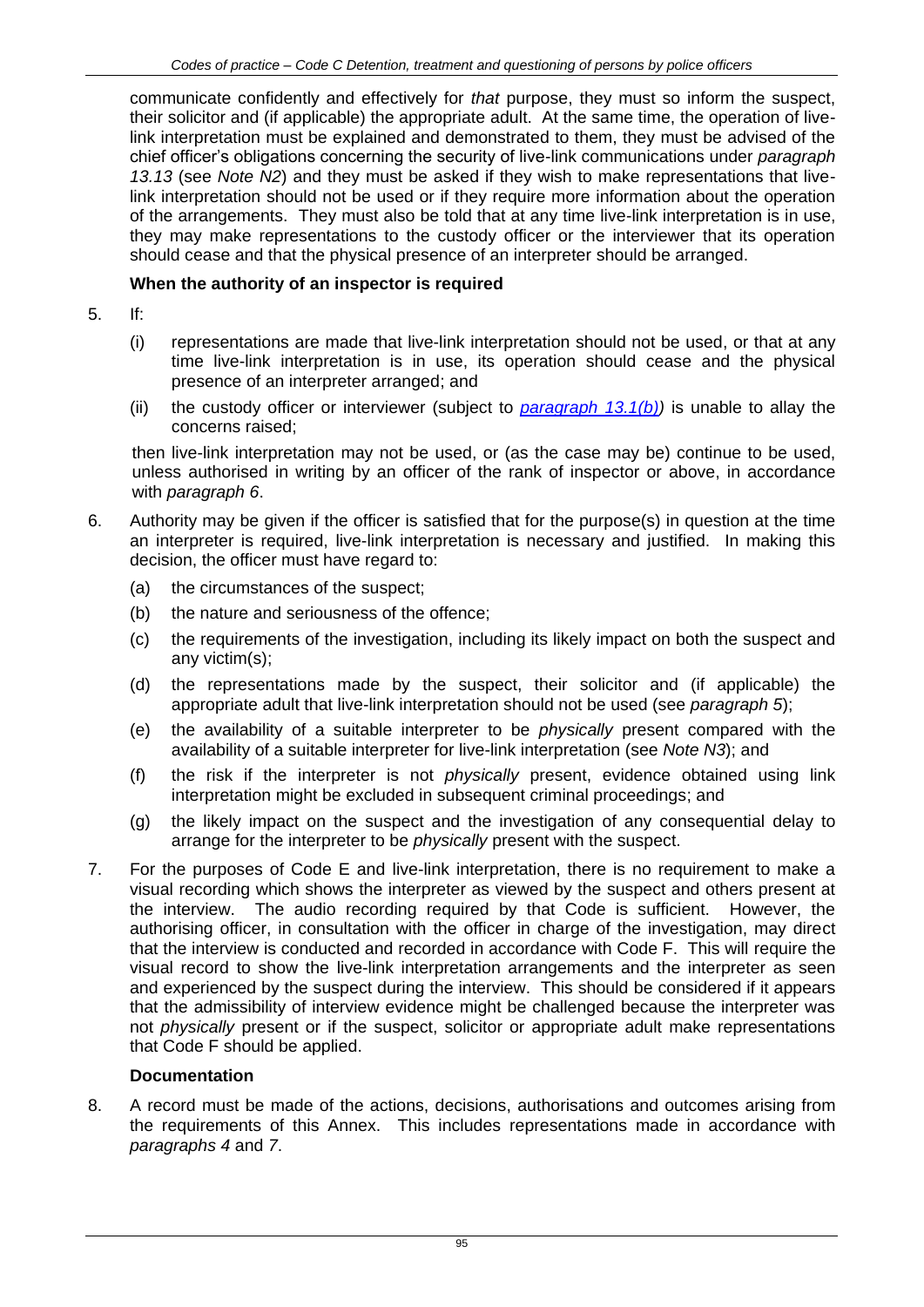communicate confidently and effectively for *that* purpose, they must so inform the suspect, their solicitor and (if applicable) the appropriate adult. At the same time, the operation of live-link interpretation must be explained and demonstrated to them, they must be advised of the chief officer's obligations concerning the security of live-link communications under *paragraph 13.13* (see *Note N2*) and they must be asked if they wish to make representations that live-link interpretation should not be used or if they require more information about the operation of the arrangements. They must also be told that at any time live-link interpretation is in use, they may make representations to the custody officer or the interviewer that its operation should cease and that the physical presence of an interpreter should be arranged.

**When the authority of an inspector is required**

5. If:

   (i) representations are made that live-link interpretation should not be used, or that at any time live-link interpretation is in use, its operation should cease and the physical presence of an interpreter arranged; and

   (ii) the custody officer or interviewer (subject to *paragraph 13.1(b))* is unable to allay the concerns raised;

   then live-link interpretation may not be used, or (as the case may be) continue to be used, unless authorised in writing by an officer of the rank of inspector or above, in accordance with *paragraph 6*.

6. Authority may be given if the officer is satisfied that for the purpose(s) in question at the time an interpreter is required, live-link interpretation is necessary and justified. In making this decision, the officer must have regard to:

   (a) the circumstances of the suspect;

   (b) the nature and seriousness of the offence;

   (c) the requirements of the investigation, including its likely impact on both the suspect and any victim(s);

   (d) the representations made by the suspect, their solicitor and (if applicable) the appropriate adult that live-link interpretation should not be used (see *paragraph 5*);

   (e) the availability of a suitable interpreter to be *physically* present compared with the availability of a suitable interpreter for live-link interpretation (see *Note N3*); and

   (f) the risk if the interpreter is not *physically* present, evidence obtained using link interpretation might be excluded in subsequent criminal proceedings; and

   (g) the likely impact on the suspect and the investigation of any consequential delay to arrange for the interpreter to be *physically* present with the suspect.

7. For the purposes of Code E and live-link interpretation, there is no requirement to make a visual recording which shows the interpreter as viewed by the suspect and others present at the interview. The audio recording required by that Code is sufficient. However, the authorising officer, in consultation with the officer in charge of the investigation, may direct that the interview is conducted and recorded in accordance with Code F. This will require the visual record to show the live-link interpretation arrangements and the interpreter as seen and experienced by the suspect during the interview. This should be considered if it appears that the admissibility of interview evidence might be challenged because the interpreter was not *physically* present or if the suspect, solicitor or appropriate adult make representations that Code F should be applied.

**Documentation**

8. A record must be made of the actions, decisions, authorisations and outcomes arising from the requirements of this Annex. This includes representations made in accordance with *paragraphs 4* and *7*.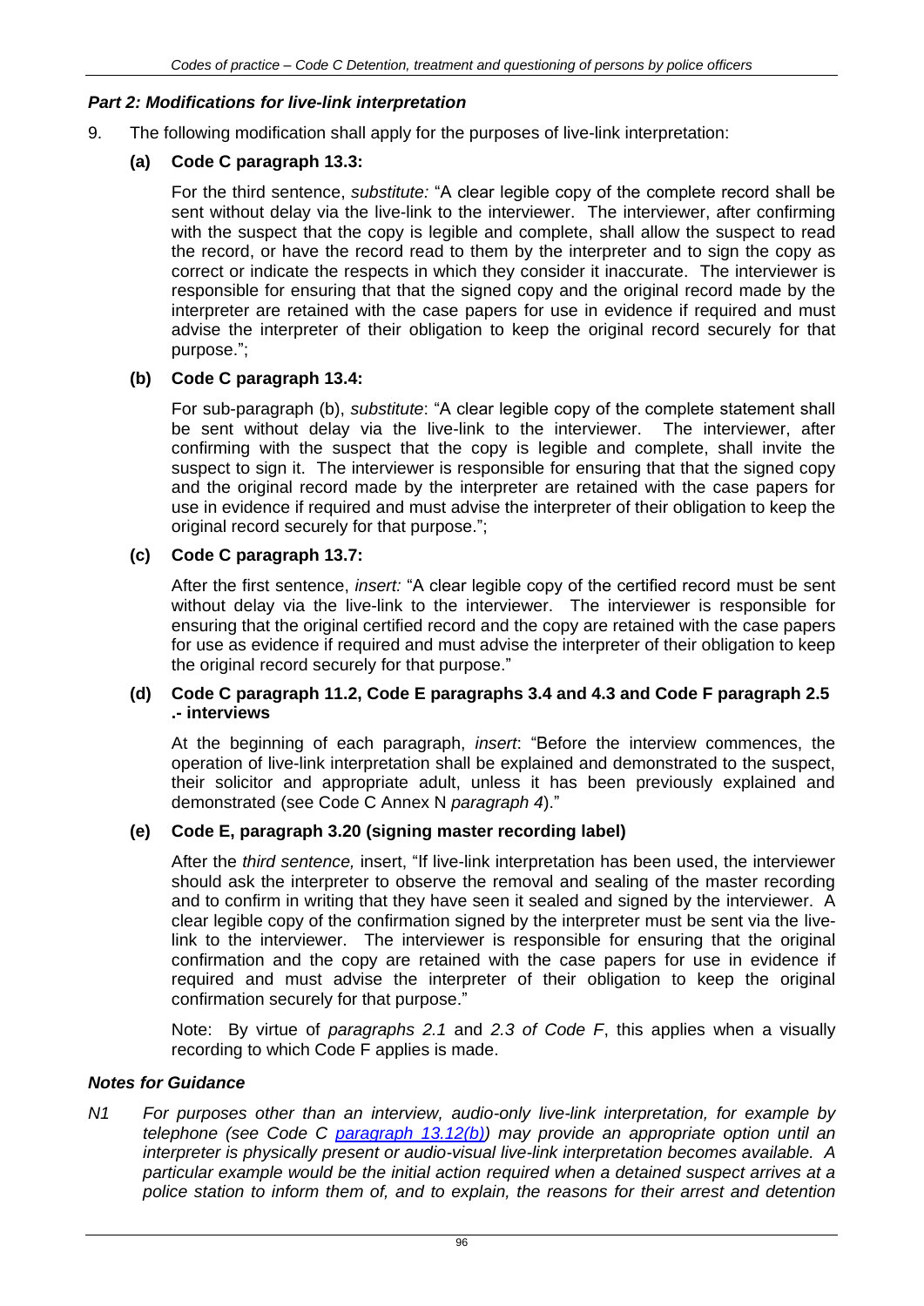### *Part 2: Modifications for live-link interpretation*

9. The following modification shall apply for the purposes of live-link interpretation:

   **(a) Code C paragraph 13.3:**

   For the third sentence, *substitute:* "A clear legible copy of the complete record shall be sent without delay via the live-link to the interviewer. The interviewer, after confirming with the suspect that the copy is legible and complete, shall allow the suspect to read the record, or have the record read to them by the interpreter and to sign the copy as correct or indicate the respects in which they consider it inaccurate. The interviewer is responsible for ensuring that that the signed copy and the original record made by the interpreter are retained with the case papers for use in evidence if required and must advise the interpreter of their obligation to keep the original record securely for that purpose.";

   **(b) Code C paragraph 13.4:**

   For sub-paragraph (b), *substitute*: "A clear legible copy of the complete statement shall be sent without delay via the live-link to the interviewer. The interviewer, after confirming with the suspect that the copy is legible and complete, shall invite the suspect to sign it. The interviewer is responsible for ensuring that that the signed copy and the original record made by the interpreter are retained with the case papers for use in evidence if required and must advise the interpreter of their obligation to keep the original record securely for that purpose.";

   **(c) Code C paragraph 13.7:**

   After the first sentence, *insert:* "A clear legible copy of the certified record must be sent without delay via the live-link to the interviewer. The interviewer is responsible for ensuring that the original certified record and the copy are retained with the case papers for use as evidence if required and must advise the interpreter of their obligation to keep the original record securely for that purpose."

   **(d) Code C paragraph 11.2, Code E paragraphs 3.4 and 4.3 and Code F paragraph 2.5 .- interviews**

   At the beginning of each paragraph, *insert*: "Before the interview commences, the operation of live-link interpretation shall be explained and demonstrated to the suspect, their solicitor and appropriate adult, unless it has been previously explained and demonstrated (see Code C Annex N *paragraph 4*)."

   **(e) Code E, paragraph 3.20 (signing master recording label)**

   After the *third sentence,* insert, "If live-link interpretation has been used, the interviewer should ask the interpreter to observe the removal and sealing of the master recording and to confirm in writing that they have seen it sealed and signed by the interviewer. A clear legible copy of the confirmation signed by the interpreter must be sent via the live-link to the interviewer. The interviewer is responsible for ensuring that the original confirmation and the copy are retained with the case papers for use in evidence if required and must advise the interpreter of their obligation to keep the original confirmation securely for that purpose."

   Note: By virtue of *paragraphs 2.1* and *2.3 of Code F*, this applies when a visually recording to which Code F applies is made.

### *Notes for Guidance*

*N1 For purposes other than an interview, audio-only live-link interpretation, for example by telephone (see Code C paragraph 13.12(b)) may provide an appropriate option until an interpreter is physically present or audio-visual live-link interpretation becomes available. A particular example would be the initial action required when a detained suspect arrives at a police station to inform them of, and to explain, the reasons for their arrest and detention*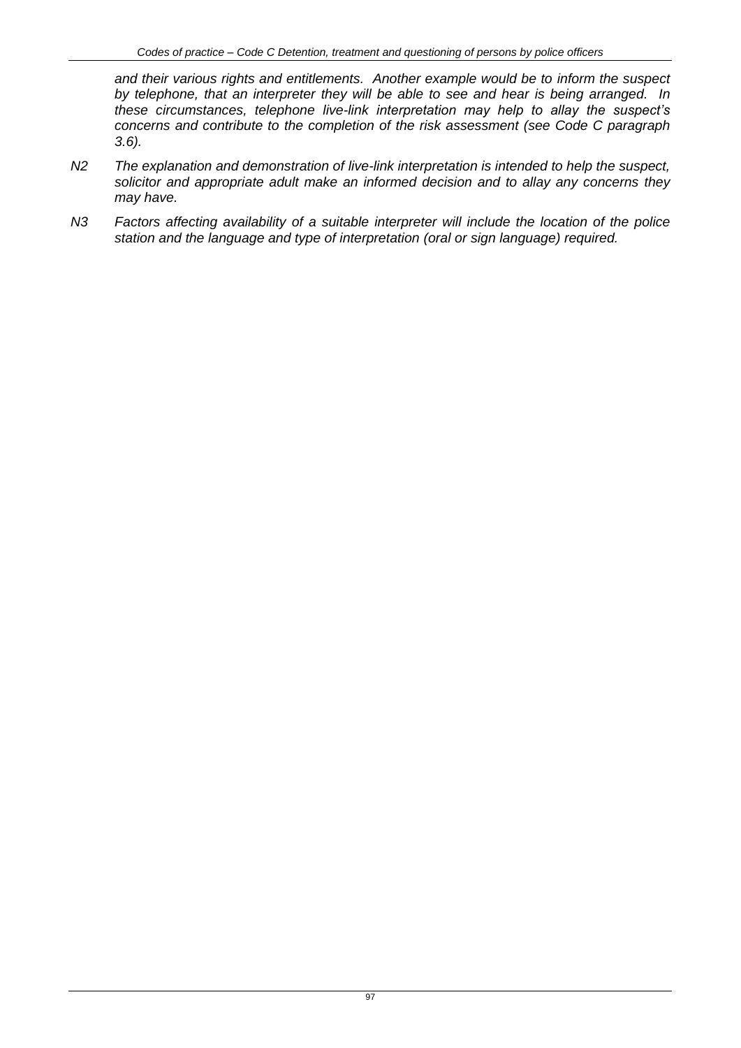*and their various rights and entitlements. Another example would be to inform the suspect by telephone, that an interpreter they will be able to see and hear is being arranged. In these circumstances, telephone live-link interpretation may help to allay the suspect's concerns and contribute to the completion of the risk assessment (see Code C paragraph 3.6).*

*N2 The explanation and demonstration of live-link interpretation is intended to help the suspect, solicitor and appropriate adult make an informed decision and to allay any concerns they may have.*

*N3 Factors affecting availability of a suitable interpreter will include the location of the police station and the language and type of interpretation (oral or sign language) required.*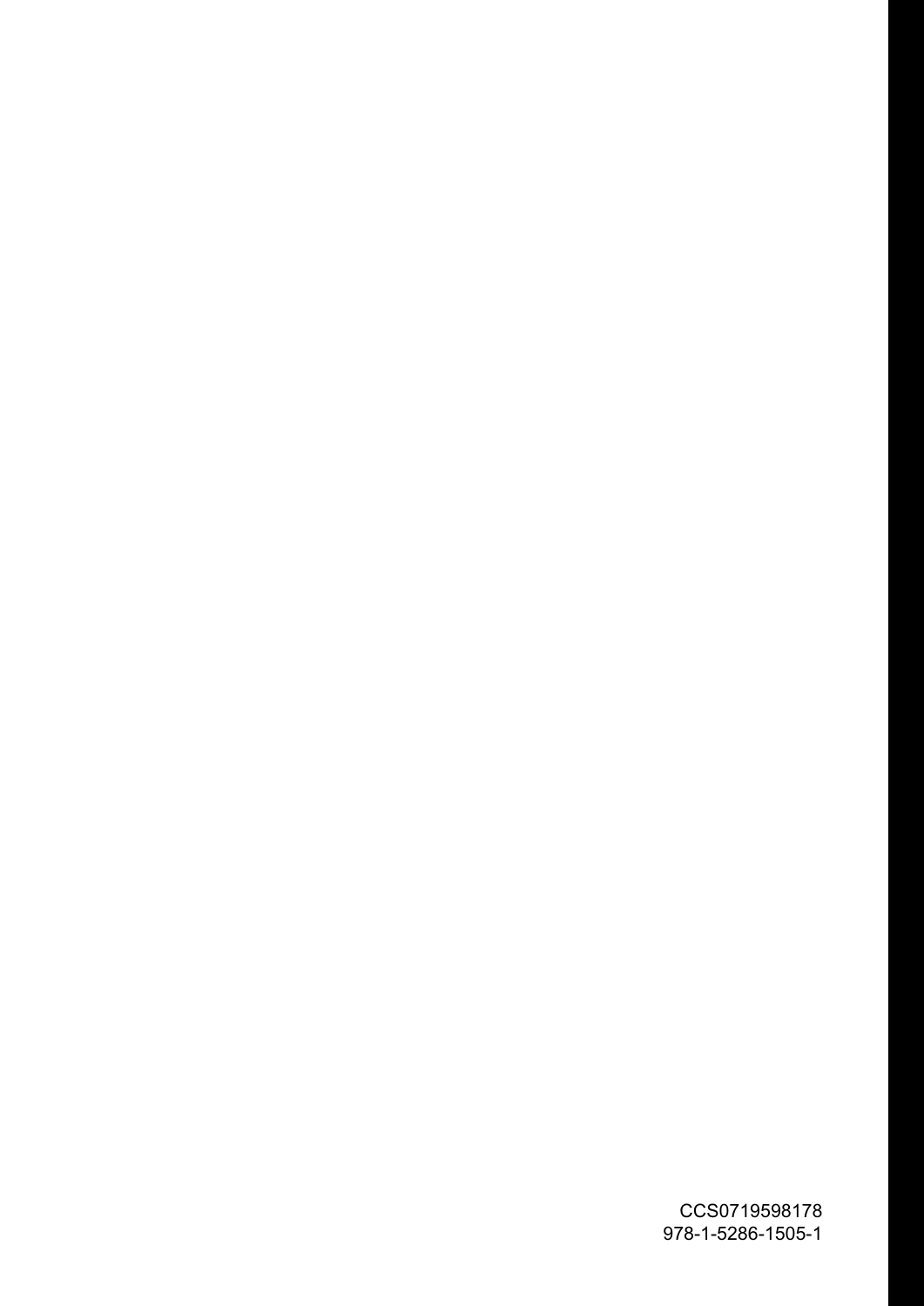CCS0719598178
978-1-5286-1505-1